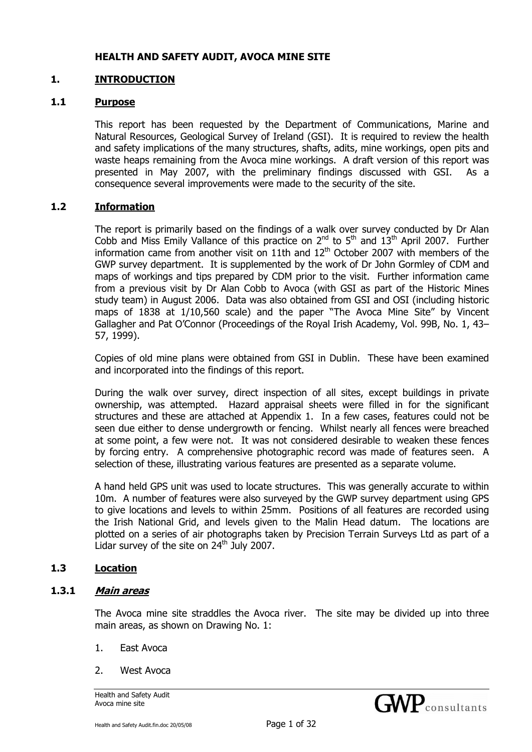**HEALTH AND SAFETY AUDIT, AVOCA MINE SITE**

# 1. INTRODUCTION

## 1.1 Purpose

This report has been requested by the Department of Communications, Marine and Natural Resources, Geological Survey of Ireland (GSI). It is required to review the health and safety implications of the many structures, shafts, adits, mine workings, open pits and waste heaps remaining from the Avoca mine workings. A draft version of this report was presented in May 2007, with the preliminary findings discussed with GSI. As a consequence several improvements were made to the security of the site.

## 1.2 Information

The report is primarily based on the findings of a walk over survey conducted by Dr Alan Cobb and Miss Emily Vallance of this practice on 2nd to 5th and 13th April 2007. Further information came from another visit on 11th and 12th October 2007 with members of the GWP survey department. It is supplemented by the work of Dr John Gormley of CDM and maps of workings and tips prepared by CDM prior to the visit. Further information came from a previous visit by Dr Alan Cobb to Avoca (with GSI as part of the Historic Mines study team) in August 2006. Data was also obtained from GSI and OSI (including historic maps of 1838 at 1/10,560 scale) and the paper "The Avoca Mine Site" by Vincent Gallagher and Pat O'Connor (Proceedings of the Royal Irish Academy, Vol. 99B, No. 1, 43–57, 1999).

Copies of old mine plans were obtained from GSI in Dublin. These have been examined and incorporated into the findings of this report.

During the walk over survey, direct inspection of all sites, except buildings in private ownership, was attempted. Hazard appraisal sheets were filled in for the significant structures and these are attached at Appendix 1. In a few cases, features could not be seen due either to dense undergrowth or fencing. Whilst nearly all fences were breached at some point, a few were not. It was not considered desirable to weaken these fences by forcing entry. A comprehensive photographic record was made of features seen. A selection of these, illustrating various features are presented as a separate volume.

A hand held GPS unit was used to locate structures. This was generally accurate to within 10m. A number of features were also surveyed by the GWP survey department using GPS to give locations and levels to within 25mm. Positions of all features are recorded using the Irish National Grid, and levels given to the Malin Head datum. The locations are plotted on a series of air photographs taken by Precision Terrain Surveys Ltd as part of a Lidar survey of the site on 24th July 2007.

## 1.3 Location

### 1.3.1 *Main areas*

The Avoca mine site straddles the Avoca river. The site may be divided up into three main areas, as shown on Drawing No. 1:

1. East Avoca
2. West Avoca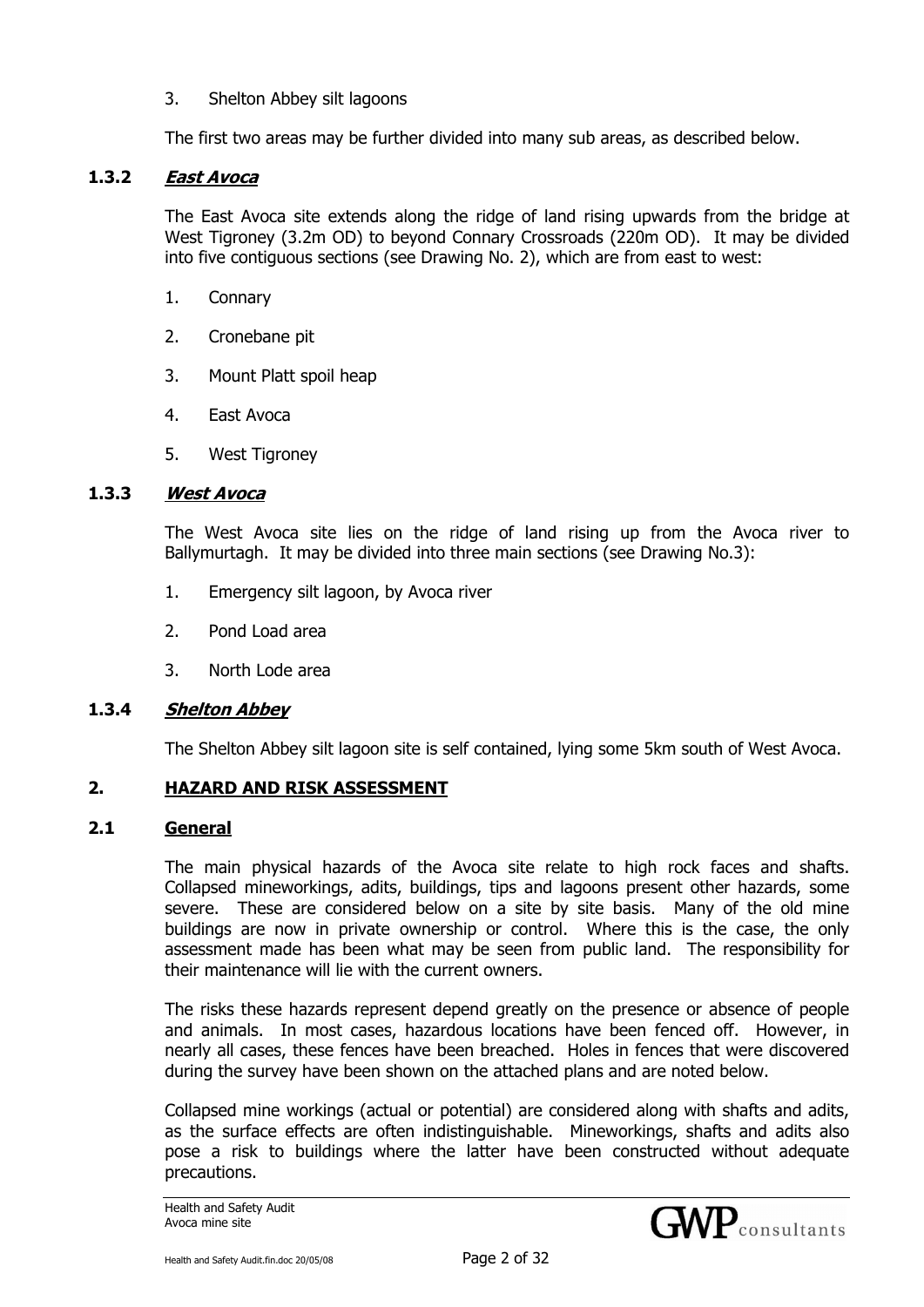3. Shelton Abbey silt lagoons

The first two areas may be further divided into many sub areas, as described below.

### 1.3.2 ***East Avoca***

The East Avoca site extends along the ridge of land rising upwards from the bridge at West Tigroney (3.2m OD) to beyond Connary Crossroads (220m OD). It may be divided into five contiguous sections (see Drawing No. 2), which are from east to west:

1. Connary
2. Cronebane pit
3. Mount Platt spoil heap
4. East Avoca
5. West Tigroney

### 1.3.3 ***West Avoca***

The West Avoca site lies on the ridge of land rising up from the Avoca river to Ballymurtagh. It may be divided into three main sections (see Drawing No.3):

1. Emergency silt lagoon, by Avoca river
2. Pond Load area
3. North Lode area

### 1.3.4 ***Shelton Abbey***

The Shelton Abbey silt lagoon site is self contained, lying some 5km south of West Avoca.

## 2. HAZARD AND RISK ASSESSMENT

### 2.1 General

The main physical hazards of the Avoca site relate to high rock faces and shafts. Collapsed mineworkings, adits, buildings, tips and lagoons present other hazards, some severe. These are considered below on a site by site basis. Many of the old mine buildings are now in private ownership or control. Where this is the case, the only assessment made has been what may be seen from public land. The responsibility for their maintenance will lie with the current owners.

The risks these hazards represent depend greatly on the presence or absence of people and animals. In most cases, hazardous locations have been fenced off. However, in nearly all cases, these fences have been breached. Holes in fences that were discovered during the survey have been shown on the attached plans and are noted below.

Collapsed mine workings (actual or potential) are considered along with shafts and adits, as the surface effects are often indistinguishable. Mineworkings, shafts and adits also pose a risk to buildings where the latter have been constructed without adequate precautions.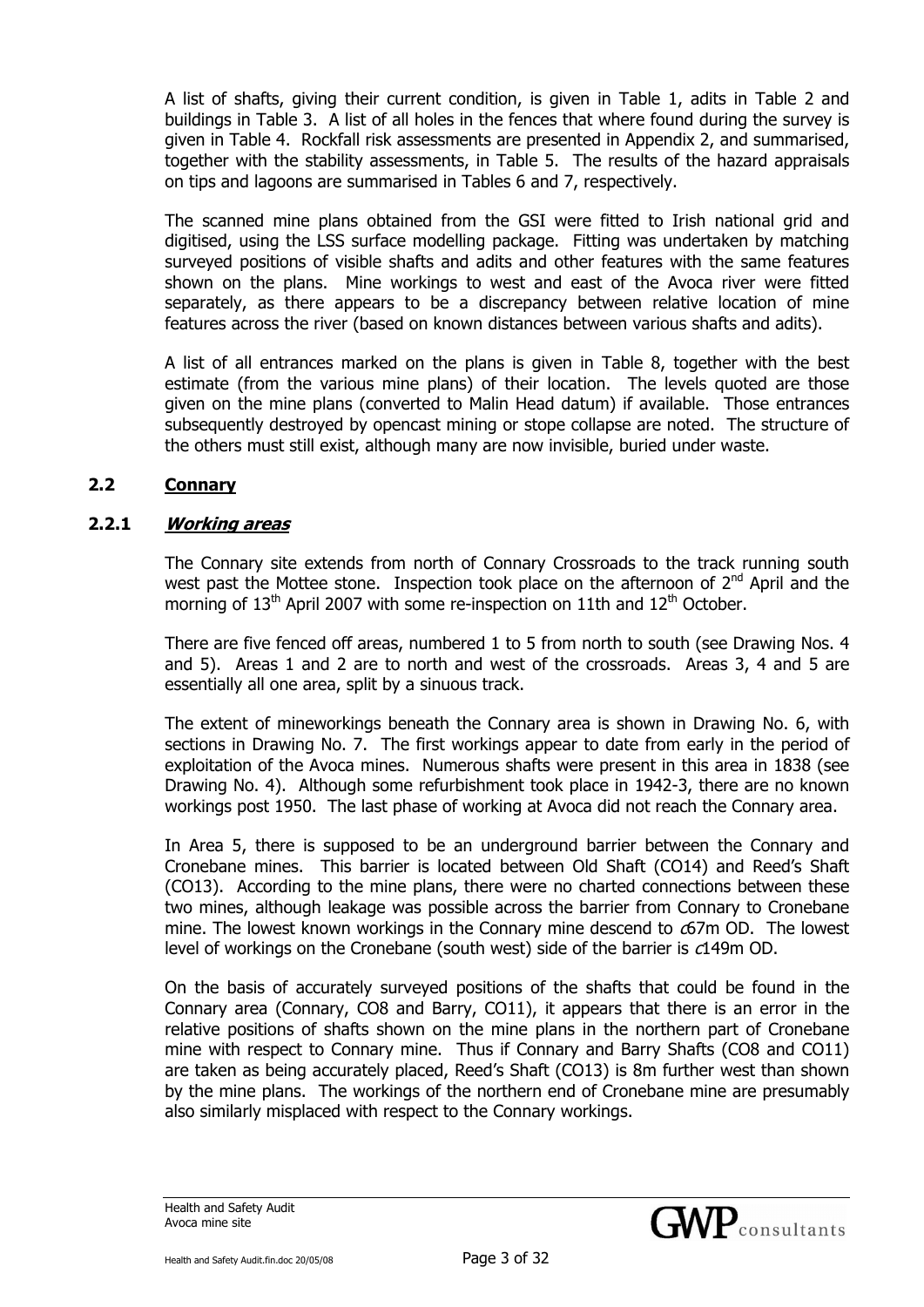A list of shafts, giving their current condition, is given in Table 1, adits in Table 2 and buildings in Table 3. A list of all holes in the fences that where found during the survey is given in Table 4. Rockfall risk assessments are presented in Appendix 2, and summarised, together with the stability assessments, in Table 5. The results of the hazard appraisals on tips and lagoons are summarised in Tables 6 and 7, respectively.

The scanned mine plans obtained from the GSI were fitted to Irish national grid and digitised, using the LSS surface modelling package. Fitting was undertaken by matching surveyed positions of visible shafts and adits and other features with the same features shown on the plans. Mine workings to west and east of the Avoca river were fitted separately, as there appears to be a discrepancy between relative location of mine features across the river (based on known distances between various shafts and adits).

A list of all entrances marked on the plans is given in Table 8, together with the best estimate (from the various mine plans) of their location. The levels quoted are those given on the mine plans (converted to Malin Head datum) if available. Those entrances subsequently destroyed by opencast mining or stope collapse are noted. The structure of the others must still exist, although many are now invisible, buried under waste.

## 2.2 Connary

### 2.2.1 *Working areas*

The Connary site extends from north of Connary Crossroads to the track running south west past the Mottee stone. Inspection took place on the afternoon of 2nd April and the morning of 13th April 2007 with some re-inspection on 11th and 12th October.

There are five fenced off areas, numbered 1 to 5 from north to south (see Drawing Nos. 4 and 5). Areas 1 and 2 are to north and west of the crossroads. Areas 3, 4 and 5 are essentially all one area, split by a sinuous track.

The extent of mineworkings beneath the Connary area is shown in Drawing No. 6, with sections in Drawing No. 7. The first workings appear to date from early in the period of exploitation of the Avoca mines. Numerous shafts were present in this area in 1838 (see Drawing No. 4). Although some refurbishment took place in 1942-3, there are no known workings post 1950. The last phase of working at Avoca did not reach the Connary area.

In Area 5, there is supposed to be an underground barrier between the Connary and Cronebane mines. This barrier is located between Old Shaft (CO14) and Reed's Shaft (CO13). According to the mine plans, there were no charted connections between these two mines, although leakage was possible across the barrier from Connary to Cronebane mine. The lowest known workings in the Connary mine descend to *c*67m OD. The lowest level of workings on the Cronebane (south west) side of the barrier is *c*149m OD.

On the basis of accurately surveyed positions of the shafts that could be found in the Connary area (Connary, CO8 and Barry, CO11), it appears that there is an error in the relative positions of shafts shown on the mine plans in the northern part of Cronebane mine with respect to Connary mine. Thus if Connary and Barry Shafts (CO8 and CO11) are taken as being accurately placed, Reed's Shaft (CO13) is 8m further west than shown by the mine plans. The workings of the northern end of Cronebane mine are presumably also similarly misplaced with respect to the Connary workings.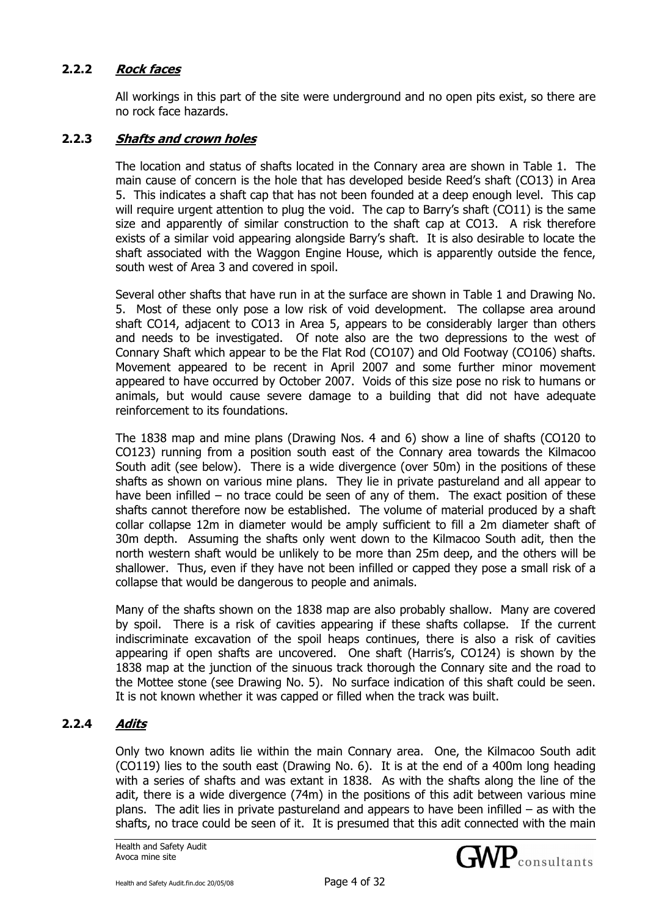### 2.2.2 *Rock faces*

All workings in this part of the site were underground and no open pits exist, so there are no rock face hazards.

### 2.2.3 *Shafts and crown holes*

The location and status of shafts located in the Connary area are shown in Table 1. The main cause of concern is the hole that has developed beside Reed's shaft (CO13) in Area 5. This indicates a shaft cap that has not been founded at a deep enough level. This cap will require urgent attention to plug the void. The cap to Barry's shaft (CO11) is the same size and apparently of similar construction to the shaft cap at CO13. A risk therefore exists of a similar void appearing alongside Barry's shaft. It is also desirable to locate the shaft associated with the Waggon Engine House, which is apparently outside the fence, south west of Area 3 and covered in spoil.

Several other shafts that have run in at the surface are shown in Table 1 and Drawing No. 5. Most of these only pose a low risk of void development. The collapse area around shaft CO14, adjacent to CO13 in Area 5, appears to be considerably larger than others and needs to be investigated. Of note also are the two depressions to the west of Connary Shaft which appear to be the Flat Rod (CO107) and Old Footway (CO106) shafts. Movement appeared to be recent in April 2007 and some further minor movement appeared to have occurred by October 2007. Voids of this size pose no risk to humans or animals, but would cause severe damage to a building that did not have adequate reinforcement to its foundations.

The 1838 map and mine plans (Drawing Nos. 4 and 6) show a line of shafts (CO120 to CO123) running from a position south east of the Connary area towards the Kilmacoo South adit (see below). There is a wide divergence (over 50m) in the positions of these shafts as shown on various mine plans. They lie in private pastureland and all appear to have been infilled – no trace could be seen of any of them. The exact position of these shafts cannot therefore now be established. The volume of material produced by a shaft collar collapse 12m in diameter would be amply sufficient to fill a 2m diameter shaft of 30m depth. Assuming the shafts only went down to the Kilmacoo South adit, then the north western shaft would be unlikely to be more than 25m deep, and the others will be shallower. Thus, even if they have not been infilled or capped they pose a small risk of a collapse that would be dangerous to people and animals.

Many of the shafts shown on the 1838 map are also probably shallow. Many are covered by spoil. There is a risk of cavities appearing if these shafts collapse. If the current indiscriminate excavation of the spoil heaps continues, there is also a risk of cavities appearing if open shafts are uncovered. One shaft (Harris's, CO124) is shown by the 1838 map at the junction of the sinuous track thorough the Connary site and the road to the Mottee stone (see Drawing No. 5). No surface indication of this shaft could be seen. It is not known whether it was capped or filled when the track was built.

### 2.2.4 *Adits*

Only two known adits lie within the main Connary area. One, the Kilmacoo South adit (CO119) lies to the south east (Drawing No. 6). It is at the end of a 400m long heading with a series of shafts and was extant in 1838. As with the shafts along the line of the adit, there is a wide divergence (74m) in the positions of this adit between various mine plans. The adit lies in private pastureland and appears to have been infilled – as with the shafts, no trace could be seen of it. It is presumed that this adit connected with the main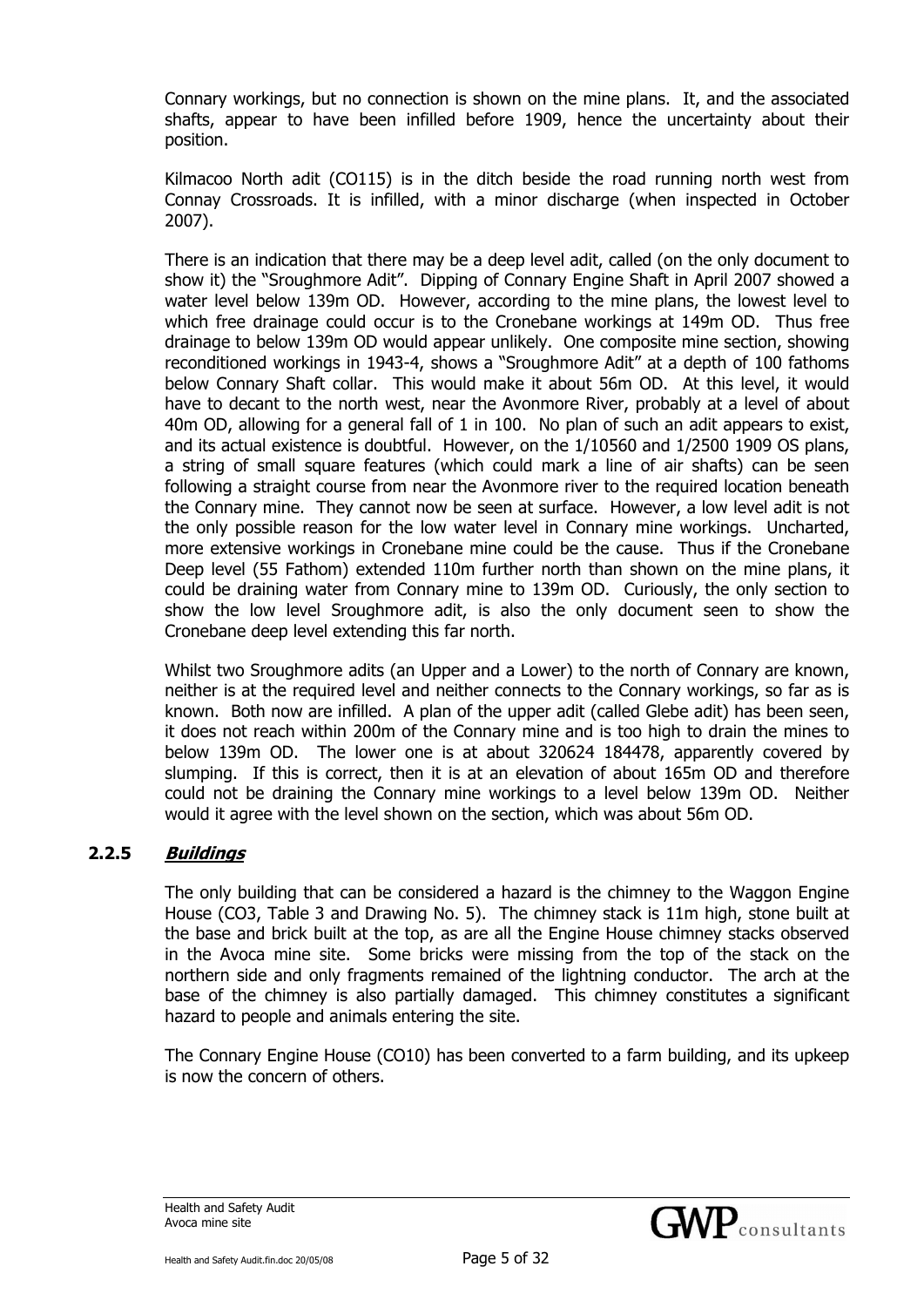Connary workings, but no connection is shown on the mine plans. It, and the associated shafts, appear to have been infilled before 1909, hence the uncertainty about their position.

Kilmacoo North adit (CO115) is in the ditch beside the road running north west from Connay Crossroads. It is infilled, with a minor discharge (when inspected in October 2007).

There is an indication that there may be a deep level adit, called (on the only document to show it) the "Sroughmore Adit". Dipping of Connary Engine Shaft in April 2007 showed a water level below 139m OD. However, according to the mine plans, the lowest level to which free drainage could occur is to the Cronebane workings at 149m OD. Thus free drainage to below 139m OD would appear unlikely. One composite mine section, showing reconditioned workings in 1943-4, shows a "Sroughmore Adit" at a depth of 100 fathoms below Connary Shaft collar. This would make it about 56m OD. At this level, it would have to decant to the north west, near the Avonmore River, probably at a level of about 40m OD, allowing for a general fall of 1 in 100. No plan of such an adit appears to exist, and its actual existence is doubtful. However, on the 1/10560 and 1/2500 1909 OS plans, a string of small square features (which could mark a line of air shafts) can be seen following a straight course from near the Avonmore river to the required location beneath the Connary mine. They cannot now be seen at surface. However, a low level adit is not the only possible reason for the low water level in Connary mine workings. Uncharted, more extensive workings in Cronebane mine could be the cause. Thus if the Cronebane Deep level (55 Fathom) extended 110m further north than shown on the mine plans, it could be draining water from Connary mine to 139m OD. Curiously, the only section to show the low level Sroughmore adit, is also the only document seen to show the Cronebane deep level extending this far north.

Whilst two Sroughmore adits (an Upper and a Lower) to the north of Connary are known, neither is at the required level and neither connects to the Connary workings, so far as is known. Both now are infilled. A plan of the upper adit (called Glebe adit) has been seen, it does not reach within 200m of the Connary mine and is too high to drain the mines to below 139m OD. The lower one is at about 320624 184478, apparently covered by slumping. If this is correct, then it is at an elevation of about 165m OD and therefore could not be draining the Connary mine workings to a level below 139m OD. Neither would it agree with the level shown on the section, which was about 56m OD.

### 2.2.5 *Buildings*

The only building that can be considered a hazard is the chimney to the Waggon Engine House (CO3, Table 3 and Drawing No. 5). The chimney stack is 11m high, stone built at the base and brick built at the top, as are all the Engine House chimney stacks observed in the Avoca mine site. Some bricks were missing from the top of the stack on the northern side and only fragments remained of the lightning conductor. The arch at the base of the chimney is also partially damaged. This chimney constitutes a significant hazard to people and animals entering the site.

The Connary Engine House (CO10) has been converted to a farm building, and its upkeep is now the concern of others.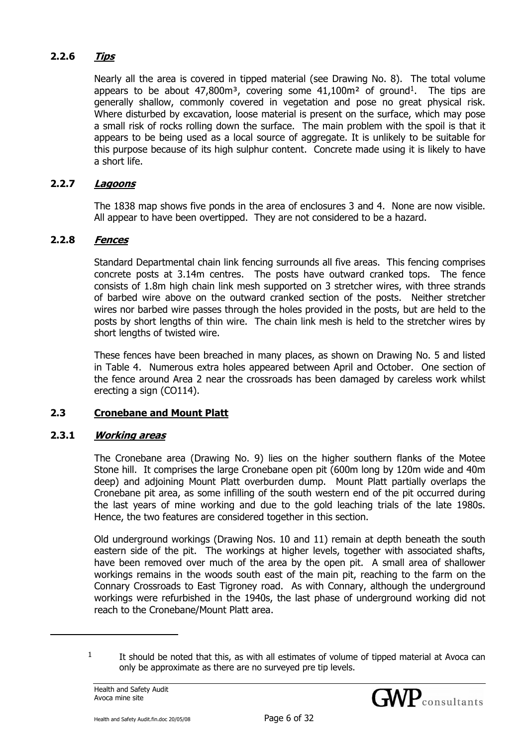### 2.2.6 ***Tips***

Nearly all the area is covered in tipped material (see Drawing No. 8). The total volume appears to be about 47,800m³, covering some 41,100m² of ground[1]. The tips are generally shallow, commonly covered in vegetation and pose no great physical risk. Where disturbed by excavation, loose material is present on the surface, which may pose a small risk of rocks rolling down the surface. The main problem with the spoil is that it appears to be being used as a local source of aggregate. It is unlikely to be suitable for this purpose because of its high sulphur content. Concrete made using it is likely to have a short life.

### 2.2.7 ***Lagoons***

The 1838 map shows five ponds in the area of enclosures 3 and 4. None are now visible. All appear to have been overtipped. They are not considered to be a hazard.

### 2.2.8 ***Fences***

Standard Departmental chain link fencing surrounds all five areas. This fencing comprises concrete posts at 3.14m centres. The posts have outward cranked tops. The fence consists of 1.8m high chain link mesh supported on 3 stretcher wires, with three strands of barbed wire above on the outward cranked section of the posts. Neither stretcher wires nor barbed wire passes through the holes provided in the posts, but are held to the posts by short lengths of thin wire. The chain link mesh is held to the stretcher wires by short lengths of twisted wire.

These fences have been breached in many places, as shown on Drawing No. 5 and listed in Table 4. Numerous extra holes appeared between April and October. One section of the fence around Area 2 near the crossroads has been damaged by careless work whilst erecting a sign (CO114).

## 2.3 Cronebane and Mount Platt

### 2.3.1 ***Working areas***

The Cronebane area (Drawing No. 9) lies on the higher southern flanks of the Motee Stone hill. It comprises the large Cronebane open pit (600m long by 120m wide and 40m deep) and adjoining Mount Platt overburden dump. Mount Platt partially overlaps the Cronebane pit area, as some infilling of the south western end of the pit occurred during the last years of mine working and due to the gold leaching trials of the late 1980s. Hence, the two features are considered together in this section.

Old underground workings (Drawing Nos. 10 and 11) remain at depth beneath the south eastern side of the pit. The workings at higher levels, together with associated shafts, have been removed over much of the area by the open pit. A small area of shallower workings remains in the woods south east of the main pit, reaching to the farm on the Connary Crossroads to East Tigroney road. As with Connary, although the underground workings were refurbished in the 1940s, the last phase of underground working did not reach to the Cronebane/Mount Platt area.

---

[1] It should be noted that this, as with all estimates of volume of tipped material at Avoca can only be approximate as there are no surveyed pre tip levels.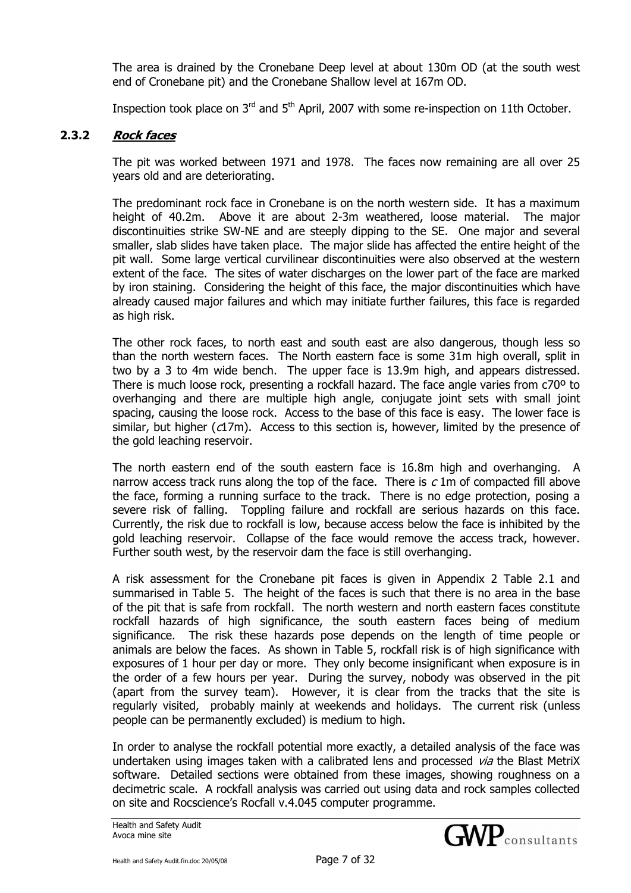The area is drained by the Cronebane Deep level at about 130m OD (at the south west end of Cronebane pit) and the Cronebane Shallow level at 167m OD.

Inspection took place on 3rd and 5th April, 2007 with some re-inspection on 11th October.

### 2.3.2 *Rock faces*

The pit was worked between 1971 and 1978. The faces now remaining are all over 25 years old and are deteriorating.

The predominant rock face in Cronebane is on the north western side. It has a maximum height of 40.2m. Above it are about 2-3m weathered, loose material. The major discontinuities strike SW-NE and are steeply dipping to the SE. One major and several smaller, slab slides have taken place. The major slide has affected the entire height of the pit wall. Some large vertical curvilinear discontinuities were also observed at the western extent of the face. The sites of water discharges on the lower part of the face are marked by iron staining. Considering the height of this face, the major discontinuities which have already caused major failures and which may initiate further failures, this face is regarded as high risk.

The other rock faces, to north east and south east are also dangerous, though less so than the north western faces. The North eastern face is some 31m high overall, split in two by a 3 to 4m wide bench. The upper face is 13.9m high, and appears distressed. There is much loose rock, presenting a rockfall hazard. The face angle varies from c70º to overhanging and there are multiple high angle, conjugate joint sets with small joint spacing, causing the loose rock. Access to the base of this face is easy. The lower face is similar, but higher (*c*17m). Access to this section is, however, limited by the presence of the gold leaching reservoir.

The north eastern end of the south eastern face is 16.8m high and overhanging. A narrow access track runs along the top of the face. There is *c* 1m of compacted fill above the face, forming a running surface to the track. There is no edge protection, posing a severe risk of falling. Toppling failure and rockfall are serious hazards on this face. Currently, the risk due to rockfall is low, because access below the face is inhibited by the gold leaching reservoir. Collapse of the face would remove the access track, however. Further south west, by the reservoir dam the face is still overhanging.

A risk assessment for the Cronebane pit faces is given in Appendix 2 Table 2.1 and summarised in Table 5. The height of the faces is such that there is no area in the base of the pit that is safe from rockfall. The north western and north eastern faces constitute rockfall hazards of high significance, the south eastern faces being of medium significance. The risk these hazards pose depends on the length of time people or animals are below the faces. As shown in Table 5, rockfall risk is of high significance with exposures of 1 hour per day or more. They only become insignificant when exposure is in the order of a few hours per year. During the survey, nobody was observed in the pit (apart from the survey team). However, it is clear from the tracks that the site is regularly visited, probably mainly at weekends and holidays. The current risk (unless people can be permanently excluded) is medium to high.

In order to analyse the rockfall potential more exactly, a detailed analysis of the face was undertaken using images taken with a calibrated lens and processed *via* the Blast MetriX software. Detailed sections were obtained from these images, showing roughness on a decimetric scale. A rockfall analysis was carried out using data and rock samples collected on site and Rocscience's Rocfall v.4.045 computer programme.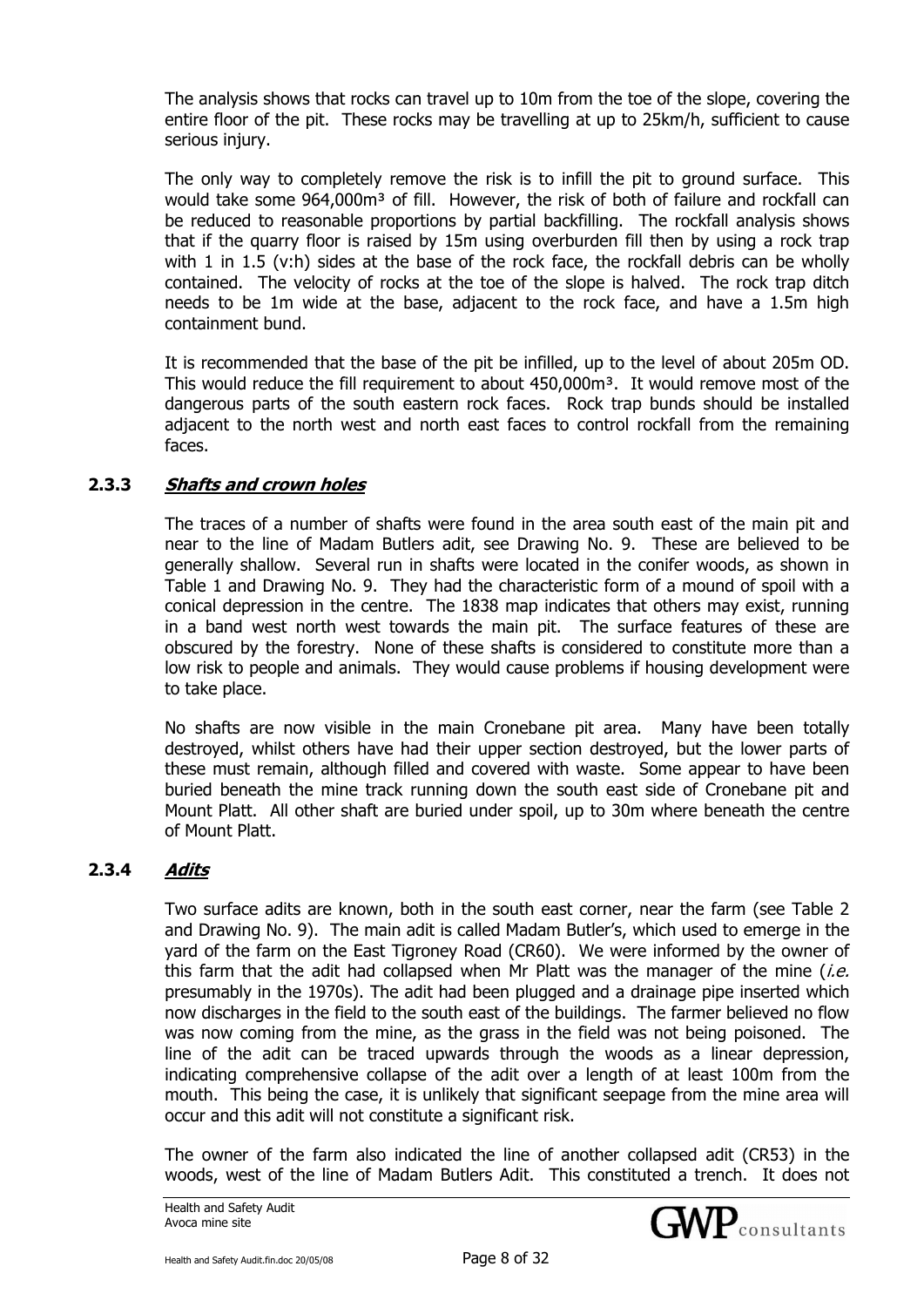The analysis shows that rocks can travel up to 10m from the toe of the slope, covering the entire floor of the pit. These rocks may be travelling at up to 25km/h, sufficient to cause serious injury.

The only way to completely remove the risk is to infill the pit to ground surface. This would take some 964,000m³ of fill. However, the risk of both of failure and rockfall can be reduced to reasonable proportions by partial backfilling. The rockfall analysis shows that if the quarry floor is raised by 15m using overburden fill then by using a rock trap with 1 in 1.5 (v:h) sides at the base of the rock face, the rockfall debris can be wholly contained. The velocity of rocks at the toe of the slope is halved. The rock trap ditch needs to be 1m wide at the base, adjacent to the rock face, and have a 1.5m high containment bund.

It is recommended that the base of the pit be infilled, up to the level of about 205m OD. This would reduce the fill requirement to about 450,000m³. It would remove most of the dangerous parts of the south eastern rock faces. Rock trap bunds should be installed adjacent to the north west and north east faces to control rockfall from the remaining faces.

### 2.3.3 *Shafts and crown holes*

The traces of a number of shafts were found in the area south east of the main pit and near to the line of Madam Butlers adit, see Drawing No. 9. These are believed to be generally shallow. Several run in shafts were located in the conifer woods, as shown in Table 1 and Drawing No. 9. They had the characteristic form of a mound of spoil with a conical depression in the centre. The 1838 map indicates that others may exist, running in a band west north west towards the main pit. The surface features of these are obscured by the forestry. None of these shafts is considered to constitute more than a low risk to people and animals. They would cause problems if housing development were to take place.

No shafts are now visible in the main Cronebane pit area. Many have been totally destroyed, whilst others have had their upper section destroyed, but the lower parts of these must remain, although filled and covered with waste. Some appear to have been buried beneath the mine track running down the south east side of Cronebane pit and Mount Platt. All other shaft are buried under spoil, up to 30m where beneath the centre of Mount Platt.

### 2.3.4 *Adits*

Two surface adits are known, both in the south east corner, near the farm (see Table 2 and Drawing No. 9). The main adit is called Madam Butler's, which used to emerge in the yard of the farm on the East Tigroney Road (CR60). We were informed by the owner of this farm that the adit had collapsed when Mr Platt was the manager of the mine (*i.e.* presumably in the 1970s). The adit had been plugged and a drainage pipe inserted which now discharges in the field to the south east of the buildings. The farmer believed no flow was now coming from the mine, as the grass in the field was not being poisoned. The line of the adit can be traced upwards through the woods as a linear depression, indicating comprehensive collapse of the adit over a length of at least 100m from the mouth. This being the case, it is unlikely that significant seepage from the mine area will occur and this adit will not constitute a significant risk.

The owner of the farm also indicated the line of another collapsed adit (CR53) in the woods, west of the line of Madam Butlers Adit. This constituted a trench. It does not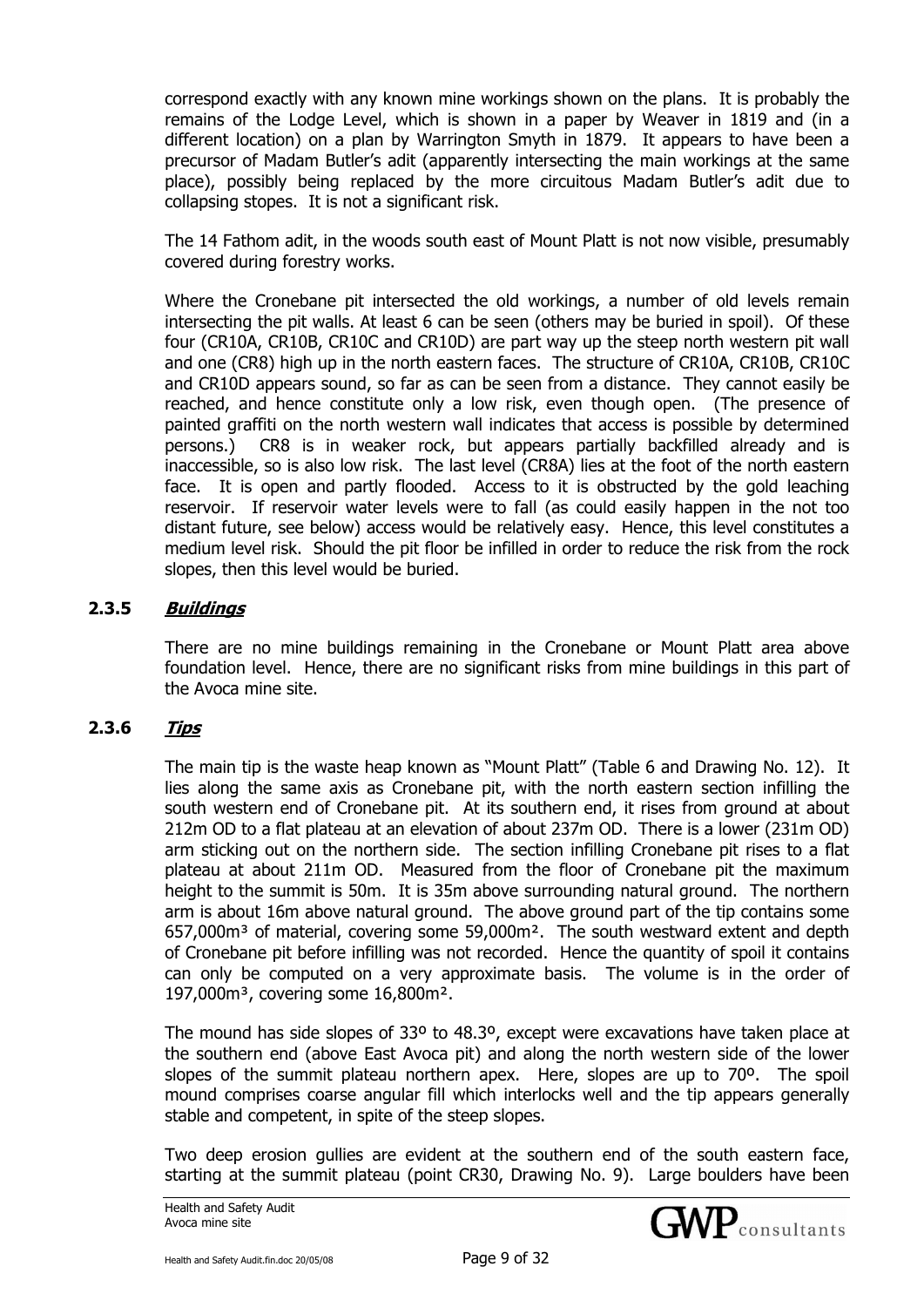correspond exactly with any known mine workings shown on the plans. It is probably the remains of the Lodge Level, which is shown in a paper by Weaver in 1819 and (in a different location) on a plan by Warrington Smyth in 1879. It appears to have been a precursor of Madam Butler's adit (apparently intersecting the main workings at the same place), possibly being replaced by the more circuitous Madam Butler's adit due to collapsing stopes. It is not a significant risk.

The 14 Fathom adit, in the woods south east of Mount Platt is not now visible, presumably covered during forestry works.

Where the Cronebane pit intersected the old workings, a number of old levels remain intersecting the pit walls. At least 6 can be seen (others may be buried in spoil). Of these four (CR10A, CR10B, CR10C and CR10D) are part way up the steep north western pit wall and one (CR8) high up in the north eastern faces. The structure of CR10A, CR10B, CR10C and CR10D appears sound, so far as can be seen from a distance. They cannot easily be reached, and hence constitute only a low risk, even though open. (The presence of painted graffiti on the north western wall indicates that access is possible by determined persons.) CR8 is in weaker rock, but appears partially backfilled already and is inaccessible, so is also low risk. The last level (CR8A) lies at the foot of the north eastern face. It is open and partly flooded. Access to it is obstructed by the gold leaching reservoir. If reservoir water levels were to fall (as could easily happen in the not too distant future, see below) access would be relatively easy. Hence, this level constitutes a medium level risk. Should the pit floor be infilled in order to reduce the risk from the rock slopes, then this level would be buried.

### 2.3.5 ***Buildings***

There are no mine buildings remaining in the Cronebane or Mount Platt area above foundation level. Hence, there are no significant risks from mine buildings in this part of the Avoca mine site.

### 2.3.6 ***Tips***

The main tip is the waste heap known as "Mount Platt" (Table 6 and Drawing No. 12). It lies along the same axis as Cronebane pit, with the north eastern section infilling the south western end of Cronebane pit. At its southern end, it rises from ground at about 212m OD to a flat plateau at an elevation of about 237m OD. There is a lower (231m OD) arm sticking out on the northern side. The section infilling Cronebane pit rises to a flat plateau at about 211m OD. Measured from the floor of Cronebane pit the maximum height to the summit is 50m. It is 35m above surrounding natural ground. The northern arm is about 16m above natural ground. The above ground part of the tip contains some 657,000m³ of material, covering some 59,000m². The south westward extent and depth of Cronebane pit before infilling was not recorded. Hence the quantity of spoil it contains can only be computed on a very approximate basis. The volume is in the order of 197,000m³, covering some 16,800m².

The mound has side slopes of 33º to 48.3º, except were excavations have taken place at the southern end (above East Avoca pit) and along the north western side of the lower slopes of the summit plateau northern apex. Here, slopes are up to 70º. The spoil mound comprises coarse angular fill which interlocks well and the tip appears generally stable and competent, in spite of the steep slopes.

Two deep erosion gullies are evident at the southern end of the south eastern face, starting at the summit plateau (point CR30, Drawing No. 9). Large boulders have been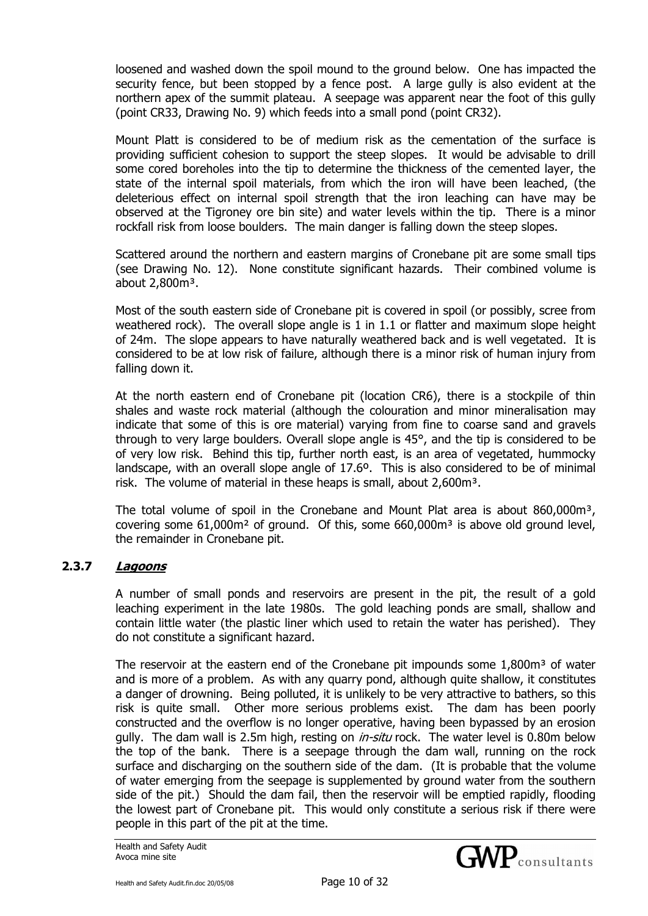loosened and washed down the spoil mound to the ground below. One has impacted the security fence, but been stopped by a fence post. A large gully is also evident at the northern apex of the summit plateau. A seepage was apparent near the foot of this gully (point CR33, Drawing No. 9) which feeds into a small pond (point CR32).

Mount Platt is considered to be of medium risk as the cementation of the surface is providing sufficient cohesion to support the steep slopes. It would be advisable to drill some cored boreholes into the tip to determine the thickness of the cemented layer, the state of the internal spoil materials, from which the iron will have been leached, (the deleterious effect on internal spoil strength that the iron leaching can have may be observed at the Tigroney ore bin site) and water levels within the tip. There is a minor rockfall risk from loose boulders. The main danger is falling down the steep slopes.

Scattered around the northern and eastern margins of Cronebane pit are some small tips (see Drawing No. 12). None constitute significant hazards. Their combined volume is about 2,800m³.

Most of the south eastern side of Cronebane pit is covered in spoil (or possibly, scree from weathered rock). The overall slope angle is 1 in 1.1 or flatter and maximum slope height of 24m. The slope appears to have naturally weathered back and is well vegetated. It is considered to be at low risk of failure, although there is a minor risk of human injury from falling down it.

At the north eastern end of Cronebane pit (location CR6), there is a stockpile of thin shales and waste rock material (although the colouration and minor mineralisation may indicate that some of this is ore material) varying from fine to coarse sand and gravels through to very large boulders. Overall slope angle is 45°, and the tip is considered to be of very low risk. Behind this tip, further north east, is an area of vegetated, hummocky landscape, with an overall slope angle of 17.6º. This is also considered to be of minimal risk. The volume of material in these heaps is small, about 2,600m³.

The total volume of spoil in the Cronebane and Mount Plat area is about 860,000m³, covering some 61,000m² of ground. Of this, some 660,000m³ is above old ground level, the remainder in Cronebane pit.

### 2.3.7 *Lagoons*

A number of small ponds and reservoirs are present in the pit, the result of a gold leaching experiment in the late 1980s. The gold leaching ponds are small, shallow and contain little water (the plastic liner which used to retain the water has perished). They do not constitute a significant hazard.

The reservoir at the eastern end of the Cronebane pit impounds some 1,800m³ of water and is more of a problem. As with any quarry pond, although quite shallow, it constitutes a danger of drowning. Being polluted, it is unlikely to be very attractive to bathers, so this risk is quite small. Other more serious problems exist. The dam has been poorly constructed and the overflow is no longer operative, having been bypassed by an erosion gully. The dam wall is 2.5m high, resting on *in-situ* rock. The water level is 0.80m below the top of the bank. There is a seepage through the dam wall, running on the rock surface and discharging on the southern side of the dam. (It is probable that the volume of water emerging from the seepage is supplemented by ground water from the southern side of the pit.) Should the dam fail, then the reservoir will be emptied rapidly, flooding the lowest part of Cronebane pit. This would only constitute a serious risk if there were people in this part of the pit at the time.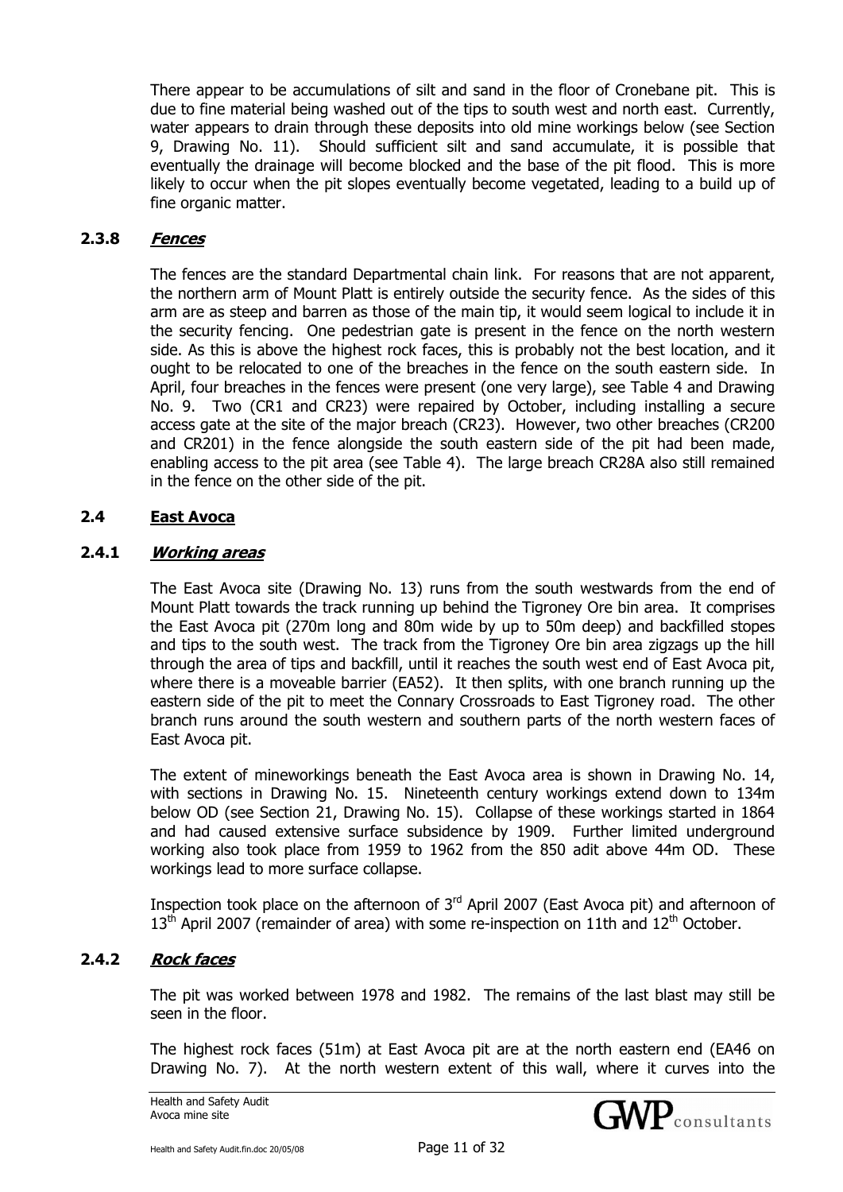There appear to be accumulations of silt and sand in the floor of Cronebane pit. This is due to fine material being washed out of the tips to south west and north east. Currently, water appears to drain through these deposits into old mine workings below (see Section 9, Drawing No. 11). Should sufficient silt and sand accumulate, it is possible that eventually the drainage will become blocked and the base of the pit flood. This is more likely to occur when the pit slopes eventually become vegetated, leading to a build up of fine organic matter.

#### 2.3.8 ***Fences***

The fences are the standard Departmental chain link. For reasons that are not apparent, the northern arm of Mount Platt is entirely outside the security fence. As the sides of this arm are as steep and barren as those of the main tip, it would seem logical to include it in the security fencing. One pedestrian gate is present in the fence on the north western side. As this is above the highest rock faces, this is probably not the best location, and it ought to be relocated to one of the breaches in the fence on the south eastern side. In April, four breaches in the fences were present (one very large), see Table 4 and Drawing No. 9. Two (CR1 and CR23) were repaired by October, including installing a secure access gate at the site of the major breach (CR23). However, two other breaches (CR200 and CR201) in the fence alongside the south eastern side of the pit had been made, enabling access to the pit area (see Table 4). The large breach CR28A also still remained in the fence on the other side of the pit.

### 2.4 East Avoca

#### 2.4.1 ***Working areas***

The East Avoca site (Drawing No. 13) runs from the south westwards from the end of Mount Platt towards the track running up behind the Tigroney Ore bin area. It comprises the East Avoca pit (270m long and 80m wide by up to 50m deep) and backfilled stopes and tips to the south west. The track from the Tigroney Ore bin area zigzags up the hill through the area of tips and backfill, until it reaches the south west end of East Avoca pit, where there is a moveable barrier (EA52). It then splits, with one branch running up the eastern side of the pit to meet the Connary Crossroads to East Tigroney road. The other branch runs around the south western and southern parts of the north western faces of East Avoca pit.

The extent of mineworkings beneath the East Avoca area is shown in Drawing No. 14, with sections in Drawing No. 15. Nineteenth century workings extend down to 134m below OD (see Section 21, Drawing No. 15). Collapse of these workings started in 1864 and had caused extensive surface subsidence by 1909. Further limited underground working also took place from 1959 to 1962 from the 850 adit above 44m OD. These workings lead to more surface collapse.

Inspection took place on the afternoon of 3rd April 2007 (East Avoca pit) and afternoon of 13th April 2007 (remainder of area) with some re-inspection on 11th and 12th October.

#### 2.4.2 ***Rock faces***

The pit was worked between 1978 and 1982. The remains of the last blast may still be seen in the floor.

The highest rock faces (51m) at East Avoca pit are at the north eastern end (EA46 on Drawing No. 7). At the north western extent of this wall, where it curves into the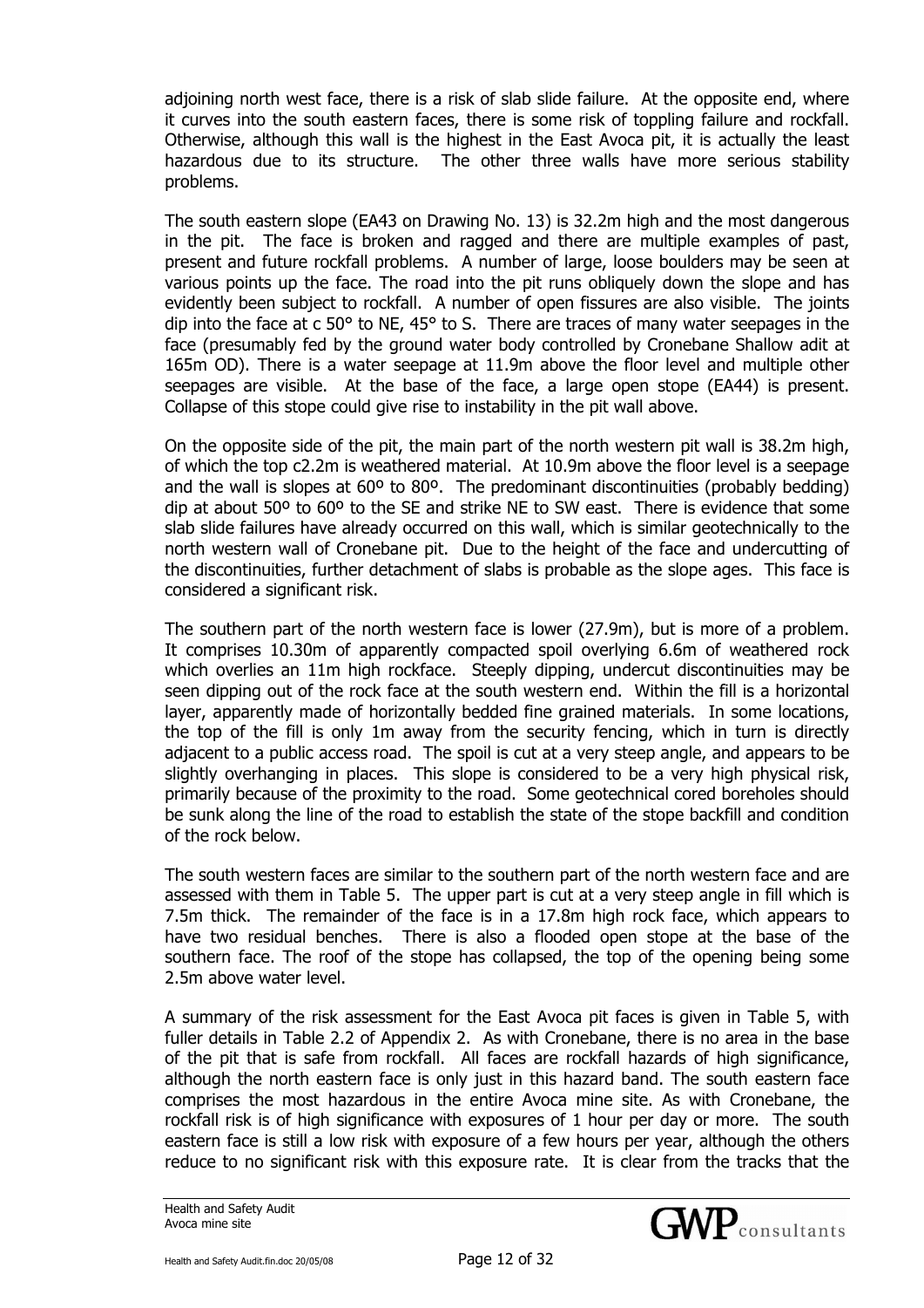adjoining north west face, there is a risk of slab slide failure. At the opposite end, where it curves into the south eastern faces, there is some risk of toppling failure and rockfall. Otherwise, although this wall is the highest in the East Avoca pit, it is actually the least hazardous due to its structure. The other three walls have more serious stability problems.

The south eastern slope (EA43 on Drawing No. 13) is 32.2m high and the most dangerous in the pit. The face is broken and ragged and there are multiple examples of past, present and future rockfall problems. A number of large, loose boulders may be seen at various points up the face. The road into the pit runs obliquely down the slope and has evidently been subject to rockfall. A number of open fissures are also visible. The joints dip into the face at c 50° to NE, 45° to S. There are traces of many water seepages in the face (presumably fed by the ground water body controlled by Cronebane Shallow adit at 165m OD). There is a water seepage at 11.9m above the floor level and multiple other seepages are visible. At the base of the face, a large open stope (EA44) is present. Collapse of this stope could give rise to instability in the pit wall above.

On the opposite side of the pit, the main part of the north western pit wall is 38.2m high, of which the top c2.2m is weathered material. At 10.9m above the floor level is a seepage and the wall is slopes at 60º to 80º. The predominant discontinuities (probably bedding) dip at about 50º to 60º to the SE and strike NE to SW east. There is evidence that some slab slide failures have already occurred on this wall, which is similar geotechnically to the north western wall of Cronebane pit. Due to the height of the face and undercutting of the discontinuities, further detachment of slabs is probable as the slope ages. This face is considered a significant risk.

The southern part of the north western face is lower (27.9m), but is more of a problem. It comprises 10.30m of apparently compacted spoil overlying 6.6m of weathered rock which overlies an 11m high rockface. Steeply dipping, undercut discontinuities may be seen dipping out of the rock face at the south western end. Within the fill is a horizontal layer, apparently made of horizontally bedded fine grained materials. In some locations, the top of the fill is only 1m away from the security fencing, which in turn is directly adjacent to a public access road. The spoil is cut at a very steep angle, and appears to be slightly overhanging in places. This slope is considered to be a very high physical risk, primarily because of the proximity to the road. Some geotechnical cored boreholes should be sunk along the line of the road to establish the state of the stope backfill and condition of the rock below.

The south western faces are similar to the southern part of the north western face and are assessed with them in Table 5. The upper part is cut at a very steep angle in fill which is 7.5m thick. The remainder of the face is in a 17.8m high rock face, which appears to have two residual benches. There is also a flooded open stope at the base of the southern face. The roof of the stope has collapsed, the top of the opening being some 2.5m above water level.

A summary of the risk assessment for the East Avoca pit faces is given in Table 5, with fuller details in Table 2.2 of Appendix 2. As with Cronebane, there is no area in the base of the pit that is safe from rockfall. All faces are rockfall hazards of high significance, although the north eastern face is only just in this hazard band. The south eastern face comprises the most hazardous in the entire Avoca mine site. As with Cronebane, the rockfall risk is of high significance with exposures of 1 hour per day or more. The south eastern face is still a low risk with exposure of a few hours per year, although the others reduce to no significant risk with this exposure rate. It is clear from the tracks that the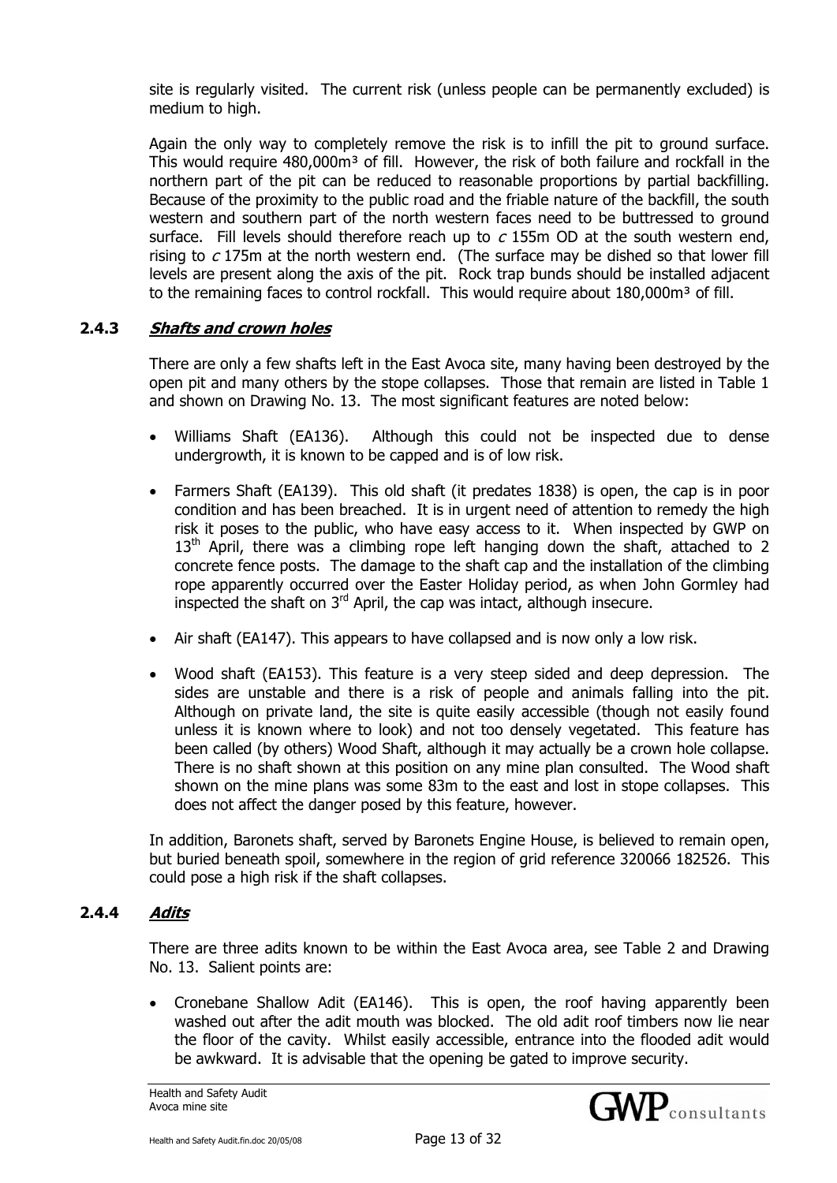site is regularly visited. The current risk (unless people can be permanently excluded) is medium to high.

Again the only way to completely remove the risk is to infill the pit to ground surface. This would require 480,000m³ of fill. However, the risk of both failure and rockfall in the northern part of the pit can be reduced to reasonable proportions by partial backfilling. Because of the proximity to the public road and the friable nature of the backfill, the south western and southern part of the north western faces need to be buttressed to ground surface. Fill levels should therefore reach up to *c* 155m OD at the south western end, rising to *c* 175m at the north western end. (The surface may be dished so that lower fill levels are present along the axis of the pit. Rock trap bunds should be installed adjacent to the remaining faces to control rockfall. This would require about 180,000m³ of fill.

### 2.4.3 ***Shafts and crown holes***

There are only a few shafts left in the East Avoca site, many having been destroyed by the open pit and many others by the stope collapses. Those that remain are listed in Table 1 and shown on Drawing No. 13. The most significant features are noted below:

- Williams Shaft (EA136). Although this could not be inspected due to dense undergrowth, it is known to be capped and is of low risk.
- Farmers Shaft (EA139). This old shaft (it predates 1838) is open, the cap is in poor condition and has been breached. It is in urgent need of attention to remedy the high risk it poses to the public, who have easy access to it. When inspected by GWP on 13th April, there was a climbing rope left hanging down the shaft, attached to 2 concrete fence posts. The damage to the shaft cap and the installation of the climbing rope apparently occurred over the Easter Holiday period, as when John Gormley had inspected the shaft on 3rd April, the cap was intact, although insecure.
- Air shaft (EA147). This appears to have collapsed and is now only a low risk.
- Wood shaft (EA153). This feature is a very steep sided and deep depression. The sides are unstable and there is a risk of people and animals falling into the pit. Although on private land, the site is quite easily accessible (though not easily found unless it is known where to look) and not too densely vegetated. This feature has been called (by others) Wood Shaft, although it may actually be a crown hole collapse. There is no shaft shown at this position on any mine plan consulted. The Wood shaft shown on the mine plans was some 83m to the east and lost in stope collapses. This does not affect the danger posed by this feature, however.

In addition, Baronets shaft, served by Baronets Engine House, is believed to remain open, but buried beneath spoil, somewhere in the region of grid reference 320066 182526. This could pose a high risk if the shaft collapses.

### 2.4.4 ***Adits***

There are three adits known to be within the East Avoca area, see Table 2 and Drawing No. 13. Salient points are:

- Cronebane Shallow Adit (EA146). This is open, the roof having apparently been washed out after the adit mouth was blocked. The old adit roof timbers now lie near the floor of the cavity. Whilst easily accessible, entrance into the flooded adit would be awkward. It is advisable that the opening be gated to improve security.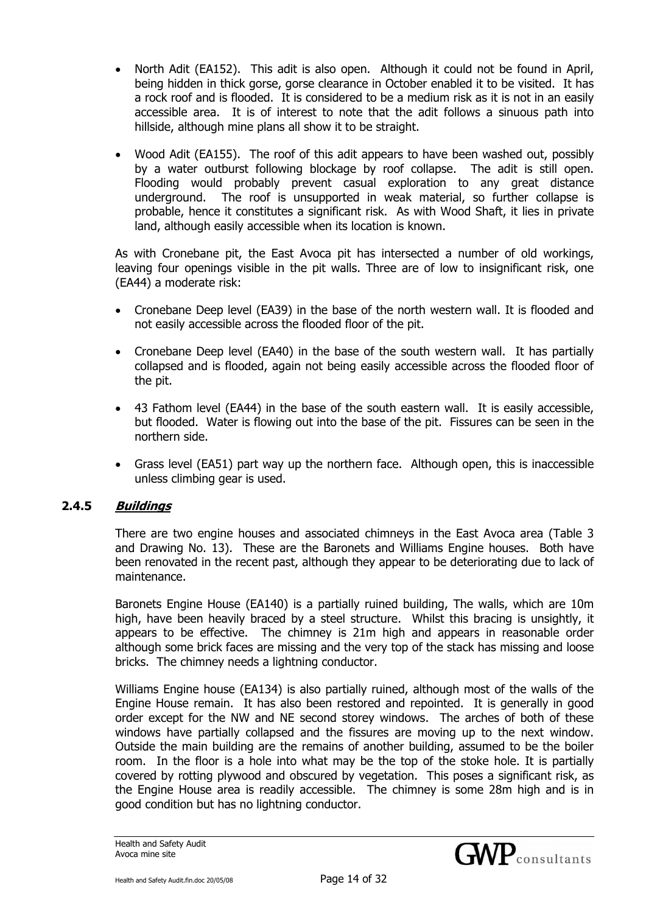- North Adit (EA152). This adit is also open. Although it could not be found in April, being hidden in thick gorse, gorse clearance in October enabled it to be visited. It has a rock roof and is flooded. It is considered to be a medium risk as it is not in an easily accessible area. It is of interest to note that the adit follows a sinuous path into hillside, although mine plans all show it to be straight.

- Wood Adit (EA155). The roof of this adit appears to have been washed out, possibly by a water outburst following blockage by roof collapse. The adit is still open. Flooding would probably prevent casual exploration to any great distance underground. The roof is unsupported in weak material, so further collapse is probable, hence it constitutes a significant risk. As with Wood Shaft, it lies in private land, although easily accessible when its location is known.

As with Cronebane pit, the East Avoca pit has intersected a number of old workings, leaving four openings visible in the pit walls. Three are of low to insignificant risk, one (EA44) a moderate risk:

- Cronebane Deep level (EA39) in the base of the north western wall. It is flooded and not easily accessible across the flooded floor of the pit.

- Cronebane Deep level (EA40) in the base of the south western wall. It has partially collapsed and is flooded, again not being easily accessible across the flooded floor of the pit.

- 43 Fathom level (EA44) in the base of the south eastern wall. It is easily accessible, but flooded. Water is flowing out into the base of the pit. Fissures can be seen in the northern side.

- Grass level (EA51) part way up the northern face. Although open, this is inaccessible unless climbing gear is used.

### 2.4.5 ***Buildings***

There are two engine houses and associated chimneys in the East Avoca area (Table 3 and Drawing No. 13). These are the Baronets and Williams Engine houses. Both have been renovated in the recent past, although they appear to be deteriorating due to lack of maintenance.

Baronets Engine House (EA140) is a partially ruined building, The walls, which are 10m high, have been heavily braced by a steel structure. Whilst this bracing is unsightly, it appears to be effective. The chimney is 21m high and appears in reasonable order although some brick faces are missing and the very top of the stack has missing and loose bricks. The chimney needs a lightning conductor.

Williams Engine house (EA134) is also partially ruined, although most of the walls of the Engine House remain. It has also been restored and repointed. It is generally in good order except for the NW and NE second storey windows. The arches of both of these windows have partially collapsed and the fissures are moving up to the next window. Outside the main building are the remains of another building, assumed to be the boiler room. In the floor is a hole into what may be the top of the stoke hole. It is partially covered by rotting plywood and obscured by vegetation. This poses a significant risk, as the Engine House area is readily accessible. The chimney is some 28m high and is in good condition but has no lightning conductor.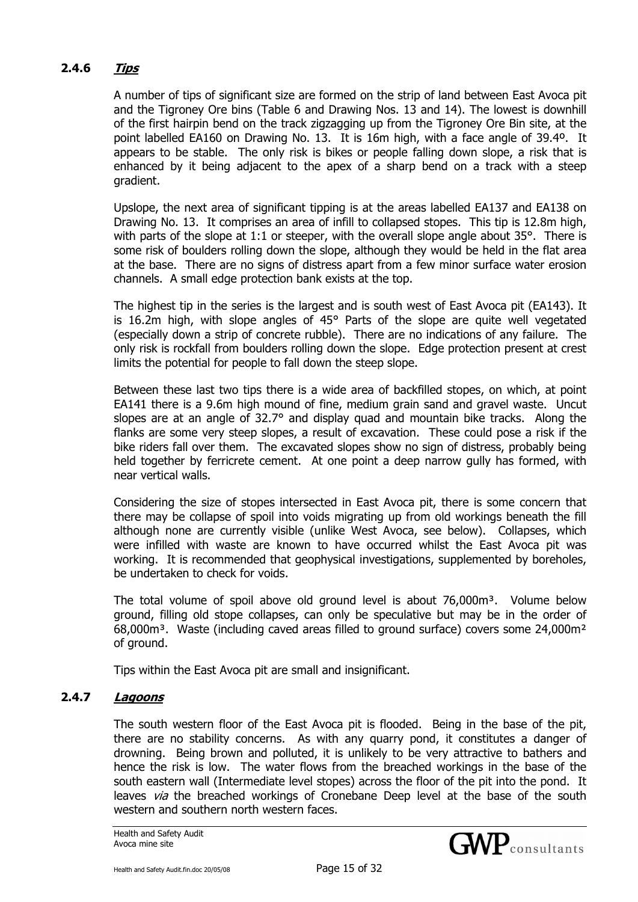### 2.4.6 *Tips*

A number of tips of significant size are formed on the strip of land between East Avoca pit and the Tigroney Ore bins (Table 6 and Drawing Nos. 13 and 14). The lowest is downhill of the first hairpin bend on the track zigzagging up from the Tigroney Ore Bin site, at the point labelled EA160 on Drawing No. 13. It is 16m high, with a face angle of 39.4º. It appears to be stable. The only risk is bikes or people falling down slope, a risk that is enhanced by it being adjacent to the apex of a sharp bend on a track with a steep gradient.

Upslope, the next area of significant tipping is at the areas labelled EA137 and EA138 on Drawing No. 13. It comprises an area of infill to collapsed stopes. This tip is 12.8m high, with parts of the slope at 1:1 or steeper, with the overall slope angle about 35°. There is some risk of boulders rolling down the slope, although they would be held in the flat area at the base. There are no signs of distress apart from a few minor surface water erosion channels. A small edge protection bank exists at the top.

The highest tip in the series is the largest and is south west of East Avoca pit (EA143). It is 16.2m high, with slope angles of 45° Parts of the slope are quite well vegetated (especially down a strip of concrete rubble). There are no indications of any failure. The only risk is rockfall from boulders rolling down the slope. Edge protection present at crest limits the potential for people to fall down the steep slope.

Between these last two tips there is a wide area of backfilled stopes, on which, at point EA141 there is a 9.6m high mound of fine, medium grain sand and gravel waste. Uncut slopes are at an angle of 32.7° and display quad and mountain bike tracks. Along the flanks are some very steep slopes, a result of excavation. These could pose a risk if the bike riders fall over them. The excavated slopes show no sign of distress, probably being held together by ferricrete cement. At one point a deep narrow gully has formed, with near vertical walls.

Considering the size of stopes intersected in East Avoca pit, there is some concern that there may be collapse of spoil into voids migrating up from old workings beneath the fill although none are currently visible (unlike West Avoca, see below). Collapses, which were infilled with waste are known to have occurred whilst the East Avoca pit was working. It is recommended that geophysical investigations, supplemented by boreholes, be undertaken to check for voids.

The total volume of spoil above old ground level is about 76,000m³. Volume below ground, filling old stope collapses, can only be speculative but may be in the order of 68,000m³. Waste (including caved areas filled to ground surface) covers some 24,000m² of ground.

Tips within the East Avoca pit are small and insignificant.

### 2.4.7 *Lagoons*

The south western floor of the East Avoca pit is flooded. Being in the base of the pit, there are no stability concerns. As with any quarry pond, it constitutes a danger of drowning. Being brown and polluted, it is unlikely to be very attractive to bathers and hence the risk is low. The water flows from the breached workings in the base of the south eastern wall (Intermediate level stopes) across the floor of the pit into the pond. It leaves *via* the breached workings of Cronebane Deep level at the base of the south western and southern north western faces.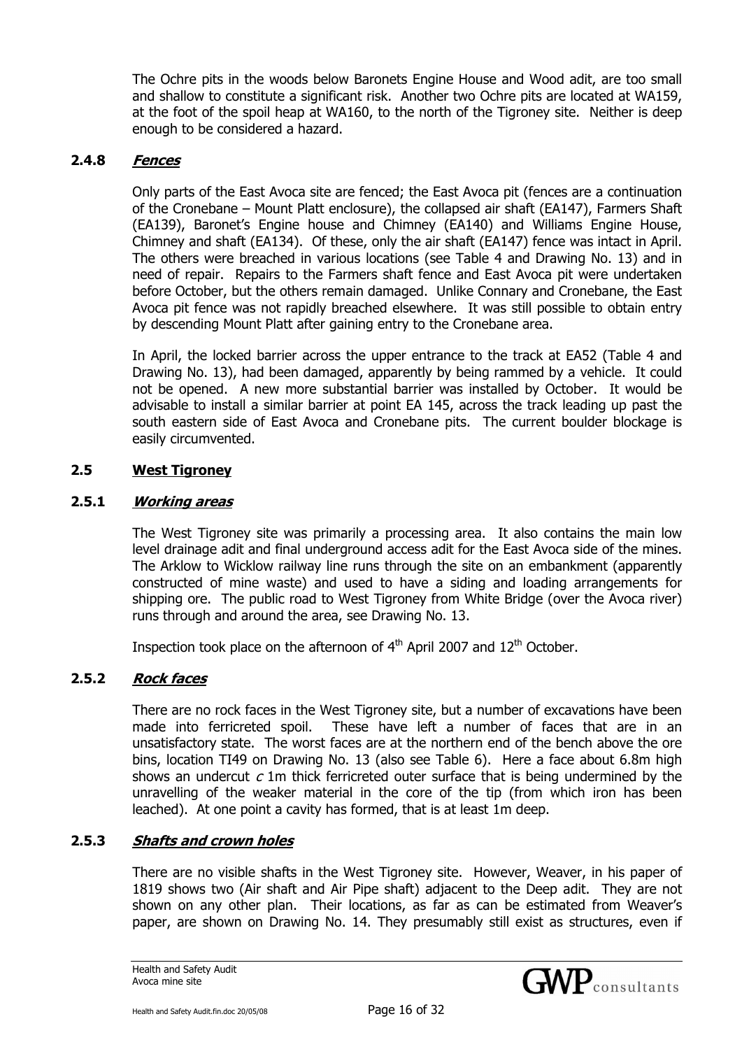The Ochre pits in the woods below Baronets Engine House and Wood adit, are too small and shallow to constitute a significant risk. Another two Ochre pits are located at WA159, at the foot of the spoil heap at WA160, to the north of the Tigroney site. Neither is deep enough to be considered a hazard.

### 2.4.8 ***Fences***

Only parts of the East Avoca site are fenced; the East Avoca pit (fences are a continuation of the Cronebane – Mount Platt enclosure), the collapsed air shaft (EA147), Farmers Shaft (EA139), Baronet's Engine house and Chimney (EA140) and Williams Engine House, Chimney and shaft (EA134). Of these, only the air shaft (EA147) fence was intact in April. The others were breached in various locations (see Table 4 and Drawing No. 13) and in need of repair. Repairs to the Farmers shaft fence and East Avoca pit were undertaken before October, but the others remain damaged. Unlike Connary and Cronebane, the East Avoca pit fence was not rapidly breached elsewhere. It was still possible to obtain entry by descending Mount Platt after gaining entry to the Cronebane area.

In April, the locked barrier across the upper entrance to the track at EA52 (Table 4 and Drawing No. 13), had been damaged, apparently by being rammed by a vehicle. It could not be opened. A new more substantial barrier was installed by October. It would be advisable to install a similar barrier at point EA 145, across the track leading up past the south eastern side of East Avoca and Cronebane pits. The current boulder blockage is easily circumvented.

## 2.5 West Tigroney

### 2.5.1 ***Working areas***

The West Tigroney site was primarily a processing area. It also contains the main low level drainage adit and final underground access adit for the East Avoca side of the mines. The Arklow to Wicklow railway line runs through the site on an embankment (apparently constructed of mine waste) and used to have a siding and loading arrangements for shipping ore. The public road to West Tigroney from White Bridge (over the Avoca river) runs through and around the area, see Drawing No. 13.

Inspection took place on the afternoon of 4th April 2007 and 12th October.

### 2.5.2 ***Rock faces***

There are no rock faces in the West Tigroney site, but a number of excavations have been made into ferricreted spoil. These have left a number of faces that are in an unsatisfactory state. The worst faces are at the northern end of the bench above the ore bins, location TI49 on Drawing No. 13 (also see Table 6). Here a face about 6.8m high shows an undercut *c* 1m thick ferricreted outer surface that is being undermined by the unravelling of the weaker material in the core of the tip (from which iron has been leached). At one point a cavity has formed, that is at least 1m deep.

### 2.5.3 ***Shafts and crown holes***

There are no visible shafts in the West Tigroney site. However, Weaver, in his paper of 1819 shows two (Air shaft and Air Pipe shaft) adjacent to the Deep adit. They are not shown on any other plan. Their locations, as far as can be estimated from Weaver's paper, are shown on Drawing No. 14. They presumably still exist as structures, even if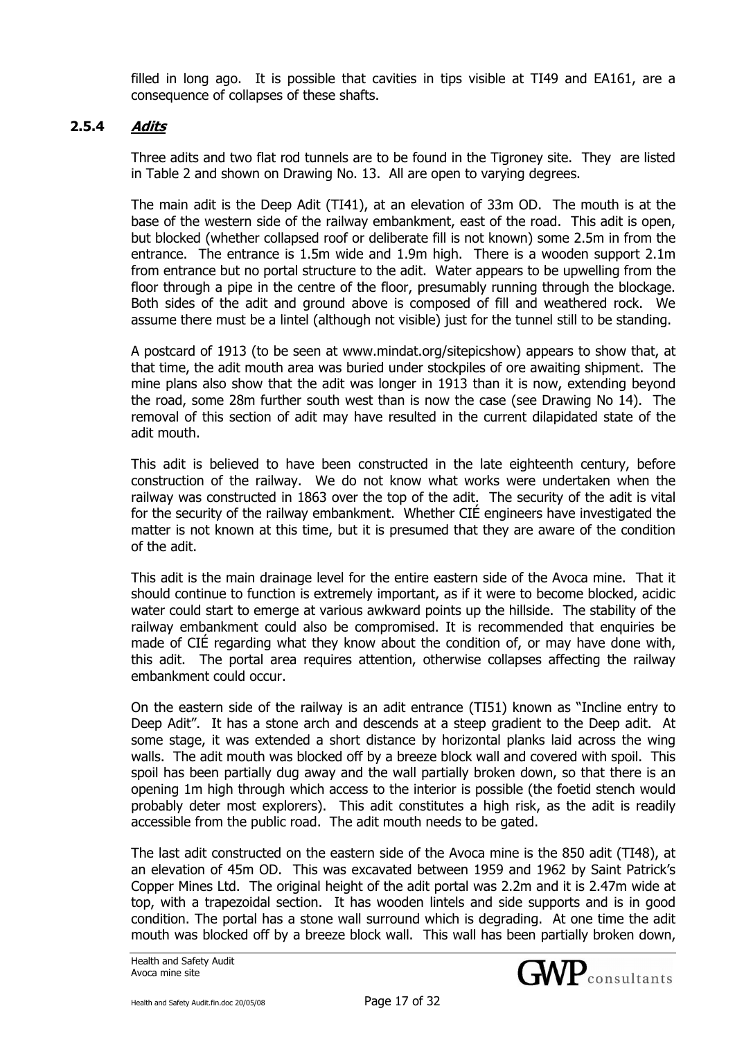filled in long ago. It is possible that cavities in tips visible at TI49 and EA161, are a consequence of collapses of these shafts.

### 2.5.4 *Adits*

Three adits and two flat rod tunnels are to be found in the Tigroney site. They are listed in Table 2 and shown on Drawing No. 13. All are open to varying degrees.

The main adit is the Deep Adit (TI41), at an elevation of 33m OD. The mouth is at the base of the western side of the railway embankment, east of the road. This adit is open, but blocked (whether collapsed roof or deliberate fill is not known) some 2.5m in from the entrance. The entrance is 1.5m wide and 1.9m high. There is a wooden support 2.1m from entrance but no portal structure to the adit. Water appears to be upwelling from the floor through a pipe in the centre of the floor, presumably running through the blockage. Both sides of the adit and ground above is composed of fill and weathered rock. We assume there must be a lintel (although not visible) just for the tunnel still to be standing.

A postcard of 1913 (to be seen at www.mindat.org/sitepicshow) appears to show that, at that time, the adit mouth area was buried under stockpiles of ore awaiting shipment. The mine plans also show that the adit was longer in 1913 than it is now, extending beyond the road, some 28m further south west than is now the case (see Drawing No 14). The removal of this section of adit may have resulted in the current dilapidated state of the adit mouth.

This adit is believed to have been constructed in the late eighteenth century, before construction of the railway. We do not know what works were undertaken when the railway was constructed in 1863 over the top of the adit. The security of the adit is vital for the security of the railway embankment. Whether CIÉ engineers have investigated the matter is not known at this time, but it is presumed that they are aware of the condition of the adit.

This adit is the main drainage level for the entire eastern side of the Avoca mine. That it should continue to function is extremely important, as if it were to become blocked, acidic water could start to emerge at various awkward points up the hillside. The stability of the railway embankment could also be compromised. It is recommended that enquiries be made of CIÉ regarding what they know about the condition of, or may have done with, this adit. The portal area requires attention, otherwise collapses affecting the railway embankment could occur.

On the eastern side of the railway is an adit entrance (TI51) known as "Incline entry to Deep Adit". It has a stone arch and descends at a steep gradient to the Deep adit. At some stage, it was extended a short distance by horizontal planks laid across the wing walls. The adit mouth was blocked off by a breeze block wall and covered with spoil. This spoil has been partially dug away and the wall partially broken down, so that there is an opening 1m high through which access to the interior is possible (the foetid stench would probably deter most explorers). This adit constitutes a high risk, as the adit is readily accessible from the public road. The adit mouth needs to be gated.

The last adit constructed on the eastern side of the Avoca mine is the 850 adit (TI48), at an elevation of 45m OD. This was excavated between 1959 and 1962 by Saint Patrick's Copper Mines Ltd. The original height of the adit portal was 2.2m and it is 2.47m wide at top, with a trapezoidal section. It has wooden lintels and side supports and is in good condition. The portal has a stone wall surround which is degrading. At one time the adit mouth was blocked off by a breeze block wall. This wall has been partially broken down,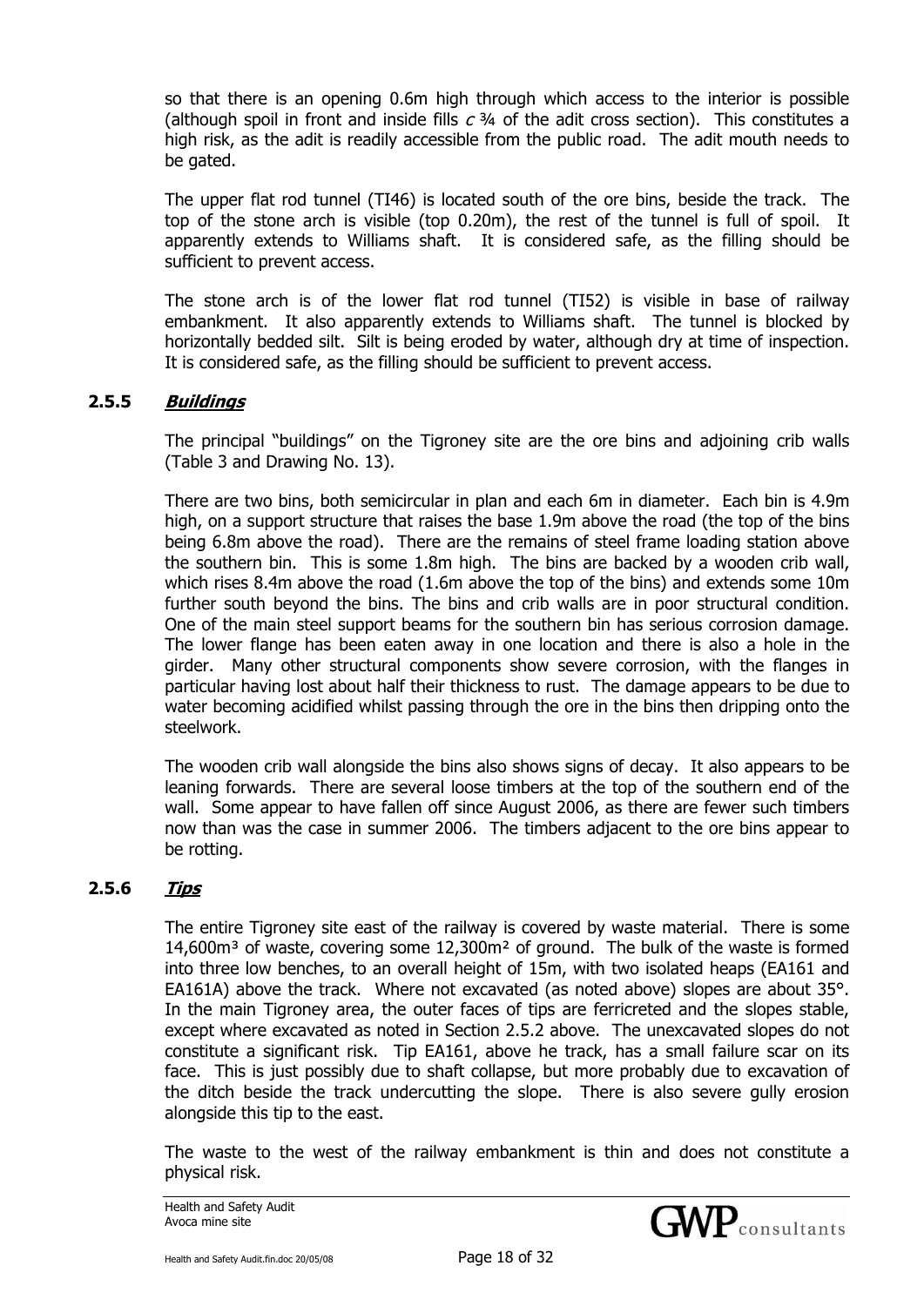so that there is an opening 0.6m high through which access to the interior is possible (although spoil in front and inside fills *c* ¾ of the adit cross section). This constitutes a high risk, as the adit is readily accessible from the public road. The adit mouth needs to be gated.

The upper flat rod tunnel (TI46) is located south of the ore bins, beside the track. The top of the stone arch is visible (top 0.20m), the rest of the tunnel is full of spoil. It apparently extends to Williams shaft. It is considered safe, as the filling should be sufficient to prevent access.

The stone arch is of the lower flat rod tunnel (TI52) is visible in base of railway embankment. It also apparently extends to Williams shaft. The tunnel is blocked by horizontally bedded silt. Silt is being eroded by water, although dry at time of inspection. It is considered safe, as the filling should be sufficient to prevent access.

### 2.5.5 ***Buildings***

The principal "buildings" on the Tigroney site are the ore bins and adjoining crib walls (Table 3 and Drawing No. 13).

There are two bins, both semicircular in plan and each 6m in diameter. Each bin is 4.9m high, on a support structure that raises the base 1.9m above the road (the top of the bins being 6.8m above the road). There are the remains of steel frame loading station above the southern bin. This is some 1.8m high. The bins are backed by a wooden crib wall, which rises 8.4m above the road (1.6m above the top of the bins) and extends some 10m further south beyond the bins. The bins and crib walls are in poor structural condition. One of the main steel support beams for the southern bin has serious corrosion damage. The lower flange has been eaten away in one location and there is also a hole in the girder. Many other structural components show severe corrosion, with the flanges in particular having lost about half their thickness to rust. The damage appears to be due to water becoming acidified whilst passing through the ore in the bins then dripping onto the steelwork.

The wooden crib wall alongside the bins also shows signs of decay. It also appears to be leaning forwards. There are several loose timbers at the top of the southern end of the wall. Some appear to have fallen off since August 2006, as there are fewer such timbers now than was the case in summer 2006. The timbers adjacent to the ore bins appear to be rotting.

### 2.5.6 ***Tips***

The entire Tigroney site east of the railway is covered by waste material. There is some 14,600m³ of waste, covering some 12,300m² of ground. The bulk of the waste is formed into three low benches, to an overall height of 15m, with two isolated heaps (EA161 and EA161A) above the track. Where not excavated (as noted above) slopes are about 35°. In the main Tigroney area, the outer faces of tips are ferricreted and the slopes stable, except where excavated as noted in Section 2.5.2 above. The unexcavated slopes do not constitute a significant risk. Tip EA161, above he track, has a small failure scar on its face. This is just possibly due to shaft collapse, but more probably due to excavation of the ditch beside the track undercutting the slope. There is also severe gully erosion alongside this tip to the east.

The waste to the west of the railway embankment is thin and does not constitute a physical risk.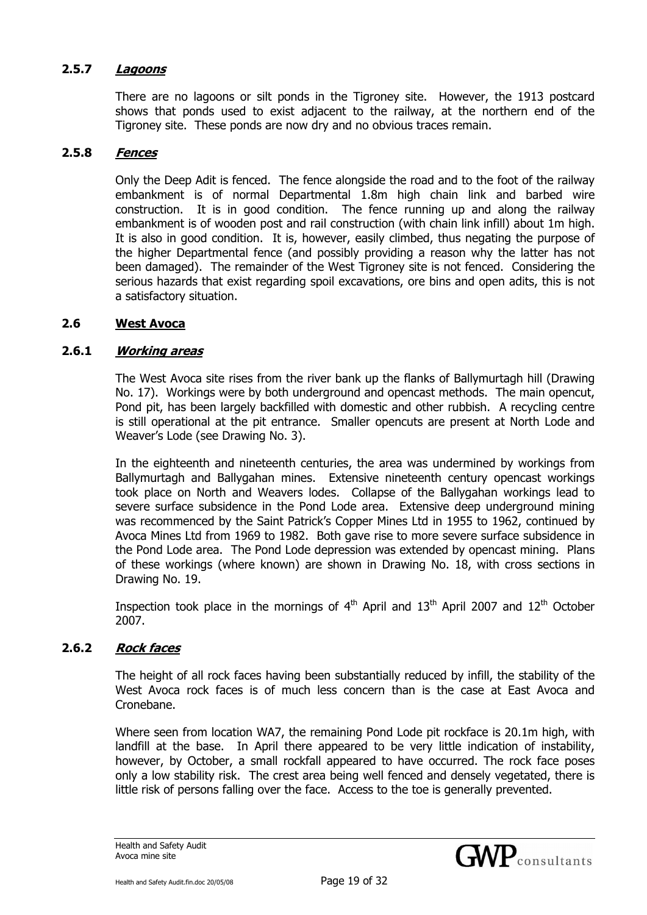### 2.5.7 *Lagoons*

There are no lagoons or silt ponds in the Tigroney site. However, the 1913 postcard shows that ponds used to exist adjacent to the railway, at the northern end of the Tigroney site. These ponds are now dry and no obvious traces remain.

### 2.5.8 *Fences*

Only the Deep Adit is fenced. The fence alongside the road and to the foot of the railway embankment is of normal Departmental 1.8m high chain link and barbed wire construction. It is in good condition. The fence running up and along the railway embankment is of wooden post and rail construction (with chain link infill) about 1m high. It is also in good condition. It is, however, easily climbed, thus negating the purpose of the higher Departmental fence (and possibly providing a reason why the latter has not been damaged). The remainder of the West Tigroney site is not fenced. Considering the serious hazards that exist regarding spoil excavations, ore bins and open adits, this is not a satisfactory situation.

## 2.6 West Avoca

### 2.6.1 *Working areas*

The West Avoca site rises from the river bank up the flanks of Ballymurtagh hill (Drawing No. 17). Workings were by both underground and opencast methods. The main opencut, Pond pit, has been largely backfilled with domestic and other rubbish. A recycling centre is still operational at the pit entrance. Smaller opencuts are present at North Lode and Weaver's Lode (see Drawing No. 3).

In the eighteenth and nineteenth centuries, the area was undermined by workings from Ballymurtagh and Ballygahan mines. Extensive nineteenth century opencast workings took place on North and Weavers lodes. Collapse of the Ballygahan workings lead to severe surface subsidence in the Pond Lode area. Extensive deep underground mining was recommenced by the Saint Patrick's Copper Mines Ltd in 1955 to 1962, continued by Avoca Mines Ltd from 1969 to 1982. Both gave rise to more severe surface subsidence in the Pond Lode area. The Pond Lode depression was extended by opencast mining. Plans of these workings (where known) are shown in Drawing No. 18, with cross sections in Drawing No. 19.

Inspection took place in the mornings of 4th April and 13th April 2007 and 12th October 2007.

### 2.6.2 *Rock faces*

The height of all rock faces having been substantially reduced by infill, the stability of the West Avoca rock faces is of much less concern than is the case at East Avoca and Cronebane.

Where seen from location WA7, the remaining Pond Lode pit rockface is 20.1m high, with landfill at the base. In April there appeared to be very little indication of instability, however, by October, a small rockfall appeared to have occurred. The rock face poses only a low stability risk. The crest area being well fenced and densely vegetated, there is little risk of persons falling over the face. Access to the toe is generally prevented.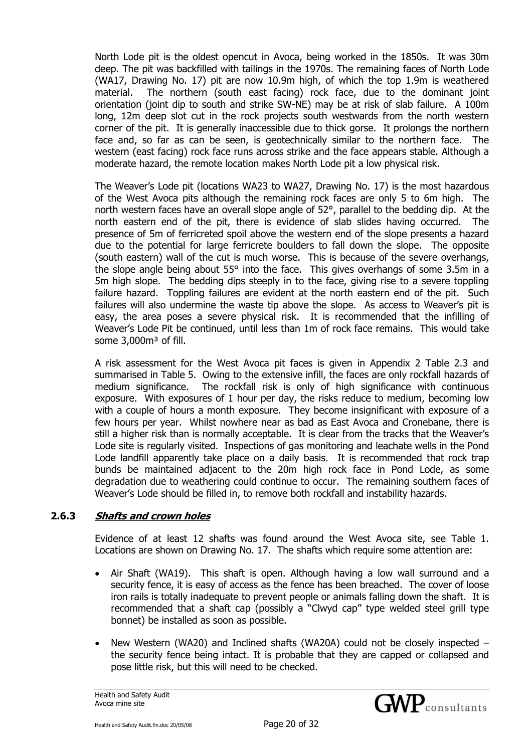North Lode pit is the oldest opencut in Avoca, being worked in the 1850s. It was 30m deep. The pit was backfilled with tailings in the 1970s. The remaining faces of North Lode (WA17, Drawing No. 17) pit are now 10.9m high, of which the top 1.9m is weathered material. The northern (south east facing) rock face, due to the dominant joint orientation (joint dip to south and strike SW-NE) may be at risk of slab failure. A 100m long, 12m deep slot cut in the rock projects south westwards from the north western corner of the pit. It is generally inaccessible due to thick gorse. It prolongs the northern face and, so far as can be seen, is geotechnically similar to the northern face. The western (east facing) rock face runs across strike and the face appears stable. Although a moderate hazard, the remote location makes North Lode pit a low physical risk.

The Weaver's Lode pit (locations WA23 to WA27, Drawing No. 17) is the most hazardous of the West Avoca pits although the remaining rock faces are only 5 to 6m high. The north western faces have an overall slope angle of 52°, parallel to the bedding dip. At the north eastern end of the pit, there is evidence of slab slides having occurred. The presence of 5m of ferricreted spoil above the western end of the slope presents a hazard due to the potential for large ferricrete boulders to fall down the slope. The opposite (south eastern) wall of the cut is much worse. This is because of the severe overhangs, the slope angle being about 55° into the face. This gives overhangs of some 3.5m in a 5m high slope. The bedding dips steeply in to the face, giving rise to a severe toppling failure hazard. Toppling failures are evident at the north eastern end of the pit. Such failures will also undermine the waste tip above the slope. As access to Weaver's pit is easy, the area poses a severe physical risk. It is recommended that the infilling of Weaver's Lode Pit be continued, until less than 1m of rock face remains. This would take some 3,000m³ of fill.

A risk assessment for the West Avoca pit faces is given in Appendix 2 Table 2.3 and summarised in Table 5. Owing to the extensive infill, the faces are only rockfall hazards of medium significance. The rockfall risk is only of high significance with continuous exposure. With exposures of 1 hour per day, the risks reduce to medium, becoming low with a couple of hours a month exposure. They become insignificant with exposure of a few hours per year. Whilst nowhere near as bad as East Avoca and Cronebane, there is still a higher risk than is normally acceptable. It is clear from the tracks that the Weaver's Lode site is regularly visited. Inspections of gas monitoring and leachate wells in the Pond Lode landfill apparently take place on a daily basis. It is recommended that rock trap bunds be maintained adjacent to the 20m high rock face in Pond Lode, as some degradation due to weathering could continue to occur. The remaining southern faces of Weaver's Lode should be filled in, to remove both rockfall and instability hazards.

### 2.6.3 *Shafts and crown holes*

Evidence of at least 12 shafts was found around the West Avoca site, see Table 1. Locations are shown on Drawing No. 17. The shafts which require some attention are:

- Air Shaft (WA19). This shaft is open. Although having a low wall surround and a security fence, it is easy of access as the fence has been breached. The cover of loose iron rails is totally inadequate to prevent people or animals falling down the shaft. It is recommended that a shaft cap (possibly a "Clwyd cap" type welded steel grill type bonnet) be installed as soon as possible.
- New Western (WA20) and Inclined shafts (WA20A) could not be closely inspected – the security fence being intact. It is probable that they are capped or collapsed and pose little risk, but this will need to be checked.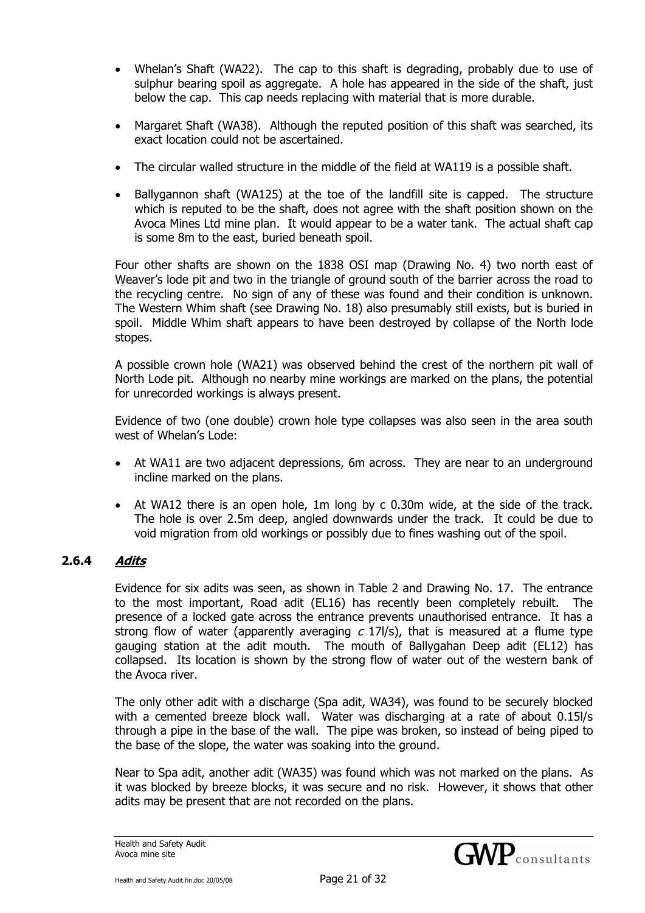- Whelan's Shaft (WA22). The cap to this shaft is degrading, probably due to use of sulphur bearing spoil as aggregate. A hole has appeared in the side of the shaft, just below the cap. This cap needs replacing with material that is more durable.
- Margaret Shaft (WA38). Although the reputed position of this shaft was searched, its exact location could not be ascertained.
- The circular walled structure in the middle of the field at WA119 is a possible shaft.
- Ballygannon shaft (WA125) at the toe of the landfill site is capped. The structure which is reputed to be the shaft, does not agree with the shaft position shown on the Avoca Mines Ltd mine plan. It would appear to be a water tank. The actual shaft cap is some 8m to the east, buried beneath spoil.

Four other shafts are shown on the 1838 OSI map (Drawing No. 4) two north east of Weaver's lode pit and two in the triangle of ground south of the barrier across the road to the recycling centre. No sign of any of these was found and their condition is unknown. The Western Whim shaft (see Drawing No. 18) also presumably still exists, but is buried in spoil. Middle Whim shaft appears to have been destroyed by collapse of the North lode stopes.

A possible crown hole (WA21) was observed behind the crest of the northern pit wall of North Lode pit. Although no nearby mine workings are marked on the plans, the potential for unrecorded workings is always present.

Evidence of two (one double) crown hole type collapses was also seen in the area south west of Whelan's Lode:

- At WA11 are two adjacent depressions, 6m across. They are near to an underground incline marked on the plans.
- At WA12 there is an open hole, 1m long by c 0.30m wide, at the side of the track. The hole is over 2.5m deep, angled downwards under the track. It could be due to void migration from old workings or possibly due to fines washing out of the spoil.

### 2.6.4 ***Adits***

Evidence for six adits was seen, as shown in Table 2 and Drawing No. 17. The entrance to the most important, Road adit (EL16) has recently been completely rebuilt. The presence of a locked gate across the entrance prevents unauthorised entrance. It has a strong flow of water (apparently averaging *c* 17l/s), that is measured at a flume type gauging station at the adit mouth. The mouth of Ballygahan Deep adit (EL12) has collapsed. Its location is shown by the strong flow of water out of the western bank of the Avoca river.

The only other adit with a discharge (Spa adit, WA34), was found to be securely blocked with a cemented breeze block wall. Water was discharging at a rate of about 0.15l/s through a pipe in the base of the wall. The pipe was broken, so instead of being piped to the base of the slope, the water was soaking into the ground.

Near to Spa adit, another adit (WA35) was found which was not marked on the plans. As it was blocked by breeze blocks, it was secure and no risk. However, it shows that other adits may be present that are not recorded on the plans.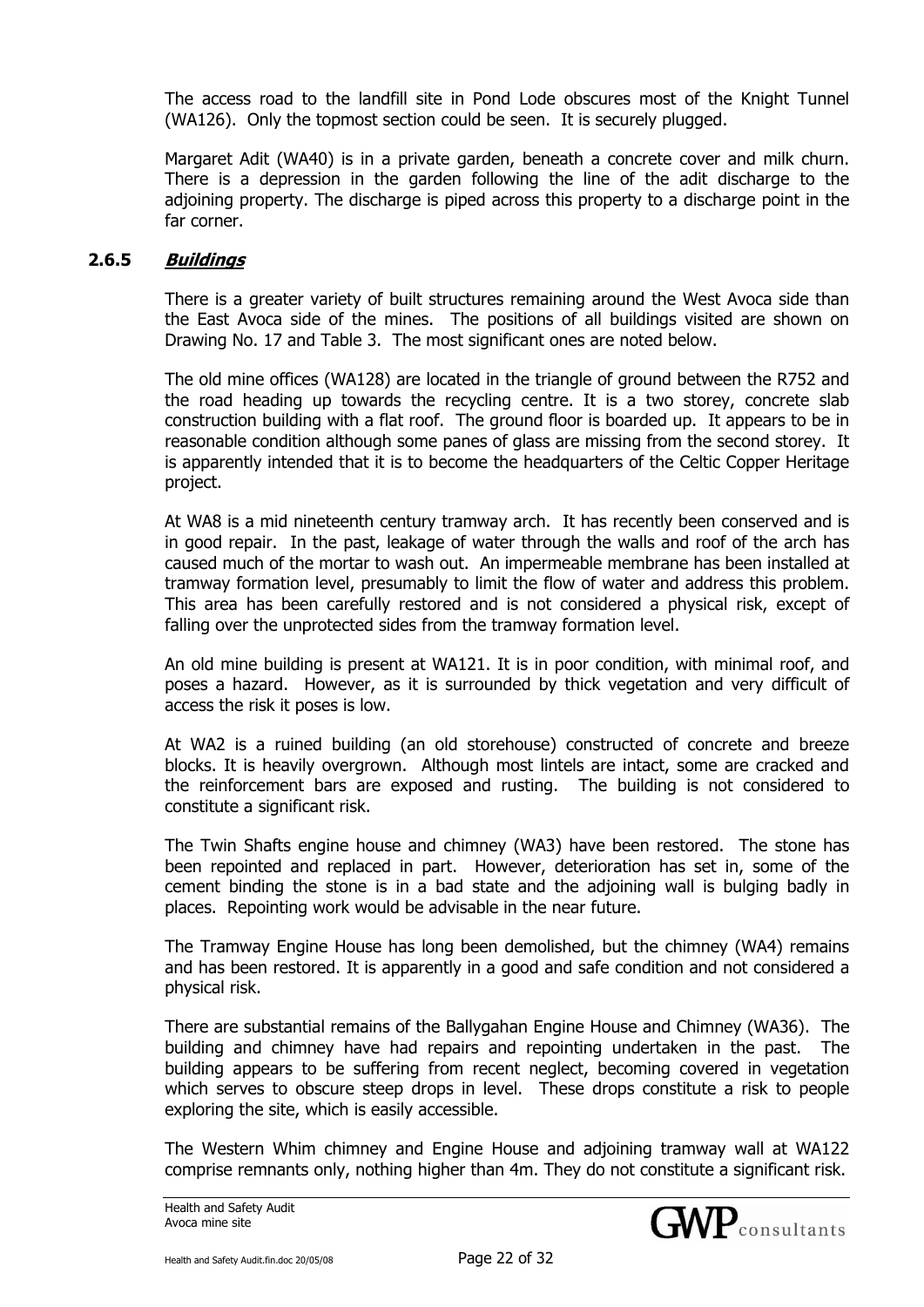The access road to the landfill site in Pond Lode obscures most of the Knight Tunnel (WA126). Only the topmost section could be seen. It is securely plugged.

Margaret Adit (WA40) is in a private garden, beneath a concrete cover and milk churn. There is a depression in the garden following the line of the adit discharge to the adjoining property. The discharge is piped across this property to a discharge point in the far corner.

### 2.6.5 ***Buildings***

There is a greater variety of built structures remaining around the West Avoca side than the East Avoca side of the mines. The positions of all buildings visited are shown on Drawing No. 17 and Table 3. The most significant ones are noted below.

The old mine offices (WA128) are located in the triangle of ground between the R752 and the road heading up towards the recycling centre. It is a two storey, concrete slab construction building with a flat roof. The ground floor is boarded up. It appears to be in reasonable condition although some panes of glass are missing from the second storey. It is apparently intended that it is to become the headquarters of the Celtic Copper Heritage project.

At WA8 is a mid nineteenth century tramway arch. It has recently been conserved and is in good repair. In the past, leakage of water through the walls and roof of the arch has caused much of the mortar to wash out. An impermeable membrane has been installed at tramway formation level, presumably to limit the flow of water and address this problem. This area has been carefully restored and is not considered a physical risk, except of falling over the unprotected sides from the tramway formation level.

An old mine building is present at WA121. It is in poor condition, with minimal roof, and poses a hazard. However, as it is surrounded by thick vegetation and very difficult of access the risk it poses is low.

At WA2 is a ruined building (an old storehouse) constructed of concrete and breeze blocks. It is heavily overgrown. Although most lintels are intact, some are cracked and the reinforcement bars are exposed and rusting. The building is not considered to constitute a significant risk.

The Twin Shafts engine house and chimney (WA3) have been restored. The stone has been repointed and replaced in part. However, deterioration has set in, some of the cement binding the stone is in a bad state and the adjoining wall is bulging badly in places. Repointing work would be advisable in the near future.

The Tramway Engine House has long been demolished, but the chimney (WA4) remains and has been restored. It is apparently in a good and safe condition and not considered a physical risk.

There are substantial remains of the Ballygahan Engine House and Chimney (WA36). The building and chimney have had repairs and repointing undertaken in the past. The building appears to be suffering from recent neglect, becoming covered in vegetation which serves to obscure steep drops in level. These drops constitute a risk to people exploring the site, which is easily accessible.

The Western Whim chimney and Engine House and adjoining tramway wall at WA122 comprise remnants only, nothing higher than 4m. They do not constitute a significant risk.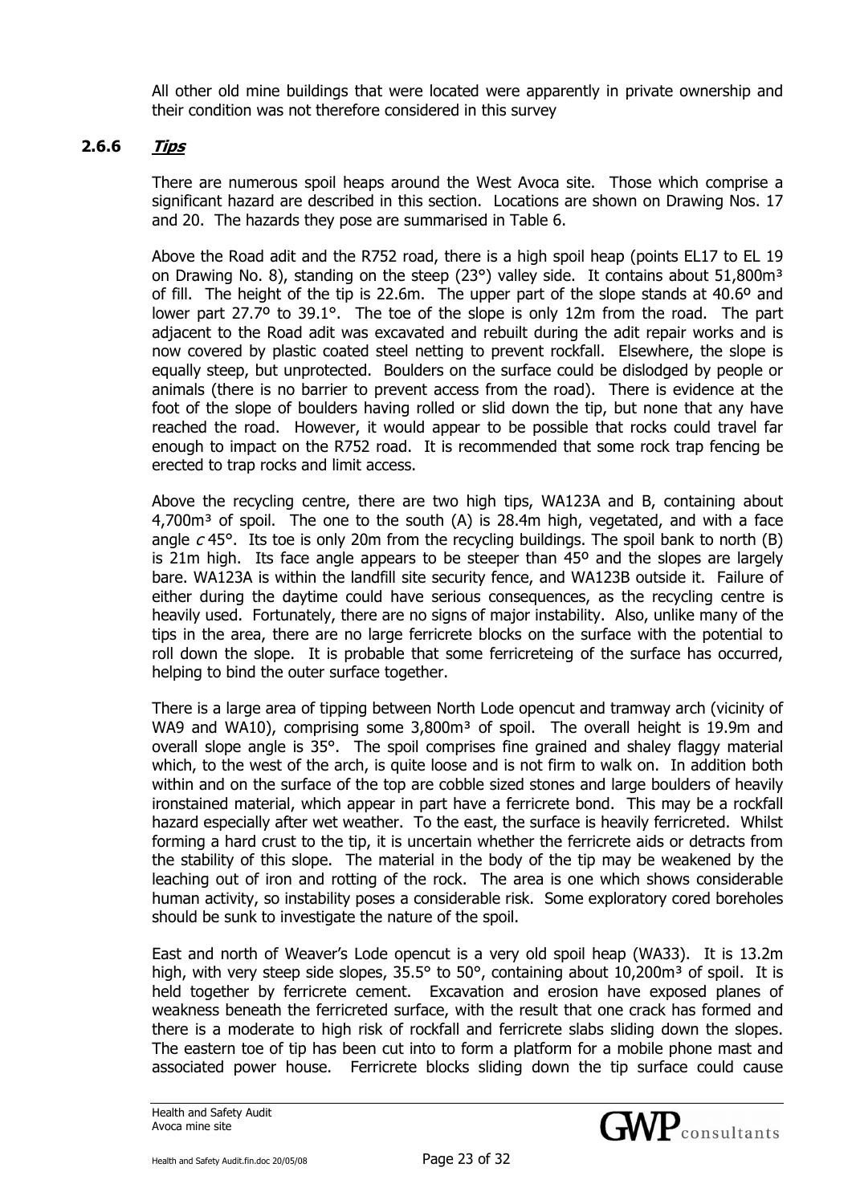All other old mine buildings that were located were apparently in private ownership and their condition was not therefore considered in this survey

### 2.6.6 *Tips*

There are numerous spoil heaps around the West Avoca site. Those which comprise a significant hazard are described in this section. Locations are shown on Drawing Nos. 17 and 20. The hazards they pose are summarised in Table 6.

Above the Road adit and the R752 road, there is a high spoil heap (points EL17 to EL 19 on Drawing No. 8), standing on the steep (23°) valley side. It contains about 51,800m³ of fill. The height of the tip is 22.6m. The upper part of the slope stands at 40.6º and lower part 27.7º to 39.1°. The toe of the slope is only 12m from the road. The part adjacent to the Road adit was excavated and rebuilt during the adit repair works and is now covered by plastic coated steel netting to prevent rockfall. Elsewhere, the slope is equally steep, but unprotected. Boulders on the surface could be dislodged by people or animals (there is no barrier to prevent access from the road). There is evidence at the foot of the slope of boulders having rolled or slid down the tip, but none that any have reached the road. However, it would appear to be possible that rocks could travel far enough to impact on the R752 road. It is recommended that some rock trap fencing be erected to trap rocks and limit access.

Above the recycling centre, there are two high tips, WA123A and B, containing about 4,700m³ of spoil. The one to the south (A) is 28.4m high, vegetated, and with a face angle *c* 45°. Its toe is only 20m from the recycling buildings. The spoil bank to north (B) is 21m high. Its face angle appears to be steeper than 45º and the slopes are largely bare. WA123A is within the landfill site security fence, and WA123B outside it. Failure of either during the daytime could have serious consequences, as the recycling centre is heavily used. Fortunately, there are no signs of major instability. Also, unlike many of the tips in the area, there are no large ferricrete blocks on the surface with the potential to roll down the slope. It is probable that some ferricreteing of the surface has occurred, helping to bind the outer surface together.

There is a large area of tipping between North Lode opencut and tramway arch (vicinity of WA9 and WA10), comprising some 3,800m³ of spoil. The overall height is 19.9m and overall slope angle is 35°. The spoil comprises fine grained and shaley flaggy material which, to the west of the arch, is quite loose and is not firm to walk on. In addition both within and on the surface of the top are cobble sized stones and large boulders of heavily ironstained material, which appear in part have a ferricrete bond. This may be a rockfall hazard especially after wet weather. To the east, the surface is heavily ferricreted. Whilst forming a hard crust to the tip, it is uncertain whether the ferricrete aids or detracts from the stability of this slope. The material in the body of the tip may be weakened by the leaching out of iron and rotting of the rock. The area is one which shows considerable human activity, so instability poses a considerable risk. Some exploratory cored boreholes should be sunk to investigate the nature of the spoil.

East and north of Weaver's Lode opencut is a very old spoil heap (WA33). It is 13.2m high, with very steep side slopes, 35.5° to 50°, containing about 10,200m³ of spoil. It is held together by ferricrete cement. Excavation and erosion have exposed planes of weakness beneath the ferricreted surface, with the result that one crack has formed and there is a moderate to high risk of rockfall and ferricrete slabs sliding down the slopes. The eastern toe of tip has been cut into to form a platform for a mobile phone mast and associated power house. Ferricrete blocks sliding down the tip surface could cause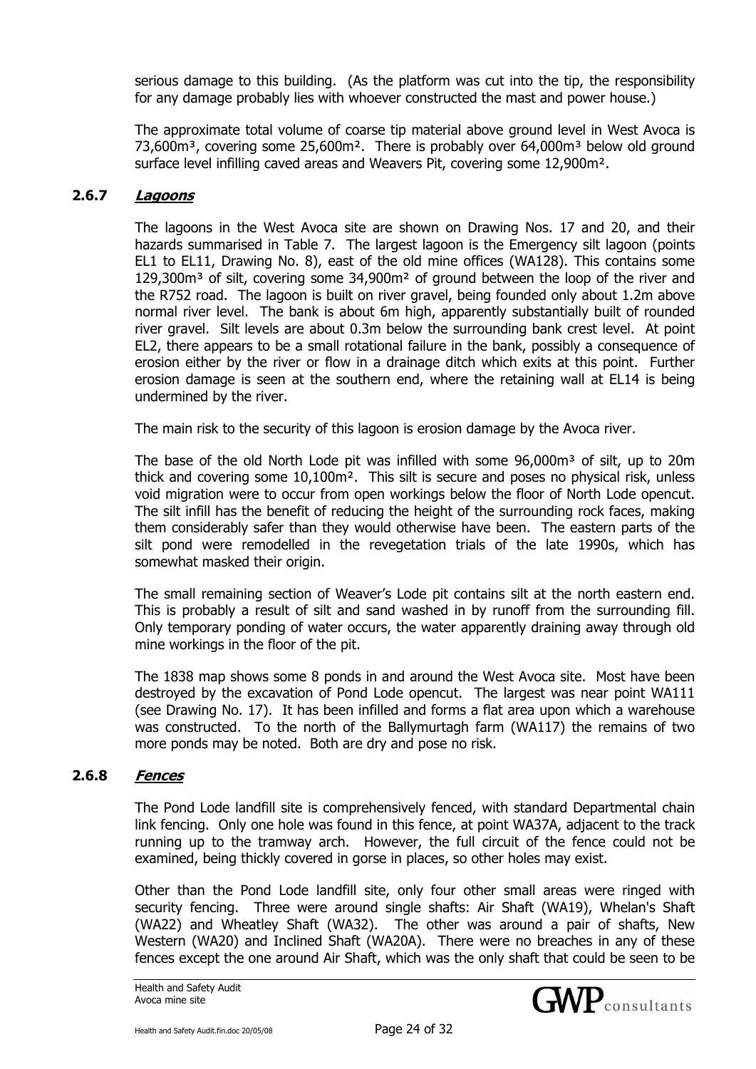serious damage to this building. (As the platform was cut into the tip, the responsibility for any damage probably lies with whoever constructed the mast and power house.)

The approximate total volume of coarse tip material above ground level in West Avoca is 73,600m³, covering some 25,600m². There is probably over 64,000m³ below old ground surface level infilling caved areas and Weavers Pit, covering some 12,900m².

### 2.6.7 *Lagoons*

The lagoons in the West Avoca site are shown on Drawing Nos. 17 and 20, and their hazards summarised in Table 7. The largest lagoon is the Emergency silt lagoon (points EL1 to EL11, Drawing No. 8), east of the old mine offices (WA128). This contains some 129,300m³ of silt, covering some 34,900m² of ground between the loop of the river and the R752 road. The lagoon is built on river gravel, being founded only about 1.2m above normal river level. The bank is about 6m high, apparently substantially built of rounded river gravel. Silt levels are about 0.3m below the surrounding bank crest level. At point EL2, there appears to be a small rotational failure in the bank, possibly a consequence of erosion either by the river or flow in a drainage ditch which exits at this point. Further erosion damage is seen at the southern end, where the retaining wall at EL14 is being undermined by the river.

The main risk to the security of this lagoon is erosion damage by the Avoca river.

The base of the old North Lode pit was infilled with some 96,000m³ of silt, up to 20m thick and covering some 10,100m². This silt is secure and poses no physical risk, unless void migration were to occur from open workings below the floor of North Lode opencut. The silt infill has the benefit of reducing the height of the surrounding rock faces, making them considerably safer than they would otherwise have been. The eastern parts of the silt pond were remodelled in the revegetation trials of the late 1990s, which has somewhat masked their origin.

The small remaining section of Weaver's Lode pit contains silt at the north eastern end. This is probably a result of silt and sand washed in by runoff from the surrounding fill. Only temporary ponding of water occurs, the water apparently draining away through old mine workings in the floor of the pit.

The 1838 map shows some 8 ponds in and around the West Avoca site. Most have been destroyed by the excavation of Pond Lode opencut. The largest was near point WA111 (see Drawing No. 17). It has been infilled and forms a flat area upon which a warehouse was constructed. To the north of the Ballymurtagh farm (WA117) the remains of two more ponds may be noted. Both are dry and pose no risk.

### 2.6.8 *Fences*

The Pond Lode landfill site is comprehensively fenced, with standard Departmental chain link fencing. Only one hole was found in this fence, at point WA37A, adjacent to the track running up to the tramway arch. However, the full circuit of the fence could not be examined, being thickly covered in gorse in places, so other holes may exist.

Other than the Pond Lode landfill site, only four other small areas were ringed with security fencing. Three were around single shafts: Air Shaft (WA19), Whelan's Shaft (WA22) and Wheatley Shaft (WA32). The other was around a pair of shafts, New Western (WA20) and Inclined Shaft (WA20A). There were no breaches in any of these fences except the one around Air Shaft, which was the only shaft that could be seen to be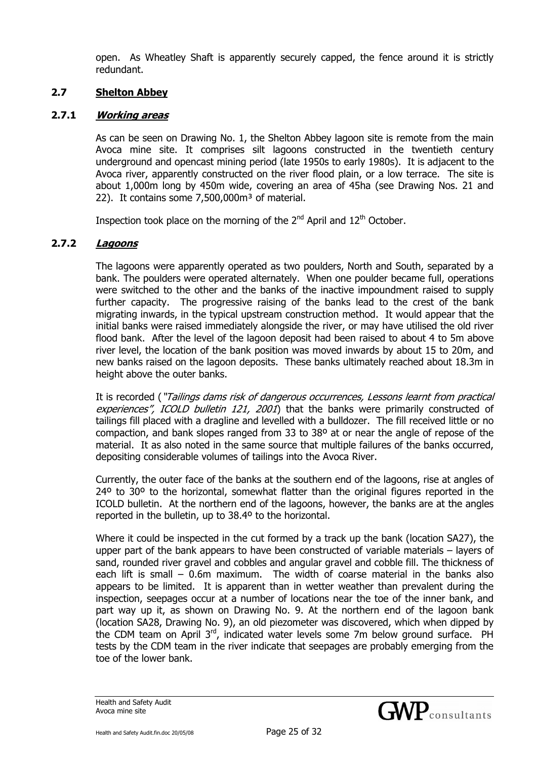open. As Wheatley Shaft is apparently securely capped, the fence around it is strictly redundant.

## 2.7 Shelton Abbey

### 2.7.1 *Working areas*

As can be seen on Drawing No. 1, the Shelton Abbey lagoon site is remote from the main Avoca mine site. It comprises silt lagoons constructed in the twentieth century underground and opencast mining period (late 1950s to early 1980s). It is adjacent to the Avoca river, apparently constructed on the river flood plain, or a low terrace. The site is about 1,000m long by 450m wide, covering an area of 45ha (see Drawing Nos. 21 and 22). It contains some 7,500,000m³ of material.

Inspection took place on the morning of the 2nd April and 12th October.

### 2.7.2 *Lagoons*

The lagoons were apparently operated as two poulders, North and South, separated by a bank. The poulders were operated alternately. When one poulder became full, operations were switched to the other and the banks of the inactive impoundment raised to supply further capacity. The progressive raising of the banks lead to the crest of the bank migrating inwards, in the typical upstream construction method. It would appear that the initial banks were raised immediately alongside the river, or may have utilised the old river flood bank. After the level of the lagoon deposit had been raised to about 4 to 5m above river level, the location of the bank position was moved inwards by about 15 to 20m, and new banks raised on the lagoon deposits. These banks ultimately reached about 18.3m in height above the outer banks.

It is recorded (*"Tailings dams risk of dangerous occurrences, Lessons learnt from practical experiences", ICOLD bulletin 121, 2001*) that the banks were primarily constructed of tailings fill placed with a dragline and levelled with a bulldozer. The fill received little or no compaction, and bank slopes ranged from 33 to 38º at or near the angle of repose of the material. It as also noted in the same source that multiple failures of the banks occurred, depositing considerable volumes of tailings into the Avoca River.

Currently, the outer face of the banks at the southern end of the lagoons, rise at angles of 24º to 30º to the horizontal, somewhat flatter than the original figures reported in the ICOLD bulletin. At the northern end of the lagoons, however, the banks are at the angles reported in the bulletin, up to 38.4º to the horizontal.

Where it could be inspected in the cut formed by a track up the bank (location SA27), the upper part of the bank appears to have been constructed of variable materials – layers of sand, rounded river gravel and cobbles and angular gravel and cobble fill. The thickness of each lift is small – 0.6m maximum. The width of coarse material in the banks also appears to be limited. It is apparent than in wetter weather than prevalent during the inspection, seepages occur at a number of locations near the toe of the inner bank, and part way up it, as shown on Drawing No. 9. At the northern end of the lagoon bank (location SA28, Drawing No. 9), an old piezometer was discovered, which when dipped by the CDM team on April 3rd, indicated water levels some 7m below ground surface. PH tests by the CDM team in the river indicate that seepages are probably emerging from the toe of the lower bank.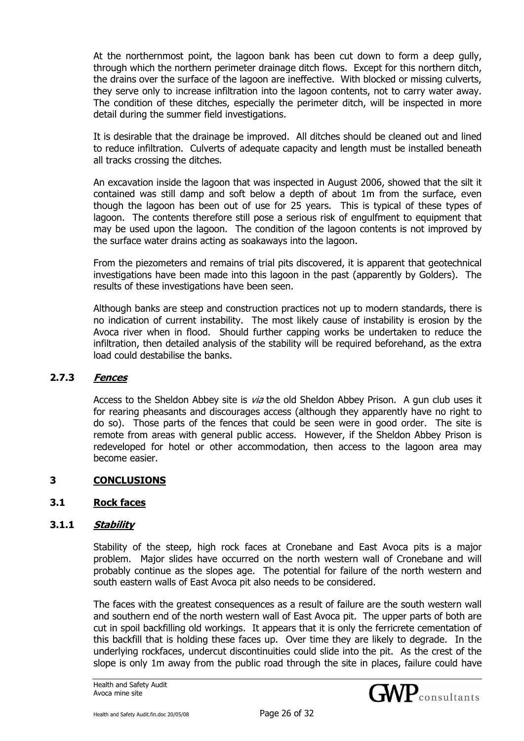At the northernmost point, the lagoon bank has been cut down to form a deep gully, through which the northern perimeter drainage ditch flows. Except for this northern ditch, the drains over the surface of the lagoon are ineffective. With blocked or missing culverts, they serve only to increase infiltration into the lagoon contents, not to carry water away. The condition of these ditches, especially the perimeter ditch, will be inspected in more detail during the summer field investigations.

It is desirable that the drainage be improved. All ditches should be cleaned out and lined to reduce infiltration. Culverts of adequate capacity and length must be installed beneath all tracks crossing the ditches.

An excavation inside the lagoon that was inspected in August 2006, showed that the silt it contained was still damp and soft below a depth of about 1m from the surface, even though the lagoon has been out of use for 25 years. This is typical of these types of lagoon. The contents therefore still pose a serious risk of engulfment to equipment that may be used upon the lagoon. The condition of the lagoon contents is not improved by the surface water drains acting as soakaways into the lagoon.

From the piezometers and remains of trial pits discovered, it is apparent that geotechnical investigations have been made into this lagoon in the past (apparently by Golders). The results of these investigations have been seen.

Although banks are steep and construction practices not up to modern standards, there is no indication of current instability. The most likely cause of instability is erosion by the Avoca river when in flood. Should further capping works be undertaken to reduce the infiltration, then detailed analysis of the stability will be required beforehand, as the extra load could destabilise the banks.

#### 2.7.3 *Fences*

Access to the Sheldon Abbey site is *via* the old Sheldon Abbey Prison. A gun club uses it for rearing pheasants and discourages access (although they apparently have no right to do so). Those parts of the fences that could be seen were in good order. The site is remote from areas with general public access. However, if the Sheldon Abbey Prison is redeveloped for hotel or other accommodation, then access to the lagoon area may become easier.

## 3 CONCLUSIONS

### 3.1 Rock faces

#### 3.1.1 *Stability*

Stability of the steep, high rock faces at Cronebane and East Avoca pits is a major problem. Major slides have occurred on the north western wall of Cronebane and will probably continue as the slopes age. The potential for failure of the north western and south eastern walls of East Avoca pit also needs to be considered.

The faces with the greatest consequences as a result of failure are the south western wall and southern end of the north western wall of East Avoca pit. The upper parts of both are cut in spoil backfilling old workings. It appears that it is only the ferricrete cementation of this backfill that is holding these faces up. Over time they are likely to degrade. In the underlying rockfaces, undercut discontinuities could slide into the pit. As the crest of the slope is only 1m away from the public road through the site in places, failure could have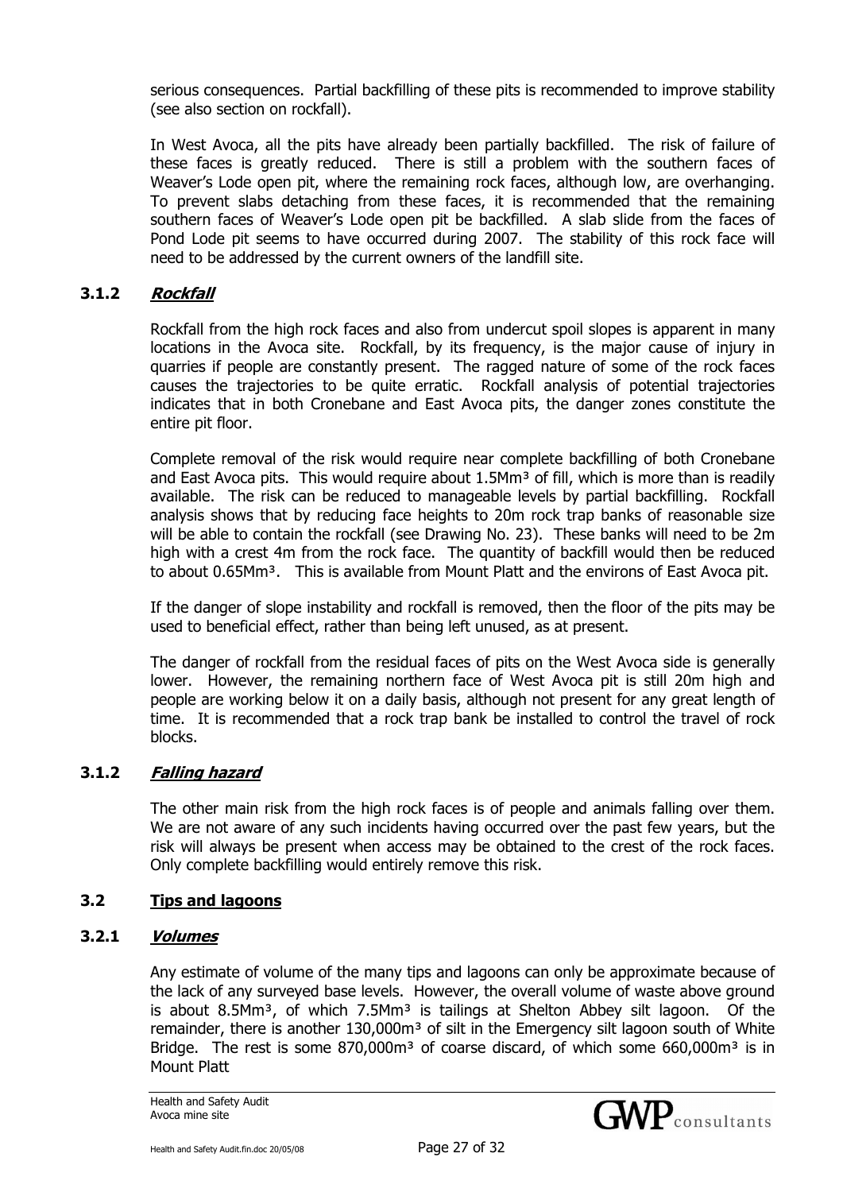serious consequences. Partial backfilling of these pits is recommended to improve stability (see also section on rockfall).

In West Avoca, all the pits have already been partially backfilled. The risk of failure of these faces is greatly reduced. There is still a problem with the southern faces of Weaver's Lode open pit, where the remaining rock faces, although low, are overhanging. To prevent slabs detaching from these faces, it is recommended that the remaining southern faces of Weaver's Lode open pit be backfilled. A slab slide from the faces of Pond Lode pit seems to have occurred during 2007. The stability of this rock face will need to be addressed by the current owners of the landfill site.

### 3.1.2 *Rockfall*

Rockfall from the high rock faces and also from undercut spoil slopes is apparent in many locations in the Avoca site. Rockfall, by its frequency, is the major cause of injury in quarries if people are constantly present. The ragged nature of some of the rock faces causes the trajectories to be quite erratic. Rockfall analysis of potential trajectories indicates that in both Cronebane and East Avoca pits, the danger zones constitute the entire pit floor.

Complete removal of the risk would require near complete backfilling of both Cronebane and East Avoca pits. This would require about 1.5Mm³ of fill, which is more than is readily available. The risk can be reduced to manageable levels by partial backfilling. Rockfall analysis shows that by reducing face heights to 20m rock trap banks of reasonable size will be able to contain the rockfall (see Drawing No. 23). These banks will need to be 2m high with a crest 4m from the rock face. The quantity of backfill would then be reduced to about 0.65Mm³. This is available from Mount Platt and the environs of East Avoca pit.

If the danger of slope instability and rockfall is removed, then the floor of the pits may be used to beneficial effect, rather than being left unused, as at present.

The danger of rockfall from the residual faces of pits on the West Avoca side is generally lower. However, the remaining northern face of West Avoca pit is still 20m high and people are working below it on a daily basis, although not present for any great length of time. It is recommended that a rock trap bank be installed to control the travel of rock blocks.

### 3.1.2 *Falling hazard*

The other main risk from the high rock faces is of people and animals falling over them. We are not aware of any such incidents having occurred over the past few years, but the risk will always be present when access may be obtained to the crest of the rock faces. Only complete backfilling would entirely remove this risk.

## 3.2 Tips and lagoons

### 3.2.1 *Volumes*

Any estimate of volume of the many tips and lagoons can only be approximate because of the lack of any surveyed base levels. However, the overall volume of waste above ground is about 8.5Mm³, of which 7.5Mm³ is tailings at Shelton Abbey silt lagoon. Of the remainder, there is another 130,000m³ of silt in the Emergency silt lagoon south of White Bridge. The rest is some 870,000m³ of coarse discard, of which some 660,000m³ is in Mount Platt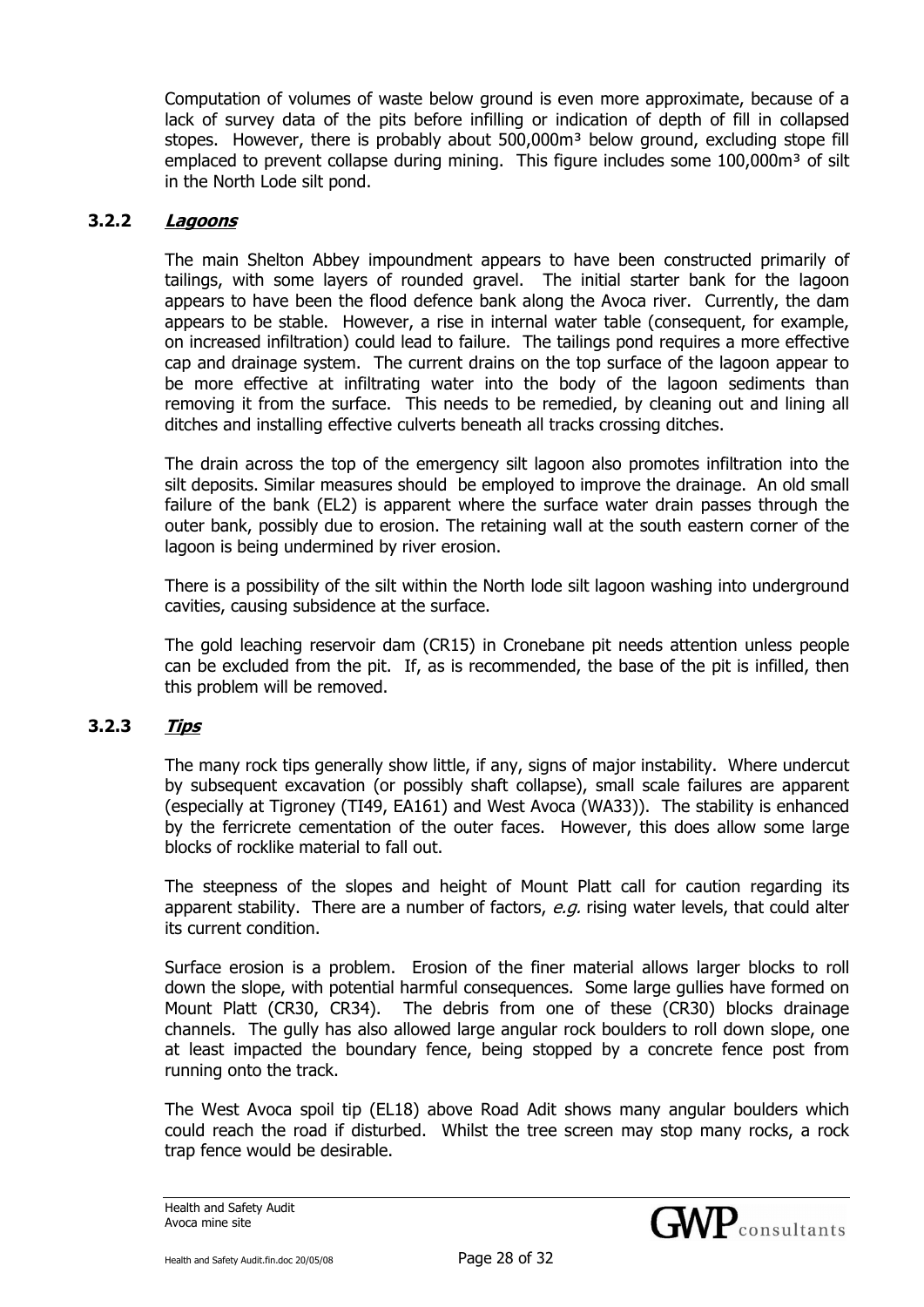Computation of volumes of waste below ground is even more approximate, because of a lack of survey data of the pits before infilling or indication of depth of fill in collapsed stopes. However, there is probably about 500,000m³ below ground, excluding stope fill emplaced to prevent collapse during mining. This figure includes some 100,000m³ of silt in the North Lode silt pond.

### 3.2.2 *Lagoons*

The main Shelton Abbey impoundment appears to have been constructed primarily of tailings, with some layers of rounded gravel. The initial starter bank for the lagoon appears to have been the flood defence bank along the Avoca river. Currently, the dam appears to be stable. However, a rise in internal water table (consequent, for example, on increased infiltration) could lead to failure. The tailings pond requires a more effective cap and drainage system. The current drains on the top surface of the lagoon appear to be more effective at infiltrating water into the body of the lagoon sediments than removing it from the surface. This needs to be remedied, by cleaning out and lining all ditches and installing effective culverts beneath all tracks crossing ditches.

The drain across the top of the emergency silt lagoon also promotes infiltration into the silt deposits. Similar measures should be employed to improve the drainage. An old small failure of the bank (EL2) is apparent where the surface water drain passes through the outer bank, possibly due to erosion. The retaining wall at the south eastern corner of the lagoon is being undermined by river erosion.

There is a possibility of the silt within the North lode silt lagoon washing into underground cavities, causing subsidence at the surface.

The gold leaching reservoir dam (CR15) in Cronebane pit needs attention unless people can be excluded from the pit. If, as is recommended, the base of the pit is infilled, then this problem will be removed.

### 3.2.3 *Tips*

The many rock tips generally show little, if any, signs of major instability. Where undercut by subsequent excavation (or possibly shaft collapse), small scale failures are apparent (especially at Tigroney (TI49, EA161) and West Avoca (WA33)). The stability is enhanced by the ferricrete cementation of the outer faces. However, this does allow some large blocks of rocklike material to fall out.

The steepness of the slopes and height of Mount Platt call for caution regarding its apparent stability. There are a number of factors, *e.g.* rising water levels, that could alter its current condition.

Surface erosion is a problem. Erosion of the finer material allows larger blocks to roll down the slope, with potential harmful consequences. Some large gullies have formed on Mount Platt (CR30, CR34). The debris from one of these (CR30) blocks drainage channels. The gully has also allowed large angular rock boulders to roll down slope, one at least impacted the boundary fence, being stopped by a concrete fence post from running onto the track.

The West Avoca spoil tip (EL18) above Road Adit shows many angular boulders which could reach the road if disturbed. Whilst the tree screen may stop many rocks, a rock trap fence would be desirable.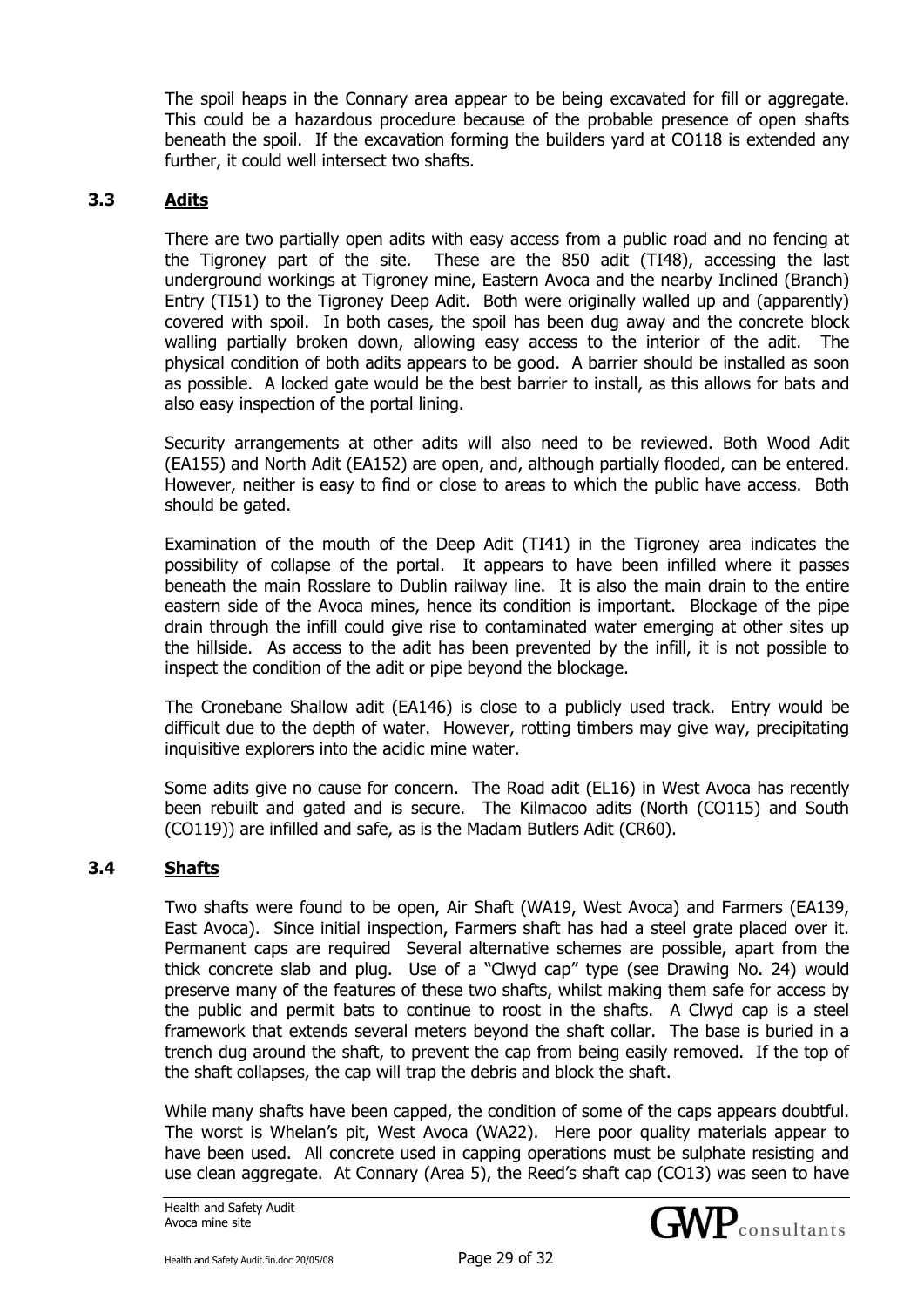The spoil heaps in the Connary area appear to be being excavated for fill or aggregate. This could be a hazardous procedure because of the probable presence of open shafts beneath the spoil. If the excavation forming the builders yard at CO118 is extended any further, it could well intersect two shafts.

### 3.3 Adits

There are two partially open adits with easy access from a public road and no fencing at the Tigroney part of the site. These are the 850 adit (TI48), accessing the last underground workings at Tigroney mine, Eastern Avoca and the nearby Inclined (Branch) Entry (TI51) to the Tigroney Deep Adit. Both were originally walled up and (apparently) covered with spoil. In both cases, the spoil has been dug away and the concrete block walling partially broken down, allowing easy access to the interior of the adit. The physical condition of both adits appears to be good. A barrier should be installed as soon as possible. A locked gate would be the best barrier to install, as this allows for bats and also easy inspection of the portal lining.

Security arrangements at other adits will also need to be reviewed. Both Wood Adit (EA155) and North Adit (EA152) are open, and, although partially flooded, can be entered. However, neither is easy to find or close to areas to which the public have access. Both should be gated.

Examination of the mouth of the Deep Adit (TI41) in the Tigroney area indicates the possibility of collapse of the portal. It appears to have been infilled where it passes beneath the main Rosslare to Dublin railway line. It is also the main drain to the entire eastern side of the Avoca mines, hence its condition is important. Blockage of the pipe drain through the infill could give rise to contaminated water emerging at other sites up the hillside. As access to the adit has been prevented by the infill, it is not possible to inspect the condition of the adit or pipe beyond the blockage.

The Cronebane Shallow adit (EA146) is close to a publicly used track. Entry would be difficult due to the depth of water. However, rotting timbers may give way, precipitating inquisitive explorers into the acidic mine water.

Some adits give no cause for concern. The Road adit (EL16) in West Avoca has recently been rebuilt and gated and is secure. The Kilmacoo adits (North (CO115) and South (CO119)) are infilled and safe, as is the Madam Butlers Adit (CR60).

### 3.4 Shafts

Two shafts were found to be open, Air Shaft (WA19, West Avoca) and Farmers (EA139, East Avoca). Since initial inspection, Farmers shaft has had a steel grate placed over it. Permanent caps are required Several alternative schemes are possible, apart from the thick concrete slab and plug. Use of a "Clwyd cap" type (see Drawing No. 24) would preserve many of the features of these two shafts, whilst making them safe for access by the public and permit bats to continue to roost in the shafts. A Clwyd cap is a steel framework that extends several meters beyond the shaft collar. The base is buried in a trench dug around the shaft, to prevent the cap from being easily removed. If the top of the shaft collapses, the cap will trap the debris and block the shaft.

While many shafts have been capped, the condition of some of the caps appears doubtful. The worst is Whelan's pit, West Avoca (WA22). Here poor quality materials appear to have been used. All concrete used in capping operations must be sulphate resisting and use clean aggregate. At Connary (Area 5), the Reed's shaft cap (CO13) was seen to have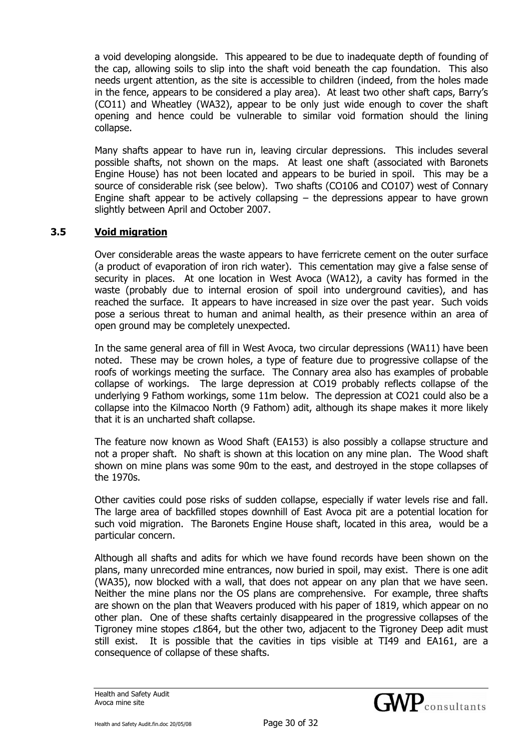a void developing alongside. This appeared to be due to inadequate depth of founding of the cap, allowing soils to slip into the shaft void beneath the cap foundation. This also needs urgent attention, as the site is accessible to children (indeed, from the holes made in the fence, appears to be considered a play area). At least two other shaft caps, Barry's (CO11) and Wheatley (WA32), appear to be only just wide enough to cover the shaft opening and hence could be vulnerable to similar void formation should the lining collapse.

Many shafts appear to have run in, leaving circular depressions. This includes several possible shafts, not shown on the maps. At least one shaft (associated with Baronets Engine House) has not been located and appears to be buried in spoil. This may be a source of considerable risk (see below). Two shafts (CO106 and CO107) west of Connary Engine shaft appear to be actively collapsing – the depressions appear to have grown slightly between April and October 2007.

### 3.5 Void migration

Over considerable areas the waste appears to have ferricrete cement on the outer surface (a product of evaporation of iron rich water). This cementation may give a false sense of security in places. At one location in West Avoca (WA12), a cavity has formed in the waste (probably due to internal erosion of spoil into underground cavities), and has reached the surface. It appears to have increased in size over the past year. Such voids pose a serious threat to human and animal health, as their presence within an area of open ground may be completely unexpected.

In the same general area of fill in West Avoca, two circular depressions (WA11) have been noted. These may be crown holes, a type of feature due to progressive collapse of the roofs of workings meeting the surface. The Connary area also has examples of probable collapse of workings. The large depression at CO19 probably reflects collapse of the underlying 9 Fathom workings, some 11m below. The depression at CO21 could also be a collapse into the Kilmacoo North (9 Fathom) adit, although its shape makes it more likely that it is an uncharted shaft collapse.

The feature now known as Wood Shaft (EA153) is also possibly a collapse structure and not a proper shaft. No shaft is shown at this location on any mine plan. The Wood shaft shown on mine plans was some 90m to the east, and destroyed in the stope collapses of the 1970s.

Other cavities could pose risks of sudden collapse, especially if water levels rise and fall. The large area of backfilled stopes downhill of East Avoca pit are a potential location for such void migration. The Baronets Engine House shaft, located in this area, would be a particular concern.

Although all shafts and adits for which we have found records have been shown on the plans, many unrecorded mine entrances, now buried in spoil, may exist. There is one adit (WA35), now blocked with a wall, that does not appear on any plan that we have seen. Neither the mine plans nor the OS plans are comprehensive. For example, three shafts are shown on the plan that Weavers produced with his paper of 1819, which appear on no other plan. One of these shafts certainly disappeared in the progressive collapses of the Tigroney mine stopes *c*1864, but the other two, adjacent to the Tigroney Deep adit must still exist. It is possible that the cavities in tips visible at TI49 and EA161, are a consequence of collapse of these shafts.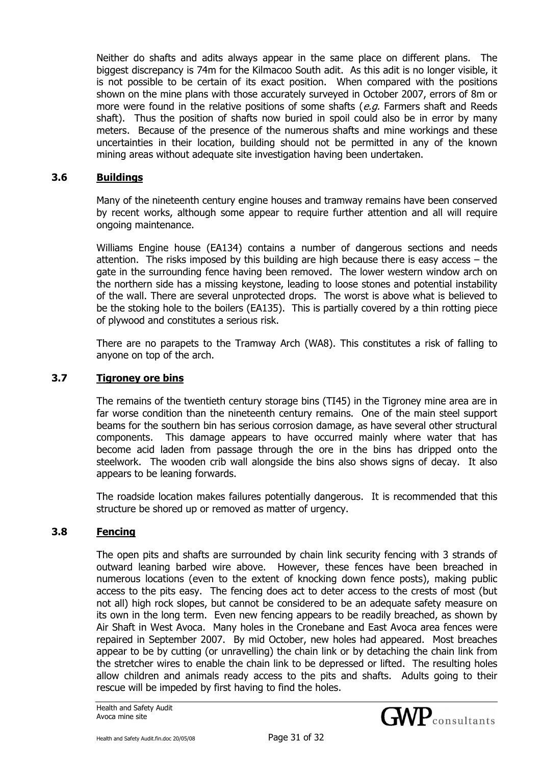Neither do shafts and adits always appear in the same place on different plans. The biggest discrepancy is 74m for the Kilmacoo South adit. As this adit is no longer visible, it is not possible to be certain of its exact position. When compared with the positions shown on the mine plans with those accurately surveyed in October 2007, errors of 8m or more were found in the relative positions of some shafts (*e.g.* Farmers shaft and Reeds shaft). Thus the position of shafts now buried in spoil could also be in error by many meters. Because of the presence of the numerous shafts and mine workings and these uncertainties in their location, building should not be permitted in any of the known mining areas without adequate site investigation having been undertaken.

### 3.6 Buildings

Many of the nineteenth century engine houses and tramway remains have been conserved by recent works, although some appear to require further attention and all will require ongoing maintenance.

Williams Engine house (EA134) contains a number of dangerous sections and needs attention. The risks imposed by this building are high because there is easy access – the gate in the surrounding fence having been removed. The lower western window arch on the northern side has a missing keystone, leading to loose stones and potential instability of the wall. There are several unprotected drops. The worst is above what is believed to be the stoking hole to the boilers (EA135). This is partially covered by a thin rotting piece of plywood and constitutes a serious risk.

There are no parapets to the Tramway Arch (WA8). This constitutes a risk of falling to anyone on top of the arch.

### 3.7 Tigroney ore bins

The remains of the twentieth century storage bins (TI45) in the Tigroney mine area are in far worse condition than the nineteenth century remains. One of the main steel support beams for the southern bin has serious corrosion damage, as have several other structural components. This damage appears to have occurred mainly where water that has become acid laden from passage through the ore in the bins has dripped onto the steelwork. The wooden crib wall alongside the bins also shows signs of decay. It also appears to be leaning forwards.

The roadside location makes failures potentially dangerous. It is recommended that this structure be shored up or removed as matter of urgency.

### 3.8 Fencing

The open pits and shafts are surrounded by chain link security fencing with 3 strands of outward leaning barbed wire above. However, these fences have been breached in numerous locations (even to the extent of knocking down fence posts), making public access to the pits easy. The fencing does act to deter access to the crests of most (but not all) high rock slopes, but cannot be considered to be an adequate safety measure on its own in the long term. Even new fencing appears to be readily breached, as shown by Air Shaft in West Avoca. Many holes in the Cronebane and East Avoca area fences were repaired in September 2007. By mid October, new holes had appeared. Most breaches appear to be by cutting (or unravelling) the chain link or by detaching the chain link from the stretcher wires to enable the chain link to be depressed or lifted. The resulting holes allow children and animals ready access to the pits and shafts. Adults going to their rescue will be impeded by first having to find the holes.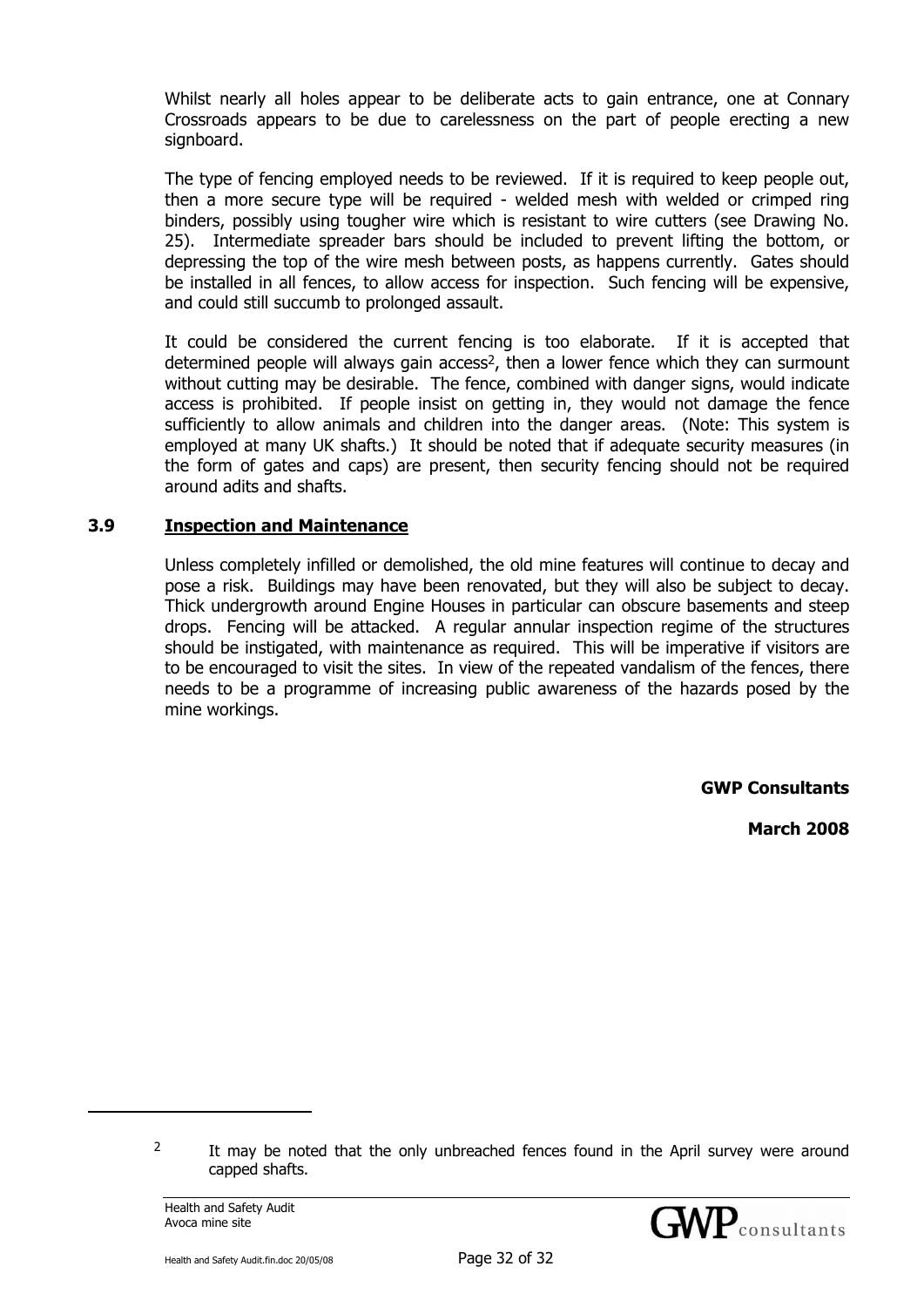Whilst nearly all holes appear to be deliberate acts to gain entrance, one at Connary Crossroads appears to be due to carelessness on the part of people erecting a new signboard.

The type of fencing employed needs to be reviewed. If it is required to keep people out, then a more secure type will be required - welded mesh with welded or crimped ring binders, possibly using tougher wire which is resistant to wire cutters (see Drawing No. 25). Intermediate spreader bars should be included to prevent lifting the bottom, or depressing the top of the wire mesh between posts, as happens currently. Gates should be installed in all fences, to allow access for inspection. Such fencing will be expensive, and could still succumb to prolonged assault.

It could be considered the current fencing is too elaborate. If it is accepted that determined people will always gain access[2], then a lower fence which they can surmount without cutting may be desirable. The fence, combined with danger signs, would indicate access is prohibited. If people insist on getting in, they would not damage the fence sufficiently to allow animals and children into the danger areas. (Note: This system is employed at many UK shafts.) It should be noted that if adequate security measures (in the form of gates and caps) are present, then security fencing should not be required around adits and shafts.

### 3.9 Inspection and Maintenance

Unless completely infilled or demolished, the old mine features will continue to decay and pose a risk. Buildings may have been renovated, but they will also be subject to decay. Thick undergrowth around Engine Houses in particular can obscure basements and steep drops. Fencing will be attacked. A regular annual inspection regime of the structures should be instigated, with maintenance as required. This will be imperative if visitors are to be encouraged to visit the sites. In view of the repeated vandalism of the fences, there needs to be a programme of increasing public awareness of the hazards posed by the mine workings.

**GWP Consultants**

**March 2008**

---

[2] It may be noted that the only unbreached fences found in the April survey were around capped shafts.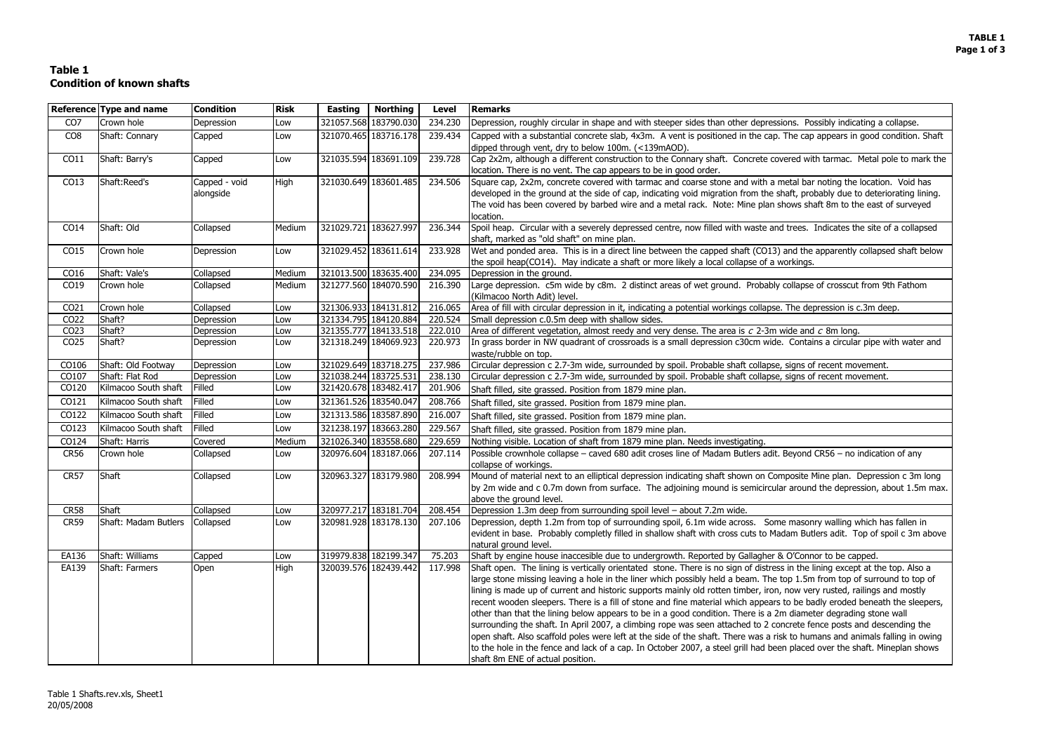# Table 1
## Condition of known shafts

| Reference | Type and name | Condition | Risk | Easting | Northing | Level | Remarks |
|---|---|---|---|---|---|---|---|
| CO7 | Crown hole | Depression | Low | 321057.568 | 183790.030 | 234.230 | Depression, roughly circular in shape and with steeper sides than other depressions. Possibly indicating a collapse. |
| CO8 | Shaft: Connary | Capped | Low | 321070.465 | 183716.178 | 239.434 | Capped with a substantial concrete slab, 4x3m. A vent is positioned in the cap. The cap appears in good condition. Shaft dipped through vent, dry to below 100m. (<139mAOD). |
| CO11 | Shaft: Barry's | Capped | Low | 321035.594 | 183691.109 | 239.728 | Cap 2x2m, although a different construction to the Connary shaft. Concrete covered with tarmac. Metal pole to mark the location. There is no vent. The cap appears to be in good order. |
| CO13 | Shaft:Reed's | Capped - void alongside | High | 321030.649 | 183601.485 | 234.506 | Square cap, 2x2m, concrete covered with tarmac and coarse stone and with a metal bar noting the location. Void has developed in the ground at the side of cap, indicating void migration from the shaft, probably due to deteriorating lining. The void has been covered by barbed wire and a metal rack. Note: Mine plan shows shaft 8m to the east of surveyed location. |
| CO14 | Shaft: Old | Collapsed | Medium | 321029.721 | 183627.997 | 236.344 | Spoil heap. Circular with a severely depressed centre, now filled with waste and trees. Indicates the site of a collapsed shaft, marked as "old shaft" on mine plan. |
| CO15 | Crown hole | Depression | Low | 321029.452 | 183611.614 | 233.928 | Wet and ponded area. This is in a direct line between the capped shaft (CO13) and the apparently collapsed shaft below the spoil heap(CO14). May indicate a shaft or more likely a local collapse of a workings. |
| CO16 | Shaft: Vale's | Collapsed | Medium | 321013.500 | 183635.400 | 234.095 | Depression in the ground. |
| CO19 | Crown hole | Collapsed | Medium | 321277.560 | 184070.590 | 216.390 | Large depression. c5m wide by c8m. 2 distinct areas of wet ground. Probably collapse of crosscut from 9th Fathom (Kilmacoo North Adit) level. |
| CO21 | Crown hole | Collapsed | Low | 321306.933 | 184131.812 | 216.065 | Area of fill with circular depression in it, indicating a potential workings collapse. The depression is c.3m deep. |
| CO22 | Shaft? | Depression | Low | 321334.795 | 184120.884 | 220.524 | Small depression c.0.5m deep with shallow sides. |
| CO23 | Shaft? | Depression | Low | 321355.777 | 184133.518 | 222.010 | Area of different vegetation, almost reedy and very dense. The area is *c* 2-3m wide and *c* 8m long. |
| CO25 | Shaft? | Depression | Low | 321318.249 | 184069.923 | 220.973 | In grass border in NW quadrant of crossroads is a small depression c30cm wide. Contains a circular pipe with water and waste/rubble on top. |
| CO106 | Shaft: Old Footway | Depression | Low | 321029.649 | 183718.275 | 237.986 | Circular depression c 2.7-3m wide, surrounded by spoil. Probable shaft collapse, signs of recent movement. |
| CO107 | Shaft: Flat Rod | Depression | Low | 321038.244 | 183725.531 | 238.130 | Circular depression c 2.7-3m wide, surrounded by spoil. Probable shaft collapse, signs of recent movement. |
| CO120 | Kilmacoo South shaft | Filled | Low | 321420.678 | 183482.417 | 201.906 | Shaft filled, site grassed. Position from 1879 mine plan. |
| CO121 | Kilmacoo South shaft | Filled | Low | 321361.526 | 183540.047 | 208.766 | Shaft filled, site grassed. Position from 1879 mine plan. |
| CO122 | Kilmacoo South shaft | Filled | Low | 321313.586 | 183587.890 | 216.007 | Shaft filled, site grassed. Position from 1879 mine plan. |
| CO123 | Kilmacoo South shaft | Filled | Low | 321238.197 | 183663.280 | 229.567 | Shaft filled, site grassed. Position from 1879 mine plan. |
| CO124 | Shaft: Harris | Covered | Medium | 321026.340 | 183558.680 | 229.659 | Nothing visible. Location of shaft from 1879 mine plan. Needs investigating. |
| CR56 | Crown hole | Collapsed | Low | 320976.604 | 183187.066 | 207.114 | Possible crownhole collapse – caved 680 adit cross line of Madam Butlers adit. Beyond CR56 – no indication of any collapse of workings. |
| CR57 | Shaft | Collapsed | Low | 320963.327 | 183179.980 | 208.994 | Mound of material next to an elliptical depression indicating shaft shown on Composite Mine plan. Depression c 3m long by 2m wide and c 0.7m down from surface. The adjoining mound is semicircular around the depression, about 1.5m max. above the ground level. |
| CR58 | Shaft | Collapsed | Low | 320977.217 | 183181.704 | 208.454 | Depression 1.3m deep from surrounding spoil level – about 7.2m wide. |
| CR59 | Shaft: Madam Butlers | Collapsed | Low | 320981.928 | 183178.130 | 207.106 | Depression, depth 1.2m from top of surrounding spoil, 6.1m wide across. Some masonry walling which has fallen in evident in base. Probably completly filled in shallow shaft with cross cuts to Madam Butlers adit. Top of spoil c 3m above natural ground level. |
| EA136 | Shaft: Williams | Capped | Low | 319979.838 | 182199.347 | 75.203 | Shaft by engine house inaccesible due to undergrowth. Reported by Gallagher & O'Connor to be capped. |
| EA139 | Shaft: Farmers | Open | High | 320039.576 | 182439.442 | 117.998 | Shaft open. The lining is vertically orientated stone. There is no sign of distress in the lining except at the top. Also a large stone missing leaving a hole in the liner which possibly held a beam. The top 1.5m from top of surround to top of lining is made up of current and historic supports mainly old rotten timber, iron, now very rusted, railings and mostly recent wooden sleepers. There is a fill of stone and fine material which appears to be badly eroded beneath the sleepers, other than that the lining below appears to be in a good condition. There is a 2m diameter degrading stone wall surrounding the shaft. In April 2007, a climbing rope was seen attached to 2 concrete fence posts and descending the open shaft. Also scaffold poles were left at the side of the shaft. There was a risk to humans and animals falling in owing to the hole in the fence and lack of a cap. In October 2007, a steel grill had been placed over the shaft. Mineplan shows shaft 8m ENE of actual position. |

Table 1 Shafts.rev.xls, Sheet1
20/05/2008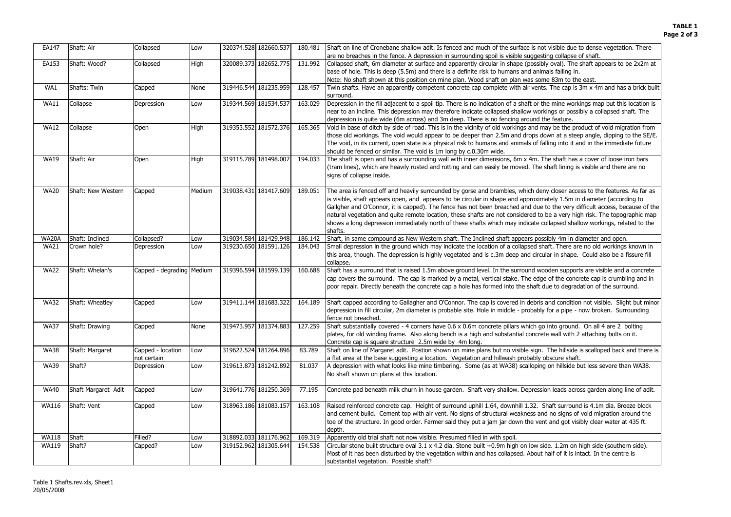**TABLE 1**

| EA147 | Shaft: Air | Collapsed | Low | 320374.528 | 182660.537 | 180.481 | Shaft on line of Cronebane shallow adit. Is fenced and much of the surface is not visible due to dense vegetation. There are no breaches in the fence. A depression in surrounding spoil is visible suggesting collapse of shaft. |
|---|---|---|---|---|---|---|---|
| EA153 | Shaft: Wood? | Collapsed | High | 320089.373 | 182652.775 | 131.992 | Collapsed shaft, 6m diameter at surface and apparently circular in shape (possibly oval). The shaft appears to be 2x2m at base of hole. This is deep (5.5m) and there is a definite risk to humans and animals falling in. Note: No shaft shown at this position on mine plan. Wood shaft on plan was some 83m to the east. |
| WA1 | Shafts: Twin | Capped | None | 319446.544 | 181235.959 | 128.457 | Twin shafts. Have an apparently competent concrete cap complete with air vents. The cap is 3m x 4m and has a brick built surround. |
| WA11 | Collapse | Depression | Low | 319344.569 | 181534.537 | 163.029 | Depression in the fill adjacent to a spoil tip. There is no indication of a shaft or the mine workings map but this location is near to an incline. This depression may therefore indicate collapsed shallow workings or possibly a collapsed shaft. The depression is quite wide (6m across) and 3m deep. There is no fencing around the feature. |
| WA12 | Collapse | Open | High | 319353.552 | 181572.376 | 165.365 | Void in base of ditch by side of road. This is in the vicinity of old workings and may be the product of void migration from those old workings. The void would appear to be deeper than 2.5m and drops down at a steep angle, dipping to the SE/E. The void, in its current, open state is a physical risk to humans and animals of falling into it and in the immediate future should be fenced or similar. The void is 1m long by c.0.30m wide. |
| WA19 | Shaft: Air | Open | High | 319115.789 | 181498.007 | 194.033 | The shaft is open and has a surrounding wall with inner dimensions, 6m x 4m. The shaft has a cover of loose iron bars (tram lines), which are heavily rusted and rotting and can easily be moved. The shaft lining is visible and there are no signs of collapse inside. |
| WA20 | Shaft: New Western | Capped | Medium | 319038.431 | 181417.609 | 189.051 | The area is fenced off and heavily surrounded by gorse and brambles, which deny closer access to the features. As far as is visible, shaft appears open, and appears to be circular in shape and approximately 1.5m in diameter (according to Gallgher and O'Connor, it is capped). The fence has not been breached and due to the very difficult access, because of the natural vegetation and quite remote location, these shafts are not considered to be a very high risk. The topographic map shows a long depression immediately north of these shafts which may indicate collapsed shallow workings, related to the shafts. |
| WA20A | Shaft: Inclined | Collapsed? | Low | 319034.584 | 181429.948 | 186.142 | Shaft, in same compound as New Western shaft. The Inclined shaft appears possibly 4m in diameter and open. |
| WA21 | Crown hole? | Depression | Low | 319230.650 | 181591.126 | 184.043 | Small depression in the ground which may indicate the location of a collapsed shaft. There are no old workings known in this area, though. The depression is highly vegetated and is c.3m deep and circular in shape. Could also be a fissure fill collapse. |
| WA22 | Shaft: Whelan's | Capped - degrading | Medium | 319396.594 | 181599.139 | 160.688 | Shaft has a surround that is raised 1.5m above ground level. In the surround wooden supports are visible and a concrete cap covers the surround. The cap is marked by a metal, vertical stake. The edge of the concrete cap is crumbling and in poor repair. Directly beneath the concrete cap a hole has formed into the shaft due to degradation of the surround. |
| WA32 | Shaft: Wheatley | Capped | Low | 319411.144 | 181683.322 | 164.189 | Shaft capped according to Gallagher and O'Connor. The cap is covered in debris and condition not visible. Slight but minor depression in fill circular, 2m diameter is probable site. Hole in middle - probably for a pipe - now broken. Surrounding fence not breached. |
| WA37 | Shaft: Drawing | Capped | None | 319473.957 | 181374.883 | 127.259 | Shaft substantially covered - 4 corners have 0.6 x 0.6m concrete pillars which go into ground. On all 4 are 2 bolting plates, for old winding frame. Also along bench is a high and substantial concrete wall with 2 attaching bolts on it. Concrete cap is square structure 2.5m wide by 4m long. |
| WA38 | Shaft: Margaret | Capped - location not certain | Low | 319622.524 | 181264.896 | 83.789 | Shaft on line of Margaret adit. Postion shown on mine plans but no visible sign. The hillside is scalloped back and there is a flat area at the base suggesting a location. Vegetation and hillwash probably obscure shaft. |
| WA39 | Shaft? | Depression | Low | 319613.873 | 181242.892 | 81.037 | A depression with what looks like mine timbering. Some (as at WA38) scalloping on hillside but less severe than WA38. No shaft shown on plans at this location. |
| WA40 | Shaft Margaret Adit | Capped | Low | 319641.776 | 181250.369 | 77.195 | Concrete pad beneath milk churn in house garden. Shaft very shallow. Depression leads across garden along line of adit. |
| WA116 | Shaft: Vent | Capped | Low | 318963.186 | 181083.157 | 163.108 | Raised reinforced concrete cap. Height of surround uphill 1.64, downhill 1.32. Shaft surround is 4.1m dia. Breeze block and cement build. Cement top with air vent. No signs of structural weakness and no signs of void migration around the toe of the structure. In good order. Farmer said they put a jam jar down the vent and got visibly clear water at 435 ft. depth. |
| WA118 | Shaft | Filled? | Low | 318892.033 | 181176.962 | 169.319 | Apparently old trial shaft not now visible. Presumed filled in with spoil. |
| WA119 | Shaft? | Capped? | Low | 319152.962 | 181305.644 | 154.538 | Circular stone built structure oval 3.1 x 4.2 dia. Stone built +0.9m high on low side. 1.2m on high side (southern side). Most of it has been disturbed by the vegetation within and has collapsed. About half of it is intact. In the centre is substantial vegetation. Possible shaft? |

Table 1 Shafts.rev.xls, Sheet1
20/05/2008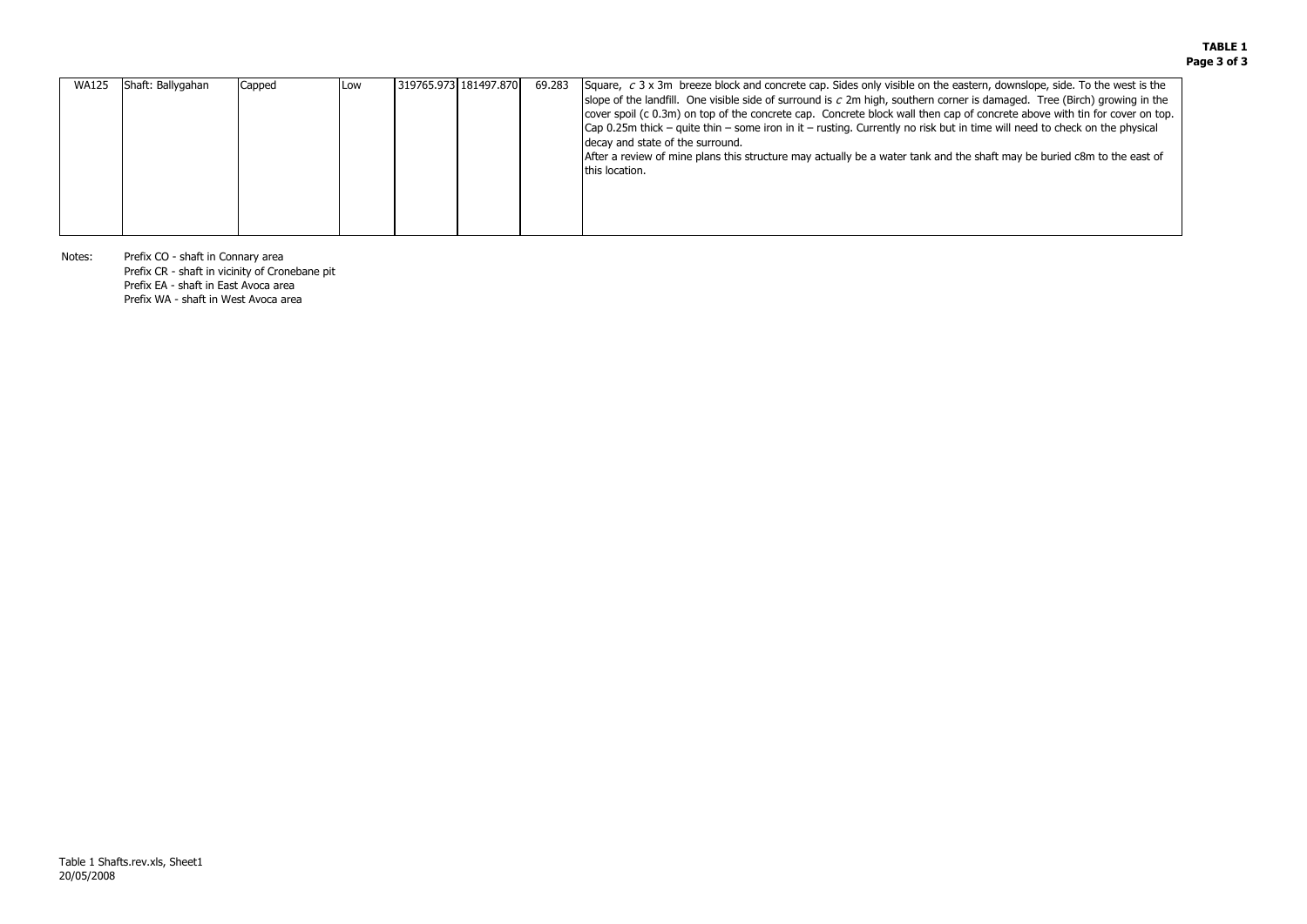**TABLE 1**

| | | | | | | | |
|---|---|---|---|---|---|---|---|
| WA125 | Shaft: Ballygahan | Capped | Low | 319765.973 | 181497.870 | 69.283 | Square, *c* 3 x 3m breeze block and concrete cap. Sides only visible on the eastern, downslope, side. To the west is the slope of the landfill. One visible side of surround is *c* 2m high, southern corner is damaged. Tree (Birch) growing in the cover spoil (c 0.3m) on top of the concrete cap. Concrete block wall then cap of concrete above with tin for cover on top. Cap 0.25m thick – quite thin – some iron in it – rusting. Currently no risk but in time will need to check on the physical decay and state of the surround.<br>After a review of mine plans this structure may actually be a water tank and the shaft may be buried c8m to the east of this location. |

Notes: Prefix CO - shaft in Connary area
Prefix CR - shaft in vicinity of Cronebane pit
Prefix EA - shaft in East Avoca area
Prefix WA - shaft in West Avoca area

Table 1 Shafts.rev.xls, Sheet1
20/05/2008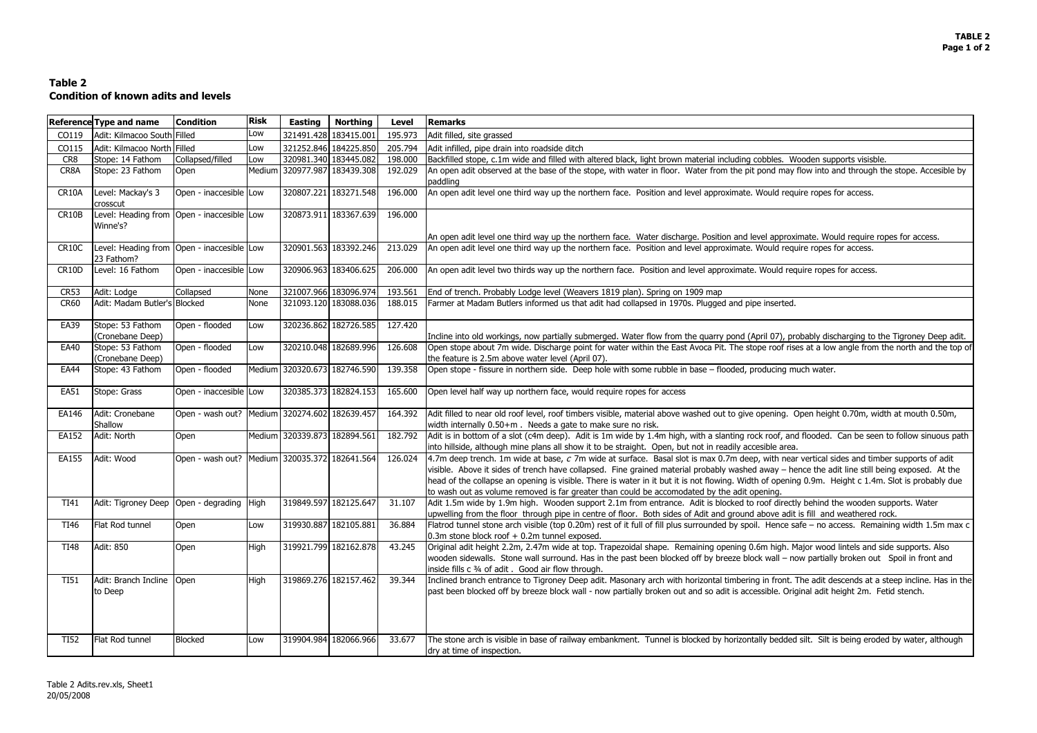## Table 2
### Condition of known adits and levels

| Reference | Type and name | Condition | Risk | Easting | Northing | Level | Remarks |
|---|---|---|---|---|---|---|---|
| CO119 | Adit: Kilmacoo South | Filled | Low | 321491.428 | 183415.001 | 195.973 | Adit filled, site grassed |
| CO115 | Adit: Kilmacoo North | Filled | Low | 321252.846 | 184225.850 | 205.794 | Adit infilled, pipe drain into roadside ditch |
| CR8 | Stope: 14 Fathom | Collapsed/filled | Low | 320981.340 | 183445.082 | 198.000 | Backfilled stope, c.1m wide and filled with altered black, light brown material including cobbles. Wooden supports visisble. |
| CR8A | Stope: 23 Fathom | Open | Medium | 320977.987 | 183439.308 | 192.029 | An open adit observed at the base of the stope, with water in floor. Water from the pit pond may flow into and through the stope. Accesible by paddling |
| CR10A | Level: Mackay's 3 crosscut | Open - inaccesible | Low | 320807.221 | 183271.548 | 196.000 | An open adit level one third way up the northern face. Position and level approximate. Would require ropes for access. |
| CR10B | Level: Heading from Winne's? | Open - inaccesible | Low | 320873.911 | 183367.639 | 196.000 | An open adit level one third way up the northern face. Water discharge. Position and level approximate. Would require ropes for access. |
| CR10C | Level: Heading from 23 Fathom? | Open - inaccesible | Low | 320901.563 | 183392.246 | 213.029 | An open adit level one third way up the northern face. Position and level approximate. Would require ropes for access. |
| CR10D | Level: 16 Fathom | Open - inaccesible | Low | 320906.963 | 183406.625 | 206.000 | An open adit level two thirds way up the northern face. Position and level approximate. Would require ropes for access. |
| CR53 | Adit: Lodge | Collapsed | None | 321007.966 | 183096.974 | 193.561 | End of trench. Probably Lodge level (Weavers 1819 plan). Spring on 1909 map |
| CR60 | Adit: Madam Butler's | Blocked | None | 321093.120 | 183088.036 | 188.015 | Farmer at Madam Butlers informed us that adit had collapsed in 1970s. Plugged and pipe inserted. |
| EA39 | Stope: 53 Fathom (Cronebane Deep) | Open - flooded | Low | 320236.862 | 182726.585 | 127.420 | Incline into old workings, now partially submerged. Water flow from the quarry pond (April 07), probably discharging to the Tigroney Deep adit. |
| EA40 | Stope: 53 Fathom (Cronebane Deep) | Open - flooded | Low | 320210.048 | 182689.996 | 126.608 | Open stope about 7m wide. Discharge point for water within the East Avoca Pit. The stope roof rises at a low angle from the north and the top of the feature is 2.5m above water level (April 07). |
| EA44 | Stope: 43 Fathom | Open - flooded | Medium | 320320.673 | 182746.590 | 139.358 | Open stope - fissure in northern side. Deep hole with some rubble in base – flooded, producing much water. |
| EA51 | Stope: Grass | Open - inaccesible | Low | 320385.373 | 182824.153 | 165.600 | Open level half way up northern face, would require ropes for access |
| EA146 | Adit: Cronebane Shallow | Open - wash out? | Medium | 320274.602 | 182639.457 | 164.392 | Adit filled to near old roof level, roof timbers visible, material above washed out to give opening. Open height 0.70m, width at mouth 0.50m, width internally 0.50+m . Needs a gate to make sure no risk. |
| EA152 | Adit: North | Open | Medium | 320339.873 | 182894.561 | 182.792 | Adit is in bottom of a slot (c4m deep). Adit is 1m wide by 1.4m high, with a slanting rock roof, and flooded. Can be seen to follow sinuous path into hillside, although mine plans all show it to be straight. Open, but not in readily accesible area. |
| EA155 | Adit: Wood | Open - wash out? | Medium | 320035.372 | 182641.564 | 126.024 | 4.7m deep trench. 1m wide at base, *c* 7m wide at surface. Basal slot is max 0.7m deep, with near vertical sides and timber supports of adit visible. Above it sides of trench have collapsed. Fine grained material probably washed away – hence the adit line still being exposed. At the head of the collapse an opening is visible. There is water in it but it is not flowing. Width of opening 0.9m. Height c 1.4m. Slot is probably due to wash out as volume removed is far greater than could be accomodated by the adit opening. |
| TI41 | Adit: Tigroney Deep | Open - degrading | High | 319849.597 | 182125.647 | 31.107 | Adit 1.5m wide by 1.9m high. Wooden support 2.1m from entrance. Adit is blocked to roof directly behind the wooden supports. Water upwelling from the floor through pipe in centre of floor. Both sides of Adit and ground above adit is fill and weathered rock. |
| TI46 | Flat Rod tunnel | Open | Low | 319930.887 | 182105.881 | 36.884 | Flatrod tunnel stone arch visible (top 0.20m) rest of it full of fill plus surrounded by spoil. Hence safe – no access. Remaining width 1.5m max c 0.3m stone block roof + 0.2m tunnel exposed. |
| TI48 | Adit: 850 | Open | High | 319921.799 | 182162.878 | 43.245 | Original adit height 2.2m, 2.47m wide at top. Trapezoidal shape. Remaining opening 0.6m high. Major wood lintels and side supports. Also wooden sidewalls. Stone wall surround. Has in the past been blocked off by breeze block wall – now partially broken out Spoil in front and inside fills c ¾ of adit . Good air flow through. |
| TI51 | Adit: Branch Incline to Deep | Open | High | 319869.276 | 182157.462 | 39.344 | Inclined branch entrance to Tigroney Deep adit. Masonary arch with horizontal timbering in front. The adit descends at a steep incline. Has in the past been blocked off by breeze block wall - now partially broken out and so adit is accessible. Original adit height 2m. Fetid stench. |
| TI52 | Flat Rod tunnel | Blocked | Low | 319904.984 | 182066.966 | 33.677 | The stone arch is visible in base of railway embankment. Tunnel is blocked by horizontally bedded silt. Silt is being eroded by water, although dry at time of inspection. |

Table 2 Adits.rev.xls, Sheet1
20/05/2008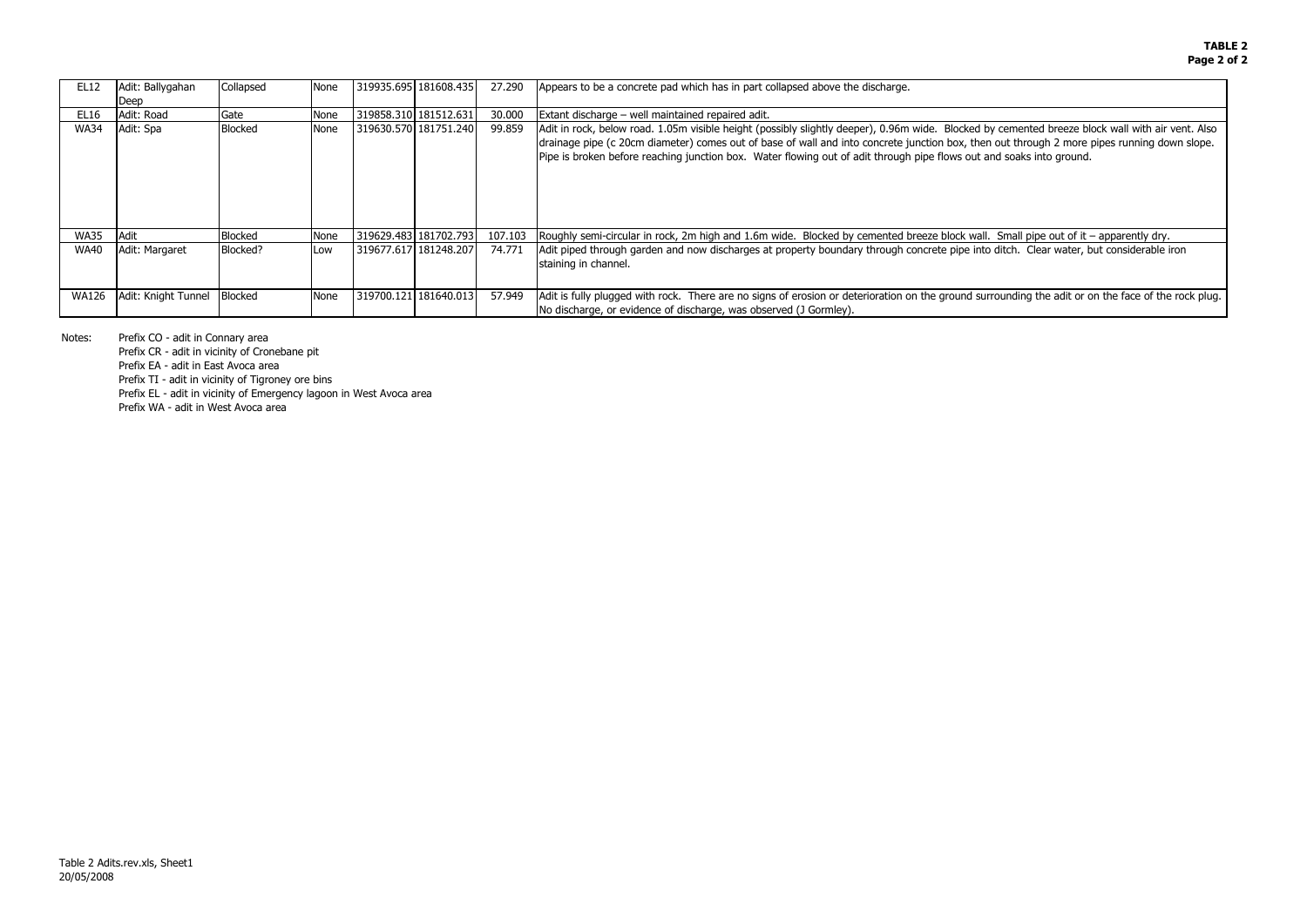**TABLE 2**

| EL12 | Adit: Ballygahan Deep | Collapsed | None | 319935.695 | 181608.435 | 27.290 | Appears to be a concrete pad which has in part collapsed above the discharge. |
|---|---|---|---|---|---|---|---|
| EL16 | Adit: Road | Gate | None | 319858.310 | 181512.631 | 30.000 | Extant discharge – well maintained repaired adit. |
| WA34 | Adit: Spa | Blocked | None | 319630.570 | 181751.240 | 99.859 | Adit in rock, below road. 1.05m visible height (possibly slightly deeper), 0.96m wide. Blocked by cemented breeze block wall with air vent. Also drainage pipe (c 20cm diameter) comes out of base of wall and into concrete junction box, then out through 2 more pipes running down slope. Pipe is broken before reaching junction box. Water flowing out of adit through pipe flows out and soaks into ground. |
| WA35 | Adit | Blocked | None | 319629.483 | 181702.793 | 107.103 | Roughly semi-circular in rock, 2m high and 1.6m wide. Blocked by cemented breeze block wall. Small pipe out of it – apparently dry. |
| WA40 | Adit: Margaret | Blocked? | Low | 319677.617 | 181248.207 | 74.771 | Adit piped through garden and now discharges at property boundary through concrete pipe into ditch. Clear water, but considerable iron staining in channel. |
| WA126 | Adit: Knight Tunnel | Blocked | None | 319700.121 | 181640.013 | 57.949 | Adit is fully plugged with rock. There are no signs of erosion or deterioration on the ground surrounding the adit or on the face of the rock plug. No discharge, or evidence of discharge, was observed (J Gormley). |

Notes:
Prefix CO - adit in Connary area
Prefix CR - adit in vicinity of Cronebane pit
Prefix EA - adit in East Avoca area
Prefix TI - adit in vicinity of Tigroney ore bins
Prefix EL - adit in vicinity of Emergency lagoon in West Avoca area
Prefix WA - adit in West Avoca area

Table 2 Adits.rev.xls, Sheet1
20/05/2008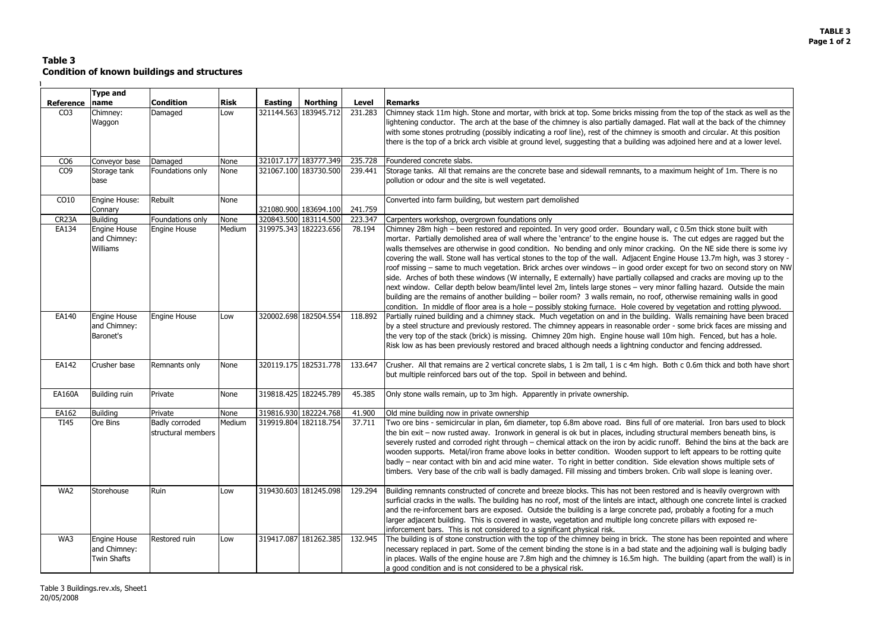**TABLE 3**

## Table 3
### Condition of known buildings and structures

| Reference | Type and name | Condition | Risk | Easting | Northing | Level | Remarks |
|---|---|---|---|---|---|---|---|
| CO3 | Chimney: Waggon | Damaged | Low | 321144.563 | 183945.712 | 231.283 | Chimney stack 11m high. Stone and mortar, with brick at top. Some bricks missing from the top of the stack as well as the lightening conductor. The arch at the base of the chimney is also partially damaged. Flat wall at the back of the chimney with some stones protruding (possibly indicating a roof line), rest of the chimney is smooth and circular. At this position there is the top of a brick arch visible at ground level, suggesting that a building was adjoined here and at a lower level. |
| CO6 | Conveyor base | Damaged | None | 321017.177 | 183777.349 | 235.728 | Foundered concrete slabs. |
| CO9 | Storage tank base | Foundations only | None | 321067.100 | 183730.500 | 239.441 | Storage tanks. All that remains are the concrete base and sidewall remnants, to a maximum height of 1m. There is no pollution or odour and the site is well vegetated. |
| CO10 | Engine House: Connary | Rebuilt | None | 321080.900 | 183694.100 | 241.759 | Converted into farm building, but western part demolished |
| CR23A | Building | Foundations only | None | 320843.500 | 183114.500 | 223.347 | Carpenters workshop, overgrown foundations only |
| EA134 | Engine House and Chimney: Williams | Engine House | Medium | 319975.343 | 182223.656 | 78.194 | Chimney 28m high – been restored and repointed. In very good order. Boundary wall, c 0.5m thick stone built with mortar. Partially demolished area of wall where the 'entrance' to the engine house is. The cut edges are ragged but the walls themselves are otherwise in good condition. No bending and only minor cracking. On the NE side there is some ivy covering the wall. Stone wall has vertical stones to the top of the wall. Adjacent Engine House 13.7m high, was 3 storey - roof missing – same to much vegetation. Brick arches over windows – in good order except for two on second story on NW side. Arches of both these windows (W internally, E externally) have partially collapsed and cracks are moving up to the next window. Cellar depth below beam/lintel level 2m, lintels large stones – very minor falling hazard. Outside the main building are the remains of another building – boiler room? 3 walls remain, no roof, otherwise remaining walls in good condition. In middle of floor area is a hole – possibly stoking furnace. Hole covered by vegetation and rotting plywood. |
| EA140 | Engine House and Chimney: Baronet's | Engine House | Low | 320002.698 | 182504.554 | 118.892 | Partially ruined building and a chimney stack. Much vegetation on and in the building. Walls remaining have been braced by a steel structure and previously restored. The chimney appears in reasonable order - some brick faces are missing and the very top of the stack (brick) is missing. Chimney 20m high. Engine house wall 10m high. Fenced, but has a hole. Risk low as has been previously restored and braced although needs a lightning conductor and fencing addressed. |
| EA142 | Crusher base | Remnants only | None | 320119.175 | 182531.778 | 133.647 | Crusher. All that remains are 2 vertical concrete slabs, 1 is 2m tall, 1 is c 4m high. Both c 0.6m thick and both have short but multiple reinforced bars out of the top. Spoil in between and behind. |
| EA160A | Building ruin | Private | None | 319818.425 | 182245.789 | 45.385 | Only stone walls remain, up to 3m high. Apparently in private ownership. |
| EA162 | Building | Private | None | 319816.930 | 182224.768 | 41.900 | Old mine building now in private ownership |
| TI45 | Ore Bins | Badly corroded structural members | Medium | 319919.804 | 182118.754 | 37.711 | Two ore bins - semicircular in plan, 6m diameter, top 6.8m above road. Bins full of ore material. Iron bars used to block the bin exit – now rusted away. Ironwork in general is ok but in places, including structural members beneath bins, is severely rusted and corroded right through – chemical attack on the iron by acidic runoff. Behind the bins at the back are wooden supports. Metal/iron frame above looks in better condition. Wooden support to left appears to be rotting quite badly – near contact with bin and acid mine water. To right in better condition. Side elevation shows multiple sets of timbers. Very base of the crib wall is badly damaged. Fill missing and timbers broken. Crib wall slope is leaning over. |
| WA2 | Storehouse | Ruin | Low | 319430.603 | 181245.098 | 129.294 | Building remnants constructed of concrete and breeze blocks. This has not been restored and is heavily overgrown with surficial cracks in the walls. The building has no roof, most of the lintels are intact, although one concrete lintel is cracked and the re-inforcement bars are exposed. Outside the building is a large concrete pad, probably a footing for a much larger adjacent building. This is covered in waste, vegetation and multiple long concrete pillars with exposed re-inforcement bars. This is not considered to be a significant physical risk. |
| WA3 | Engine House and Chimney: Twin Shafts | Restored ruin | Low | 319417.087 | 181262.385 | 132.945 | The building is of stone construction with the top of the chimney being in brick. The stone has been repointed and where necessary replaced in part. Some of the cement binding the stone is in a bad state and the adjoining wall is bulging badly in places. Walls of the engine house are 7.8m high and the chimney is 16.5m high. The building (apart from the wall) is in a good condition and is not considered to be a physical risk. |

Table 3 Buildings.rev.xls, Sheet1
20/05/2008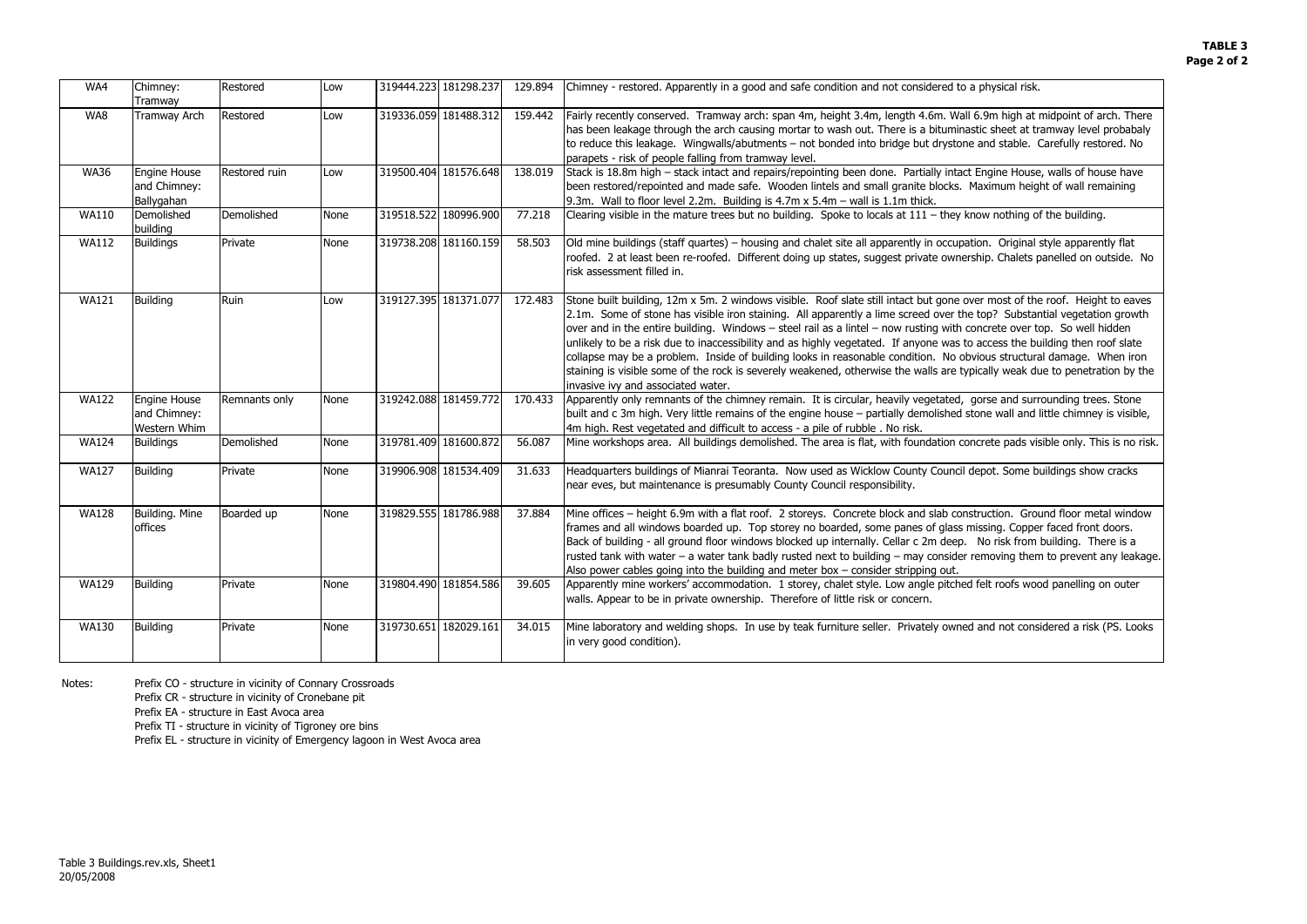**TABLE 3**

| WA4 | Chimney: Tramway | Restored | Low | 319444.223 | 181298.237 | 129.894 | Chimney - restored. Apparently in a good and safe condition and not considered to a physical risk. |
|---|---|---|---|---|---|---|---|
| WA8 | Tramway Arch | Restored | Low | 319336.059 | 181488.312 | 159.442 | Fairly recently conserved. Tramway arch: span 4m, height 3.4m, length 4.6m. Wall 6.9m high at midpoint of arch. There has been leakage through the arch causing mortar to wash out. There is a bituminastic sheet at tramway level probabaly to reduce this leakage. Wingwalls/abutments – not bonded into bridge but drystone and stable. Carefully restored. No parapets - risk of people falling from tramway level. |
| WA36 | Engine House and Chimney: Ballygahan | Restored ruin | Low | 319500.404 | 181576.648 | 138.019 | Stack is 18.8m high – stack intact and repairs/repointing been done. Partially intact Engine House, walls of house have been restored/repointed and made safe. Wooden lintels and small granite blocks. Maximum height of wall remaining 9.3m. Wall to floor level 2.2m. Building is 4.7m x 5.4m – wall is 1.1m thick. |
| WA110 | Demolished building | Demolished | None | 319518.522 | 180996.900 | 77.218 | Clearing visible in the mature trees but no building. Spoke to locals at 111 – they know nothing of the building. |
| WA112 | Buildings | Private | None | 319738.208 | 181160.159 | 58.503 | Old mine buildings (staff quartes) – housing and chalet site all apparently in occupation. Original style apparently flat roofed. 2 at least been re-roofed. Different doing up states, suggest private ownership. Chalets panelled on outside. No risk assessment filled in. |
| WA121 | Building | Ruin | Low | 319127.395 | 181371.077 | 172.483 | Stone built building, 12m x 5m. 2 windows visible. Roof slate still intact but gone over most of the roof. Height to eaves 2.1m. Some of stone has visible iron staining. All apparently a lime screed over the top? Substantial vegetation growth over and in the entire building. Windows – steel rail as a lintel – now rusting with concrete over top. So well hidden unlikely to be a risk due to inaccessibility and as highly vegetated. If anyone was to access the building then roof slate collapse may be a problem. Inside of building looks in reasonable condition. No obvious structural damage. When iron staining is visible some of the rock is severely weakened, otherwise the walls are typically weak due to penetration by the invasive ivy and associated water. |
| WA122 | Engine House and Chimney: Western Whim | Remnants only | None | 319242.088 | 181459.772 | 170.433 | Apparently only remnants of the chimney remain. It is circular, heavily vegetated, gorse and surrounding trees. Stone built and c 3m high. Very little remains of the engine house – partially demolished stone wall and little chimney is visible, 4m high. Rest vegetated and difficult to access - a pile of rubble . No risk. |
| WA124 | Buildings | Demolished | None | 319781.409 | 181600.872 | 56.087 | Mine workshops area. All buildings demolished. The area is flat, with foundation concrete pads visible only. This is no risk. |
| WA127 | Building | Private | None | 319906.908 | 181534.409 | 31.633 | Headquarters buildings of Mianrai Teoranta. Now used as Wicklow County Council depot. Some buildings show cracks near eves, but maintenance is presumably County Council responsibility. |
| WA128 | Building. Mine offices | Boarded up | None | 319829.555 | 181786.988 | 37.884 | Mine offices – height 6.9m with a flat roof. 2 storeys. Concrete block and slab construction. Ground floor metal window frames and all windows boarded up. Top storey no boarded, some panes of glass missing. Copper faced front doors. Back of building - all ground floor windows blocked up internally. Cellar c 2m deep. No risk from building. There is a rusted tank with water – a water tank badly rusted next to building – may consider removing them to prevent any leakage. Also power cables going into the building and meter box – consider stripping out. |
| WA129 | Building | Private | None | 319804.490 | 181854.586 | 39.605 | Apparently mine workers' accommodation. 1 storey, chalet style. Low angle pitched felt roofs wood panelling on outer walls. Appear to be in private ownership. Therefore of little risk or concern. |
| WA130 | Building | Private | None | 319730.651 | 182029.161 | 34.015 | Mine laboratory and welding shops. In use by teak furniture seller. Privately owned and not considered a risk (PS. Looks in very good condition). |

Notes:
Prefix CO - structure in vicinity of Connary Crossroads
Prefix CR - structure in vicinity of Cronebane pit
Prefix EA - structure in East Avoca area
Prefix TI - structure in vicinity of Tigroney ore bins
Prefix EL - structure in vicinity of Emergency lagoon in West Avoca area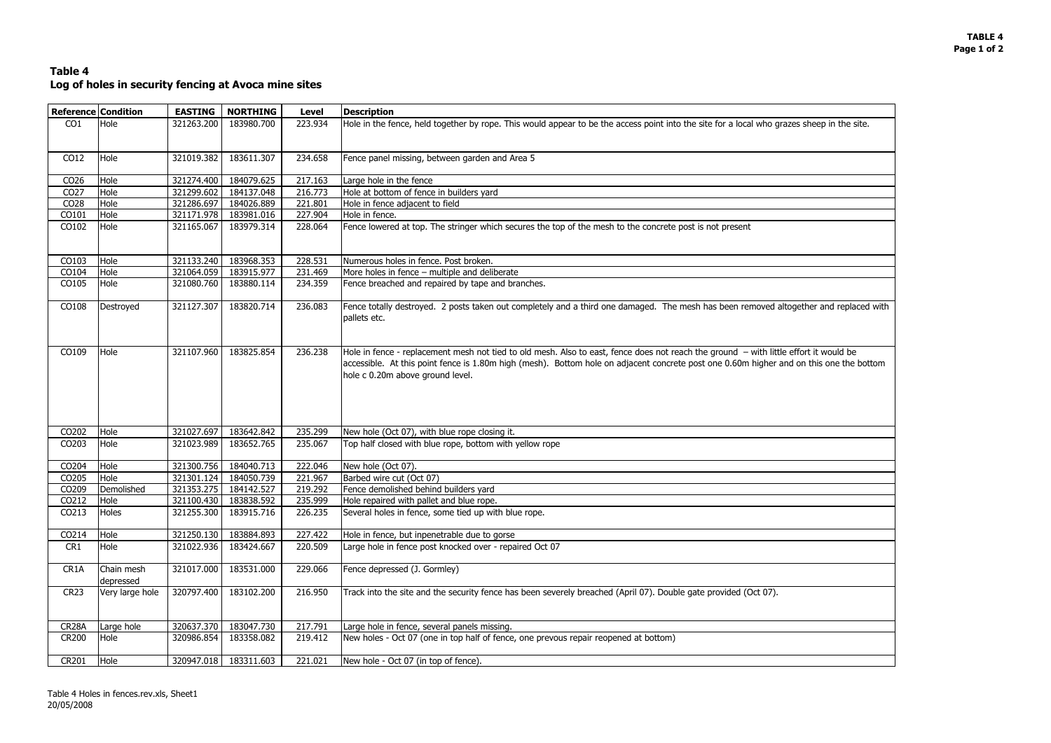## Table 4
## Log of holes in security fencing at Avoca mine sites

| Reference | Condition | EASTING | NORTHING | Level | Description |
|---|---|---|---|---|---|
| CO1 | Hole | 321263.200 | 183980.700 | 223.934 | Hole in the fence, held together by rope. This would appear to be the access point into the site for a local who grazes sheep in the site. |
| CO12 | Hole | 321019.382 | 183611.307 | 234.658 | Fence panel missing, between garden and Area 5 |
| CO26 | Hole | 321274.400 | 184079.625 | 217.163 | Large hole in the fence |
| CO27 | Hole | 321299.602 | 184137.048 | 216.773 | Hole at bottom of fence in builders yard |
| CO28 | Hole | 321286.697 | 184026.889 | 221.801 | Hole in fence adjacent to field |
| CO101 | Hole | 321171.978 | 183981.016 | 227.904 | Hole in fence. |
| CO102 | Hole | 321165.067 | 183979.314 | 228.064 | Fence lowered at top. The stringer which secures the top of the mesh to the concrete post is not present |
| CO103 | Hole | 321133.240 | 183968.353 | 228.531 | Numerous holes in fence. Post broken. |
| CO104 | Hole | 321064.059 | 183915.977 | 231.469 | More holes in fence – multiple and deliberate |
| CO105 | Hole | 321080.760 | 183880.114 | 234.359 | Fence breached and repaired by tape and branches. |
| CO108 | Destroyed | 321127.307 | 183820.714 | 236.083 | Fence totally destroyed. 2 posts taken out completely and a third one damaged. The mesh has been removed altogether and replaced with pallets etc. |
| CO109 | Hole | 321107.960 | 183825.854 | 236.238 | Hole in fence - replacement mesh not tied to old mesh. Also to east, fence does not reach the ground – with little effort it would be accessible. At this point fence is 1.80m high (mesh). Bottom hole on adjacent concrete post one 0.60m higher and on this one the bottom hole c 0.20m above ground level. |
| CO202 | Hole | 321027.697 | 183642.842 | 235.299 | New hole (Oct 07), with blue rope closing it. |
| CO203 | Hole | 321023.989 | 183652.765 | 235.067 | Top half closed with blue rope, bottom with yellow rope |
| CO204 | Hole | 321300.756 | 184040.713 | 222.046 | New hole (Oct 07). |
| CO205 | Hole | 321301.124 | 184050.739 | 221.967 | Barbed wire cut (Oct 07) |
| CO209 | Demolished | 321353.275 | 184142.527 | 219.292 | Fence demolished behind builders yard |
| CO212 | Hole | 321100.430 | 183838.592 | 235.999 | Hole repaired with pallet and blue rope. |
| CO213 | Holes | 321255.300 | 183915.716 | 226.235 | Several holes in fence, some tied up with blue rope. |
| CO214 | Hole | 321250.130 | 183884.893 | 227.422 | Hole in fence, but inpenetrable due to gorse |
| CR1 | Hole | 321022.936 | 183424.667 | 220.509 | Large hole in fence post knocked over - repaired Oct 07 |
| CR1A | Chain mesh depressed | 321017.000 | 183531.000 | 229.066 | Fence depressed (J. Gormley) |
| CR23 | Very large hole | 320797.400 | 183102.200 | 216.950 | Track into the site and the security fence has been severely breached (April 07). Double gate provided (Oct 07). |
| CR28A | Large hole | 320637.370 | 183047.730 | 217.791 | Large hole in fence, several panels missing. |
| CR200 | Hole | 320986.854 | 183358.082 | 219.412 | New holes - Oct 07 (one in top half of fence, one prevous repair reopened at bottom) |
| CR201 | Hole | 320947.018 | 183311.603 | 221.021 | New hole - Oct 07 (in top of fence). |

Table 4 Holes in fences.rev.xls, Sheet1
20/05/2008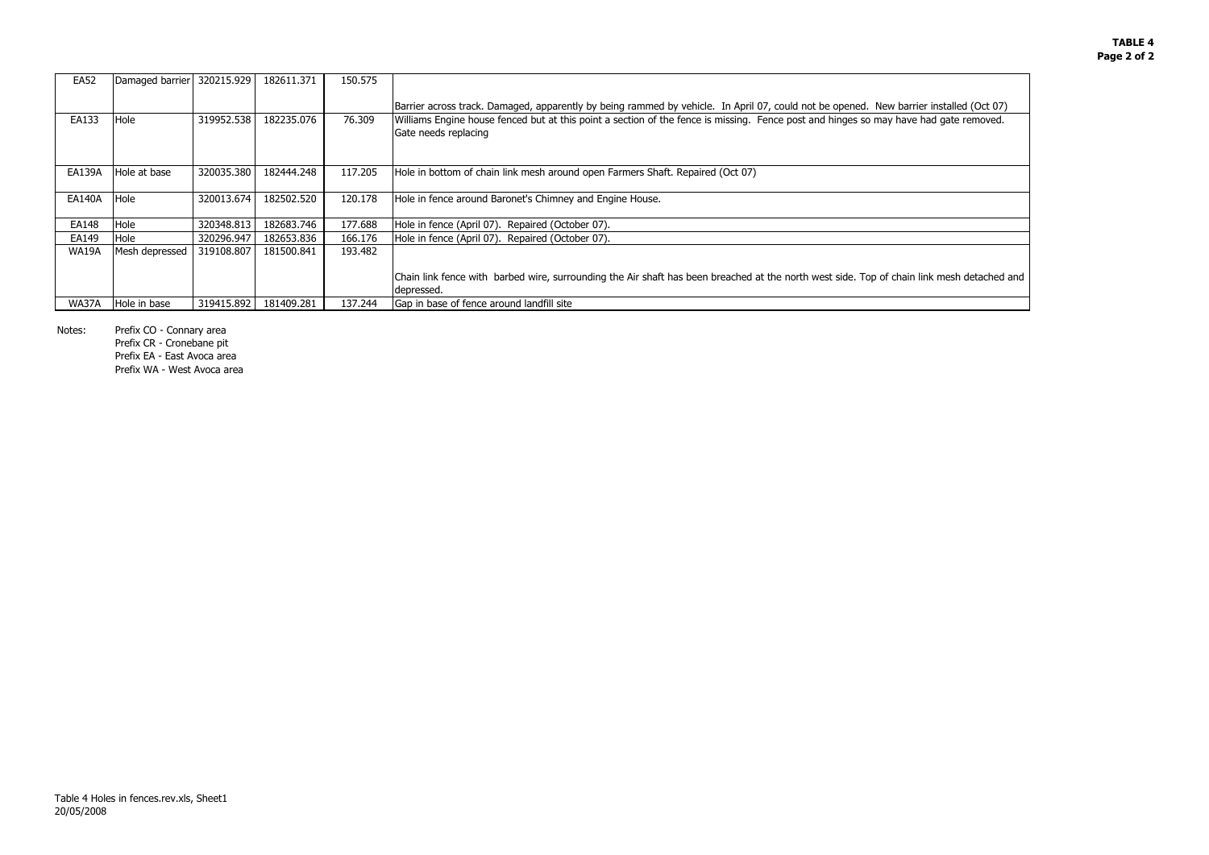**TABLE 4**

| | | | | | |
|---|---|---|---|---|---|
| EA52 | Damaged barrier | 320215.929 | 182611.371 | 150.575 | Barrier across track. Damaged, apparently by being rammed by vehicle. In April 07, could not be opened. New barrier installed (Oct 07) |
| EA133 | Hole | 319952.538 | 182235.076 | 76.309 | Williams Engine house fenced but at this point a section of the fence is missing. Fence post and hinges so may have had gate removed. Gate needs replacing |
| EA139A | Hole at base | 320035.380 | 182444.248 | 117.205 | Hole in bottom of chain link mesh around open Farmers Shaft. Repaired (Oct 07) |
| EA140A | Hole | 320013.674 | 182502.520 | 120.178 | Hole in fence around Baronet's Chimney and Engine House. |
| EA148 | Hole | 320348.813 | 182683.746 | 177.688 | Hole in fence (April 07). Repaired (October 07). |
| EA149 | Hole | 320296.947 | 182653.836 | 166.176 | Hole in fence (April 07). Repaired (October 07). |
| WA19A | Mesh depressed | 319108.807 | 181500.841 | 193.482 | Chain link fence with barbed wire, surrounding the Air shaft has been breached at the north west side. Top of chain link mesh detached and depressed. |
| WA37A | Hole in base | 319415.892 | 181409.281 | 137.244 | Gap in base of fence around landfill site |

Notes: Prefix CO - Connary area
Prefix CR - Cronebane pit
Prefix EA - East Avoca area
Prefix WA - West Avoca area

Table 4 Holes in fences.rev.xls, Sheet1
20/05/2008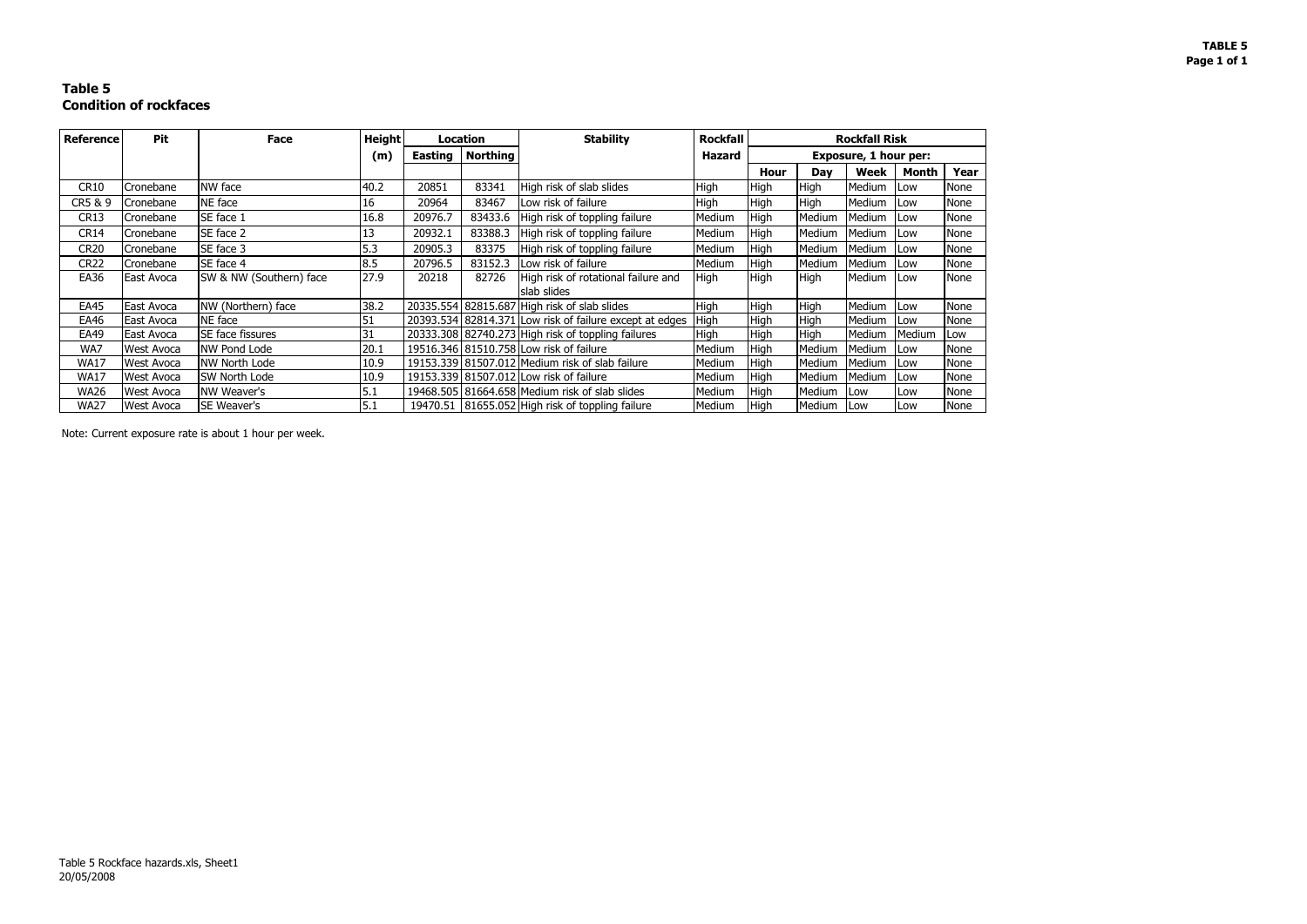**Table 5**
**Condition of rockfaces**

| Reference | Pit | Face | Height (m) | Location | | Stability | Rockfall Hazard | Rockfall Risk | | | | |
|---|---|---|---|---|---|---|---|---|---|---|---|---|
| | | | | | | | | Exposure, 1 hour per: | | | | |
| | | | | Easting | Northing | | | Hour | Day | Week | Month | Year |
| CR10 | Cronebane | NW face | 40.2 | 20851 | 83341 | High risk of slab slides | High | High | High | Medium | Low | None |
| CR5 & 9 | Cronebane | NE face | 16 | 20964 | 83467 | Low risk of failure | High | High | High | Medium | Low | None |
| CR13 | Cronebane | SE face 1 | 16.8 | 20976.7 | 83433.6 | High risk of toppling failure | Medium | High | Medium | Medium | Low | None |
| CR14 | Cronebane | SE face 2 | 13 | 20932.1 | 83388.3 | High risk of toppling failure | Medium | High | Medium | Medium | Low | None |
| CR20 | Cronebane | SE face 3 | 5.3 | 20905.3 | 83375 | High risk of toppling failure | Medium | High | Medium | Medium | Low | None |
| CR22 | Cronebane | SE face 4 | 8.5 | 20796.5 | 83152.3 | Low risk of failure | Medium | High | Medium | Medium | Low | None |
| EA36 | East Avoca | SW & NW (Southern) face | 27.9 | 20218 | 82726 | High risk of rotational failure and slab slides | High | High | High | Medium | Low | None |
| EA45 | East Avoca | NW (Northern) face | 38.2 | 20335.554 | 82815.687 | High risk of slab slides | High | High | High | Medium | Low | None |
| EA46 | East Avoca | NE face | 51 | 20393.534 | 82814.371 | Low risk of failure except at edges | High | High | High | Medium | Low | None |
| EA49 | East Avoca | SE face fissures | 31 | 20333.308 | 82740.273 | High risk of toppling failures | High | High | High | Medium | Medium | Low |
| WA7 | West Avoca | NW Pond Lode | 20.1 | 19516.346 | 81510.758 | Low risk of failure | Medium | High | Medium | Medium | Low | None |
| WA17 | West Avoca | NW North Lode | 10.9 | 19153.339 | 81507.012 | Medium risk of slab failure | Medium | High | Medium | Medium | Low | None |
| WA17 | West Avoca | SW North Lode | 10.9 | 19153.339 | 81507.012 | Low risk of failure | Medium | High | Medium | Medium | Low | None |
| WA26 | West Avoca | NW Weaver's | 5.1 | 19468.505 | 81664.658 | Medium risk of slab slides | Medium | High | Medium | Low | Low | None |
| WA27 | West Avoca | SE Weaver's | 5.1 | 19470.51 | 81655.052 | High risk of toppling failure | Medium | High | Medium | Low | Low | None |

Note: Current exposure rate is about 1 hour per week.

Table 5 Rockface hazards.xls, Sheet1
20/05/2008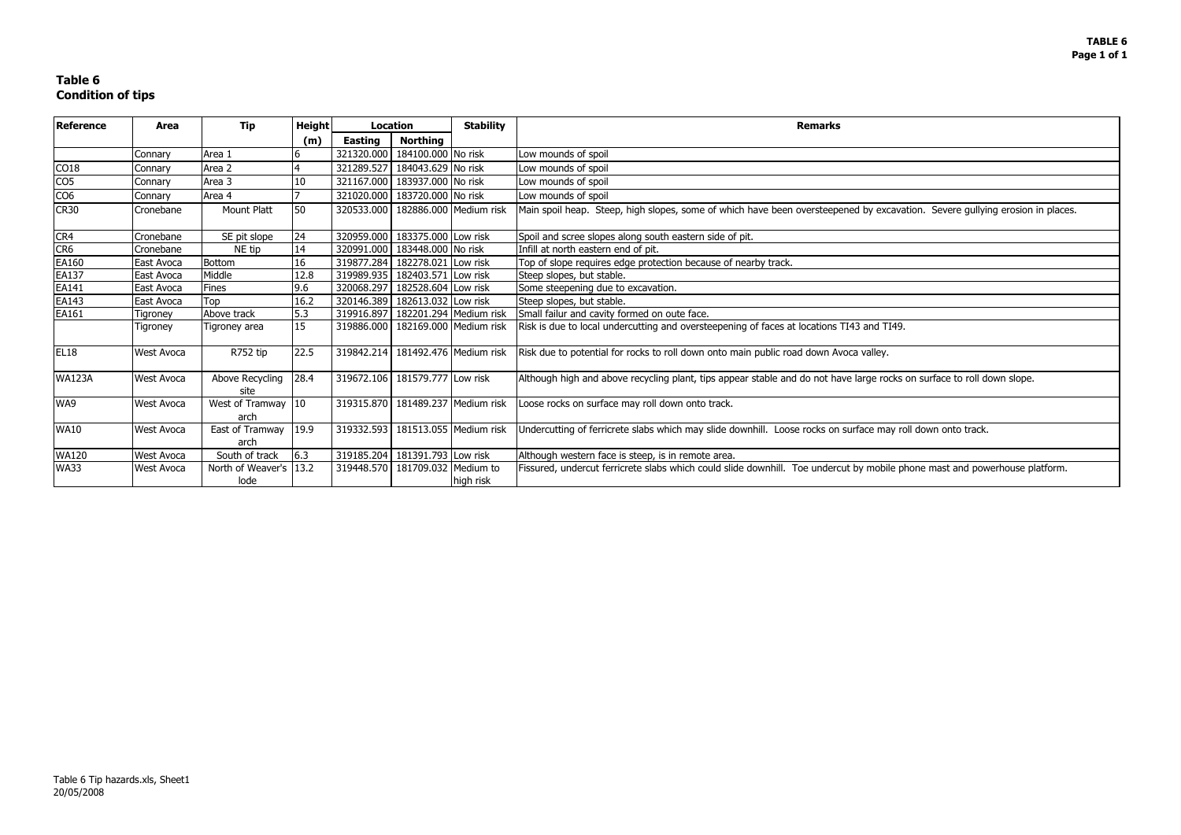# Table 6
## Condition of tips

| Reference | Area | Tip | Height | Location | | Stability | Remarks |
|---|---|---|---|---|---|---|---|
| | | | (m) | Easting | Northing | | |
| | Connary | Area 1 | 6 | 321320.000 | 184100.000 | No risk | Low mounds of spoil |
| CO18 | Connary | Area 2 | 4 | 321289.527 | 184043.629 | No risk | Low mounds of spoil |
| CO5 | Connary | Area 3 | 10 | 321167.000 | 183937.000 | No risk | Low mounds of spoil |
| CO6 | Connary | Area 4 | 7 | 321020.000 | 183720.000 | No risk | Low mounds of spoil |
| CR30 | Cronebane | Mount Platt | 50 | 320533.000 | 182886.000 | Medium risk | Main spoil heap. Steep, high slopes, some of which have been oversteepened by excavation. Severe gullying erosion in places. |
| CR4 | Cronebane | SE pit slope | 24 | 320959.000 | 183375.000 | Low risk | Spoil and scree slopes along south eastern side of pit. |
| CR6 | Cronebane | NE tip | 14 | 320991.000 | 183448.000 | No risk | Infill at north eastern end of pit. |
| EA160 | East Avoca | Bottom | 16 | 319877.284 | 182278.021 | Low risk | Top of slope requires edge protection because of nearby track. |
| EA137 | East Avoca | Middle | 12.8 | 319989.935 | 182403.571 | Low risk | Steep slopes, but stable. |
| EA141 | East Avoca | Fines | 9.6 | 320068.297 | 182528.604 | Low risk | Some steepening due to excavation. |
| EA143 | East Avoca | Top | 16.2 | 320146.389 | 182613.032 | Low risk | Steep slopes, but stable. |
| EA161 | Tigroney | Above track | 5.3 | 319916.897 | 182201.294 | Medium risk | Small failur and cavity formed on oute face. |
| | Tigroney | Tigroney area | 15 | 319886.000 | 182169.000 | Medium risk | Risk is due to local undercutting and oversteepening of faces at locations TI43 and TI49. |
| EL18 | West Avoca | R752 tip | 22.5 | 319842.214 | 181492.476 | Medium risk | Risk due to potential for rocks to roll down onto main public road down Avoca valley. |
| WA123A | West Avoca | Above Recycling site | 28.4 | 319672.106 | 181579.777 | Low risk | Although high and above recycling plant, tips appear stable and do not have large rocks on surface to roll down slope. |
| WA9 | West Avoca | West of Tramway arch | 10 | 319315.870 | 181489.237 | Medium risk | Loose rocks on surface may roll down onto track. |
| WA10 | West Avoca | East of Tramway arch | 19.9 | 319332.593 | 181513.055 | Medium risk | Undercutting of ferricrete slabs which may slide downhill. Loose rocks on surface may roll down onto track. |
| WA120 | West Avoca | South of track | 6.3 | 319185.204 | 181391.793 | Low risk | Although western face is steep, is in remote area. |
| WA33 | West Avoca | North of Weaver's lode | 13.2 | 319448.570 | 181709.032 | Medium to high risk | Fissured, undercut ferricrete slabs which could slide downhill. Toe undercut by mobile phone mast and powerhouse platform. |

Table 6 Tip hazards.xls, Sheet1
20/05/2008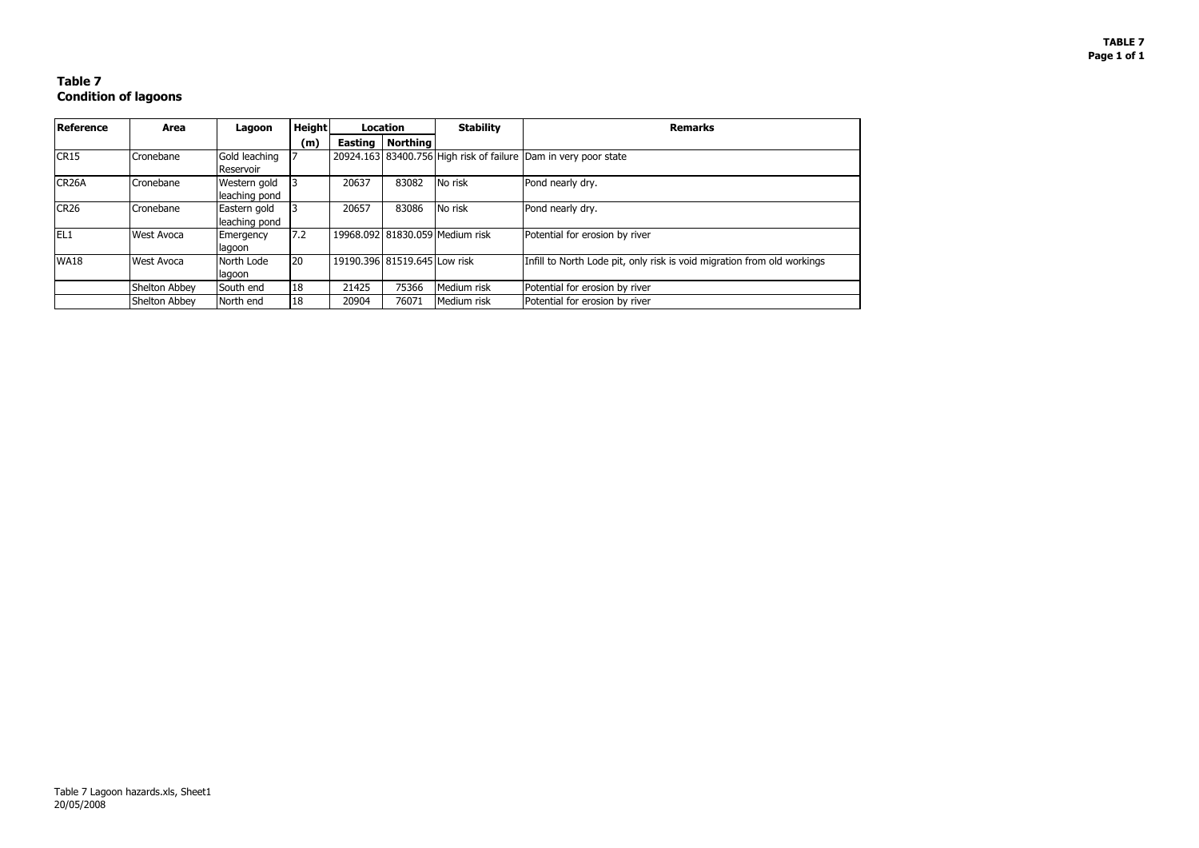## Table 7
## Condition of lagoons

| Reference | Area | Lagoon | Height (m) | Location | | Stability | Remarks |
|---|---|---|---|---|---|---|---|
| | | | | Easting | Northing | | |
| CR15 | Cronebane | Gold leaching Reservoir | 7 | 20924.163 | 83400.756 | High risk of failure | Dam in very poor state |
| CR26A | Cronebane | Western gold leaching pond | 3 | 20637 | 83082 | No risk | Pond nearly dry. |
| CR26 | Cronebane | Eastern gold leaching pond | 3 | 20657 | 83086 | No risk | Pond nearly dry. |
| EL1 | West Avoca | Emergency lagoon | 7.2 | 19968.092 | 81830.059 | Medium risk | Potential for erosion by river |
| WA18 | West Avoca | North Lode lagoon | 20 | 19190.396 | 81519.645 | Low risk | Infill to North Lode pit, only risk is void migration from old workings |
| | Shelton Abbey | South end | 18 | 21425 | 75366 | Medium risk | Potential for erosion by river |
| | Shelton Abbey | North end | 18 | 20904 | 76071 | Medium risk | Potential for erosion by river |

Table 7 Lagoon hazards.xls, Sheet1
20/05/2008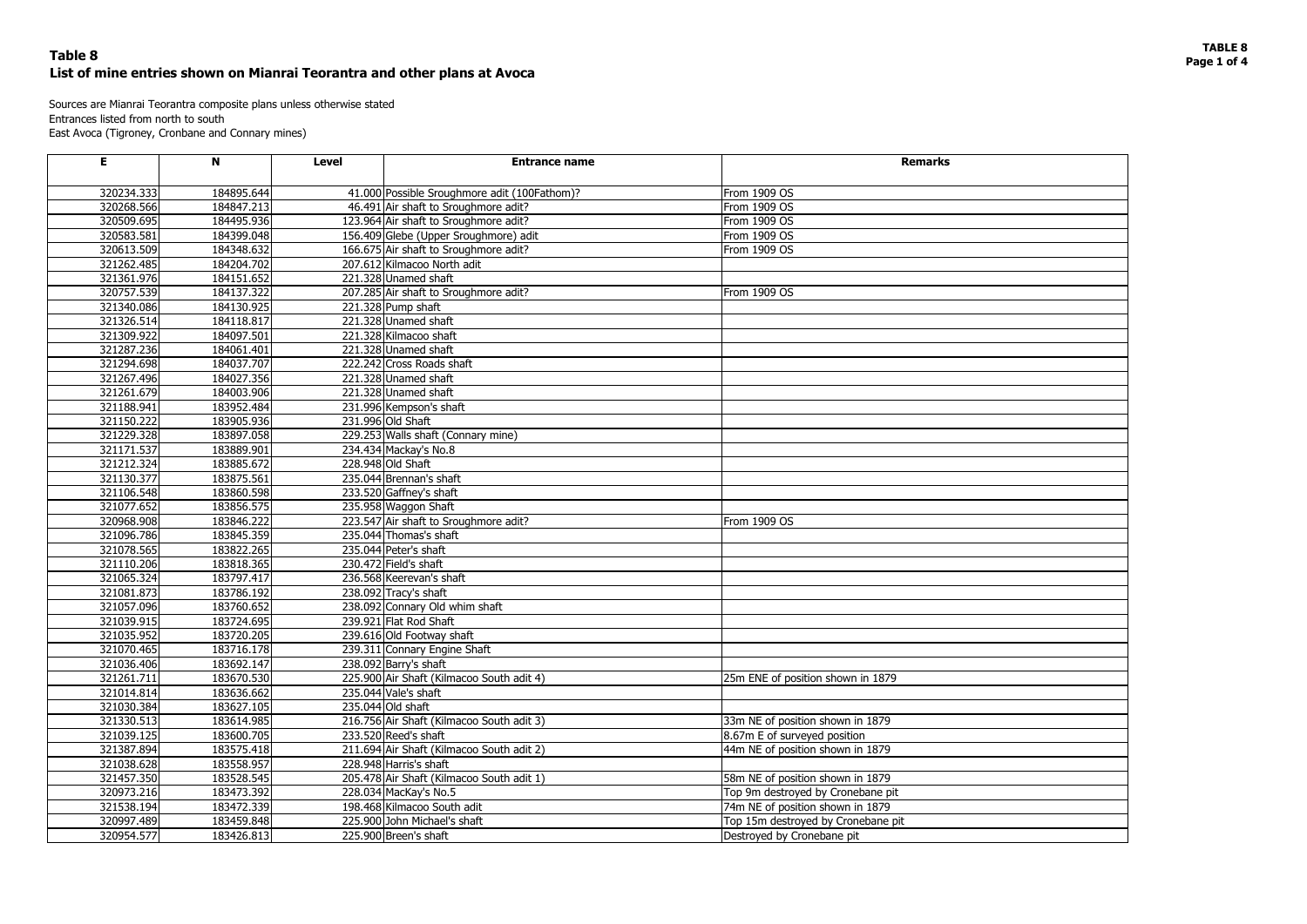# Table 8
## List of mine entries shown on Mianrai Teorantra and other plans at Avoca

Sources are Mianrai Teorantra composite plans unless otherwise stated
Entrances listed from north to south
East Avoca (Tigroney, Cronbane and Connary mines)

| E | N | Level | Entrance name | Remarks |
|---|---|---|---|---|
| 320234.333 | 184895.644 | 41.000 | Possible Sroughmore adit (100Fathom)? | From 1909 OS |
| 320268.566 | 184847.213 | 46.491 | Air shaft to Sroughmore adit? | From 1909 OS |
| 320509.695 | 184495.936 | 123.964 | Air shaft to Sroughmore adit? | From 1909 OS |
| 320583.581 | 184399.048 | 156.409 | Glebe (Upper Sroughmore) adit | From 1909 OS |
| 320613.509 | 184348.632 | 166.675 | Air shaft to Sroughmore adit? | From 1909 OS |
| 321262.485 | 184204.702 | 207.612 | Kilmacoo North adit | |
| 321361.976 | 184151.652 | 221.328 | Unamed shaft | |
| 320757.539 | 184137.322 | 207.285 | Air shaft to Sroughmore adit? | From 1909 OS |
| 321340.086 | 184130.925 | 221.328 | Pump shaft | |
| 321326.514 | 184118.817 | 221.328 | Unamed shaft | |
| 321309.922 | 184097.501 | 221.328 | Kilmacoo shaft | |
| 321287.236 | 184061.401 | 221.328 | Unamed shaft | |
| 321294.698 | 184037.707 | 222.242 | Cross Roads shaft | |
| 321267.496 | 184027.356 | 221.328 | Unamed shaft | |
| 321261.679 | 184003.906 | 221.328 | Unamed shaft | |
| 321188.941 | 183952.484 | 231.996 | Kempson's shaft | |
| 321150.222 | 183905.936 | 231.996 | Old Shaft | |
| 321229.328 | 183897.058 | 229.253 | Walls shaft (Connary mine) | |
| 321171.537 | 183889.901 | 234.434 | Mackay's No.8 | |
| 321212.324 | 183885.672 | 228.948 | Old Shaft | |
| 321130.377 | 183875.561 | 235.044 | Brennan's shaft | |
| 321106.548 | 183860.598 | 233.520 | Gaffney's shaft | |
| 321077.652 | 183856.575 | 235.958 | Waggon Shaft | |
| 320968.908 | 183846.222 | 223.547 | Air shaft to Sroughmore adit? | From 1909 OS |
| 321096.786 | 183845.359 | 235.044 | Thomas's shaft | |
| 321078.565 | 183822.265 | 235.044 | Peter's shaft | |
| 321110.206 | 183818.365 | 230.472 | Field's shaft | |
| 321065.324 | 183797.417 | 236.568 | Keerevan's shaft | |
| 321081.873 | 183786.192 | 238.092 | Tracy's shaft | |
| 321057.096 | 183760.652 | 238.092 | Connary Old whim shaft | |
| 321039.915 | 183724.695 | 239.921 | Flat Rod Shaft | |
| 321035.952 | 183720.205 | 239.616 | Old Footway shaft | |
| 321070.465 | 183716.178 | 239.311 | Connary Engine Shaft | |
| 321036.406 | 183692.147 | 238.092 | Barry's shaft | |
| 321261.711 | 183670.530 | 225.900 | Air Shaft (Kilmacoo South adit 4) | 25m ENE of position shown in 1879 |
| 321014.814 | 183636.662 | 235.044 | Vale's shaft | |
| 321030.384 | 183627.105 | 235.044 | Old shaft | |
| 321330.513 | 183614.985 | 216.756 | Air Shaft (Kilmacoo South adit 3) | 33m NE of position shown in 1879 |
| 321039.125 | 183600.705 | 233.520 | Reed's shaft | 8.67m E of surveyed position |
| 321387.894 | 183575.418 | 211.694 | Air Shaft (Kilmacoo South adit 2) | 44m NE of position shown in 1879 |
| 321038.628 | 183558.957 | 228.948 | Harris's shaft | |
| 321457.350 | 183528.545 | 205.478 | Air Shaft (Kilmacoo South adit 1) | 58m NE of position shown in 1879 |
| 320973.216 | 183473.392 | 228.034 | MacKay's No.5 | Top 9m destroyed by Cronebane pit |
| 321538.194 | 183472.339 | 198.468 | Kilmacoo South adit | 74m NE of position shown in 1879 |
| 320997.489 | 183459.848 | 225.900 | John Michael's shaft | Top 15m destroyed by Cronebane pit |
| 320954.577 | 183426.813 | 225.900 | Breen's shaft | Destroyed by Cronebane pit |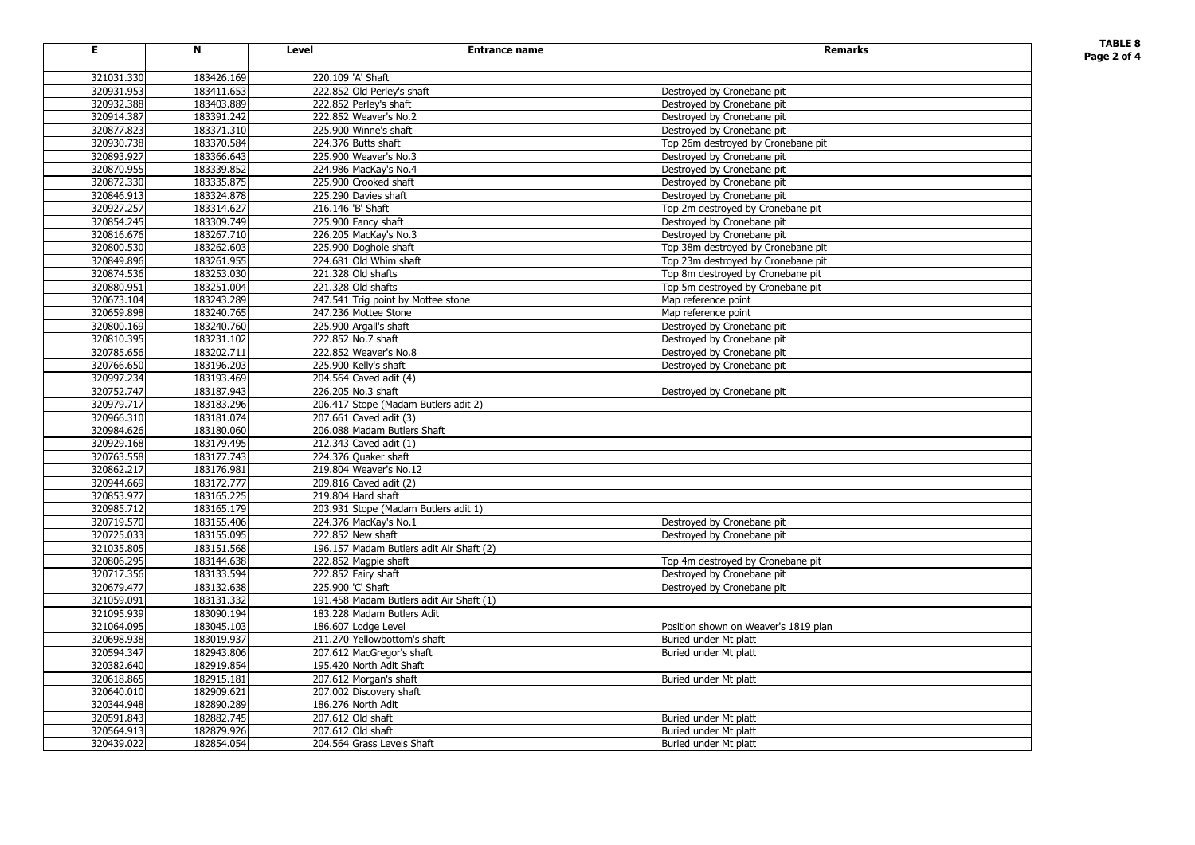**TABLE 8**

| E | N | Level | Entrance name | Remarks |
|---|---|---|---|---|
| 321031.330 | 183426.169 | 220.109 | 'A' Shaft | |
| 320931.953 | 183411.653 | 222.852 | Old Perley's shaft | Destroyed by Cronebane pit |
| 320932.388 | 183403.889 | 222.852 | Perley's shaft | Destroyed by Cronebane pit |
| 320914.387 | 183391.242 | 222.852 | Weaver's No.2 | Destroyed by Cronebane pit |
| 320877.823 | 183371.310 | 225.900 | Winne's shaft | Destroyed by Cronebane pit |
| 320930.738 | 183370.584 | 224.376 | Butts shaft | Top 26m destroyed by Cronebane pit |
| 320893.927 | 183366.643 | 225.900 | Weaver's No.3 | Destroyed by Cronebane pit |
| 320870.955 | 183339.852 | 224.986 | MacKay's No.4 | Destroyed by Cronebane pit |
| 320872.330 | 183335.875 | 225.900 | Crooked shaft | Destroyed by Cronebane pit |
| 320846.913 | 183324.878 | 225.290 | Davies shaft | Destroyed by Cronebane pit |
| 320927.257 | 183314.627 | 216.146 | 'B' Shaft | Top 2m destroyed by Cronebane pit |
| 320854.245 | 183309.749 | 225.900 | Fancy shaft | Destroyed by Cronebane pit |
| 320816.676 | 183267.710 | 226.205 | MacKay's No.3 | Destroyed by Cronebane pit |
| 320800.530 | 183262.603 | 225.900 | Doghole shaft | Top 38m destroyed by Cronebane pit |
| 320849.896 | 183261.955 | 224.681 | Old Whim shaft | Top 23m destroyed by Cronebane pit |
| 320874.536 | 183253.030 | 221.328 | Old shafts | Top 8m destroyed by Cronebane pit |
| 320880.951 | 183251.004 | 221.328 | Old shafts | Top 5m destroyed by Cronebane pit |
| 320673.104 | 183243.289 | 247.541 | Trig point by Mottee stone | Map reference point |
| 320659.898 | 183240.765 | 247.236 | Mottee Stone | Map reference point |
| 320800.169 | 183240.760 | 225.900 | Argall's shaft | Destroyed by Cronebane pit |
| 320810.395 | 183231.102 | 222.852 | No.7 shaft | Destroyed by Cronebane pit |
| 320785.656 | 183202.711 | 222.852 | Weaver's No.8 | Destroyed by Cronebane pit |
| 320766.650 | 183196.203 | 225.900 | Kelly's shaft | Destroyed by Cronebane pit |
| 320997.234 | 183193.469 | 204.564 | Caved adit (4) | |
| 320752.747 | 183187.943 | 226.205 | No.3 shaft | Destroyed by Cronebane pit |
| 320979.717 | 183183.296 | 206.417 | Stope (Madam Butlers adit 2) | |
| 320966.310 | 183181.074 | 207.661 | Caved adit (3) | |
| 320984.626 | 183180.060 | 206.088 | Madam Butlers Shaft | |
| 320929.168 | 183179.495 | 212.343 | Caved adit (1) | |
| 320763.558 | 183177.743 | 224.376 | Quaker shaft | |
| 320862.217 | 183176.981 | 219.804 | Weaver's No.12 | |
| 320944.669 | 183172.777 | 209.816 | Caved adit (2) | |
| 320853.977 | 183165.225 | 219.804 | Hard shaft | |
| 320985.712 | 183165.179 | 203.931 | Stope (Madam Butlers adit 1) | |
| 320719.570 | 183155.406 | 224.376 | MacKay's No.1 | Destroyed by Cronebane pit |
| 320725.033 | 183155.095 | 222.852 | New shaft | Destroyed by Cronebane pit |
| 321035.805 | 183151.568 | 196.157 | Madam Butlers adit Air Shaft (2) | |
| 320806.295 | 183144.638 | 222.852 | Magpie shaft | Top 4m destroyed by Cronebane pit |
| 320717.356 | 183133.594 | 222.852 | Fairy shaft | Destroyed by Cronebane pit |
| 320679.477 | 183132.638 | 225.900 | 'C' Shaft | Destroyed by Cronebane pit |
| 321059.091 | 183131.332 | 191.458 | Madam Butlers adit Air Shaft (1) | |
| 321095.939 | 183090.194 | 183.228 | Madam Butlers Adit | |
| 321064.095 | 183045.103 | 186.607 | Lodge Level | Position shown on Weaver's 1819 plan |
| 320698.938 | 183019.937 | 211.270 | Yellowbottom's shaft | Buried under Mt platt |
| 320594.347 | 182943.806 | 207.612 | MacGregor's shaft | Buried under Mt platt |
| 320382.640 | 182919.854 | 195.420 | North Adit Shaft | |
| 320618.865 | 182915.181 | 207.612 | Morgan's shaft | Buried under Mt platt |
| 320640.010 | 182909.621 | 207.002 | Discovery shaft | |
| 320344.948 | 182890.289 | 186.276 | North Adit | |
| 320591.843 | 182882.745 | 207.612 | Old shaft | Buried under Mt platt |
| 320564.913 | 182879.926 | 207.612 | Old shaft | Buried under Mt platt |
| 320439.022 | 182854.054 | 204.564 | Grass Levels Shaft | Buried under Mt platt |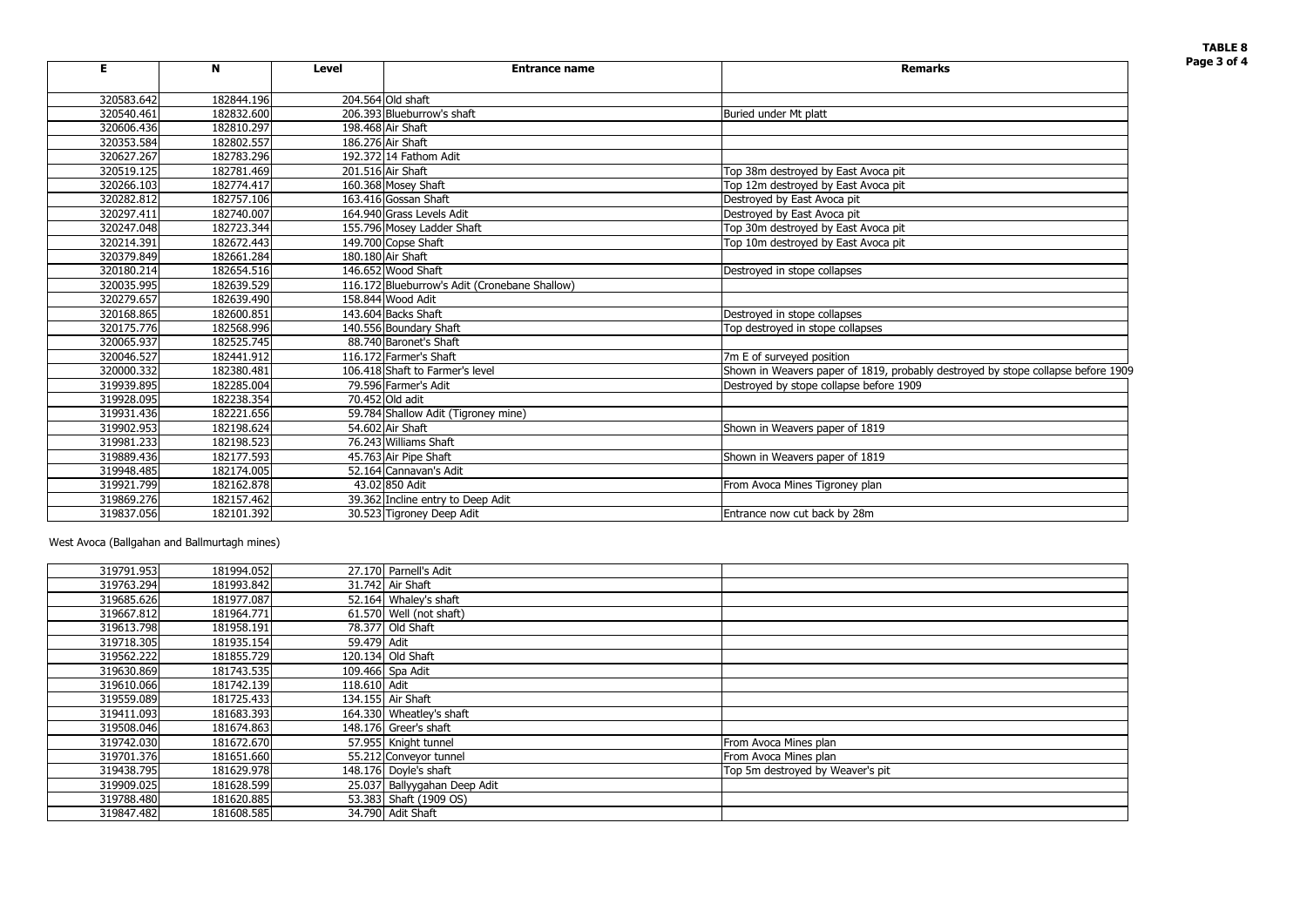**TABLE 8**

| E | N | Level | Entrance name | Remarks |
|---|---|---|---|---|
| 320583.642 | 182844.196 | 204.564 | Old shaft | |
| 320540.461 | 182832.600 | 206.393 | Blueburrow's shaft | Buried under Mt platt |
| 320606.436 | 182810.297 | 198.468 | Air Shaft | |
| 320353.584 | 182802.557 | 186.276 | Air Shaft | |
| 320627.267 | 182783.296 | 192.372 | 14 Fathom Adit | |
| 320519.125 | 182781.469 | 201.516 | Air Shaft | Top 38m destroyed by East Avoca pit |
| 320266.103 | 182774.417 | 160.368 | Mosey Shaft | Top 12m destroyed by East Avoca pit |
| 320282.812 | 182757.106 | 163.416 | Gossan Shaft | Destroyed by East Avoca pit |
| 320297.411 | 182740.007 | 164.940 | Grass Levels Adit | Destroyed by East Avoca pit |
| 320247.048 | 182723.344 | 155.796 | Mosey Ladder Shaft | Top 30m destroyed by East Avoca pit |
| 320214.391 | 182672.443 | 149.700 | Copse Shaft | Top 10m destroyed by East Avoca pit |
| 320379.849 | 182661.284 | 180.180 | Air Shaft | |
| 320180.214 | 182654.516 | 146.652 | Wood Shaft | Destroyed in stope collapses |
| 320035.995 | 182639.529 | 116.172 | Blueburrow's Adit (Cronebane Shallow) | |
| 320279.657 | 182639.490 | 158.844 | Wood Adit | |
| 320168.865 | 182600.851 | 143.604 | Backs Shaft | Destroyed in stope collapses |
| 320175.776 | 182568.996 | 140.556 | Boundary Shaft | Top destroyed in stope collapses |
| 320065.937 | 182525.745 | 88.740 | Baronet's Shaft | |
| 320046.527 | 182441.912 | 116.172 | Farmer's Shaft | 7m E of surveyed position |
| 320000.332 | 182380.481 | 106.418 | Shaft to Farmer's level | Shown in Weavers paper of 1819, probably destroyed by stope collapse before 1909 |
| 319939.895 | 182285.004 | 79.596 | Farmer's Adit | Destroyed by stope collapse before 1909 |
| 319928.095 | 182238.354 | 70.452 | Old adit | |
| 319931.436 | 182221.656 | 59.784 | Shallow Adit (Tigroney mine) | |
| 319902.953 | 182198.624 | 54.602 | Air Shaft | Shown in Weavers paper of 1819 |
| 319981.233 | 182198.523 | 76.243 | Williams Shaft | |
| 319889.436 | 182177.593 | 45.763 | Air Pipe Shaft | Shown in Weavers paper of 1819 |
| 319948.485 | 182174.005 | 52.164 | Cannavan's Adit | |
| 319921.799 | 182162.878 | 43.02 | 850 Adit | From Avoca Mines Tigroney plan |
| 319869.276 | 182157.462 | 39.362 | Incline entry to Deep Adit | |
| 319837.056 | 182101.392 | 30.523 | Tigroney Deep Adit | Entrance now cut back by 28m |

West Avoca (Ballgahan and Ballmurtagh mines)

| E | N | Level | Entrance name | Remarks |
|---|---|---|---|---|
| 319791.953 | 181994.052 | 27.170 | Parnell's Adit | |
| 319763.294 | 181993.842 | 31.742 | Air Shaft | |
| 319685.626 | 181977.087 | 52.164 | Whaley's shaft | |
| 319667.812 | 181964.771 | 61.570 | Well (not shaft) | |
| 319613.798 | 181958.191 | 78.377 | Old Shaft | |
| 319718.305 | 181935.154 | 59.479 | Adit | |
| 319562.222 | 181855.729 | 120.134 | Old Shaft | |
| 319630.869 | 181743.535 | 109.466 | Spa Adit | |
| 319610.066 | 181742.139 | 118.610 | Adit | |
| 319559.089 | 181725.433 | 134.155 | Air Shaft | |
| 319411.093 | 181683.393 | 164.330 | Wheatley's shaft | |
| 319508.046 | 181674.863 | 148.176 | Greer's shaft | |
| 319742.030 | 181672.670 | 57.955 | Knight tunnel | From Avoca Mines plan |
| 319701.376 | 181651.660 | 55.212 | Conveyor tunnel | From Avoca Mines plan |
| 319438.795 | 181629.978 | 148.176 | Doyle's shaft | Top 5m destroyed by Weaver's pit |
| 319909.025 | 181628.599 | 25.037 | Ballyygahan Deep Adit | |
| 319788.480 | 181620.885 | 53.383 | Shaft (1909 OS) | |
| 319847.482 | 181608.585 | 34.790 | Adit Shaft | |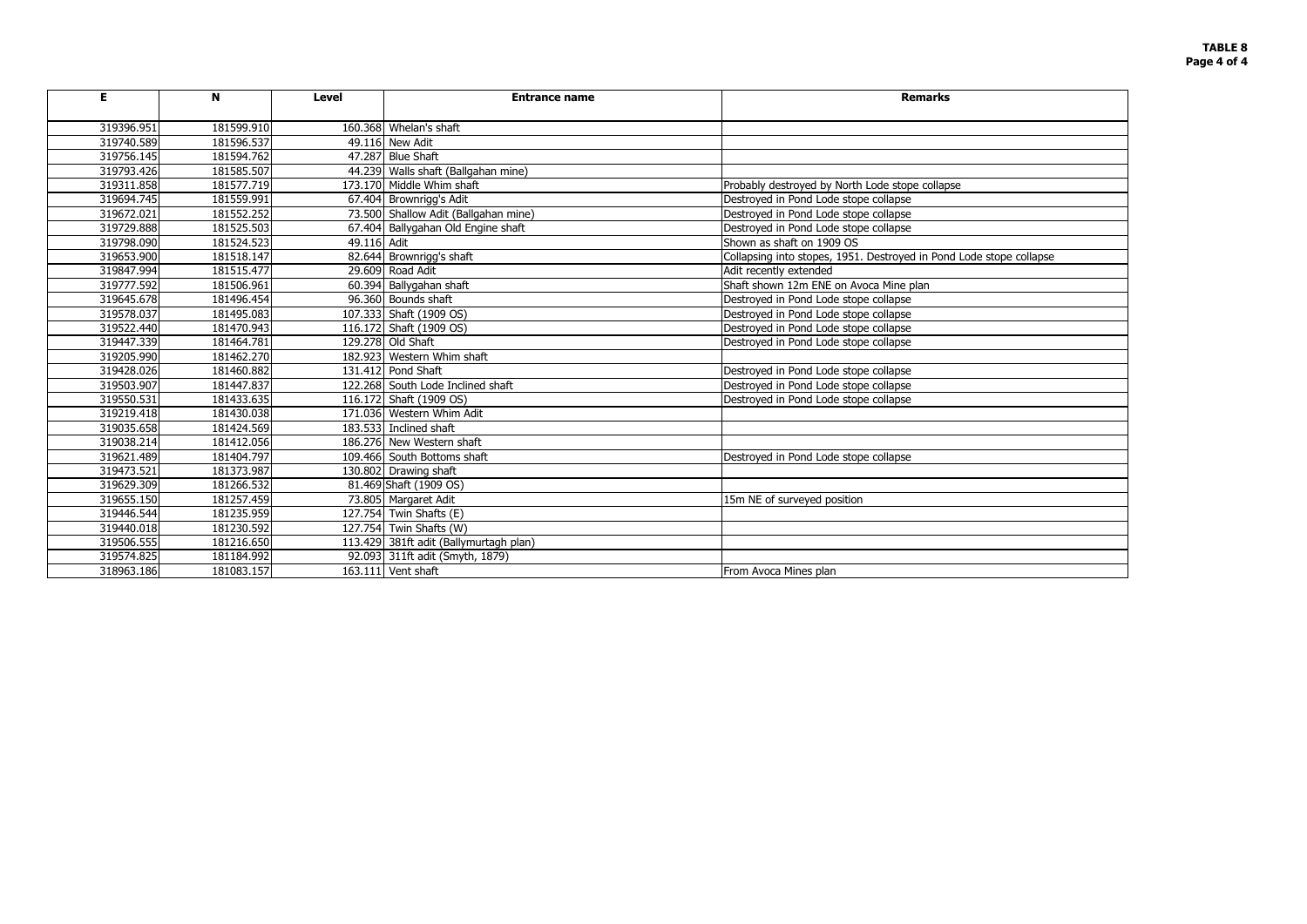**TABLE 8**

| E | N | Level | Entrance name | Remarks |
|---|---|---|---|---|
| 319396.951 | 181599.910 | 160.368 | Whelan's shaft | |
| 319740.589 | 181596.537 | 49.116 | New Adit | |
| 319756.145 | 181594.762 | 47.287 | Blue Shaft | |
| 319793.426 | 181585.507 | 44.239 | Walls shaft (Ballgahan mine) | |
| 319311.858 | 181577.719 | 173.170 | Middle Whim shaft | Probably destroyed by North Lode stope collapse |
| 319694.745 | 181559.991 | 67.404 | Brownrigg's Adit | Destroyed in Pond Lode stope collapse |
| 319672.021 | 181552.252 | 73.500 | Shallow Adit (Ballgahan mine) | Destroyed in Pond Lode stope collapse |
| 319729.888 | 181525.503 | 67.404 | Ballygahan Old Engine shaft | Destroyed in Pond Lode stope collapse |
| 319798.090 | 181524.523 | 49.116 | Adit | Shown as shaft on 1909 OS |
| 319653.900 | 181518.147 | 82.644 | Brownrigg's shaft | Collapsing into stopes, 1951. Destroyed in Pond Lode stope collapse |
| 319847.994 | 181515.477 | 29.609 | Road Adit | Adit recently extended |
| 319777.592 | 181506.961 | 60.394 | Ballygahan shaft | Shaft shown 12m ENE on Avoca Mine plan |
| 319645.678 | 181496.454 | 96.360 | Bounds shaft | Destroyed in Pond Lode stope collapse |
| 319578.037 | 181495.083 | 107.333 | Shaft (1909 OS) | Destroyed in Pond Lode stope collapse |
| 319522.440 | 181470.943 | 116.172 | Shaft (1909 OS) | Destroyed in Pond Lode stope collapse |
| 319447.339 | 181464.781 | 129.278 | Old Shaft | Destroyed in Pond Lode stope collapse |
| 319205.990 | 181462.270 | 182.923 | Western Whim shaft | |
| 319428.026 | 181460.882 | 131.412 | Pond Shaft | Destroyed in Pond Lode stope collapse |
| 319503.907 | 181447.837 | 122.268 | South Lode Inclined shaft | Destroyed in Pond Lode stope collapse |
| 319550.531 | 181433.635 | 116.172 | Shaft (1909 OS) | Destroyed in Pond Lode stope collapse |
| 319219.418 | 181430.038 | 171.036 | Western Whim Adit | |
| 319035.658 | 181424.569 | 183.533 | Inclined shaft | |
| 319038.214 | 181412.056 | 186.276 | New Western shaft | |
| 319621.489 | 181404.797 | 109.466 | South Bottoms shaft | Destroyed in Pond Lode stope collapse |
| 319473.521 | 181373.987 | 130.802 | Drawing shaft | |
| 319629.309 | 181266.532 | 81.469 | Shaft (1909 OS) | |
| 319655.150 | 181257.459 | 73.805 | Margaret Adit | 15m NE of surveyed position |
| 319446.544 | 181235.959 | 127.754 | Twin Shafts (E) | |
| 319440.018 | 181230.592 | 127.754 | Twin Shafts (W) | |
| 319506.555 | 181216.650 | 113.429 | 381ft adit (Ballymurtagh plan) | |
| 319574.825 | 181184.992 | 92.093 | 311ft adit (Smyth, 1879) | |
| 318963.186 | 181083.157 | 163.111 | Vent shaft | From Avoca Mines plan |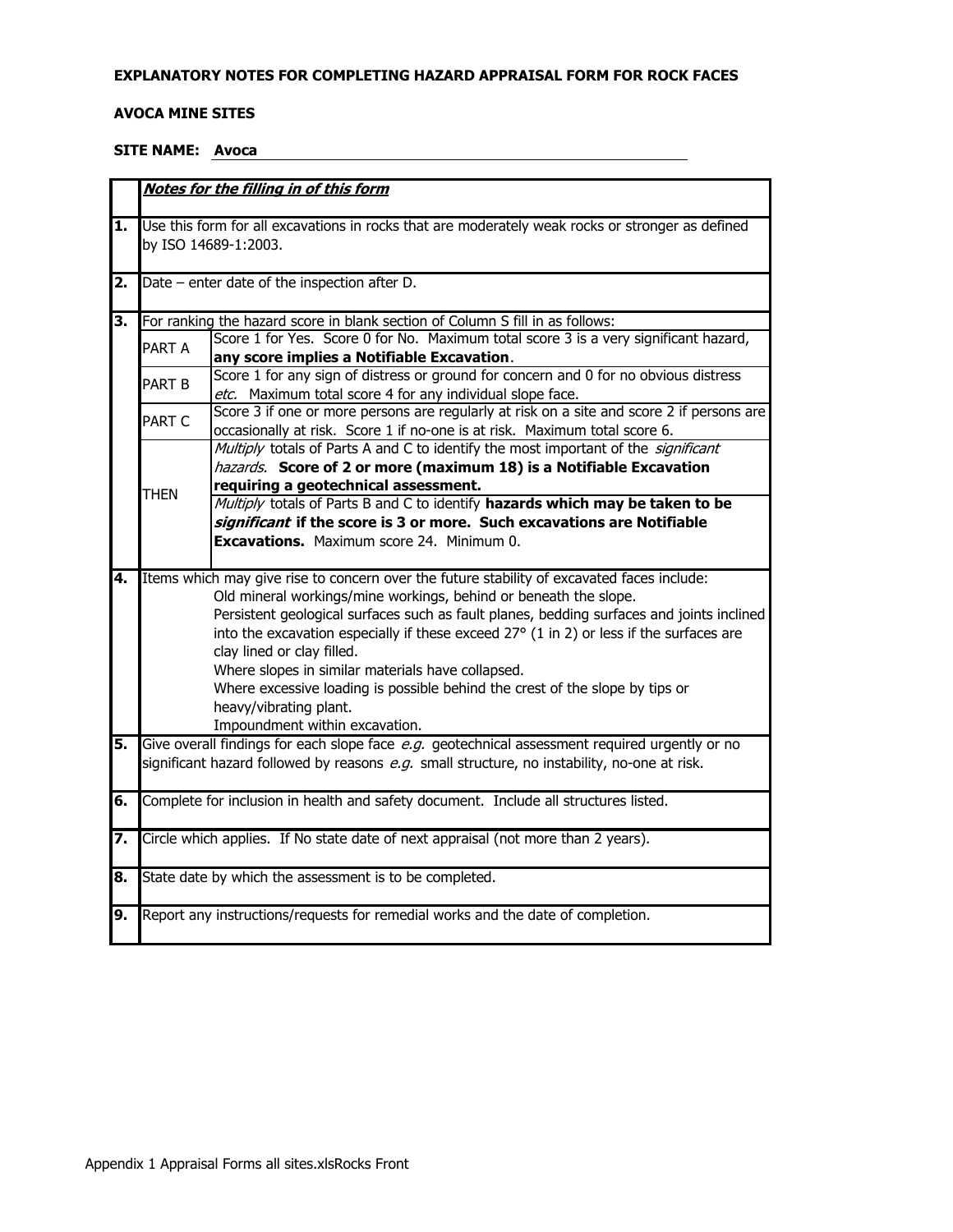**EXPLANATORY NOTES FOR COMPLETING HAZARD APPRAISAL FORM FOR ROCK FACES**

**AVOCA MINE SITES**

**SITE NAME:** Avoca

| | ***Notes for the filling in of this form*** | |
|---|---|---|
| **1.** | Use this form for all excavations in rocks that are moderately weak rocks or stronger as defined by ISO 14689-1:2003. | |
| **2.** | Date – enter date of the inspection after D. | |
| **3.** | For ranking the hazard score in blank section of Column S fill in as follows: | |
| | PART A | Score 1 for Yes. Score 0 for No. Maximum total score 3 is a very significant hazard, **any score implies a Notifiable Excavation**. |
| | PART B | Score 1 for any sign of distress or ground for concern and 0 for no obvious distress *etc.* Maximum total score 4 for any individual slope face. |
| | PART C | Score 3 if one or more persons are regularly at risk on a site and score 2 if persons are occasionally at risk. Score 1 if no-one is at risk. Maximum total score 6. |
| | THEN | *Multiply* totals of Parts A and C to identify the most important of the *significant hazards.* **Score of 2 or more (maximum 18) is a Notifiable Excavation requiring a geotechnical assessment.** |
| | | *Multiply* totals of Parts B and C to identify **hazards which may be taken to be *significant* if the score is 3 or more. Such excavations are Notifiable Excavations.** Maximum score 24. Minimum 0. |
| **4.** | Items which may give rise to concern over the future stability of excavated faces include:<br>Old mineral workings/mine workings, behind or beneath the slope.<br>Persistent geological surfaces such as fault planes, bedding surfaces and joints inclined into the excavation especially if these exceed 27° (1 in 2) or less if the surfaces are clay lined or clay filled.<br>Where slopes in similar materials have collapsed.<br>Where excessive loading is possible behind the crest of the slope by tips or heavy/vibrating plant.<br>Impoundment within excavation. | |
| **5.** | Give overall findings for each slope face *e.g.* geotechnical assessment required urgently or no significant hazard followed by reasons *e.g.* small structure, no instability, no-one at risk. | |
| **6.** | Complete for inclusion in health and safety document. Include all structures listed. | |
| **7.** | Circle which applies. If No state date of next appraisal (not more than 2 years). | |
| **8.** | State date by which the assessment is to be completed. | |
| **9.** | Report any instructions/requests for remedial works and the date of completion. | |

Appendix 1 Appraisal Forms all sites.xlsRocks Front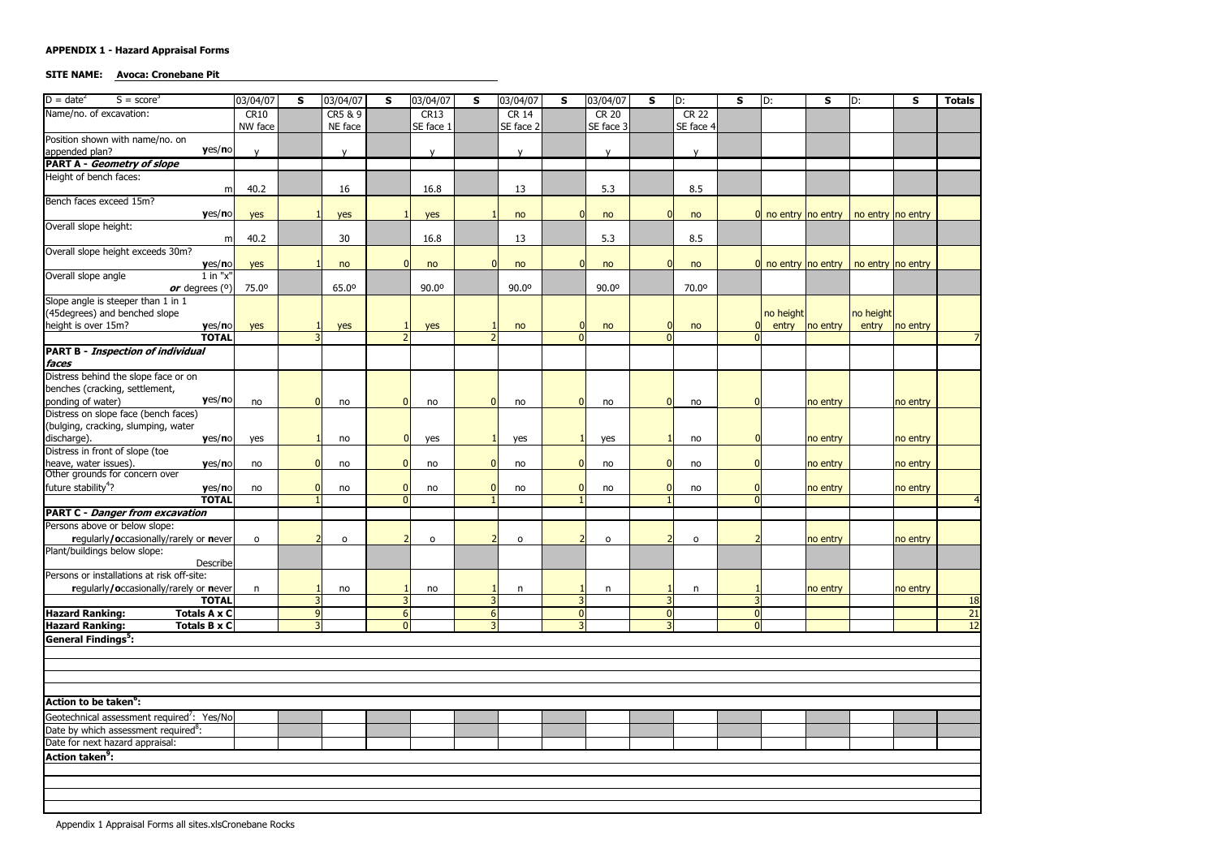**APPENDIX 1 - Hazard Appraisal Forms**

**SITE NAME: Avoca: Cronebane Pit**

| D = date[2] S = score[3] | 03/04/07 | S | 03/04/07 | S | 03/04/07 | S | 03/04/07 | S | 03/04/07 | S | D: | S | D: | S | D: | S | Totals |
|---|---|---|---|---|---|---|---|---|---|---|---|---|---|---|---|---|---|
| Name/no. of excavation: | CR10 NW face | | CR5 & 9 NE face | | CR13 SE face 1 | | CR 14 SE face 2 | | CR 20 SE face 3 | | CR 22 SE face 4 | | | | | | |
| Position shown with name/no. on appended plan? **y**es/**n**o | y | | y | | y | | y | | y | | y | | | | | | |
| **PART A - *Geometry of slope*** | | | | | | | | | | | | | | | | | |
| Height of bench faces: m | 40.2 | | 16 | | 16.8 | | 13 | | 5.3 | | 8.5 | | | | | | |
| Bench faces exceed 15m? **y**es/**n**o | yes | 1 | yes | 1 | yes | 1 | no | 0 | no | 0 | no | 0 | no entry | no entry | no entry | no entry | |
| Overall slope height: m | 40.2 | | 30 | | 16.8 | | 13 | | 5.3 | | 8.5 | | | | | | |
| Overall slope height exceeds 30m? **y**es/**n**o | yes | 1 | no | 0 | no | 0 | no | 0 | no | 0 | no | 0 | no entry | no entry | no entry | no entry | |
| Overall slope angle 1 in "x" ***or*** degrees (º) | 75.0º | | 65.0º | | 90.0º | | 90.0º | | 90.0º | | 70.0º | | | | | | |
| Slope angle is steeper than 1 in 1 (45degrees) and benched slope height is over 15m? **y**es/**n**o | yes | 1 | yes | 1 | yes | 1 | no | 0 | no | 0 | no | 0 | no height entry | no entry | no height entry | no entry | |
| **TOTAL** | | 3 | | 2 | | 2 | | 0 | | 0 | | 0 | | | | | 7 |
| **PART B - *Inspection of individual faces*** | | | | | | | | | | | | | | | | | |
| Distress behind the slope face or on benches (cracking, settlement, ponding of water) **y**es/**n**o | no | 0 | no | 0 | no | 0 | no | 0 | no | 0 | no | 0 | | no entry | | no entry | |
| Distress on slope face (bench faces) (bulging, cracking, slumping, water discharge). **y**es/**n**o | yes | 1 | no | 0 | yes | 1 | yes | 1 | yes | 1 | no | 0 | | no entry | | no entry | |
| Distress in front of slope (toe heave, water issues). **y**es/**n**o | no | 0 | no | 0 | no | 0 | no | 0 | no | 0 | no | 0 | | no entry | | no entry | |
| Other grounds for concern over future stability[4]? **y**es/**n**o | no | 0 | no | 0 | no | 0 | no | 0 | no | 0 | no | 0 | | no entry | | no entry | |
| **TOTAL** | | 1 | | 0 | | 1 | | 1 | | 1 | | 0 | | | | | 4 |
| **PART C - *Danger from excavation*** | | | | | | | | | | | | | | | | | |
| Persons above or below slope: **r**egularly/**o**ccasionally/rarely or **n**ever | o | 2 | o | 2 | o | 2 | o | 2 | o | 2 | o | 2 | | no entry | | no entry | |
| Plant/buildings below slope: Describe | | | | | | | | | | | | | | | | | |
| Persons or installations at risk off-site: **r**egularly/**o**ccasionally/rarely or **n**ever | n | 1 | no | 1 | no | 1 | n | 1 | n | 1 | n | 1 | | no entry | | no entry | |
| **TOTAL** | | 3 | | 3 | | 3 | | 3 | | 3 | | 3 | | | | | 18 |
| **Hazard Ranking: Totals A x C** | | 9 | | 6 | | 6 | | 0 | | 0 | | 0 | | | | | 21 |
| **Hazard Ranking: Totals B x C** | | 3 | | 0 | | 3 | | 3 | | 3 | | 0 | | | | | 12 |

**General Findings[5]:**

**Action to be taken[6]:**

| | | | | | | | | | | | | | | | | | |
|---|---|---|---|---|---|---|---|---|---|---|---|---|---|---|---|---|---|
| Geotechnical assessment required[7]: Yes/No | | | | | | | | | | | | | | | | | |
| Date by which assessment required[8]: | | | | | | | | | | | | | | | | | |
| Date for next hazard appraisal: | | | | | | | | | | | | | | | | | |

**Action taken[9]:**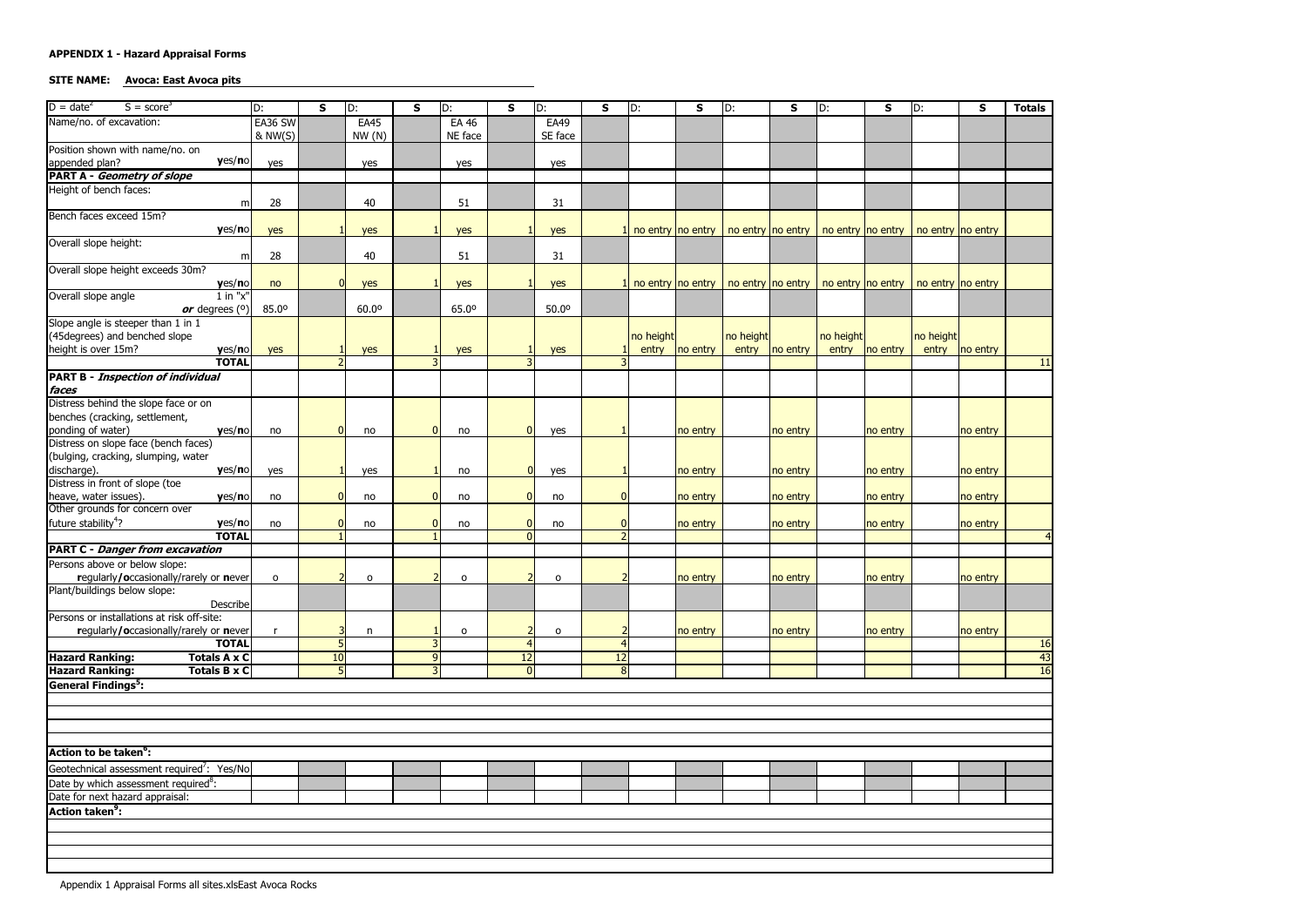**APPENDIX 1 - Hazard Appraisal Forms**

**SITE NAME: Avoca: East Avoca pits**

| D = date[2] S = score[3] | D: | S | D: | S | D: | S | D: | S | D: | S | D: | S | D: | S | D: | S | Totals |
|---|---|---|---|---|---|---|---|---|---|---|---|---|---|---|---|---|---|
| Name/no. of excavation: | EA36 SW & NW(S) | | EA45 NW (N) | | EA 46 NE face | | EA49 SE face | | | | | | | | | | |
| Position shown with name/no. on appended plan? yes/no | yes | | yes | | yes | | yes | | | | | | | | | | |
| **PART A - *Geometry of slope*** | | | | | | | | | | | | | | | | | |
| Height of bench faces: m | 28 | | 40 | | 51 | | 31 | | | | | | | | | | |
| Bench faces exceed 15m? yes/no | yes | 1 | yes | 1 | yes | 1 | yes | 1 | no entry | no entry | no entry | no entry | no entry | no entry | no entry | no entry | |
| Overall slope height: m | 28 | | 40 | | 51 | | 31 | | | | | | | | | | |
| Overall slope height exceeds 30m? yes/no | no | 0 | yes | 1 | yes | 1 | yes | 1 | no entry | no entry | no entry | no entry | no entry | no entry | no entry | no entry | |
| Overall slope angle 1 in "x" *or* degrees (º) | 85.0º | | 60.0º | | 65.0º | | 50.0º | | | | | | | | | | |
| Slope angle is steeper than 1 in 1 (45degrees) and benched slope height is over 15m? yes/no | yes | 1 | yes | 1 | yes | 1 | yes | 1 | no height entry | no entry | no height entry | no entry | no height entry | no entry | no height entry | no entry | |
| **TOTAL** | | 2 | | 3 | | 3 | | 3 | | | | | | | | | 11 |
| **PART B - *Inspection of individual faces*** | | | | | | | | | | | | | | | | | |
| Distress behind the slope face or on benches (cracking, settlement, ponding of water) yes/no | no | 0 | no | 0 | no | 0 | yes | 1 | | no entry | | no entry | | no entry | | no entry | |
| Distress on slope face (bench faces) (bulging, cracking, slumping, water discharge). yes/no | yes | 1 | yes | 1 | no | 0 | yes | 1 | | no entry | | no entry | | no entry | | no entry | |
| Distress in front of slope (toe heave, water issues). yes/no | no | 0 | no | 0 | no | 0 | no | 0 | | no entry | | no entry | | no entry | | no entry | |
| Other grounds for concern over future stability[4]? yes/no | no | 0 | no | 0 | no | 0 | no | 0 | | no entry | | no entry | | no entry | | no entry | |
| **TOTAL** | | 1 | | 1 | | 0 | | 2 | | | | | | | | | 4 |
| **PART C - *Danger from excavation*** | | | | | | | | | | | | | | | | | |
| Persons above or below slope: regularly/occasionally/rarely or never | o | 2 | o | 2 | o | 2 | o | 2 | | no entry | | no entry | | no entry | | no entry | |
| Plant/buildings below slope: Describe | | | | | | | | | | | | | | | | | |
| Persons or installations at risk off-site: regularly/occasionally/rarely or never | r | 3 | n | 1 | o | 2 | o | 2 | | no entry | | no entry | | no entry | | no entry | |
| **TOTAL** | | 5 | | 3 | | 4 | | 4 | | | | | | | | | 16 |
| **Hazard Ranking: Totals A x C** | | 10 | | 9 | | 12 | | 12 | | | | | | | | | 43 |
| **Hazard Ranking: Totals B x C** | | 5 | | 3 | | 0 | | 8 | | | | | | | | | 16 |

**General Findings[5]:**

**Action to be taken[6]:**

| | | | | | | | | | | | | | | | | | |
|---|---|---|---|---|---|---|---|---|---|---|---|---|---|---|---|---|---|
| Geotechnical assessment required[7]: Yes/No | | | | | | | | | | | | | | | | | |
| Date by which assessment required[8]: | | | | | | | | | | | | | | | | | |
| Date for next hazard appraisal: | | | | | | | | | | | | | | | | | |

**Action taken[9]:**

Appendix 1 Appraisal Forms all sites.xlsEast Avoca Rocks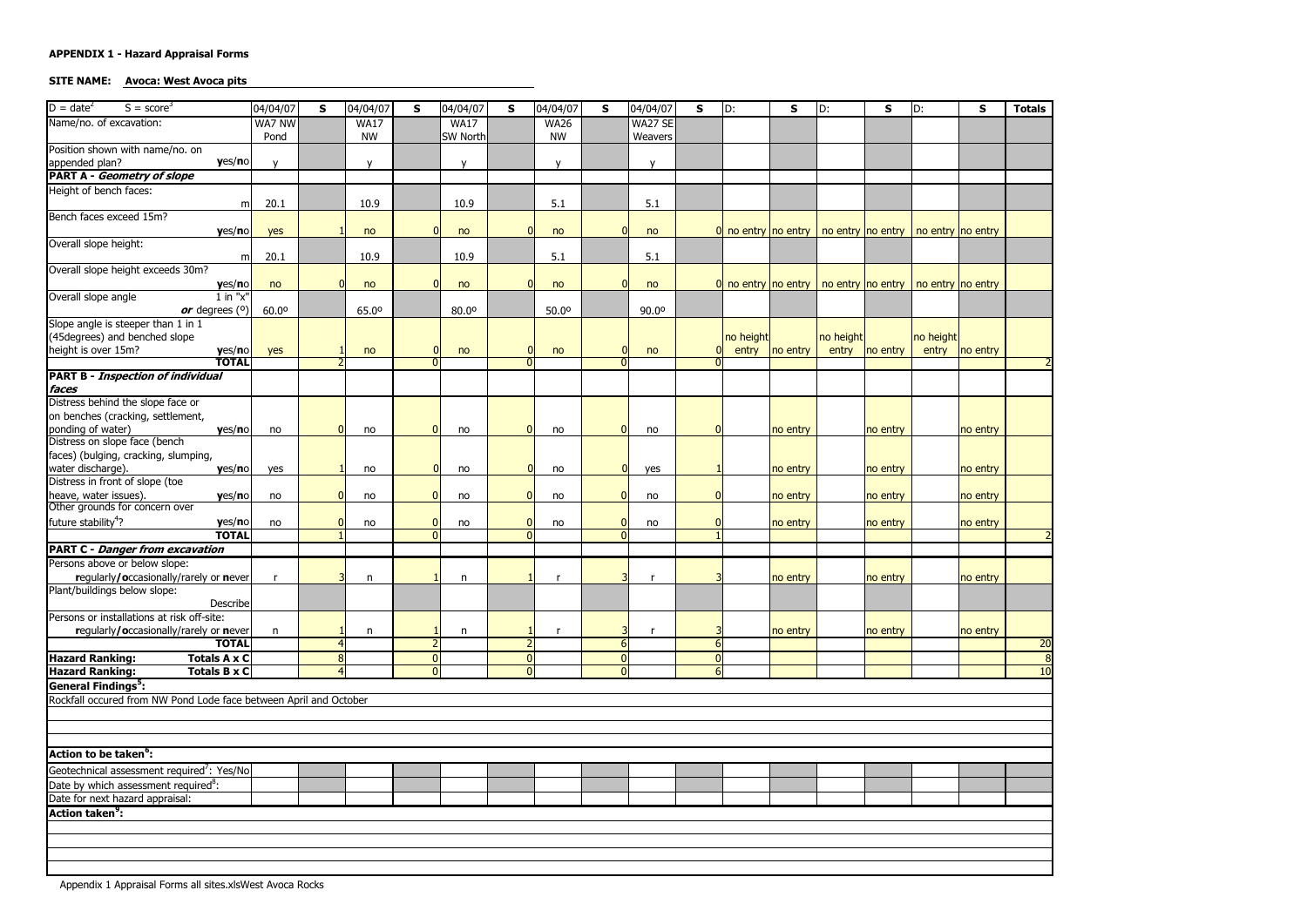**APPENDIX 1 - Hazard Appraisal Forms**

**SITE NAME: Avoca: West Avoca pits**

| D = date[2] S = score[3] | 04/04/07 | S | 04/04/07 | S | 04/04/07 | S | 04/04/07 | S | 04/04/07 | S | D: | S | D: | S | D: | S | Totals |
|---|---|---|---|---|---|---|---|---|---|---|---|---|---|---|---|---|---|
| Name/no. of excavation: | WA7 NW Pond | | WA17 NW | | WA17 SW North | | WA26 NW | | WA27 SE Weavers | | | | | | | | |
| Position shown with name/no. on appended plan? yes/no | y | | y | | y | | y | | y | | | | | | | | |
| **PART A - *Geometry of slope*** | | | | | | | | | | | | | | | | | |
| Height of bench faces: m | 20.1 | | 10.9 | | 10.9 | | 5.1 | | 5.1 | | | | | | | | |
| Bench faces exceed 15m? yes/no | yes | 1 | no | 0 | no | 0 | no | 0 | no | 0 | no entry | no entry | no entry | no entry | no entry | no entry | |
| Overall slope height: m | 20.1 | | 10.9 | | 10.9 | | 5.1 | | 5.1 | | | | | | | | |
| Overall slope height exceeds 30m? yes/no | no | 0 | no | 0 | no | 0 | no | 0 | no | 0 | no entry | no entry | no entry | no entry | no entry | no entry | |
| Overall slope angle 1 in "x" *or* degrees (º) | 60.0º | | 65.0º | | 80.0º | | 50.0º | | 90.0º | | | | | | | | |
| Slope angle is steeper than 1 in 1 (45degrees) and benched slope height is over 15m? yes/no | yes | 1 | no | 0 | no | 0 | no | 0 | no | 0 | no height entry | no entry | no height entry | no entry | no height entry | no entry | |
| **TOTAL** | | 2 | | 0 | | 0 | | 0 | | 0 | | | | | | | 2 |
| **PART B - *Inspection of individual faces*** | | | | | | | | | | | | | | | | | |
| Distress behind the slope face or on benches (cracking, settlement, ponding of water) yes/no | no | 0 | no | 0 | no | 0 | no | 0 | no | 0 | | no entry | | no entry | | no entry | |
| Distress on slope face (bench faces) (bulging, cracking, slumping, water discharge). yes/no | yes | 1 | no | 0 | no | 0 | no | 0 | yes | 1 | | no entry | | no entry | | no entry | |
| Distress in front of slope (toe heave, water issues). yes/no | no | 0 | no | 0 | no | 0 | no | 0 | no | 0 | | no entry | | no entry | | no entry | |
| Other grounds for concern over future stability[4]? yes/no | no | 0 | no | 0 | no | 0 | no | 0 | no | 0 | | no entry | | no entry | | no entry | |
| **TOTAL** | | 1 | | 0 | | 0 | | 0 | | 1 | | | | | | | 2 |
| **PART C - *Danger from excavation*** | | | | | | | | | | | | | | | | | |
| Persons above or below slope: regularly/occasionally/rarely or never | r | 3 | n | 1 | n | 1 | r | 3 | r | 3 | | no entry | | no entry | | no entry | |
| Plant/buildings below slope: Describe | | | | | | | | | | | | | | | | | |
| Persons or installations at risk off-site: regularly/occasionally/rarely or never | n | 1 | n | 1 | n | 1 | r | 3 | r | 3 | | no entry | | no entry | | no entry | |
| **TOTAL** | | 4 | | 2 | | 2 | | 6 | | 6 | | | | | | | 20 |
| **Hazard Ranking: Totals A x C** | | 8 | | 0 | | 0 | | 0 | | 0 | | | | | | | 8 |
| **Hazard Ranking: Totals B x C** | | 4 | | 0 | | 0 | | 0 | | 6 | | | | | | | 10 |

**General Findings[5]:**

Rockfall occured from NW Pond Lode face between April and October

**Action to be taken[6]:**

| | | | | | | | | | | | | | | | | | |
|---|---|---|---|---|---|---|---|---|---|---|---|---|---|---|---|---|---|
| Geotechnical assessment required[7]: Yes/No | | | | | | | | | | | | | | | | | |
| Date by which assessment required[8]: | | | | | | | | | | | | | | | | | |
| Date for next hazard appraisal: | | | | | | | | | | | | | | | | | |

**Action taken[9]:**

Appendix 1 Appraisal Forms all sites.xlsWest Avoca Rocks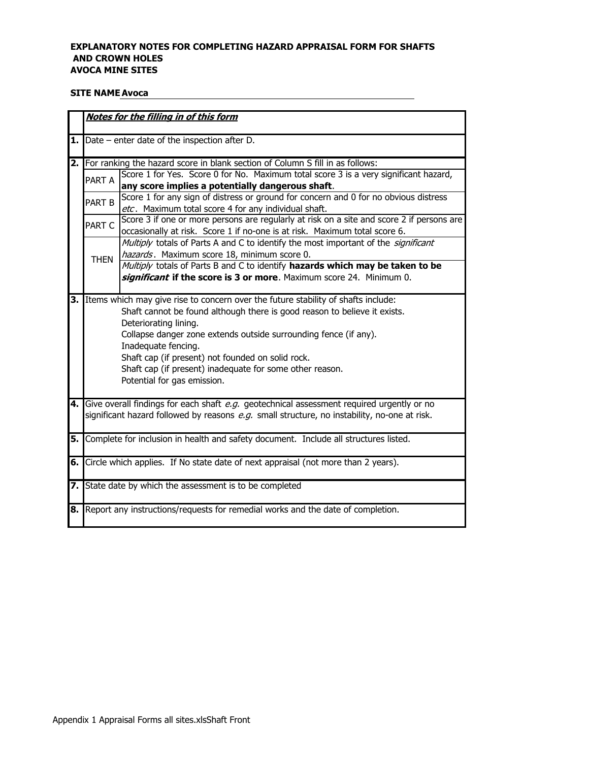**EXPLANATORY NOTES FOR COMPLETING HAZARD APPRAISAL FORM FOR SHAFTS AND CROWN HOLES**
**AVOCA MINE SITES**

**SITE NAME** **Avoca**

| | ***Notes for the filling in of this form*** | |
|---|---|---|
| **1.** | Date – enter date of the inspection after D. | |
| **2.** | For ranking the hazard score in blank section of Column S fill in as follows: | |
| | PART A | Score 1 for Yes. Score 0 for No. Maximum total score 3 is a very significant hazard, **any score implies a potentially dangerous shaft**. |
| | PART B | Score 1 for any sign of distress or ground for concern and 0 for no obvious distress *etc*. Maximum total score 4 for any individual shaft. |
| | PART C | Score 3 if one or more persons are regularly at risk on a site and score 2 if persons are occasionally at risk. Score 1 if no-one is at risk. Maximum total score 6. |
| | THEN | *Multiply* totals of Parts A and C to identify the most important of the *significant hazards*. Maximum score 18, minimum score 0. |
| | | *Multiply* totals of Parts B and C to identify **hazards which may be taken to be *significant* if the score is 3 or more**. Maximum score 24. Minimum 0. |
| **3.** | Items which may give rise to concern over the future stability of shafts include:<br>Shaft cannot be found although there is good reason to believe it exists.<br>Deteriorating lining.<br>Collapse danger zone extends outside surrounding fence (if any).<br>Inadequate fencing.<br>Shaft cap (if present) not founded on solid rock.<br>Shaft cap (if present) inadequate for some other reason.<br>Potential for gas emission. | |
| **4.** | Give overall findings for each shaft *e.g.* geotechnical assessment required urgently or no significant hazard followed by reasons *e.g.* small structure, no instability, no-one at risk. | |
| **5.** | Complete for inclusion in health and safety document. Include all structures listed. | |
| **6.** | Circle which applies. If No state date of next appraisal (not more than 2 years). | |
| **7.** | State date by which the assessment is to be completed | |
| **8.** | Report any instructions/requests for remedial works and the date of completion. | |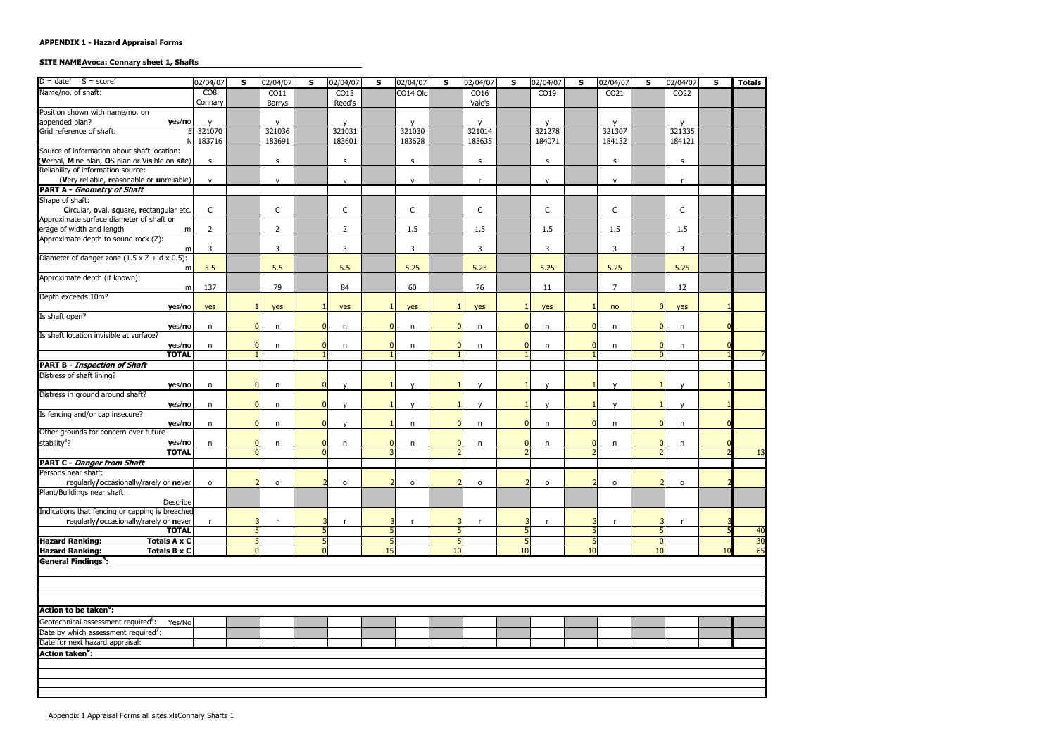**APPENDIX 1 - Hazard Appraisal Forms**

**SITE NAME Avoca: Connary sheet 1, Shafts**

| D = date[1] S = score[2] | 02/04/07 | S | 02/04/07 | S | 02/04/07 | S | 02/04/07 | S | 02/04/07 | S | 02/04/07 | S | 02/04/07 | S | 02/04/07 | S | Totals |
|---|---|---|---|---|---|---|---|---|---|---|---|---|---|---|---|---|---|
| Name/no. of shaft: | CO8 Connary | | CO11 Barrys | | CO13 Reed's | | CO14 Old | | CO16 Vale's | | CO19 | | CO21 | | CO22 | | |
| Position shown with name/no. on appended plan? **y**es/**n**o | y | | y | | y | | y | | y | | y | | y | | y | | |
| Grid reference of shaft: E | 321070 | | 321036 | | 321031 | | 321030 | | 321014 | | 321278 | | 321307 | | 321335 | | |
| N | 183716 | | 183691 | | 183601 | | 183628 | | 183635 | | 184071 | | 184132 | | 184121 | | |
| Source of information about shaft location: (**V**erbal, **M**ine plan, **O**S plan or Vi**s**ible on **s**ite) | s | | s | | s | | s | | s | | s | | s | | s | | |
| Reliability of information source: (**V**ery reliable, **r**easonable or **u**nreliable) | v | | v | | v | | v | | r | | v | | v | | r | | |
| **PART A - *Geometry of Shaft*** | | | | | | | | | | | | | | | | | |
| Shape of shaft: **C**ircular, **o**val, **s**quare, **r**ectangular etc. | C | | C | | C | | C | | C | | C | | C | | C | | |
| Approximate surface diameter of shaft or erage of width and length m | 2 | | 2 | | 2 | | 1.5 | | 1.5 | | 1.5 | | 1.5 | | 1.5 | | |
| Approximate depth to sound rock (Z): m | 3 | | 3 | | 3 | | 3 | | 3 | | 3 | | 3 | | 3 | | |
| Diameter of danger zone (1.5 x Z + d x 0.5): m | 5.5 | | 5.5 | | 5.5 | | 5.25 | | 5.25 | | 5.25 | | 5.25 | | 5.25 | | |
| Approximate depth (if known): m | 137 | | 79 | | 84 | | 60 | | 76 | | 11 | | 7 | | 12 | | |
| Depth exceeds 10m? **y**es/**n**o | yes | 1 | yes | 1 | yes | 1 | yes | 1 | yes | 1 | yes | 1 | no | 0 | yes | 1 | |
| Is shaft open? **y**es/**n**o | n | 0 | n | 0 | n | 0 | n | 0 | n | 0 | n | 0 | n | 0 | n | 0 | |
| Is shaft location invisible at surface? **y**es/**n**o | n | 0 | n | 0 | n | 0 | n | 0 | n | 0 | n | 0 | n | 0 | n | 0 | |
| **TOTAL** | | 1 | | 1 | | 1 | | 1 | | 1 | | 1 | | 0 | | 1 | 7 |
| **PART B - *Inspection of Shaft*** | | | | | | | | | | | | | | | | | |
| Distress of shaft lining? **y**es/**n**o | n | 0 | n | 0 | y | 1 | y | 1 | y | 1 | y | 1 | y | 1 | y | 1 | |
| Distress in ground around shaft? **y**es/**n**o | n | 0 | n | 0 | y | 1 | y | 1 | y | 1 | y | 1 | y | 1 | y | 1 | |
| Is fencing and/or cap insecure? **y**es/**n**o | n | 0 | n | 0 | y | 1 | n | 0 | n | 0 | n | 0 | n | 0 | n | 0 | |
| Other grounds for concern over future stability[3]? **y**es/**n**o | n | 0 | n | 0 | n | 0 | n | 0 | n | 0 | n | 0 | n | 0 | n | 0 | |
| **TOTAL** | | 0 | | 0 | | 3 | | 2 | | 2 | | 2 | | 2 | | 2 | 13 |
| **PART C - *Danger from Shaft*** | | | | | | | | | | | | | | | | | |
| Persons near shaft: **r**egularly/**o**ccasionally/rarely or **n**ever | o | 2 | o | 2 | o | 2 | o | 2 | o | 2 | o | 2 | o | 2 | o | 2 | |
| Plant/Buildings near shaft: Describe | | | | | | | | | | | | | | | | | |
| Indications that fencing or capping is breached **r**egularly/**o**ccasionally/rarely or **n**ever | r | 3 | r | 3 | r | 3 | r | 3 | r | 3 | r | 3 | r | 3 | r | 3 | |
| **TOTAL** | | 5 | | 5 | | 5 | | 5 | | 5 | | 5 | | 5 | | 5 | 40 |
| **Hazard Ranking: Totals A x C** | | 5 | | 5 | | 5 | | 5 | | 5 | | 5 | | 0 | | 5 | 30 |
| **Hazard Ranking: Totals B x C** | | 0 | | 0 | | 15 | | 10 | | 10 | | 10 | | 10 | | 10 | 65 |

**General Findings[5]:**

**Action to be taken[6]:**

| | | | | | | | | | | | | | | | | | |
|---|---|---|---|---|---|---|---|---|---|---|---|---|---|---|---|---|---|
| Geotechnical assessment required[6]: Yes/No | | | | | | | | | | | | | | | | | |
| Date by which assessment required[7]: | | | | | | | | | | | | | | | | | |
| Date for next hazard appraisal: | | | | | | | | | | | | | | | | | |

**Action taken[9]:**

Appendix 1 Appraisal Forms all sites.xlsConnary Shafts 1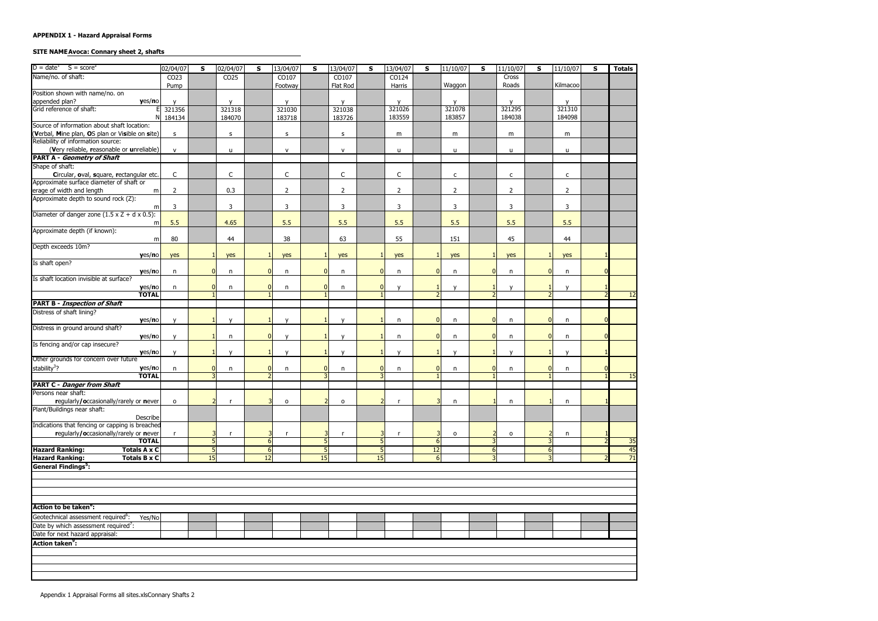**APPENDIX 1 - Hazard Appraisal Forms**

**SITE NAME Avoca: Connary sheet 2, shafts**

| D = date[1] S = score[2] | 02/04/07 | S | 02/04/07 | S | 13/04/07 | S | 13/04/07 | S | 13/04/07 | S | 11/10/07 | S | 11/10/07 | S | 11/10/07 | S | Totals |
|---|---|---|---|---|---|---|---|---|---|---|---|---|---|---|---|---|---|
| Name/no. of shaft: | CO23 Pump | | CO25 | | CO107 Footway | | CO107 Flat Rod | | CO124 Harris | | Waggon | | Cross Roads | | Kilmacoo | | |
| Position shown with name/no. on appended plan? **y**es/**n**o | y | | y | | y | | y | | y | | y | | y | | y | | |
| Grid reference of shaft: E | 321356 | | 321318 | | 321030 | | 321038 | | 321026 | | 321078 | | 321295 | | 321310 | | |
| N | 184134 | | 184070 | | 183718 | | 183726 | | 183559 | | 183857 | | 184038 | | 184098 | | |
| Source of information about shaft location: (**V**erbal, **M**ine plan, **O**S plan or Vi**s**ible on **s**ite) | s | | s | | s | | s | | m | | m | | m | | m | | |
| Reliability of information source: (**V**ery reliable, **r**easonable or **u**nreliable) | v | | u | | v | | v | | u | | u | | u | | u | | |
| **PART A - *Geometry of Shaft*** | | | | | | | | | | | | | | | | | |
| Shape of shaft: **C**ircular, **o**val, **s**quare, **r**ectangular etc. | C | | C | | C | | C | | C | | c | | c | | c | | |
| Approximate surface diameter of shaft or erage of width and length m | 2 | | 0.3 | | 2 | | 2 | | 2 | | 2 | | 2 | | 2 | | |
| Approximate depth to sound rock (Z): m | 3 | | 3 | | 3 | | 3 | | 3 | | 3 | | 3 | | 3 | | |
| Diameter of danger zone (1.5 x Z + d x 0.5): m | 5.5 | | 4.65 | | 5.5 | | 5.5 | | 5.5 | | 5.5 | | 5.5 | | 5.5 | | |
| Approximate depth (if known): m | 80 | | 44 | | 38 | | 63 | | 55 | | 151 | | 45 | | 44 | | |
| Depth exceeds 10m? **y**es/**n**o | yes | 1 | yes | 1 | yes | 1 | yes | 1 | yes | 1 | yes | 1 | yes | 1 | yes | 1 | |
| Is shaft open? **y**es/**n**o | n | 0 | n | 0 | n | 0 | n | 0 | n | 0 | n | 0 | n | 0 | n | 0 | |
| Is shaft location invisible at surface? **y**es/**n**o | n | 0 | n | 0 | n | 0 | n | 0 | y | 1 | y | 1 | y | 1 | y | 1 | |
| **TOTAL** | | 1 | | 1 | | 1 | | 1 | | 2 | | 2 | | 2 | | 2 | 12 |
| **PART B - *Inspection of Shaft*** | | | | | | | | | | | | | | | | | |
| Distress of shaft lining? **y**es/**n**o | y | 1 | y | 1 | y | 1 | y | 1 | n | 0 | n | 0 | n | 0 | n | 0 | |
| Distress in ground around shaft? **y**es/**n**o | y | 1 | n | 0 | y | 1 | y | 1 | n | 0 | n | 0 | n | 0 | n | 0 | |
| Is fencing and/or cap insecure? **y**es/**n**o | y | 1 | y | 1 | y | 1 | y | 1 | y | 1 | y | 1 | y | 1 | y | 1 | |
| Other grounds for concern over future stability[3]? **y**es/**n**o | n | 0 | n | 0 | n | 0 | n | 0 | n | 0 | n | 0 | n | 0 | n | 0 | |
| **TOTAL** | | 3 | | 2 | | 3 | | 3 | | 1 | | 1 | | 1 | | 1 | 15 |
| **PART C - *Danger from Shaft*** | | | | | | | | | | | | | | | | | |
| Persons near shaft: **r**egularly/**o**ccasionally/rarely or **n**ever | o | 2 | r | 3 | o | 2 | o | 2 | r | 3 | n | 1 | n | 1 | n | 1 | |
| Plant/Buildings near shaft: Describe | | | | | | | | | | | | | | | | | |
| Indications that fencing or capping is breached **r**egularly/**o**ccasionally/rarely or **n**ever | r | 3 | r | 3 | r | 3 | r | 3 | r | 3 | o | 2 | o | 2 | n | 1 | |
| **TOTAL** | | 5 | | 6 | | 5 | | 5 | | 6 | | 3 | | 3 | | 2 | 35 |
| **Hazard Ranking: Totals A x C** | | 5 | | 6 | | 5 | | 5 | | 12 | | 6 | | 6 | | 4 | 45 |
| **Hazard Ranking: Totals B x C** | | 15 | | 12 | | 15 | | 15 | | 6 | | 3 | | 3 | | 2 | 71 |

**General Findings[5]:**

**Action to be taken[6]:**

| | | | | | | | | | | | | | | | | | |
|---|---|---|---|---|---|---|---|---|---|---|---|---|---|---|---|---|---|
| Geotechnical assessment required[6]: Yes/No | | | | | | | | | | | | | | | | | |
| Date by which assessment required[7]: | | | | | | | | | | | | | | | | | |
| Date for next hazard appraisal: | | | | | | | | | | | | | | | | | |

**Action taken[9]:**

Appendix 1 Appraisal Forms all sites.xlsConnary Shafts 2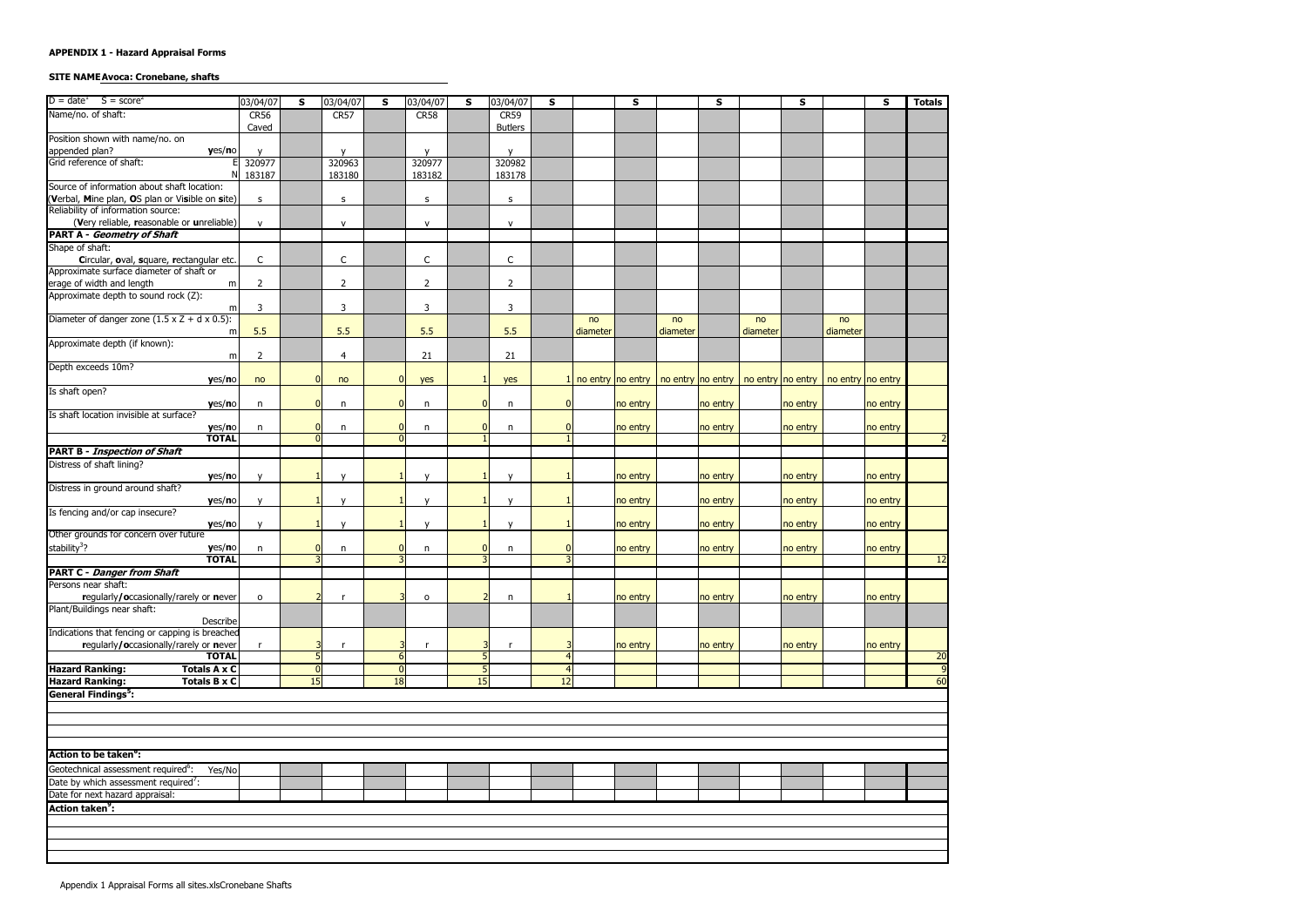**APPENDIX 1 - Hazard Appraisal Forms**

**SITE NAME Avoca: Cronebane, shafts**

| D = date[4]   S = score[4] | 03/04/07 | S | 03/04/07 | S | 03/04/07 | S | 03/04/07 | S | | S | | S | | S | | S | Totals |
|---|---|---|---|---|---|---|---|---|---|---|---|---|---|---|---|---|---|
| Name/no. of shaft: | CR56 Caved | | CR57 | | CR58 | | CR59 Butlers | | | | | | | | | | |
| Position shown with name/no. on appended plan? **y**es/**n**o | y | | y | | y | | y | | | | | | | | | | |
| Grid reference of shaft: E | 320977 | | 320963 | | 320977 | | 320982 | | | | | | | | | | |
| N | 183187 | | 183180 | | 183182 | | 183178 | | | | | | | | | | |
| Source of information about shaft location: (**V**erbal, **M**ine plan, **O**S plan or Vi**s**ible on **s**ite) | s | | s | | s | | s | | | | | | | | | | |
| Reliability of information source: (**V**ery reliable, **r**easonable or **u**nreliable) | v | | v | | v | | v | | | | | | | | | | |
| **PART A - *Geometry of Shaft*** | | | | | | | | | | | | | | | | | |
| Shape of shaft: **C**ircular, **o**val, **s**quare, **r**ectangular etc. | C | | C | | C | | C | | | | | | | | | | |
| Approximate surface diameter of shaft or erage of width and length m | 2 | | 2 | | 2 | | 2 | | | | | | | | | | |
| Approximate depth to sound rock (Z): m | 3 | | 3 | | 3 | | 3 | | | | | | | | | | |
| Diameter of danger zone (1.5 x Z + d x 0.5): m | 5.5 | | 5.5 | | 5.5 | | 5.5 | | no diameter | | no diameter | | no diameter | | no diameter | | |
| Approximate depth (if known): m | 2 | | 4 | | 21 | | 21 | | | | | | | | | | |
| Depth exceeds 10m? **y**es/**n**o | no | 0 | no | 0 | yes | 1 | yes | 1 | no entry | no entry | no entry | no entry | no entry | no entry | no entry | no entry | |
| Is shaft open? **y**es/**n**o | n | 0 | n | 0 | n | 0 | n | 0 | | no entry | | no entry | | no entry | | no entry | |
| Is shaft location invisible at surface? **y**es/**n**o | n | 0 | n | 0 | n | 0 | n | 0 | | no entry | | no entry | | no entry | | no entry | |
| **TOTAL** | | 0 | | 0 | | 1 | | 1 | | | | | | | | | 2 |
| **PART B - *Inspection of Shaft*** | | | | | | | | | | | | | | | | | |
| Distress of shaft lining? **y**es/**n**o | y | 1 | y | 1 | y | 1 | y | 1 | | no entry | | no entry | | no entry | | no entry | |
| Distress in ground around shaft? **y**es/**n**o | y | 1 | y | 1 | y | 1 | y | 1 | | no entry | | no entry | | no entry | | no entry | |
| Is fencing and/or cap insecure? **y**es/**n**o | y | 1 | y | 1 | y | 1 | y | 1 | | no entry | | no entry | | no entry | | no entry | |
| Other grounds for concern over future stability[3]? **y**es/**n**o | n | 0 | n | 0 | n | 0 | n | 0 | | no entry | | no entry | | no entry | | no entry | |
| **TOTAL** | | 3 | | 3 | | 3 | | 3 | | | | | | | | | 12 |
| **PART C - *Danger from Shaft*** | | | | | | | | | | | | | | | | | |
| Persons near shaft: **r**egularly/**o**ccasionally/rarely or **n**ever | o | 2 | r | 3 | o | 2 | n | 1 | | no entry | | no entry | | no entry | | no entry | |
| Plant/Buildings near shaft: Describe | | | | | | | | | | | | | | | | | |
| Indications that fencing or capping is breached **r**egularly/**o**ccasionally/rarely or **n**ever | r | 3 | r | 3 | r | 3 | r | 3 | | no entry | | no entry | | no entry | | no entry | |
| **TOTAL** | | 5 | | 6 | | 5 | | 4 | | | | | | | | | 20 |
| **Hazard Ranking: Totals A x C** | | 0 | | 0 | | 5 | | 4 | | | | | | | | | 9 |
| **Hazard Ranking: Totals B x C** | | 15 | | 18 | | 15 | | 12 | | | | | | | | | 60 |

**General Findings[5]:**

**Action to be taken[6]:**

| | | | | | | | | | | | | | | | | | |
|---|---|---|---|---|---|---|---|---|---|---|---|---|---|---|---|---|---|
| Geotechnical assessment required[6]: Yes/No | | | | | | | | | | | | | | | | | |
| Date by which assessment required[7]: | | | | | | | | | | | | | | | | | |
| Date for next hazard appraisal: | | | | | | | | | | | | | | | | | |

**Action taken[9]:**

Appendix 1 Appraisal Forms all sites.xlsCronebane Shafts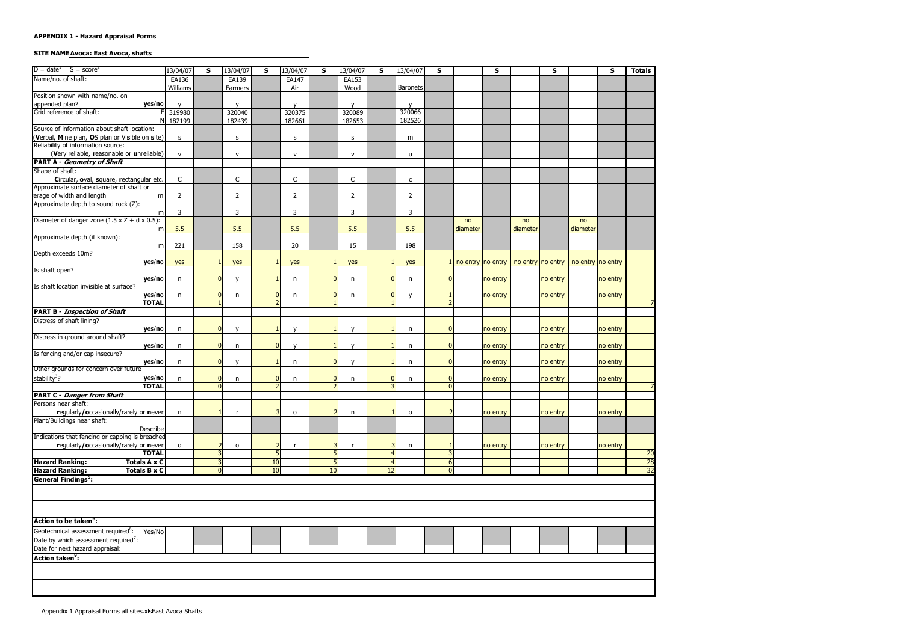**APPENDIX 1 - Hazard Appraisal Forms**

**SITE NAME Avoca: East Avoca, shafts**

| D = date[1] S = score[2] | 13/04/07 | S | 13/04/07 | S | 13/04/07 | S | 13/04/07 | S | 13/04/07 | S | | S | | S | | S | Totals |
|---|---|---|---|---|---|---|---|---|---|---|---|---|---|---|---|---|---|
| Name/no. of shaft: | EA136 Williams | | EA139 Farmers | | EA147 Air | | EA153 Wood | | Baronets | | | | | | | | |
| Position shown with name/no. on appended plan? yes/no | y | | y | | y | | y | | y | | | | | | | | |
| Grid reference of shaft: E | 319980 | | 320040 | | 320375 | | 320089 | | 320066 | | | | | | | | |
| N | 182199 | | 182439 | | 182661 | | 182653 | | 182526 | | | | | | | | |
| Source of information about shaft location: (Verbal, Mine plan, OS plan or Visible on site) | s | | s | | s | | s | | m | | | | | | | | |
| Reliability of information source: (Very reliable, reasonable or unreliable) | v | | v | | v | | v | | u | | | | | | | | |
| **PART A - *Geometry of Shaft*** | | | | | | | | | | | | | | | | | |
| Shape of shaft: Circular, oval, square, rectangular etc. | C | | C | | C | | C | | c | | | | | | | | |
| Approximate surface diameter of shaft or erage of width and length m | 2 | | 2 | | 2 | | 2 | | 2 | | | | | | | | |
| Approximate depth to sound rock (Z): m | 3 | | 3 | | 3 | | 3 | | 3 | | | | | | | | |
| Diameter of danger zone (1.5 x Z + d x 0.5): m | 5.5 | | 5.5 | | 5.5 | | 5.5 | | 5.5 | | no diameter | | no diameter | | no diameter | | |
| Approximate depth (if known): m | 221 | | 158 | | 20 | | 15 | | 198 | | | | | | | | |
| Depth exceeds 10m? yes/no | yes | 1 | yes | 1 | yes | 1 | yes | 1 | yes | 1 | no entry | no entry | no entry | no entry | no entry | no entry | |
| Is shaft open? yes/no | n | 0 | y | 1 | n | 0 | n | 0 | n | 0 | | no entry | | no entry | | no entry | |
| Is shaft location invisible at surface? yes/no | n | 0 | n | 0 | n | 0 | n | 0 | y | 1 | | no entry | | no entry | | no entry | |
| **TOTAL** | | 1 | | 2 | | 1 | | 1 | | 2 | | | | | | | 7 |
| **PART B - *Inspection of Shaft*** | | | | | | | | | | | | | | | | | |
| Distress of shaft lining? yes/no | n | 0 | y | 1 | y | 1 | y | 1 | n | 0 | | no entry | | no entry | | no entry | |
| Distress in ground around shaft? yes/no | n | 0 | n | 0 | y | 1 | y | 1 | n | 0 | | no entry | | no entry | | no entry | |
| Is fencing and/or cap insecure? yes/no | n | 0 | y | 1 | n | 0 | y | 1 | n | 0 | | no entry | | no entry | | no entry | |
| Other grounds for concern over future stability[3]? yes/no | n | 0 | n | 0 | n | 0 | n | 0 | n | 0 | | no entry | | no entry | | no entry | |
| **TOTAL** | | 0 | | 2 | | 2 | | 3 | | 0 | | | | | | | 7 |
| **PART C - *Danger from Shaft*** | | | | | | | | | | | | | | | | | |
| Persons near shaft: regularly/occasionally/rarely or never | n | 1 | r | 3 | o | 2 | n | 1 | o | 2 | | no entry | | no entry | | no entry | |
| Plant/Buildings near shaft: Describe | | | | | | | | | | | | | | | | | |
| Indications that fencing or capping is breached regularly/occasionally/rarely or never | o | 2 | o | 2 | r | 3 | r | 3 | n | 1 | | no entry | | no entry | | no entry | |
| **TOTAL** | | 3 | | 5 | | 5 | | 4 | | 3 | | | | | | | 20 |
| **Hazard Ranking: Totals A x C** | | 3 | | 10 | | 5 | | 4 | | 6 | | | | | | | 28 |
| **Hazard Ranking: Totals B x C** | | 0 | | 10 | | 10 | | 12 | | 0 | | | | | | | 32 |

**General Findings[5]:**

**Action to be taken[6]:**

| | | | | | | | | | | | | | | | | | |
|---|---|---|---|---|---|---|---|---|---|---|---|---|---|---|---|---|---|
| Geotechnical assessment required[6]: Yes/No | | | | | | | | | | | | | | | | | |
| Date by which assessment required[7]: | | | | | | | | | | | | | | | | | |
| Date for next hazard appraisal: | | | | | | | | | | | | | | | | | |

**Action taken[9]:**

Appendix 1 Appraisal Forms all sites.xlsEast Avoca Shafts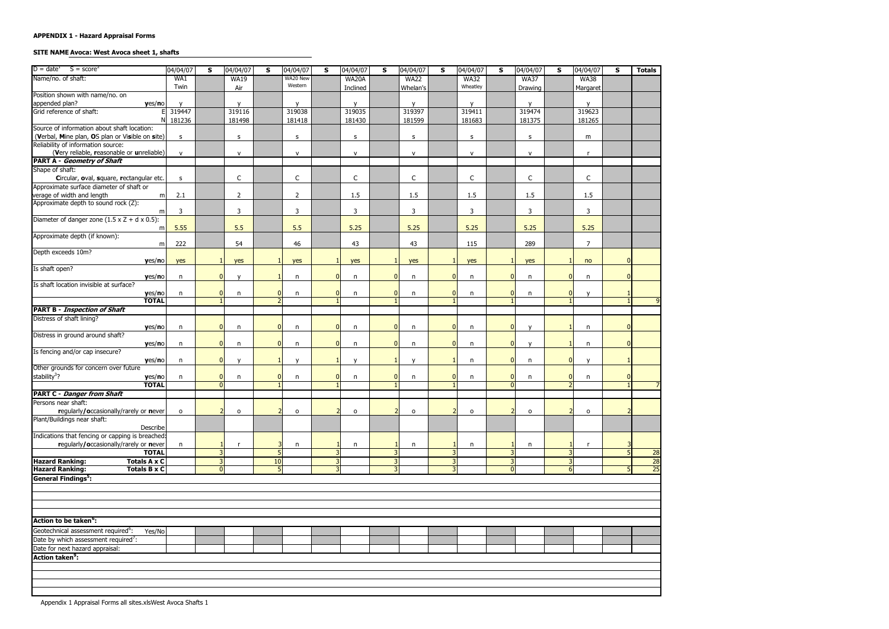**APPENDIX 1 - Hazard Appraisal Forms**

**SITE NAME Avoca: West Avoca sheet 1, shafts**

| D = date[1] S = score[2] | 04/04/07 | S | 04/04/07 | S | 04/04/07 | S | 04/04/07 | S | 04/04/07 | S | 04/04/07 | S | 04/04/07 | S | 04/04/07 | S | Totals |
|---|---|---|---|---|---|---|---|---|---|---|---|---|---|---|---|---|---|
| Name/no. of shaft: | WA1 Twin | | WA19 Air | | WA20 New Western | | WA20A Inclined | | WA22 Whelan's | | WA32 Wheatley | | WA37 Drawing | | WA38 Margaret | | |
| Position shown with name/no. on appended plan? **y**es/**n**o | y | | y | | y | | y | | y | | y | | y | | y | | |
| Grid reference of shaft: E | 319447 | | 319116 | | 319038 | | 319035 | | 319397 | | 319411 | | 319474 | | 319623 | | |
| N | 181236 | | 181498 | | 181418 | | 181430 | | 181599 | | 181683 | | 181375 | | 181265 | | |
| Source of information about shaft location: (**V**erbal, **M**ine plan, **OS** plan or **V**isible on **s**ite) | s | | s | | s | | s | | s | | s | | s | | m | | |
| Reliability of information source: (**V**ery reliable, **r**easonable or **u**nreliable) | v | | v | | v | | v | | v | | v | | v | | r | | |
| **PART A - *Geometry of Shaft*** | | | | | | | | | | | | | | | | | |
| Shape of shaft: **C**ircular, **o**val, **s**quare, **r**ectangular etc. | s | | C | | C | | C | | C | | C | | C | | C | | |
| Approximate surface diameter of shaft or verage of width and length m | 2.1 | | 2 | | 2 | | 1.5 | | 1.5 | | 1.5 | | 1.5 | | 1.5 | | |
| Approximate depth to sound rock (Z): m | 3 | | 3 | | 3 | | 3 | | 3 | | 3 | | 3 | | 3 | | |
| Diameter of danger zone (1.5 x Z + d x 0.5): m | 5.55 | | 5.5 | | 5.5 | | 5.25 | | 5.25 | | 5.25 | | 5.25 | | 5.25 | | |
| Approximate depth (if known): m | 222 | | 54 | | 46 | | 43 | | 43 | | 115 | | 289 | | 7 | | |
| Depth exceeds 10m? **y**es/**n**o | yes | 1 | yes | 1 | yes | 1 | yes | 1 | yes | 1 | yes | 1 | yes | 1 | no | 0 | |
| Is shaft open? **y**es/**n**o | n | 0 | y | 1 | n | 0 | n | 0 | n | 0 | n | 0 | n | 0 | n | 0 | |
| Is shaft location invisible at surface? **y**es/**n**o | n | 0 | n | 0 | n | 0 | n | 0 | n | 0 | n | 0 | n | 0 | y | 1 | |
| **TOTAL** | | 1 | | 2 | | 1 | | 1 | | 1 | | 1 | | 1 | | 1 | 9 |
| **PART B - *Inspection of Shaft*** | | | | | | | | | | | | | | | | | |
| Distress of shaft lining? **y**es/**n**o | n | 0 | n | 0 | n | 0 | n | 0 | n | 0 | n | 0 | y | 1 | n | 0 | |
| Distress in ground around shaft? **y**es/**n**o | n | 0 | n | 0 | n | 0 | n | 0 | n | 0 | n | 0 | y | 1 | n | 0 | |
| Is fencing and/or cap insecure? **y**es/**n**o | n | 0 | y | 1 | y | 1 | y | 1 | y | 1 | n | 0 | n | 0 | y | 1 | |
| Other grounds for concern over future stability[3]? **y**es/**n**o | n | 0 | n | 0 | n | 0 | n | 0 | n | 0 | n | 0 | n | 0 | n | 0 | |
| **TOTAL** | | 0 | | 1 | | 1 | | 1 | | 1 | | 0 | | 2 | | 1 | 7 |
| **PART C - *Danger from Shaft*** | | | | | | | | | | | | | | | | | |
| Persons near shaft: **r**egularly/**o**ccasionally/rarely or **n**ever | o | 2 | o | 2 | o | 2 | o | 2 | o | 2 | o | 2 | o | 2 | o | 2 | |
| Plant/Buildings near shaft: Describe | | | | | | | | | | | | | | | | | |
| Indications that fencing or capping is breached: **r**egularly/**o**ccasionally/rarely or **n**ever | n | 1 | r | 3 | n | 1 | n | 1 | n | 1 | n | 1 | n | 1 | r | 3 | |
| **TOTAL** | | 3 | | 5 | | 3 | | 3 | | 3 | | 3 | | 3 | | 5 | 28 |
| **Hazard Ranking: Totals A x C** | | 3 | | 10 | | 3 | | 3 | | 3 | | 3 | | 3 | | | 28 |
| **Hazard Ranking: Totals B x C** | | 0 | | 5 | | 3 | | 3 | | 3 | | 0 | | 6 | | 5 | 25 |
| **General Findings[5]:** | | | | | | | | | | | | | | | | | |
| **Action to be taken[6]:** | | | | | | | | | | | | | | | | | |
| Geotechnical assessment required[6]: Yes/No | | | | | | | | | | | | | | | | | |
| Date by which assessment required[7]: | | | | | | | | | | | | | | | | | |
| Date for next hazard appraisal: | | | | | | | | | | | | | | | | | |
| **Action taken[8]:** | | | | | | | | | | | | | | | | | |

Appendix 1 Appraisal Forms all sites.xlsWest Avoca Shafts 1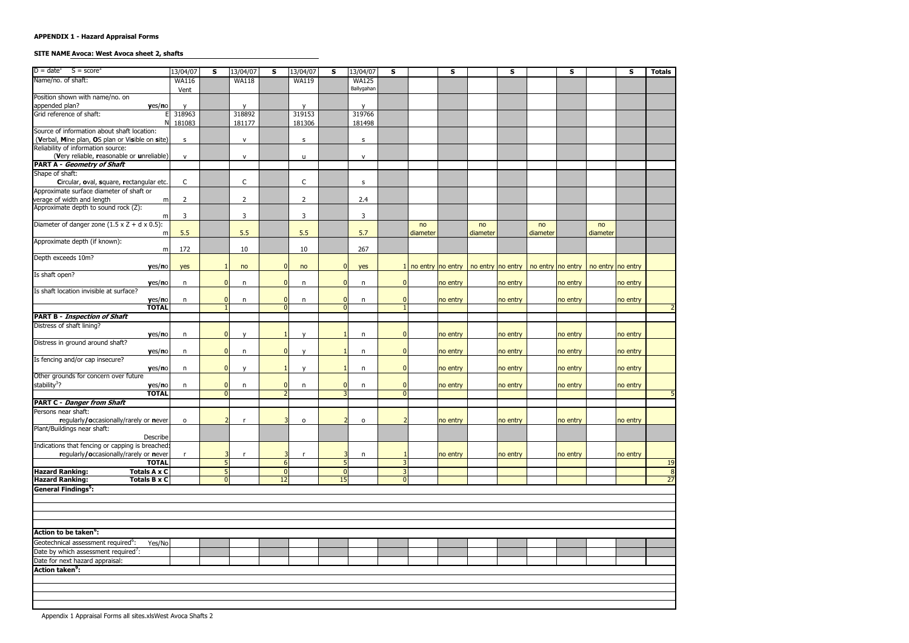**APPENDIX 1 - Hazard Appraisal Forms**

**SITE NAME Avoca: West Avoca sheet 2, shafts**

| D = date[1] S = score[2] | 13/04/07 | S | 13/04/07 | S | 13/04/07 | S | 13/04/07 | S | | S | | S | | S | | S | Totals |
|---|---|---|---|---|---|---|---|---|---|---|---|---|---|---|---|---|---|
| Name/no. of shaft: | WA116 Vent | | WA118 | | WA119 | | WA125 Ballygahan | | | | | | | | | | |
| Position shown with name/no. on appended plan? yes/no | y | | y | | y | | y | | | | | | | | | | |
| Grid reference of shaft: E | 318963 | | 318892 | | 319153 | | 319766 | | | | | | | | | | |
| N | 181083 | | 181177 | | 181306 | | 181498 | | | | | | | | | | |
| Source of information about shaft location: (Verbal, Mine plan, OS plan or Visible on site) | s | | v | | s | | s | | | | | | | | | | |
| Reliability of information source: (Very reliable, reasonable or unreliable) | v | | v | | u | | v | | | | | | | | | | |
| **PART A - *Geometry of Shaft*** | | | | | | | | | | | | | | | | | |
| Shape of shaft: Circular, oval, square, rectangular etc. | C | | C | | C | | s | | | | | | | | | | |
| Approximate surface diameter of shaft or average of width and length m | 2 | | 2 | | 2 | | 2.4 | | | | | | | | | | |
| Approximate depth to sound rock (Z): m | 3 | | 3 | | 3 | | 3 | | | | | | | | | | |
| Diameter of danger zone (1.5 x Z + d x 0.5): m | 5.5 | | 5.5 | | 5.5 | | 5.7 | | no diameter | | no diameter | | no diameter | | no diameter | | |
| Approximate depth (if known): m | 172 | | 10 | | 10 | | 267 | | | | | | | | | | |
| Depth exceeds 10m? yes/no | yes | 1 | no | 0 | no | 0 | yes | 1 | no entry | no entry | no entry | no entry | no entry | no entry | no entry | no entry | |
| Is shaft open? yes/no | n | 0 | n | 0 | n | 0 | n | 0 | | no entry | | no entry | | no entry | | no entry | |
| Is shaft location invisible at surface? yes/no | n | 0 | n | 0 | n | 0 | n | 0 | | no entry | | no entry | | no entry | | no entry | |
| **TOTAL** | | 1 | | 0 | | 0 | | 1 | | | | | | | | | 2 |
| **PART B - *Inspection of Shaft*** | | | | | | | | | | | | | | | | | |
| Distress of shaft lining? yes/no | n | 0 | y | 1 | y | 1 | n | 0 | | no entry | | no entry | | no entry | | no entry | |
| Distress in ground around shaft? yes/no | n | 0 | n | 0 | y | 1 | n | 0 | | no entry | | no entry | | no entry | | no entry | |
| Is fencing and/or cap insecure? yes/no | n | 0 | y | 1 | y | 1 | n | 0 | | no entry | | no entry | | no entry | | no entry | |
| Other grounds for concern over future stability[3]? yes/no | n | 0 | n | 0 | n | 0 | n | 0 | | no entry | | no entry | | no entry | | no entry | |
| **TOTAL** | | 0 | | 2 | | 3 | | 0 | | | | | | | | | 5 |
| **PART C - *Danger from Shaft*** | | | | | | | | | | | | | | | | | |
| Persons near shaft: regularly/occasionally/rarely or never | o | 2 | r | 3 | o | 2 | o | 2 | | no entry | | no entry | | no entry | | no entry | |
| Plant/Buildings near shaft: Describe | | | | | | | | | | | | | | | | | |
| Indications that fencing or capping is breached: regularly/occasionally/rarely or never | r | 3 | r | 3 | r | 3 | n | 1 | | no entry | | no entry | | no entry | | no entry | |
| **TOTAL** | | 5 | | 6 | | 5 | | 3 | | | | | | | | | 19 |
| **Hazard Ranking: Totals A x C** | | 5 | | 0 | | 0 | | 3 | | | | | | | | | 8 |
| **Hazard Ranking: Totals B x C** | | 0 | | 12 | | 15 | | 0 | | | | | | | | | 27 |
| **General Findings[5]:** | | | | | | | | | | | | | | | | | |
| **Action to be taken[6]:** | | | | | | | | | | | | | | | | | |
| Geotechnical assessment required[6]: Yes/No | | | | | | | | | | | | | | | | | |
| Date by which assessment required[7]: | | | | | | | | | | | | | | | | | |
| Date for next hazard appraisal: | | | | | | | | | | | | | | | | | |
| **Action taken[8]:** | | | | | | | | | | | | | | | | | |

Appendix 1 Appraisal Forms all sites.xlsWest Avoca Shafts 2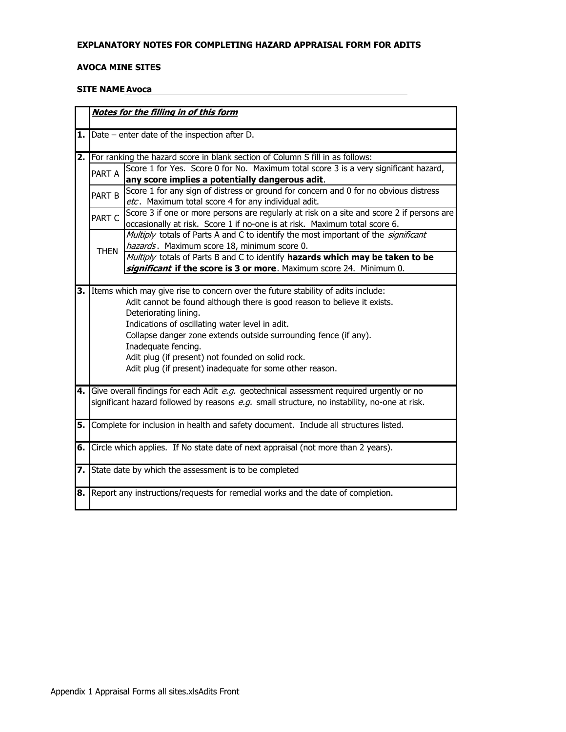**EXPLANATORY NOTES FOR COMPLETING HAZARD APPRAISAL FORM FOR ADITS**

**AVOCA MINE SITES**

**SITE NAME** **Avoca**

| | ***Notes for the filling in of this form*** | |
|---|---|---|
| **1.** | Date – enter date of the inspection after D. | |
| **2.** | For ranking the hazard score in blank section of Column S fill in as follows: | |
| | PART A | Score 1 for Yes. Score 0 for No. Maximum total score 3 is a very significant hazard, **any score implies a potentially dangerous adit**. |
| | PART B | Score 1 for any sign of distress or ground for concern and 0 for no obvious distress *etc*. Maximum total score 4 for any individual adit. |
| | PART C | Score 3 if one or more persons are regularly at risk on a site and score 2 if persons are occasionally at risk. Score 1 if no-one is at risk. Maximum total score 6. |
| | THEN | *Multiply* totals of Parts A and C to identify the most important of the *significant hazards*. Maximum score 18, minimum score 0. |
| | | *Multiply* totals of Parts B and C to identify **hazards which may be taken to be *significant* if the score is 3 or more**. Maximum score 24. Minimum 0. |
| **3.** | Items which may give rise to concern over the future stability of adits include:<br>Adit cannot be found although there is good reason to believe it exists.<br>Deteriorating lining.<br>Indications of oscillating water level in adit.<br>Collapse danger zone extends outside surrounding fence (if any).<br>Inadequate fencing.<br>Adit plug (if present) not founded on solid rock.<br>Adit plug (if present) inadequate for some other reason. | |
| **4.** | Give overall findings for each Adit *e.g.* geotechnical assessment required urgently or no significant hazard followed by reasons *e.g.* small structure, no instability, no-one at risk. | |
| **5.** | Complete for inclusion in health and safety document. Include all structures listed. | |
| **6.** | Circle which applies. If No state date of next appraisal (not more than 2 years). | |
| **7.** | State date by which the assessment is to be completed | |
| **8.** | Report any instructions/requests for remedial works and the date of completion. | |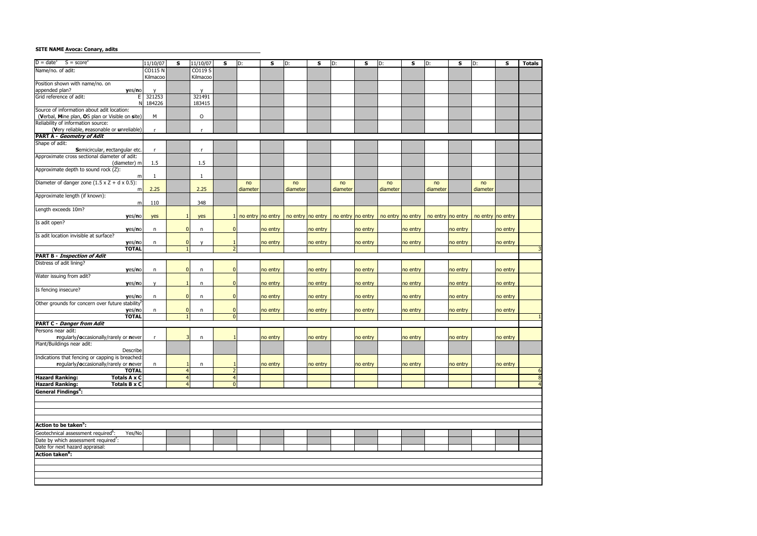**SITE NAME Avoca: Conary, adits**

| D = date[1] S = score[2] | 11/10/07 | S | 11/10/07 | S | D: | S | D: | S | D: | S | D: | S | D: | S | D: | S | Totals |
|---|---|---|---|---|---|---|---|---|---|---|---|---|---|---|---|---|---|
| Name/no. of adit: | CO115 N Kilmacoo | | CO119 S Kilmacoo | | | | | | | | | | | | | | |
| Position shown with name/no. on appended plan? **y**es/**n**o | y | | y | | | | | | | | | | | | | | |
| Grid reference of adit: E | 321253 | | 321491 | | | | | | | | | | | | | | |
| N | 184226 | | 183415 | | | | | | | | | | | | | | |
| Source of information about adit location: (**V**erbal, **M**ine plan, **O**S plan or Visible on **s**ite) | M | | O | | | | | | | | | | | | | | |
| Reliability of information source: (**V**ery reliable, **r**easonable or **u**nreliable) | r | | r | | | | | | | | | | | | | | |
| **PART A - *Geometry of Adit*** | | | | | | | | | | | | | | | | | |
| Shape of adit: **S**emicircular, **r**ectangular etc. | r | | r | | | | | | | | | | | | | | |
| Approximate cross sectional diameter of adit: (diameter) m | 1.5 | | 1.5 | | | | | | | | | | | | | | |
| Approximate depth to sound rock (Z): m | 1 | | 1 | | | | | | | | | | | | | | |
| Diameter of danger zone (1.5 x Z + d x 0.5): m | 2.25 | | 2.25 | | no diameter | | no diameter | | no diameter | | no diameter | | no diameter | | no diameter | | |
| Approximate length (if known): m | 110 | | 348 | | | | | | | | | | | | | | |
| Length exceeds 10m? **y**es/**n**o | yes | 1 | yes | 1 | no entry | no entry | no entry | no entry | no entry | no entry | no entry | no entry | no entry | no entry | no entry | no entry | |
| Is adit open? **y**es/**n**o | n | 0 | n | 0 | | no entry | | no entry | | no entry | | no entry | | no entry | | no entry | |
| Is adit location invisible at surface? **y**es/**n**o | n | 0 | y | 1 | | no entry | | no entry | | no entry | | no entry | | no entry | | no entry | |
| **TOTAL** | | 1 | | 2 | | | | | | | | | | | | | 3 |
| **PART B - *Inspection of Adit*** | | | | | | | | | | | | | | | | | |
| Distress of adit lining? **y**es/**n**o | n | 0 | n | 0 | | no entry | | no entry | | no entry | | no entry | | no entry | | no entry | |
| Water issuing from adit? **y**es/**n**o | y | 1 | n | 0 | | no entry | | no entry | | no entry | | no entry | | no entry | | no entry | |
| Is fencing insecure? **y**es/**n**o | n | 0 | n | 0 | | no entry | | no entry | | no entry | | no entry | | no entry | | no entry | |
| Other grounds for concern over future stability[3] **y**es/**n**o | n | 0 | n | 0 | | no entry | | no entry | | no entry | | no entry | | no entry | | no entry | |
| **TOTAL** | | 1 | | 0 | | | | | | | | | | | | | 1 |
| **PART C - *Danger from Adit*** | | | | | | | | | | | | | | | | | |
| Persons near adit: **r**egularly/**o**ccasionally/rarely or **n**ever | r | 3 | n | 1 | | no entry | | no entry | | no entry | | no entry | | no entry | | no entry | |
| Plant/Buildings near adit: Describe | | | | | | | | | | | | | | | | | |
| Indications that fencing or capping is breached: **r**egularly/**o**ccasionally/rarely or **n**ever | n | 1 | n | 1 | | no entry | | no entry | | no entry | | no entry | | no entry | | no entry | |
| **TOTAL** | | 4 | | 2 | | | | | | | | | | | | | 6 |
| **Hazard Ranking: Totals A x C** | | 4 | | 4 | | | | | | | | | | | | | 8 |
| **Hazard Ranking: Totals B x C** | | 4 | | 0 | | | | | | | | | | | | | 4 |
| **General Findings[4]:** | | | | | | | | | | | | | | | | | |
| **Action to be taken[5]:** | | | | | | | | | | | | | | | | | |
| Geotechnical assessment required[6]: Yes/No | | | | | | | | | | | | | | | | | |
| Date by which assessment required[7]: | | | | | | | | | | | | | | | | | |
| Date for next hazard appraisal: | | | | | | | | | | | | | | | | | |
| **Action taken[8]:** | | | | | | | | | | | | | | | | | |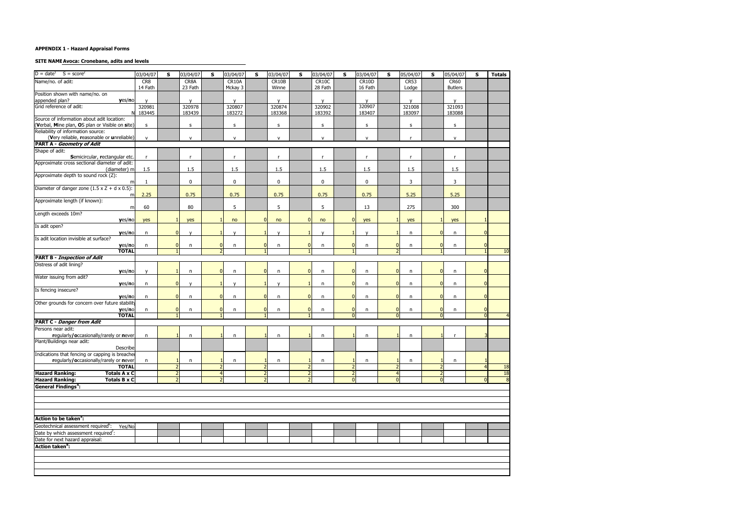**APPENDIX 1 - Hazard Appraisal Forms**

**SITE NAME Avoca: Cronebane, adits and levels**

| D = date[1] S = score[2] | 03/04/07 | S | 03/04/07 | S | 03/04/07 | S | 03/04/07 | S | 03/04/07 | S | 03/04/07 | S | 05/04/07 | S | 05/04/07 | S | Totals |
|---|---|---|---|---|---|---|---|---|---|---|---|---|---|---|---|---|---|
| Name/no. of adit: | CR8 14 Fath | | CR8A 23 Fath | | CR10A Mckay 3 | | CR10B Winne | | CR10C 28 Fath | | CR10D 16 Fath | | CR53 Lodge | | CR60 Butlers | | |
| Position shown with name/no. on appended plan? yes/no | y | | y | | y | | y | | y | | y | | y | | y | | |
| Grid reference of adit: E / N | 320981 183445 | | 320978 183439 | | 320807 183272 | | 320874 183368 | | 320902 183392 | | 320907 183407 | | 321008 183097 | | 321093 183088 | | |
| Source of information about adit location: (Verbal, Mine plan, OS plan or Visible on site) | s | | s | | s | | s | | s | | s | | s | | s | | |
| Reliability of information source: (Very reliable, reasonable or unreliable) | v | | v | | v | | v | | v | | v | | r | | v | | |
| **PART A - *Geometry of Adit*** | | | | | | | | | | | | | | | | | |
| Shape of adit: Semicircular, rectangular etc. | r | | r | | r | | r | | r | | r | | r | | r | | |
| Approximate cross sectional diameter of adit: (diameter) m | 1.5 | | 1.5 | | 1.5 | | 1.5 | | 1.5 | | 1.5 | | 1.5 | | 1.5 | | |
| Approximate depth to sound rock (Z): m | 1 | | 0 | | 0 | | 0 | | 0 | | 0 | | 3 | | 3 | | |
| Diameter of danger zone (1.5 x Z + d x 0.5): m | 2.25 | | 0.75 | | 0.75 | | 0.75 | | 0.75 | | 0.75 | | 5.25 | | 5.25 | | |
| Approximate length (if known): m | 60 | | 80 | | 5 | | 5 | | 5 | | 13 | | 275 | | 300 | | |
| Length exceeds 10m? yes/no | yes | 1 | yes | 1 | no | 0 | no | 0 | no | 0 | yes | 1 | yes | 1 | yes | 1 | |
| Is adit open? yes/no | n | 0 | y | 1 | y | 1 | y | 1 | y | 1 | y | 1 | n | 0 | n | 0 | |
| Is adit location invisible at surface? yes/no | n | 0 | n | 0 | n | 0 | n | 0 | n | 0 | n | 0 | n | 0 | n | 0 | |
| **TOTAL** | | 1 | | 2 | | 1 | | 1 | | 1 | | 2 | | 1 | | 1 | 10 |
| **PART B - *Inspection of Adit*** | | | | | | | | | | | | | | | | | |
| Distress of adit lining? yes/no | y | 1 | n | 0 | n | 0 | n | 0 | n | 0 | n | 0 | n | 0 | n | 0 | |
| Water issuing from adit? yes/no | n | 0 | y | 1 | y | 1 | y | 1 | n | 0 | n | 0 | n | 0 | n | 0 | |
| Is fencing insecure? yes/no | n | 0 | n | 0 | n | 0 | n | 0 | n | 0 | n | 0 | n | 0 | n | 0 | |
| Other grounds for concern over future stability yes/no | n | 0 | n | 0 | n | 0 | n | 0 | n | 0 | n | 0 | n | 0 | n | 0 | |
| **TOTAL** | | 1 | | 1 | | 1 | | 1 | | 0 | | 0 | | 0 | | 0 | 4 |
| **PART C - *Danger from Adit*** | | | | | | | | | | | | | | | | | |
| Persons near adit: regularly/occasionally/rarely or never | n | 1 | n | 1 | n | 1 | n | 1 | n | 1 | n | 1 | n | 1 | r | 3 | |
| Plant/Buildings near adit: Describe | | | | | | | | | | | | | | | | | |
| Indications that fencing or capping is breached regularly/occasionally/rarely or never | n | 1 | n | 1 | n | 1 | n | 1 | n | 1 | n | 1 | n | 1 | n | 1 | |
| **TOTAL** | | 2 | | 2 | | 2 | | 2 | | 2 | | 2 | | 2 | | 4 | 18 |
| **Hazard Ranking: Totals A x C** | | 2 | | 4 | | 2 | | 2 | | 2 | | 4 | | 2 | | | 18 |
| **Hazard Ranking: Totals B x C** | | 2 | | 2 | | 2 | | 2 | | 0 | | 0 | | 0 | | 0 | 8 |

**General Findings[4]:**

**Action to be taken[5]:**

| | | | | | | | | | | | | | | | | | |
|---|---|---|---|---|---|---|---|---|---|---|---|---|---|---|---|---|---|
| Geotechnical assessment required[6]: Yes/No | | | | | | | | | | | | | | | | | |
| Date by which assessment required[7]: | | | | | | | | | | | | | | | | | |
| Date for next hazard appraisal: | | | | | | | | | | | | | | | | | |

**Action taken[8]:**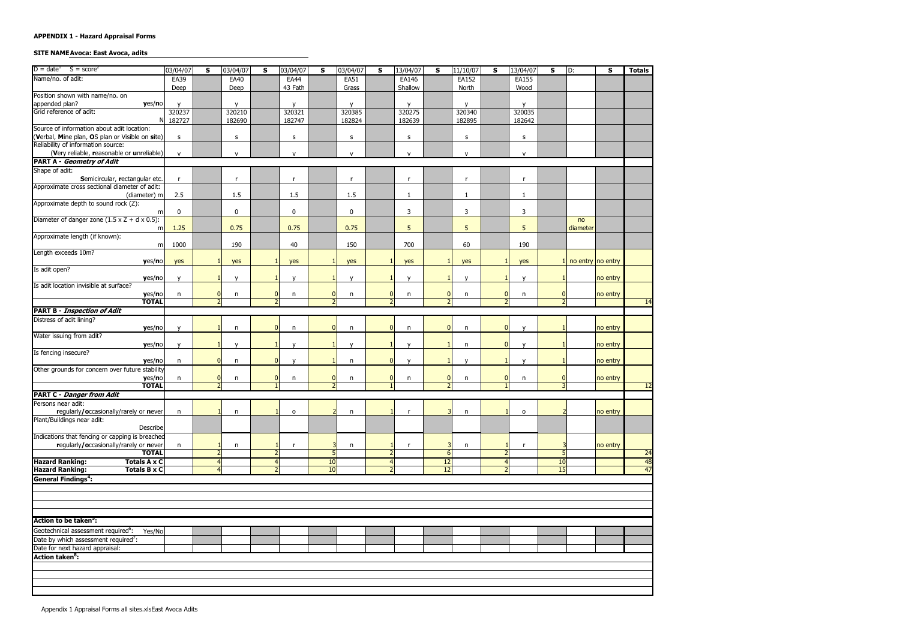**APPENDIX 1 - Hazard Appraisal Forms**

**SITE NAME Avoca: East Avoca, adits**

| D = date[1] S = score[2] | 03/04/07 | S | 03/04/07 | S | 03/04/07 | S | 03/04/07 | S | 13/04/07 | S | 11/10/07 | S | 13/04/07 | S | D: | S | Totals |
|---|---|---|---|---|---|---|---|---|---|---|---|---|---|---|---|---|---|
| Name/no. of adit: | EA39 Deep | | EA40 Deep | | EA44 43 Fath | | EA51 Grass | | EA146 Shallow | | EA152 North | | EA155 Wood | | | | |
| Position shown with name/no. on appended plan? **y**es/**n**o | y | | y | | y | | y | | y | | y | | y | | | | |
| Grid reference of adit: | 320237 | | 320210 | | 320321 | | 320385 | | 320275 | | 320340 | | 320035 | | | | |
| N | 182727 | | 182690 | | 182747 | | 182824 | | 182639 | | 182895 | | 182642 | | | | |
| Source of information about adit location: (**V**erbal, **M**ine plan, **O**S plan or Visible on **s**ite) | s | | s | | s | | s | | s | | s | | s | | | | |
| Reliability of information source: (**V**ery reliable, **r**easonable or **u**nreliable) | v | | v | | v | | v | | v | | v | | v | | | | |
| **PART A - *Geometry of Adit*** | | | | | | | | | | | | | | | | | |
| Shape of adit: **S**emicircular, **r**ectangular etc. | r | | r | | r | | r | | r | | r | | r | | | | |
| Approximate cross sectional diameter of adit: (diameter) m | 2.5 | | 1.5 | | 1.5 | | 1.5 | | 1 | | 1 | | 1 | | | | |
| Approximate depth to sound rock (Z): m | 0 | | 0 | | 0 | | 0 | | 3 | | 3 | | 3 | | | | |
| Diameter of danger zone (1.5 x Z + d x 0.5): m | 1.25 | | 0.75 | | 0.75 | | 0.75 | | 5 | | 5 | | 5 | | no diameter | | |
| Approximate length (if known): m | 1000 | | 190 | | 40 | | 150 | | 700 | | 60 | | 190 | | | | |
| Length exceeds 10m? **y**es/**n**o | yes | 1 | yes | 1 | yes | 1 | yes | 1 | yes | 1 | yes | 1 | yes | 1 | no entry | no entry | |
| Is adit open? **y**es/**n**o | y | 1 | y | 1 | y | 1 | y | 1 | y | 1 | y | 1 | y | 1 | | no entry | |
| Is adit location invisible at surface? **y**es/**n**o | n | 0 | n | 0 | n | 0 | n | 0 | n | 0 | n | 0 | n | 0 | | no entry | |
| **TOTAL** | | 2 | | 2 | | 2 | | 2 | | 2 | | 2 | | 2 | | | 14 |
| **PART B - *Inspection of Adit*** | | | | | | | | | | | | | | | | | |
| Distress of adit lining? **y**es/**n**o | y | 1 | n | 0 | n | 0 | n | 0 | n | 0 | n | 0 | y | 1 | | no entry | |
| Water issuing from adit? **y**es/**n**o | y | 1 | y | 1 | y | 1 | y | 1 | y | 1 | n | 0 | y | 1 | | no entry | |
| Is fencing insecure? **y**es/**n**o | n | 0 | n | 0 | y | 1 | n | 0 | y | 1 | y | 1 | y | 1 | | no entry | |
| Other grounds for concern over future stability **y**es/**n**o | n | 0 | n | 0 | n | 0 | n | 0 | n | 0 | n | 0 | n | 0 | | no entry | |
| **TOTAL** | | 2 | | 1 | | 2 | | 1 | | 2 | | 1 | | 3 | | | 12 |
| **PART C - *Danger from Adit*** | | | | | | | | | | | | | | | | | |
| Persons near adit: **r**egularly/**o**ccasionally/rarely or **n**ever | n | 1 | n | 1 | o | 2 | n | 1 | r | 3 | n | 1 | o | 2 | | no entry | |
| Plant/Buildings near adit: Describe | | | | | | | | | | | | | | | | | |
| Indications that fencing or capping is breached **r**egularly/**o**ccasionally/rarely or **n**ever | n | 1 | n | 1 | r | 3 | n | 1 | r | 3 | n | 1 | r | 3 | | no entry | |
| **TOTAL** | | 2 | | 2 | | 5 | | 2 | | 6 | | 2 | | 5 | | | 24 |
| **Hazard Ranking: Totals A x C** | | 4 | | 4 | | 10 | | 4 | | 12 | | 4 | | 10 | | | 48 |
| **Hazard Ranking: Totals B x C** | | 4 | | 2 | | 10 | | 2 | | 12 | | 2 | | 15 | | | 47 |
| **General Findings[4]:** | | | | | | | | | | | | | | | | | |
| **Action to be taken[5]:** | | | | | | | | | | | | | | | | | |
| Geotechnical assessment required[6]: Yes/No | | | | | | | | | | | | | | | | | |
| Date by which assessment required[7]: | | | | | | | | | | | | | | | | | |
| Date for next hazard appraisal: | | | | | | | | | | | | | | | | | |
| **Action taken[8]:** | | | | | | | | | | | | | | | | | |

Appendix 1 Appraisal Forms all sites.xlsEast Avoca Adits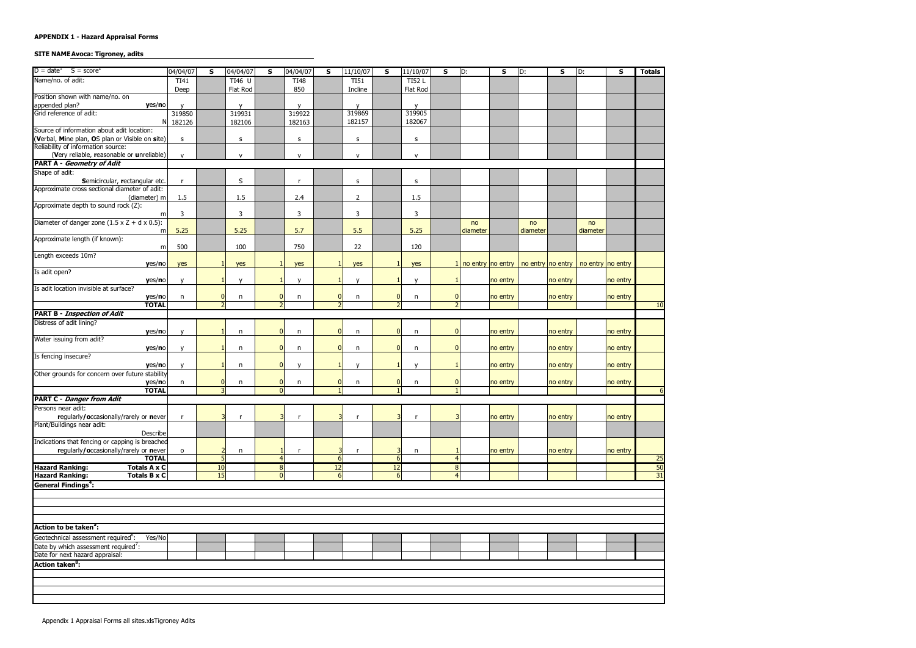**APPENDIX 1 - Hazard Appraisal Forms**

**SITE NAME Avoca: Tigroney, adits**

| D = date[1] S = score[2] | 04/04/07 | S | 04/04/07 | S | 04/04/07 | S | 11/10/07 | S | 11/10/07 | S | D: | S | D: | S | D: | S | Totals |
|---|---|---|---|---|---|---|---|---|---|---|---|---|---|---|---|---|---|
| Name/no. of adit: | TI41 Deep | | TI46 U Flat Rod | | TI48 850 | | TI51 Incline | | TI52 L Flat Rod | | | | | | | | |
| Position shown with name/no. on appended plan? **y**es/**n**o | y | | y | | y | | y | | y | | | | | | | | |
| Grid reference of adit: | 319850 | | 319931 | | 319922 | | 319869 | | 319905 | | | | | | | | |
| N | 182126 | | 182106 | | 182163 | | 182157 | | 182067 | | | | | | | | |
| Source of information about adit location: (**V**erbal, **M**ine plan, **O**S plan or Visible on **s**ite) | s | | s | | s | | s | | s | | | | | | | | |
| Reliability of information source: (**V**ery reliable, **r**easonable or **u**nreliable) | v | | v | | v | | v | | v | | | | | | | | |
| **PART A - *Geometry of Adit*** | | | | | | | | | | | | | | | | | |
| Shape of adit: **S**emicircular, **r**ectangular etc. | r | | S | | r | | s | | s | | | | | | | | |
| Approximate cross sectional diameter of adit: (diameter) m | 1.5 | | 1.5 | | 2.4 | | 2 | | 1.5 | | | | | | | | |
| Approximate depth to sound rock (Z): m | 3 | | 3 | | 3 | | 3 | | 3 | | | | | | | | |
| Diameter of danger zone (1.5 x Z + d x 0.5): m | 5.25 | | 5.25 | | 5.7 | | 5.5 | | 5.25 | | no diameter | | no diameter | | no diameter | | |
| Approximate length (if known): m | 500 | | 100 | | 750 | | 22 | | 120 | | | | | | | | |
| Length exceeds 10m? **y**es/**n**o | yes | 1 | yes | 1 | yes | 1 | yes | 1 | yes | 1 | no entry | no entry | no entry | no entry | no entry | no entry | |
| Is adit open? **y**es/**n**o | y | 1 | y | 1 | y | 1 | y | 1 | y | 1 | | no entry | | no entry | | no entry | |
| Is adit location invisible at surface? **y**es/**n**o | n | 0 | n | 0 | n | 0 | n | 0 | n | 0 | | no entry | | no entry | | no entry | |
| **TOTAL** | | 2 | | 2 | | 2 | | 2 | | 2 | | | | | | | 10 |
| **PART B - *Inspection of Adit*** | | | | | | | | | | | | | | | | | |
| Distress of adit lining? **y**es/**n**o | y | 1 | n | 0 | n | 0 | n | 0 | n | 0 | | no entry | | no entry | | no entry | |
| Water issuing from adit? **y**es/**n**o | y | 1 | n | 0 | n | 0 | n | 0 | n | 0 | | no entry | | no entry | | no entry | |
| Is fencing insecure? **y**es/**n**o | y | 1 | n | 0 | y | 1 | y | 1 | y | 1 | | no entry | | no entry | | no entry | |
| Other grounds for concern over future stability **y**es/**n**o | n | 0 | n | 0 | n | 0 | n | 0 | n | 0 | | no entry | | no entry | | no entry | |
| **TOTAL** | | 3 | | 0 | | 1 | | 1 | | 1 | | | | | | | 6 |
| **PART C - *Danger from Adit*** | | | | | | | | | | | | | | | | | |
| Persons near adit: **r**egularly/**o**ccasionally/rarely or **n**ever | r | 3 | r | 3 | r | 3 | r | 3 | r | 3 | | no entry | | no entry | | no entry | |
| Plant/Buildings near adit: Describe | | | | | | | | | | | | | | | | | |
| Indications that fencing or capping is breached **r**egularly/**o**ccasionally/rarely or **n**ever | o | 2 | n | 1 | r | 3 | r | 3 | n | 1 | | no entry | | no entry | | no entry | |
| **TOTAL** | | 5 | | 4 | | 6 | | 6 | | 4 | | | | | | | 25 |
| **Hazard Ranking: Totals A x C** | | 10 | | 8 | | 12 | | 12 | | 8 | | | | | | | 50 |
| **Hazard Ranking: Totals B x C** | | 15 | | 0 | | 6 | | 6 | | 4 | | | | | | | 31 |

**General Findings[4]:**

**Action to be taken[5]:**

| | | | | | | | | | | | | | | | | | |
|---|---|---|---|---|---|---|---|---|---|---|---|---|---|---|---|---|---|
| Geotechnical assessment required[6]: Yes/No | | | | | | | | | | | | | | | | | |
| Date by which assessment required[7]: | | | | | | | | | | | | | | | | | |
| Date for next hazard appraisal: | | | | | | | | | | | | | | | | | |

**Action taken[8]:**

Appendix 1 Appraisal Forms all sites.xlsTigroney Adits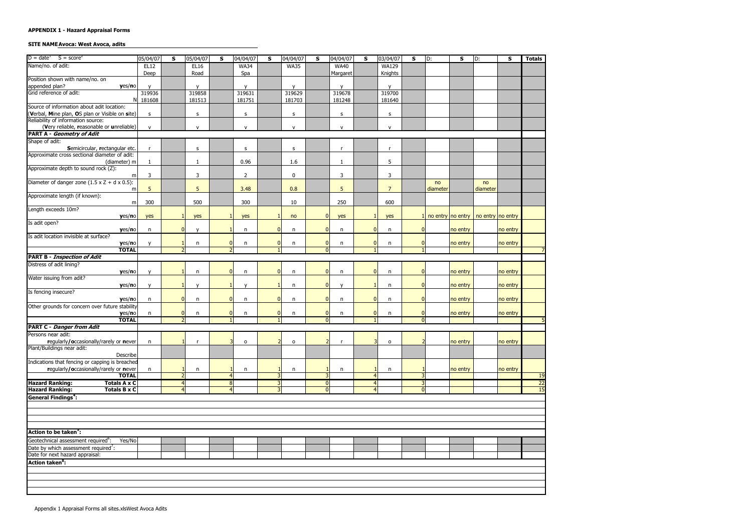**APPENDIX 1 - Hazard Appraisal Forms**

**SITE NAME Avoca: West Avoca, adits**

| D = date[1] S = score[2] | 05/04/07 | S | 05/04/07 | S | 04/04/07 | S | 04/04/07 | S | 04/04/07 | S | 03/04/07 | S | D: | S | D: | S | Totals |
|---|---|---|---|---|---|---|---|---|---|---|---|---|---|---|---|---|---|
| Name/no. of adit: | EL12 Deep | | EL16 Road | | WA34 Spa | | WA35 | | WA40 Margaret | | WA129 Knights | | | | | | |
| Position shown with name/no. on appended plan? yes/no | y | | y | | y | | y | | y | | y | | | | | | |
| Grid reference of adit: E | 319936 | | 319858 | | 319631 | | 319629 | | 319678 | | 319700 | | | | | | |
| N | 181608 | | 181513 | | 181751 | | 181703 | | 181248 | | 181640 | | | | | | |
| Source of information about adit location: (Verbal, Mine plan, OS plan or Visible on site) | s | | s | | s | | s | | s | | s | | | | | | |
| Reliability of information source: (Very reliable, reasonable or unreliable) | v | | v | | v | | v | | v | | v | | | | | | |
| **PART A - *Geometry of Adit*** | | | | | | | | | | | | | | | | | |
| Shape of adit: Semicircular, rectangular etc. | r | | s | | s | | s | | r | | r | | | | | | |
| Approximate cross sectional diameter of adit: (diameter) m | 1 | | 1 | | 0.96 | | 1.6 | | 1 | | 5 | | | | | | |
| Approximate depth to sound rock (Z): m | 3 | | 3 | | 2 | | 0 | | 3 | | 3 | | | | | | |
| Diameter of danger zone (1.5 x Z + d x 0.5): m | 5 | | 5 | | 3.48 | | 0.8 | | 5 | | 7 | | no diameter | | no diameter | | |
| Approximate length (if known): m | 300 | | 500 | | 300 | | 10 | | 250 | | 600 | | | | | | |
| Length exceeds 10m? yes/no | yes | 1 | yes | 1 | yes | 1 | no | 0 | yes | 1 | yes | 1 | no entry | no entry | no entry | no entry | |
| Is adit open? yes/no | n | 0 | y | 1 | n | 0 | n | 0 | n | 0 | n | 0 | | no entry | | no entry | |
| Is adit location invisible at surface? yes/no | y | 1 | n | 0 | n | 0 | n | 0 | n | 0 | n | 0 | | no entry | | no entry | |
| **TOTAL** | | 2 | | 2 | | 1 | | 0 | | 1 | | 1 | | | | | 7 |
| **PART B - *Inspection of Adit*** | | | | | | | | | | | | | | | | | |
| Distress of adit lining? yes/no | y | 1 | n | 0 | n | 0 | n | 0 | n | 0 | n | 0 | | no entry | | no entry | |
| Water issuing from adit? yes/no | y | 1 | y | 1 | y | 1 | n | 0 | y | 1 | n | 0 | | no entry | | no entry | |
| Is fencing insecure? yes/no | n | 0 | n | 0 | n | 0 | n | 0 | n | 0 | n | 0 | | no entry | | no entry | |
| Other grounds for concern over future stability yes/no | n | 0 | n | 0 | n | 0 | n | 0 | n | 0 | n | 0 | | no entry | | no entry | |
| **TOTAL** | | 2 | | 1 | | 1 | | 0 | | 1 | | 0 | | | | | 5 |
| **PART C - *Danger from Adit*** | | | | | | | | | | | | | | | | | |
| Persons near adit: regularly/occasionally/rarely or never | n | 1 | r | 3 | o | 2 | o | 2 | r | 3 | o | 2 | | no entry | | no entry | |
| Plant/Buildings near adit: Describe | | | | | | | | | | | | | | | | | |
| Indications that fencing or capping is breached regularly/occasionally/rarely or never | n | 1 | n | 1 | n | 1 | n | 1 | n | 1 | n | 1 | | no entry | | no entry | |
| **TOTAL** | | 2 | | 4 | | 3 | | 3 | | 4 | | 3 | | | | | 19 |
| **Hazard Ranking: Totals A x C** | | 4 | | 8 | | 3 | | 0 | | 4 | | 3 | | | | | 22 |
| **Hazard Ranking: Totals B x C** | | 4 | | 4 | | 3 | | 0 | | 4 | | 0 | | | | | 15 |

**General Findings[4]:**

**Action to be taken[5]:**

| | | | | | | | | | | | | | | | | | |
|---|---|---|---|---|---|---|---|---|---|---|---|---|---|---|---|---|---|
| Geotechnical assessment required[6]: Yes/No | | | | | | | | | | | | | | | | | |
| Date by which assessment required[7]: | | | | | | | | | | | | | | | | | |
| Date for next hazard appraisal: | | | | | | | | | | | | | | | | | |

**Action taken[8]:**

Appendix 1 Appraisal Forms all sites.xlsWest Avoca Adits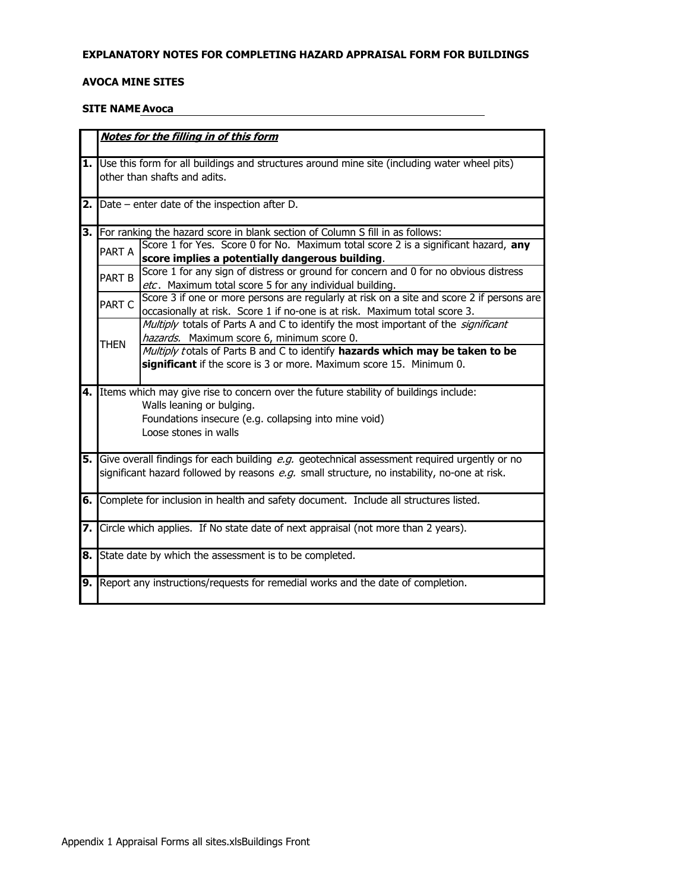**EXPLANATORY NOTES FOR COMPLETING HAZARD APPRAISAL FORM FOR BUILDINGS**

**AVOCA MINE SITES**

**SITE NAME** Avoca

| | | |
|---|---|---|
| | ***Notes for the filling in of this form*** | |
| **1.** | Use this form for all buildings and structures around mine site (including water wheel pits) other than shafts and adits. | |
| **2.** | Date – enter date of the inspection after D. | |
| **3.** | For ranking the hazard score in blank section of Column S fill in as follows: | |
| | PART A | Score 1 for Yes. Score 0 for No. Maximum total score 2 is a significant hazard, **any score implies a potentially dangerous building**. |
| | PART B | Score 1 for any sign of distress or ground for concern and 0 for no obvious distress *etc*. Maximum total score 5 for any individual building. |
| | PART C | Score 3 if one or more persons are regularly at risk on a site and score 2 if persons are occasionally at risk. Score 1 if no-one is at risk. Maximum total score 3. |
| | THEN | *Multiply* totals of Parts A and C to identify the most important of the *significant hazards*. Maximum score 6, minimum score 0. |
| | | *Multiply t*otals of Parts B and C to identify **hazards which may be taken to be significant** if the score is 3 or more. Maximum score 15. Minimum 0. |
| **4.** | Items which may give rise to concern over the future stability of buildings include:<br>Walls leaning or bulging.<br>Foundations insecure (e.g. collapsing into mine void)<br>Loose stones in walls | |
| **5.** | Give overall findings for each building *e.g.* geotechnical assessment required urgently or no significant hazard followed by reasons *e.g.* small structure, no instability, no-one at risk. | |
| **6.** | Complete for inclusion in health and safety document. Include all structures listed. | |
| **7.** | Circle which applies. If No state date of next appraisal (not more than 2 years). | |
| **8.** | State date by which the assessment is to be completed. | |
| **9.** | Report any instructions/requests for remedial works and the date of completion. | |

Appendix 1 Appraisal Forms all sites.xlsBuildings Front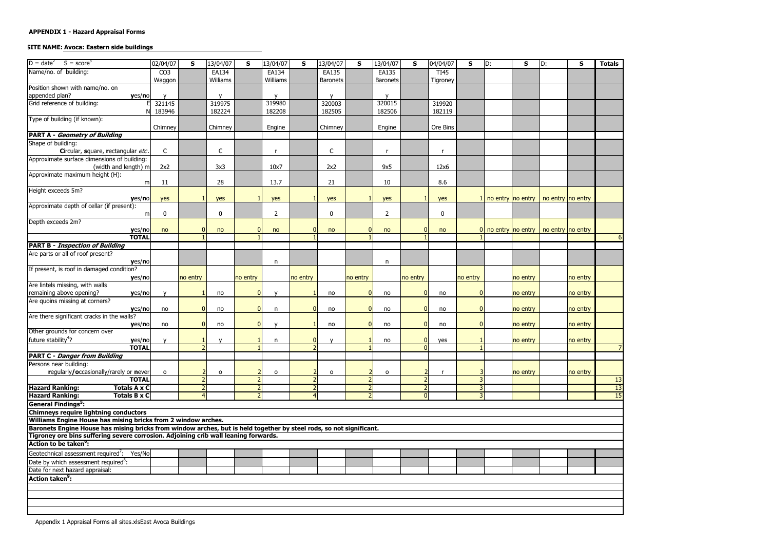**APPENDIX 1 - Hazard Appraisal Forms**

**SITE NAME: Avoca: Eastern side buildings**

| D = date[2] S = score[3] | | 02/04/07 | S | 13/04/07 | S | 13/04/07 | S | 13/04/07 | S | 13/04/07 | S | 04/04/07 | S | D: | S | D: | S | Totals |
|---|---|---|---|---|---|---|---|---|---|---|---|---|---|---|---|---|---|---|
| Name/no. of building: | | CO3 Waggon | | EA134 Williams | | EA134 Williams | | EA135 Baronets | | EA135 Baronets | | TI45 Tigroney | | | | | | |
| Position shown with name/no. on appended plan? | **y**es/**n**o | y | | y | | y | | y | | y | | | | | | | | |
| Grid reference of building: | E | 321145 | | 319975 | | 319980 | | 320003 | | 320015 | | 319920 | | | | | | |
| | N | 183946 | | 182224 | | 182208 | | 182505 | | 182506 | | 182119 | | | | | | |
| Type of building (if known): | | Chimney | | Chimney | | Engine | | Chimney | | Engine | | Ore Bins | | | | | | |
| **PART A - *Geometry of Building*** | | | | | | | | | | | | | | | | | | |
| Shape of building: **C**ircular, **s**quare, **r**ectangular *etc*. | | C | | C | | r | | C | | r | | r | | | | | | |
| Approximate surface dimensions of building: (width and length) | m | 2x2 | | 3x3 | | 10x7 | | 2x2 | | 9x5 | | 12x6 | | | | | | |
| Approximate maximum height (H): | m | 11 | | 28 | | 13.7 | | 21 | | 10 | | 8.6 | | | | | | |
| Height exceeds 5m? | **y**es/**n**o | yes | 1 | yes | 1 | yes | 1 | yes | 1 | yes | 1 | yes | 1 | no entry | no entry | no entry | no entry | |
| Approximate depth of cellar (if present): | m | 0 | | 0 | | 2 | | 0 | | 2 | | 0 | | | | | | |
| Depth exceeds 2m? | **y**es/**n**o | no | 0 | no | 0 | no | 0 | no | 0 | no | 0 | no | 0 | no entry | no entry | no entry | no entry | |
| **TOTAL** | | | 1 | | 1 | | 1 | | 1 | | 1 | | 1 | | | | | 6 |
| **PART B - *Inspection of Building*** | | | | | | | | | | | | | | | | | | |
| Are parts or all of roof present? | **y**es/**n**o | | | | | n | | | | n | | | | | | | | |
| If present, is roof in damaged condition? | **y**es/**n**o | | no entry | | no entry | | no entry | | no entry | | no entry | | no entry | | no entry | | no entry | |
| Are lintels missing, with walls remaining above opening? | **y**es/**n**o | y | 1 | no | 0 | y | 1 | no | 0 | no | 0 | no | 0 | | no entry | | no entry | |
| Are quoins missing at corners? | **y**es/**n**o | no | 0 | no | 0 | n | 0 | no | 0 | no | 0 | no | 0 | | no entry | | no entry | |
| Are there significant cracks in the walls? | **y**es/**n**o | no | 0 | no | 0 | y | 1 | no | 0 | no | 0 | no | 0 | | no entry | | no entry | |
| Other grounds for concern over future stability[4]? | **y**es/**n**o | y | 1 | y | 1 | n | 0 | y | 1 | no | 0 | yes | 1 | | no entry | | no entry | |
| **TOTAL** | | | 2 | | 1 | | 2 | | 1 | | 0 | | 1 | | | | | 7 |
| **PART C - *Danger from Building*** | | | | | | | | | | | | | | | | | | |
| Persons near building: **r**egularly/**o**ccasionally/rarely or **n**ever | | o | 2 | o | 2 | o | 2 | o | 2 | o | 2 | r | 3 | | no entry | | no entry | |
| **TOTAL** | | | 2 | | 2 | | 2 | | 2 | | 2 | | 3 | | | | | 13 |
| **Hazard Ranking:** | **Totals A x C** | | 2 | | 2 | | 2 | | 2 | | 2 | | 3 | | | | | 13 |
| **Hazard Ranking:** | **Totals B x C** | | 4 | | 2 | | 4 | | 2 | | 0 | | 3 | | | | | 15 |

**General Findings[5]:**

**Chimneys require lightning conductors**

**Williams Engine House has mising bricks from 2 window arches.**

**Baronets Engine House has mising bricks from window arches, but is held together by steel rods, so not significant.**

**Tigroney ore bins suffering severe corrosion. Adjoining crib wall leaning forwards.**

**Action to be taken[6]:**

| | | | | | | | | | | | | | | | | | | |
|---|---|---|---|---|---|---|---|---|---|---|---|---|---|---|---|---|---|---|
| Geotechnical assessment required[7]: Yes/No | | | | | | | | | | | | | | | | | | |
| Date by which assessment required[8]: | | | | | | | | | | | | | | | | | | |
| Date for next hazard appraisal: | | | | | | | | | | | | | | | | | | |

**Action taken[9]:**

Appendix 1 Appraisal Forms all sites.xlsEast Avoca Buildings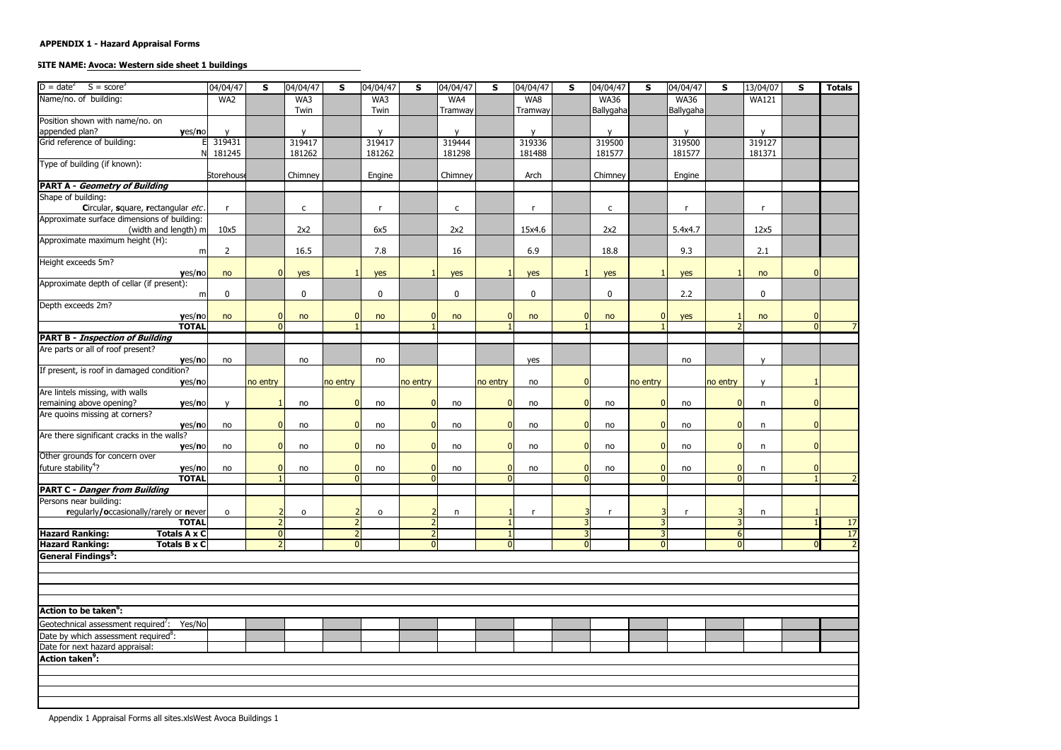**APPENDIX 1 - Hazard Appraisal Forms**

**SITE NAME: Avoca: Western side sheet 1 buildings**

| D = date[2] S = score[3] | 04/04/47 | S | 04/04/47 | S | 04/04/47 | S | 04/04/47 | S | 04/04/47 | S | 04/04/47 | S | 04/04/47 | S | 13/04/07 | S | Totals |
|---|---|---|---|---|---|---|---|---|---|---|---|---|---|---|---|---|---|
| Name/no. of building: | WA2 | | WA3 Twin | | WA3 Twin | | WA4 Tramway | | WA8 Tramway | | WA36 Ballygaha | | WA36 Ballygaha | | WA121 | | |
| Position shown with name/no. on appended plan? yes/no | y | | y | | y | | y | | y | | y | | y | | y | | |
| Grid reference of building: E | 319431 | | 319417 | | 319417 | | 319444 | | 319336 | | 319500 | | 319500 | | 319127 | | |
| N | 181245 | | 181262 | | 181262 | | 181298 | | 181488 | | 181577 | | 181577 | | 181371 | | |
| Type of building (if known): | Storehouse | | Chimney | | Engine | | Chimney | | Arch | | Chimney | | Engine | | | | |
| **PART A - *Geometry of Building*** | | | | | | | | | | | | | | | | | |
| Shape of building: Circular, square, rectangular *etc*. | r | | c | | r | | c | | r | | c | | r | | r | | |
| Approximate surface dimensions of building: (width and length) m | 10x5 | | 2x2 | | 6x5 | | 2x2 | | 15x4.6 | | 2x2 | | 5.4x4.7 | | 12x5 | | |
| Approximate maximum height (H): m | 2 | | 16.5 | | 7.8 | | 16 | | 6.9 | | 18.8 | | 9.3 | | 2.1 | | |
| Height exceeds 5m? yes/no | no | 0 | yes | 1 | yes | 1 | yes | 1 | yes | 1 | yes | 1 | yes | 1 | no | 0 | |
| Approximate depth of cellar (if present): m | 0 | | 0 | | 0 | | 0 | | 0 | | 0 | | 2.2 | | 0 | | |
| Depth exceeds 2m? yes/no | no | 0 | no | 0 | no | 0 | no | 0 | no | 0 | no | 0 | yes | 1 | no | 0 | |
| **TOTAL** | | 0 | | 1 | | 1 | | 1 | | 1 | | 1 | | 2 | | 0 | 7 |
| **PART B - *Inspection of Building*** | | | | | | | | | | | | | | | | | |
| Are parts or all of roof present? yes/no | no | | no | | no | | | | yes | | | | no | | y | | |
| If present, is roof in damaged condition? yes/no | | no entry | | no entry | | no entry | | no entry | no | 0 | | no entry | | no entry | y | 1 | |
| Are lintels missing, with walls remaining above opening? yes/no | y | 1 | no | 0 | no | 0 | no | 0 | no | 0 | no | 0 | no | 0 | n | 0 | |
| Are quoins missing at corners? yes/no | no | 0 | no | 0 | no | 0 | no | 0 | no | 0 | no | 0 | no | 0 | n | 0 | |
| Are there significant cracks in the walls? yes/no | no | 0 | no | 0 | no | 0 | no | 0 | no | 0 | no | 0 | no | 0 | n | 0 | |
| Other grounds for concern over future stability[4]? yes/no | no | 0 | no | 0 | no | 0 | no | 0 | no | 0 | no | 0 | no | 0 | n | 0 | |
| **TOTAL** | | 1 | | 0 | | 0 | | 0 | | 0 | | 0 | | 0 | | 1 | 2 |
| **PART C - *Danger from Building*** | | | | | | | | | | | | | | | | | |
| Persons near building: regularly/occasionally/rarely or never | o | 2 | o | 2 | o | 2 | n | 1 | r | 3 | r | 3 | r | 3 | n | 1 | |
| **TOTAL** | | 2 | | 2 | | 2 | | 1 | | 3 | | 3 | | 3 | | 1 | 17 |
| **Hazard Ranking: Totals A x C** | | 0 | | 2 | | 2 | | 1 | | 3 | | 3 | | 6 | | 0 | 17 |
| **Hazard Ranking: Totals B x C** | | 2 | | 0 | | 0 | | 0 | | 0 | | 0 | | 0 | | 0 | 2 |

**General Findings[5]:**

**Action to be taken[6]:**

| | | | | | | | | | | | | | | | | | |
|---|---|---|---|---|---|---|---|---|---|---|---|---|---|---|---|---|---|
| Geotechnical assessment required[7]: Yes/No | | | | | | | | | | | | | | | | | |
| Date by which assessment required[8]: | | | | | | | | | | | | | | | | | |
| Date for next hazard appraisal: | | | | | | | | | | | | | | | | | |

**Action taken[9]:**

Appendix 1 Appraisal Forms all sites.xlsWest Avoca Buildings 1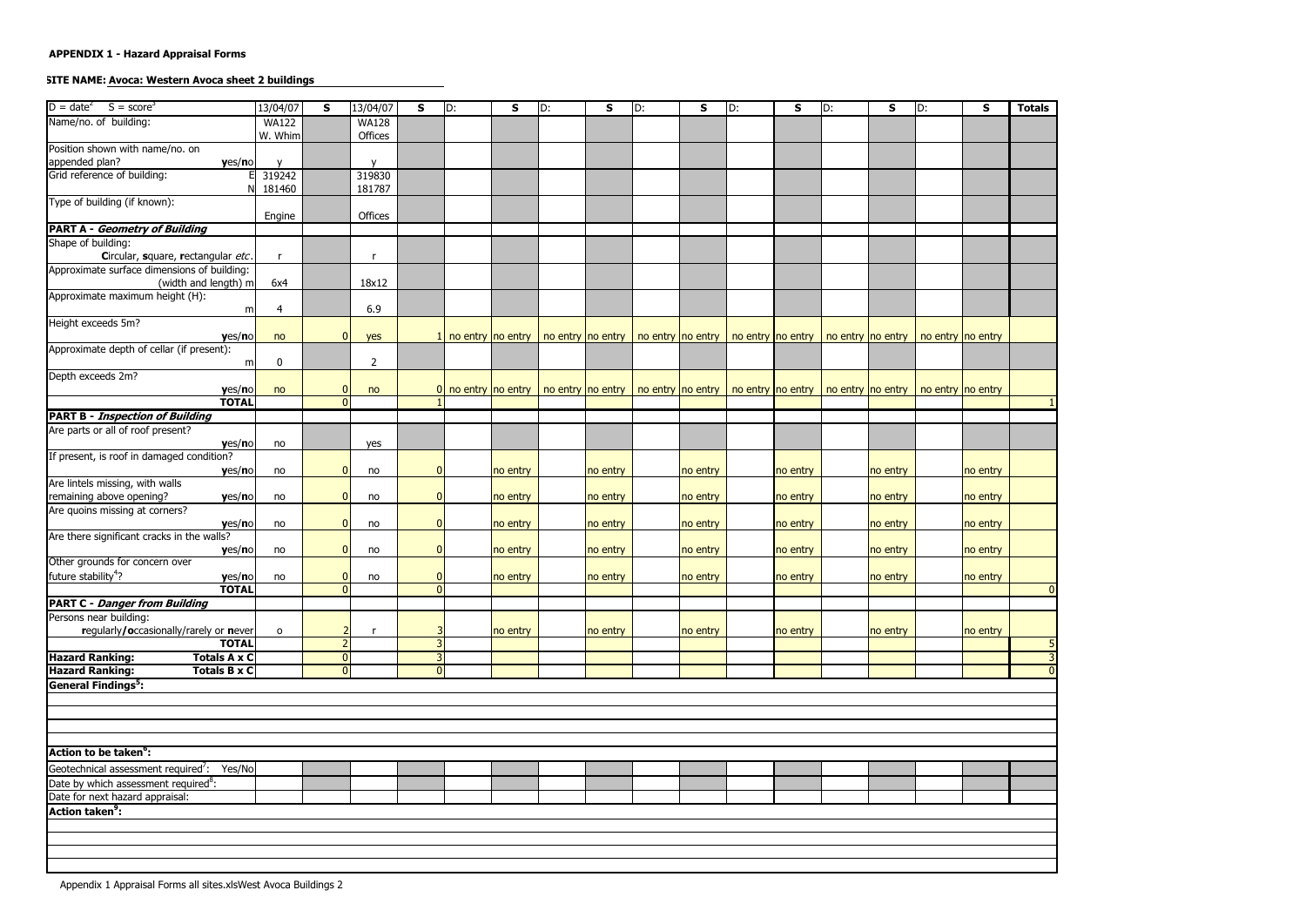**APPENDIX 1 - Hazard Appraisal Forms**

**SITE NAME: Avoca: Western Avoca sheet 2 buildings**

| D = date[2] S = score[3] | 13/04/07 | S | 13/04/07 | S | D: | S | D: | S | D: | S | D: | S | D: | S | D: | S | Totals |
|---|---|---|---|---|---|---|---|---|---|---|---|---|---|---|---|---|---|
| Name/no. of building: | WA122 W. Whim | | WA128 Offices | | | | | | | | | | | | | | |
| Position shown with name/no. on appended plan? yes/no | y | | y | | | | | | | | | | | | | | |
| Grid reference of building: E | 319242 | | 319830 | | | | | | | | | | | | | | |
| N | 181460 | | 181787 | | | | | | | | | | | | | | |
| Type of building (if known): | Engine | | Offices | | | | | | | | | | | | | | |
| **PART A - *Geometry of Building*** | | | | | | | | | | | | | | | | | |
| Shape of building: Circular, square, rectangular *etc*. | r | | r | | | | | | | | | | | | | | |
| Approximate surface dimensions of building: (width and length) m | 6x4 | | 18x12 | | | | | | | | | | | | | | |
| Approximate maximum height (H): m | 4 | | 6.9 | | | | | | | | | | | | | | |
| Height exceeds 5m? yes/no | no | 0 | yes | 1 | no entry | no entry | no entry | no entry | no entry | no entry | no entry | no entry | no entry | no entry | no entry | no entry | |
| Approximate depth of cellar (if present): m | 0 | | 2 | | | | | | | | | | | | | | |
| Depth exceeds 2m? yes/no | no | 0 | no | 0 | no entry | no entry | no entry | no entry | no entry | no entry | no entry | no entry | no entry | no entry | no entry | no entry | |
| **TOTAL** | | 0 | | 1 | | | | | | | | | | | | | 1 |
| **PART B - *Inspection of Building*** | | | | | | | | | | | | | | | | | |
| Are parts or all of roof present? yes/no | no | | yes | | | | | | | | | | | | | | |
| If present, is roof in damaged condition? yes/no | no | 0 | no | 0 | | no entry | | no entry | | no entry | | no entry | | no entry | | no entry | |
| Are lintels missing, with walls remaining above opening? yes/no | no | 0 | no | 0 | | no entry | | no entry | | no entry | | no entry | | no entry | | no entry | |
| Are quoins missing at corners? yes/no | no | 0 | no | 0 | | no entry | | no entry | | no entry | | no entry | | no entry | | no entry | |
| Are there significant cracks in the walls? yes/no | no | 0 | no | 0 | | no entry | | no entry | | no entry | | no entry | | no entry | | no entry | |
| Other grounds for concern over future stability[4]? yes/no | no | 0 | no | 0 | | no entry | | no entry | | no entry | | no entry | | no entry | | no entry | |
| **TOTAL** | | 0 | | 0 | | | | | | | | | | | | | 0 |
| **PART C - *Danger from Building*** | | | | | | | | | | | | | | | | | |
| Persons near building: regularly/occasionally/rarely or never | o | 2 | r | 3 | | no entry | | no entry | | no entry | | no entry | | no entry | | no entry | |
| **TOTAL** | | 2 | | 3 | | | | | | | | | | | | | 5 |
| **Hazard Ranking: Totals A x C** | | 0 | | 3 | | | | | | | | | | | | | 3 |
| **Hazard Ranking: Totals B x C** | | 0 | | 0 | | | | | | | | | | | | | 0 |

**General Findings[5]:**

**Action to be taken[6]:**

| | | | | | | | | | | | | | | | | | |
|---|---|---|---|---|---|---|---|---|---|---|---|---|---|---|---|---|---|
| Geotechnical assessment required[7]: Yes/No | | | | | | | | | | | | | | | | | |
| Date by which assessment required[8]: | | | | | | | | | | | | | | | | | |
| Date for next hazard appraisal: | | | | | | | | | | | | | | | | | |

**Action taken[9]:**

Appendix 1 Appraisal Forms all sites.xlsWest Avoca Buildings 2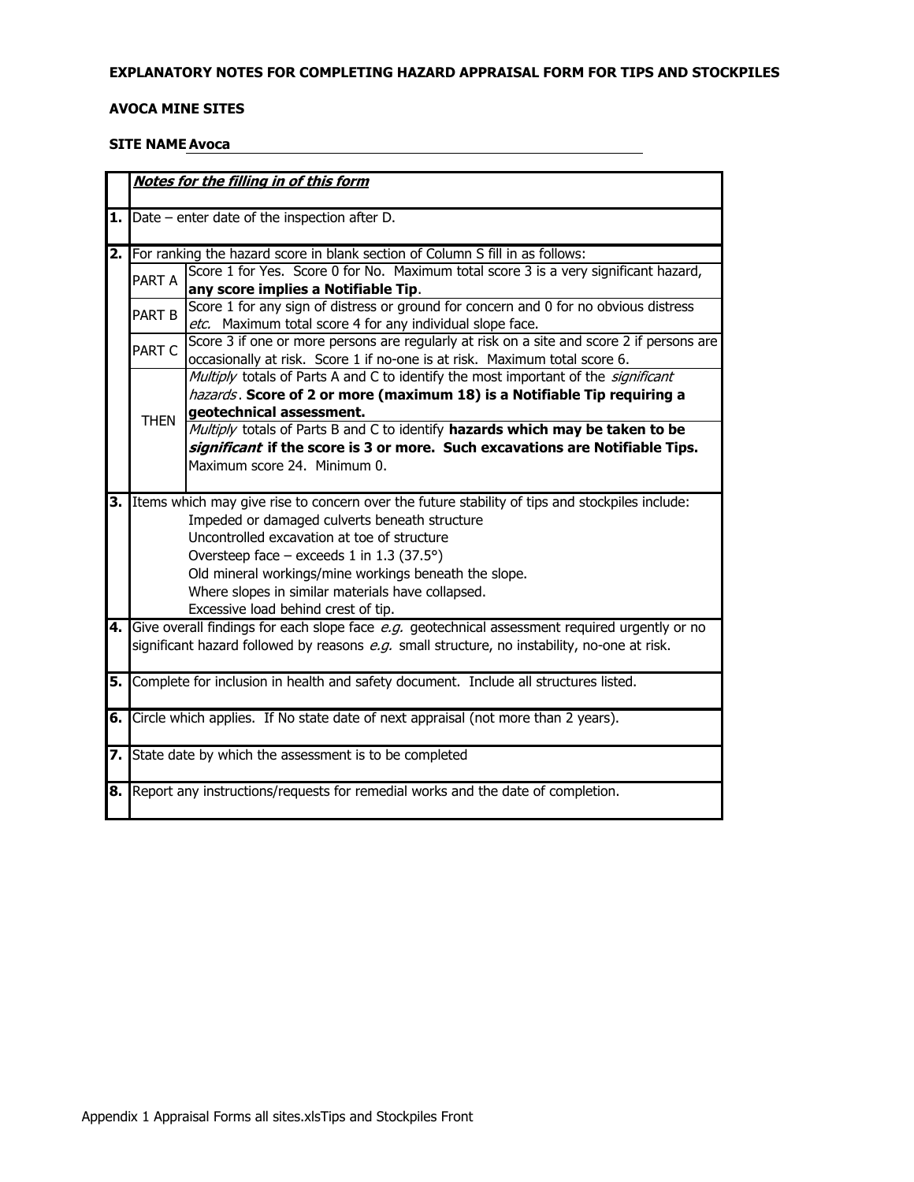**EXPLANATORY NOTES FOR COMPLETING HAZARD APPRAISAL FORM FOR TIPS AND STOCKPILES**

**AVOCA MINE SITES**

**SITE NAME** **Avoca**

| | ***Notes for the filling in of this form*** | |
|---|---|---|
| **1.** | Date – enter date of the inspection after D. | |
| **2.** | For ranking the hazard score in blank section of Column S fill in as follows: | |
| | PART A | Score 1 for Yes. Score 0 for No. Maximum total score 3 is a very significant hazard, **any score implies a Notifiable Tip**. |
| | PART B | Score 1 for any sign of distress or ground for concern and 0 for no obvious distress *etc.* Maximum total score 4 for any individual slope face. |
| | PART C | Score 3 if one or more persons are regularly at risk on a site and score 2 if persons are occasionally at risk. Score 1 if no-one is at risk. Maximum total score 6. |
| | THEN | *Multiply* totals of Parts A and C to identify the most important of the *significant hazards*. **Score of 2 or more (maximum 18) is a Notifiable Tip requiring a geotechnical assessment.** |
| | | *Multiply* totals of Parts B and C to identify **hazards which may be taken to be *significant* if the score is 3 or more. Such excavations are Notifiable Tips.** Maximum score 24. Minimum 0. |
| **3.** | Items which may give rise to concern over the future stability of tips and stockpiles include:<br>Impeded or damaged culverts beneath structure<br>Uncontrolled excavation at toe of structure<br>Oversteep face – exceeds 1 in 1.3 (37.5°)<br>Old mineral workings/mine workings beneath the slope.<br>Where slopes in similar materials have collapsed.<br>Excessive load behind crest of tip. | |
| **4.** | Give overall findings for each slope face *e.g.* geotechnical assessment required urgently or no significant hazard followed by reasons *e.g.* small structure, no instability, no-one at risk. | |
| **5.** | Complete for inclusion in health and safety document. Include all structures listed. | |
| **6.** | Circle which applies. If No state date of next appraisal (not more than 2 years). | |
| **7.** | State date by which the assessment is to be completed | |
| **8.** | Report any instructions/requests for remedial works and the date of completion. | |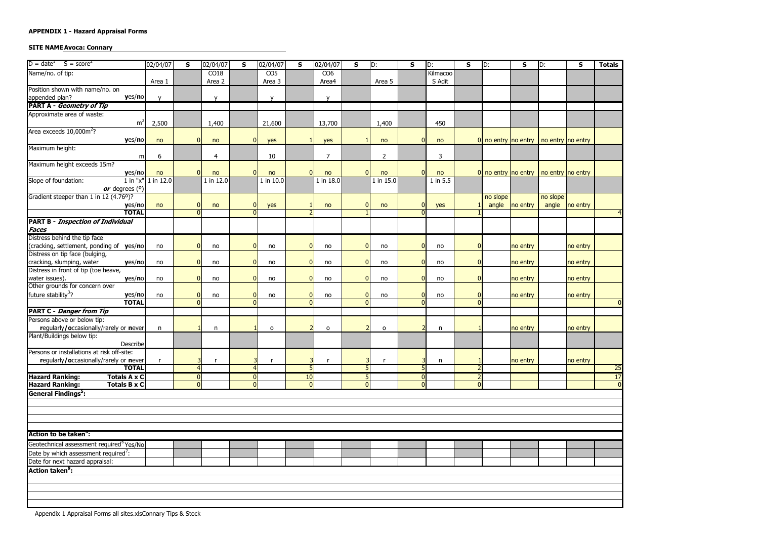**APPENDIX 1 - Hazard Appraisal Forms**

**SITE NAME Avoca: Connary**

| D = date[1] S = score[2] | 02/04/07 | S | 02/04/07 | S | 02/04/07 | S | 02/04/07 | S | D: | S | D: | S | D: | S | D: | S | Totals |
|---|---|---|---|---|---|---|---|---|---|---|---|---|---|---|---|---|---|
| Name/no. of tip: | Area 1 | | CO18 Area 2 | | CO5 Area 3 | | CO6 Area4 | | Area 5 | | Kilmacoo S Adit | | | | | | |
| Position shown with name/no. on appended plan? **y**es/**n**o | y | | y | | y | | y | | | | | | | | | | |
| **PART A - *Geometry of Tip*** | | | | | | | | | | | | | | | | | |
| Approximate area of waste: $m^2$ | 2,500 | | 1,400 | | 21,600 | | 13,700 | | 1,400 | | 450 | | | | | | |
| Area exceeds $10,000m^2$? **y**es/**n**o | no | 0 | no | 0 | yes | 1 | yes | 1 | no | 0 | no | 0 | no entry | no entry | no entry | no entry | |
| Maximum height: m | 6 | | 4 | | 10 | | 7 | | 2 | | 3 | | | | | | |
| Maximum height exceeds 15m? **y**es/**n**o | no | 0 | no | 0 | no | 0 | no | 0 | no | 0 | no | 0 | no entry | no entry | no entry | no entry | |
| Slope of foundation: 1 in "x" ***or*** degrees (°) | 1 in 12.0 | | 1 in 12.0 | | 1 in 10.0 | | 1 in 18.0 | | 1 in 15.0 | | 1 in 5.5 | | | | | | |
| Gradient steeper than 1 in 12 (4.76°)? **y**es/**n**o | no | 0 | no | 0 | yes | 1 | no | 0 | no | 0 | yes | 1 | no slope angle | no entry | no slope angle | no entry | |
| **TOTAL** | | 0 | | 0 | | 2 | | 1 | | 0 | | 1 | | | | | 4 |
| **PART B - *Inspection of Individual Faces*** | | | | | | | | | | | | | | | | | |
| Distress behind the tip face (cracking, settlement, ponding of **y**es/**n**o | no | 0 | no | 0 | no | 0 | no | 0 | no | 0 | no | 0 | | no entry | | no entry | |
| Distress on tip face (bulging, cracking, slumping, water **y**es/**n**o | no | 0 | no | 0 | no | 0 | no | 0 | no | 0 | no | 0 | | no entry | | no entry | |
| Distress in front of tip (toe heave, water issues). **y**es/**n**o | no | 0 | no | 0 | no | 0 | no | 0 | no | 0 | no | 0 | | no entry | | no entry | |
| Other grounds for concern over future stability[3]? **y**es/**n**o | no | 0 | no | 0 | no | 0 | no | 0 | no | 0 | no | 0 | | no entry | | no entry | |
| **TOTAL** | | 0 | | 0 | | 0 | | 0 | | 0 | | 0 | | | | | 0 |
| **PART C - *Danger from Tip*** | | | | | | | | | | | | | | | | | |
| Persons above or below tip: **r**egularly/**o**ccasionally/rarely or **n**ever | n | 1 | n | 1 | o | 2 | o | 2 | o | 2 | n | 1 | | no entry | | no entry | |
| Plant/Buildings below tip: Describe | | | | | | | | | | | | | | | | | |
| Persons or installations at risk off-site: **r**egularly/**o**ccasionally/rarely or **n**ever | r | 3 | r | 3 | r | 3 | r | 3 | r | 3 | n | 1 | | no entry | | no entry | |
| **TOTAL** | | 4 | | 4 | | 5 | | 5 | | 5 | | 2 | | | | | 25 |
| **Hazard Ranking: Totals A x C** | | 0 | | 0 | | 10 | | 5 | | 0 | | 2 | | | | | 17 |
| **Hazard Ranking: Totals B x C** | | 0 | | 0 | | 0 | | 0 | | 0 | | 0 | | | | | 0 |
| **General Findings[5]:** | | | | | | | | | | | | | | | | | |
| **Action to be taken[6]:** | | | | | | | | | | | | | | | | | |
| Geotechnical assessment required[6] Yes/No | | | | | | | | | | | | | | | | | |
| Date by which assessment required[7]: | | | | | | | | | | | | | | | | | |
| Date for next hazard appraisal: | | | | | | | | | | | | | | | | | |
| **Action taken[8]:** | | | | | | | | | | | | | | | | | |

Appendix 1 Appraisal Forms all sites.xlsConnary Tips & Stock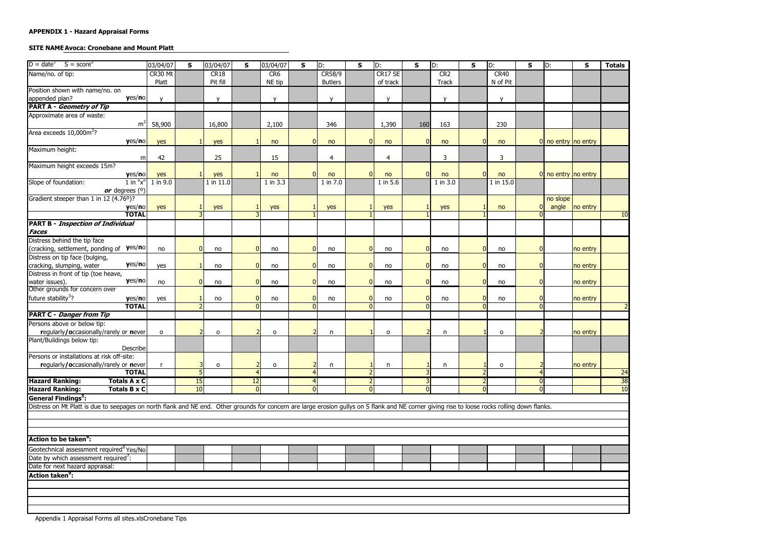**APPENDIX 1 - Hazard Appraisal Forms**

**SITE NAME Avoca: Cronebane and Mount Platt**

| D = date[1] S = score[2] | 03/04/07 | S | 03/04/07 | S | 03/04/07 | S | D: | S | D: | S | D: | S | D: | S | D: | S | Totals |
|---|---|---|---|---|---|---|---|---|---|---|---|---|---|---|---|---|---|
| Name/no. of tip: | CR30 Mt Platt | | CR18 Pit fill | | CR6 NE tip | | CR58/9 Butlers | | CR17 SE of track | | CR2 Track | | CR40 N of Pit | | | | |
| Position shown with name/no. on appended plan? **y**es/**n**o | y | | y | | y | | y | | y | | y | | y | | | | |
| **PART A - *Geometry of Tip*** | | | | | | | | | | | | | | | | | |
| Approximate area of waste: $m^2$ | 58,900 | | 16,800 | | 2,100 | | 346 | | 1,390 | 160 | 163 | | 230 | | | | |
| Area exceeds 10,000$m^2$? **y**es/**n**o | yes | 1 | yes | 1 | no | 0 | no | 0 | no | 0 | no | 0 | no | 0 | no entry | no entry | |
| Maximum height: m | 42 | | 25 | | 15 | | 4 | | 4 | | 3 | | 3 | | | | |
| Maximum height exceeds 15m? **y**es/**n**o | yes | 1 | yes | 1 | no | 0 | no | 0 | no | 0 | no | 0 | no | 0 | no entry | no entry | |
| Slope of foundation: 1 in "x" ***or*** degrees (°) | 1 in 9.0 | | 1 in 11.0 | | 1 in 3.3 | | 1 in 7.0 | | 1 in 5.6 | | 1 in 3.0 | | 1 in 15.0 | | | | |
| Gradient steeper than 1 in 12 (4.76º)? **y**es/**n**o | yes | 1 | yes | 1 | yes | 1 | yes | 1 | yes | 1 | yes | 1 | no | 0 | no slope angle | no entry | |
| **TOTAL** | | 3 | | 3 | | 1 | | 1 | | 1 | | 1 | | 0 | | | 10 |
| **PART B - *Inspection of Individual Faces*** | | | | | | | | | | | | | | | | | |
| Distress behind the tip face (cracking, settlement, ponding of **y**es/**n**o | no | 0 | no | 0 | no | 0 | no | 0 | no | 0 | no | 0 | no | 0 | | no entry | |
| Distress on tip face (bulging, cracking, slumping, water **y**es/**n**o | yes | 1 | no | 0 | no | 0 | no | 0 | no | 0 | no | 0 | no | 0 | | no entry | |
| Distress in front of tip (toe heave, water issues). **y**es/**n**o | no | 0 | no | 0 | no | 0 | no | 0 | no | 0 | no | 0 | no | 0 | | no entry | |
| Other grounds for concern over future stability[3]? **y**es/**n**o | yes | 1 | no | 0 | no | 0 | no | 0 | no | 0 | no | 0 | no | 0 | | no entry | |
| **TOTAL** | | 2 | | 0 | | 0 | | 0 | | 0 | | 0 | | 0 | | | 2 |
| **PART C - *Danger from Tip*** | | | | | | | | | | | | | | | | | |
| Persons above or below tip: **r**egularly/**o**ccasionally/rarely or **n**ever | o | 2 | o | 2 | o | 2 | n | 1 | o | 2 | n | 1 | o | 2 | | no entry | |
| Plant/Buildings below tip: Describe | | | | | | | | | | | | | | | | | |
| Persons or installations at risk off-site: **r**egularly/**o**ccasionally/rarely or **n**ever | r | 3 | o | 2 | o | 2 | n | 1 | n | 1 | n | 1 | o | 2 | | no entry | |
| **TOTAL** | | 5 | | 4 | | 4 | | 2 | | 3 | | 2 | | 4 | | | 24 |
| **Hazard Ranking: Totals A x C** | | 15 | | 12 | | 4 | | 2 | | 3 | | 2 | | 0 | | | 38 |
| **Hazard Ranking: Totals B x C** | | 10 | | 0 | | 0 | | 0 | | 0 | | 0 | | 0 | | | 10 |

**General Findings[5]:**

Distress on Mt Platt is due to seepages on north flank and NE end. Other grounds for concern are large erosion gullys on S flank and NE corner giving rise to loose rocks rolling down flanks.

**Action to be taken[6]:**

| | | | | | | | | | | | | | | | | | |
|---|---|---|---|---|---|---|---|---|---|---|---|---|---|---|---|---|---|
| Geotechnical assessment required[6] Yes/No | | | | | | | | | | | | | | | | | |
| Date by which assessment required[7]: | | | | | | | | | | | | | | | | | |
| Date for next hazard appraisal: | | | | | | | | | | | | | | | | | |

**Action taken[9]:**

Appendix 1 Appraisal Forms all sites.xlsCronebane Tips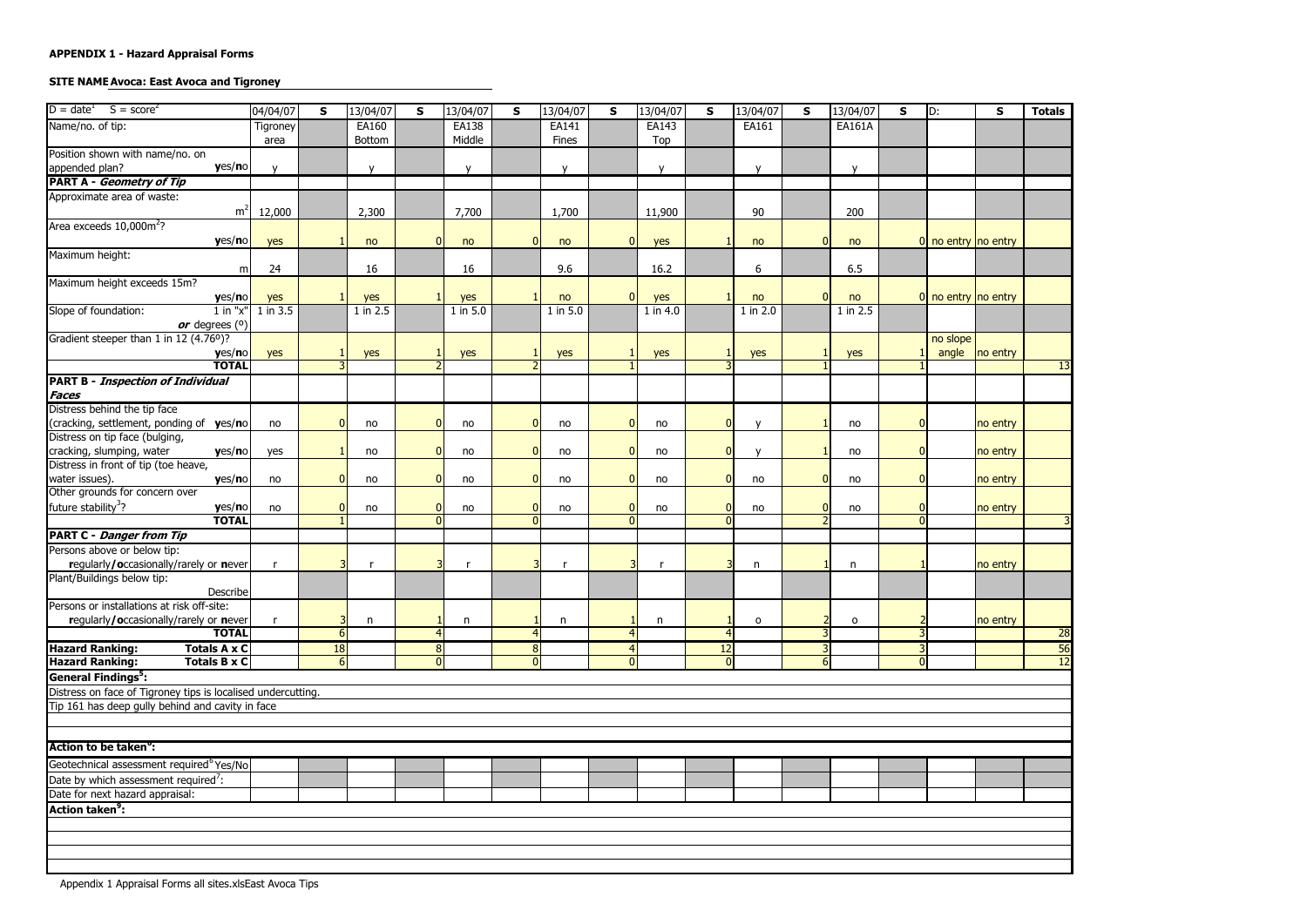**APPENDIX 1 - Hazard Appraisal Forms**

**SITE NAME Avoca: East Avoca and Tigroney**

| D = date[1] S = score[2] | 04/04/07 | S | 13/04/07 | S | 13/04/07 | S | 13/04/07 | S | 13/04/07 | S | 13/04/07 | S | 13/04/07 | S | D: | S | Totals |
|---|---|---|---|---|---|---|---|---|---|---|---|---|---|---|---|---|---|
| Name/no. of tip: | Tigroney area | | EA160 Bottom | | EA138 Middle | | EA141 Fines | | EA143 Top | | EA161 | | EA161A | | | | |
| Position shown with name/no. on appended plan? yes/no | y | | y | | y | | y | | y | | y | | y | | | | |
| **PART A - *Geometry of Tip*** | | | | | | | | | | | | | | | | | |
| Approximate area of waste: $m^2$ | 12,000 | | 2,300 | | 7,700 | | 1,700 | | 11,900 | | 90 | | 200 | | | | |
| Area exceeds 10,000$m^2$? yes/no | yes | 1 | no | 0 | no | 0 | no | 0 | yes | 1 | no | 0 | no | 0 | no entry | no entry | |
| Maximum height: m | 24 | | 16 | | 16 | | 9.6 | | 16.2 | | 6 | | 6.5 | | | | |
| Maximum height exceeds 15m? yes/no | yes | 1 | yes | 1 | yes | 1 | no | 0 | yes | 1 | no | 0 | no | 0 | no entry | no entry | |
| Slope of foundation: 1 in "x" *or* degrees (º) | 1 in 3.5 | | 1 in 2.5 | | 1 in 5.0 | | 1 in 5.0 | | 1 in 4.0 | | 1 in 2.0 | | 1 in 2.5 | | | | |
| Gradient steeper than 1 in 12 (4.76º)? yes/no | yes | 1 | yes | 1 | yes | 1 | yes | 1 | yes | 1 | yes | 1 | yes | 1 | no slope angle | no entry | |
| **TOTAL** | | 3 | | 2 | | 2 | | 1 | | 3 | | 1 | | 1 | | | 13 |
| **PART B - *Inspection of Individual Faces*** | | | | | | | | | | | | | | | | | |
| Distress behind the tip face (cracking, settlement, ponding of yes/no | no | 0 | no | 0 | no | 0 | no | 0 | no | 0 | y | 1 | no | 0 | | no entry | |
| Distress on tip face (bulging, cracking, slumping, water yes/no | yes | 1 | no | 0 | no | 0 | no | 0 | no | 0 | y | 1 | no | 0 | | no entry | |
| Distress in front of tip (toe heave, water issues). yes/no | no | 0 | no | 0 | no | 0 | no | 0 | no | 0 | no | 0 | no | 0 | | no entry | |
| Other grounds for concern over future stability[3]? yes/no | no | 0 | no | 0 | no | 0 | no | 0 | no | 0 | no | 0 | no | 0 | | no entry | |
| **TOTAL** | | 1 | | 0 | | 0 | | 0 | | 0 | | 2 | | 0 | | | 3 |
| **PART C - *Danger from Tip*** | | | | | | | | | | | | | | | | | |
| Persons above or below tip: regularly/occasionally/rarely or never | r | 3 | r | 3 | r | 3 | r | 3 | r | 3 | n | 1 | n | 1 | | no entry | |
| Plant/Buildings below tip: Describe | | | | | | | | | | | | | | | | | |
| Persons or installations at risk off-site: regularly/occasionally/rarely or never | r | 3 | n | 1 | n | 1 | n | 1 | n | 1 | o | 2 | o | 2 | | no entry | |
| **TOTAL** | | 6 | | 4 | | 4 | | 4 | | 4 | | 3 | | 3 | | | 28 |
| **Hazard Ranking: Totals A x C** | | 18 | | 8 | | 8 | | 4 | | 12 | | 3 | | 3 | | | 56 |
| **Hazard Ranking: Totals B x C** | | 6 | | 0 | | 0 | | 0 | | 0 | | 6 | | 0 | | | 12 |

**General Findings[5]:**

Distress on face of Tigroney tips is localised undercutting.

Tip 161 has deep gully behind and cavity in face

**Action to be taken[6]:**

| | | | | | | | | | | | | | | | | | |
|---|---|---|---|---|---|---|---|---|---|---|---|---|---|---|---|---|---|
| Geotechnical assessment required[6] Yes/No | | | | | | | | | | | | | | | | | |
| Date by which assessment required[7]: | | | | | | | | | | | | | | | | | |
| Date for next hazard appraisal: | | | | | | | | | | | | | | | | | |

**Action taken[8]:**

Appendix 1 Appraisal Forms all sites.xlsEast Avoca Tips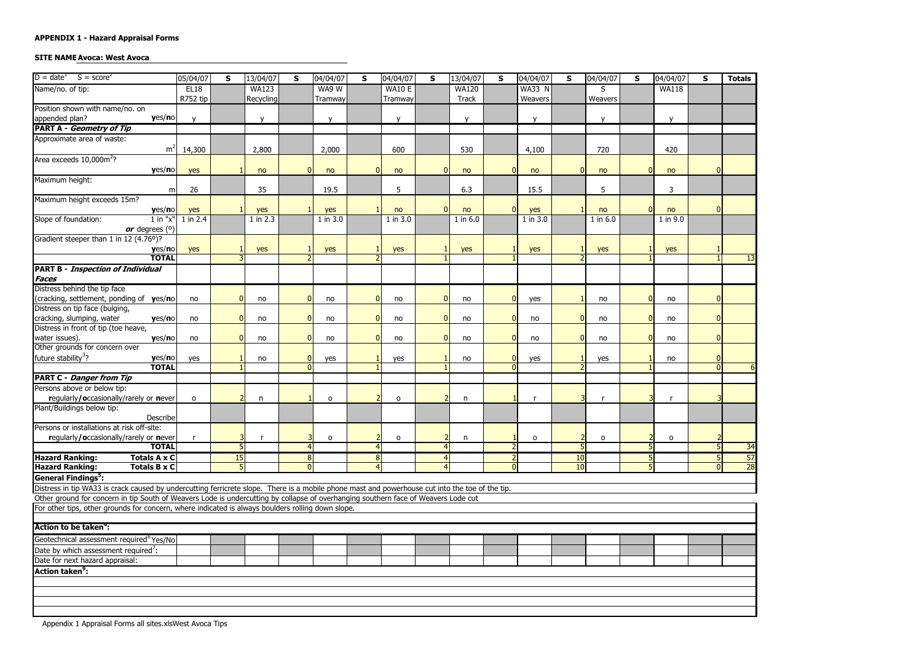**APPENDIX 1 - Hazard Appraisal Forms**

**SITE NAME Avoca: West Avoca**

| D = date[1] S = score[2] | 05/04/07 | S | 13/04/07 | S | 04/04/07 | S | 04/04/07 | S | 13/04/07 | S | 04/04/07 | S | 04/04/07 | S | 04/04/07 | S | Totals |
|---|---|---|---|---|---|---|---|---|---|---|---|---|---|---|---|---|---|
| Name/no. of tip: | EL18 R752 tip | | WA123 Recycling | | WA9 W Tramway | | WA10 E Tramway | | WA120 Track | | WA33 N Weavers | | S Weavers | | WA118 | | |
| Position shown with name/no. on appended plan? yes/no | y | | y | | y | | y | | y | | y | | y | | y | | |
| **PART A - *Geometry of Tip*** | | | | | | | | | | | | | | | | | |
| Approximate area of waste: $m^2$ | 14,300 | | 2,800 | | 2,000 | | 600 | | 530 | | 4,100 | | 720 | | 420 | | |
| Area exceeds $10,000m^2$? yes/no | yes | 1 | no | 0 | no | 0 | no | 0 | no | 0 | no | 0 | no | 0 | no | 0 | |
| Maximum height: m | 26 | | 35 | | 19.5 | | 5 | | 6.3 | | 15.5 | | 5 | | 3 | | |
| Maximum height exceeds 15m? yes/no | yes | 1 | yes | 1 | yes | 1 | no | 0 | no | 0 | yes | 1 | no | 0 | no | 0 | |
| Slope of foundation: 1 in "x" *or* degrees (º) | 1 in 2.4 | | 1 in 2.3 | | 1 in 3.0 | | 1 in 3.0 | | 1 in 6.0 | | 1 in 3.0 | | 1 in 6.0 | | 1 in 9.0 | | |
| Gradient steeper than 1 in 12 (4.76º)? yes/no | yes | 1 | yes | 1 | yes | 1 | yes | 1 | yes | 1 | yes | 1 | yes | 1 | yes | 1 | |
| **TOTAL** | | 3 | | 2 | | 2 | | 1 | | 1 | | 2 | | 1 | | 1 | 13 |
| **PART B - *Inspection of Individual Faces*** | | | | | | | | | | | | | | | | | |
| Distress behind the tip face (cracking, settlement, ponding of yes/no | no | 0 | no | 0 | no | 0 | no | 0 | no | 0 | yes | 1 | no | 0 | no | 0 | |
| Distress on tip face (bulging, cracking, slumping, water yes/no | no | 0 | no | 0 | no | 0 | no | 0 | no | 0 | no | 0 | no | 0 | no | 0 | |
| Distress in front of tip (toe heave, water issues). yes/no | no | 0 | no | 0 | no | 0 | no | 0 | no | 0 | no | 0 | no | 0 | no | 0 | |
| Other grounds for concern over future stability[3]? yes/no | yes | 1 | no | 0 | yes | 1 | yes | 1 | no | 0 | yes | 1 | yes | 1 | no | 0 | |
| **TOTAL** | | 1 | | 0 | | 1 | | 1 | | 0 | | 2 | | 1 | | 0 | 6 |
| **PART C - *Danger from Tip*** | | | | | | | | | | | | | | | | | |
| Persons above or below tip: regularly/occasionally/rarely or never | o | 2 | n | 1 | o | 2 | o | 2 | n | 1 | r | 3 | r | 3 | r | 3 | |
| Plant/Buildings below tip: Describe | | | | | | | | | | | | | | | | | |
| Persons or installations at risk off-site: regularly/occasionally/rarely or never | r | 3 | r | 3 | o | 2 | o | 2 | n | 1 | o | 2 | o | 2 | o | 2 | |
| **TOTAL** | | 5 | | 4 | | 4 | | 4 | | 2 | | 5 | | 5 | | 5 | 34 |
| **Hazard Ranking: Totals A x C** | | 15 | | 8 | | 8 | | 4 | | 2 | | 10 | | 5 | | 5 | 57 |
| **Hazard Ranking: Totals B x C** | | 5 | | 0 | | 4 | | 4 | | 0 | | 10 | | 5 | | 0 | 28 |

**General Findings[5]:**

Distress in tip WA33 is crack caused by undercutting ferricrete slope. There is a mobile phone mast and powerhouse cut into the toe of the tip.

Other ground for concern in tip South of Weavers Lode is undercutting by collapse of overhanging southern face of Weavers Lode cut

For other tips, other grounds for concern, where indicated is always boulders rolling down slope.

**Action to be taken[6]:**

| | | | | | | | | | | | | | | | | | |
|---|---|---|---|---|---|---|---|---|---|---|---|---|---|---|---|---|---|
| Geotechnical assessment required[6] Yes/No | | | | | | | | | | | | | | | | | |
| Date by which assessment required[7]: | | | | | | | | | | | | | | | | | |
| Date for next hazard appraisal: | | | | | | | | | | | | | | | | | |

**Action taken[9]:**

Appendix 1 Appraisal Forms all sites.xlsWest Avoca Tips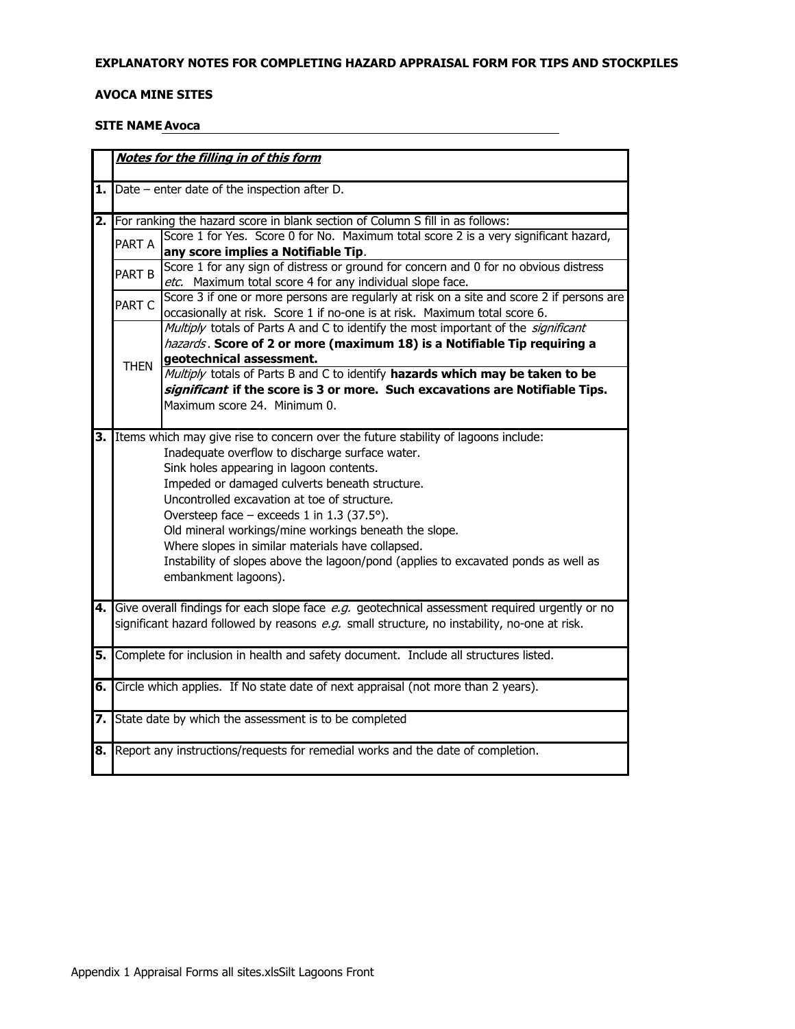**EXPLANATORY NOTES FOR COMPLETING HAZARD APPRAISAL FORM FOR TIPS AND STOCKPILES**

**AVOCA MINE SITES**

**SITE NAME Avoca**

| | ***Notes for the filling in of this form*** | |
|---|---|---|
| **1.** | Date – enter date of the inspection after D. | |
| **2.** | For ranking the hazard score in blank section of Column S fill in as follows: | |
| | PART A | Score 1 for Yes. Score 0 for No. Maximum total score 2 is a very significant hazard, **any score implies a Notifiable Tip**. |
| | PART B | Score 1 for any sign of distress or ground for concern and 0 for no obvious distress *etc.* Maximum total score 4 for any individual slope face. |
| | PART C | Score 3 if one or more persons are regularly at risk on a site and score 2 if persons are occasionally at risk. Score 1 if no-one is at risk. Maximum total score 6. |
| | THEN | *Multiply* totals of Parts A and C to identify the most important of the *significant hazards*. **Score of 2 or more (maximum 18) is a Notifiable Tip requiring a geotechnical assessment.** |
| | | *Multiply* totals of Parts B and C to identify **hazards which may be taken to be *significant* if the score is 3 or more. Such excavations are Notifiable Tips.** Maximum score 24. Minimum 0. |
| **3.** | Items which may give rise to concern over the future stability of lagoons include:<br>Inadequate overflow to discharge surface water.<br>Sink holes appearing in lagoon contents.<br>Impeded or damaged culverts beneath structure.<br>Uncontrolled excavation at toe of structure.<br>Oversteep face – exceeds 1 in 1.3 (37.5°).<br>Old mineral workings/mine workings beneath the slope.<br>Where slopes in similar materials have collapsed.<br>Instability of slopes above the lagoon/pond (applies to excavated ponds as well as embankment lagoons). | |
| **4.** | Give overall findings for each slope face *e.g.* geotechnical assessment required urgently or no significant hazard followed by reasons *e.g.* small structure, no instability, no-one at risk. | |
| **5.** | Complete for inclusion in health and safety document. Include all structures listed. | |
| **6.** | Circle which applies. If No state date of next appraisal (not more than 2 years). | |
| **7.** | State date by which the assessment is to be completed | |
| **8.** | Report any instructions/requests for remedial works and the date of completion. | |

Appendix 1 Appraisal Forms all sites.xlsSilt Lagoons Front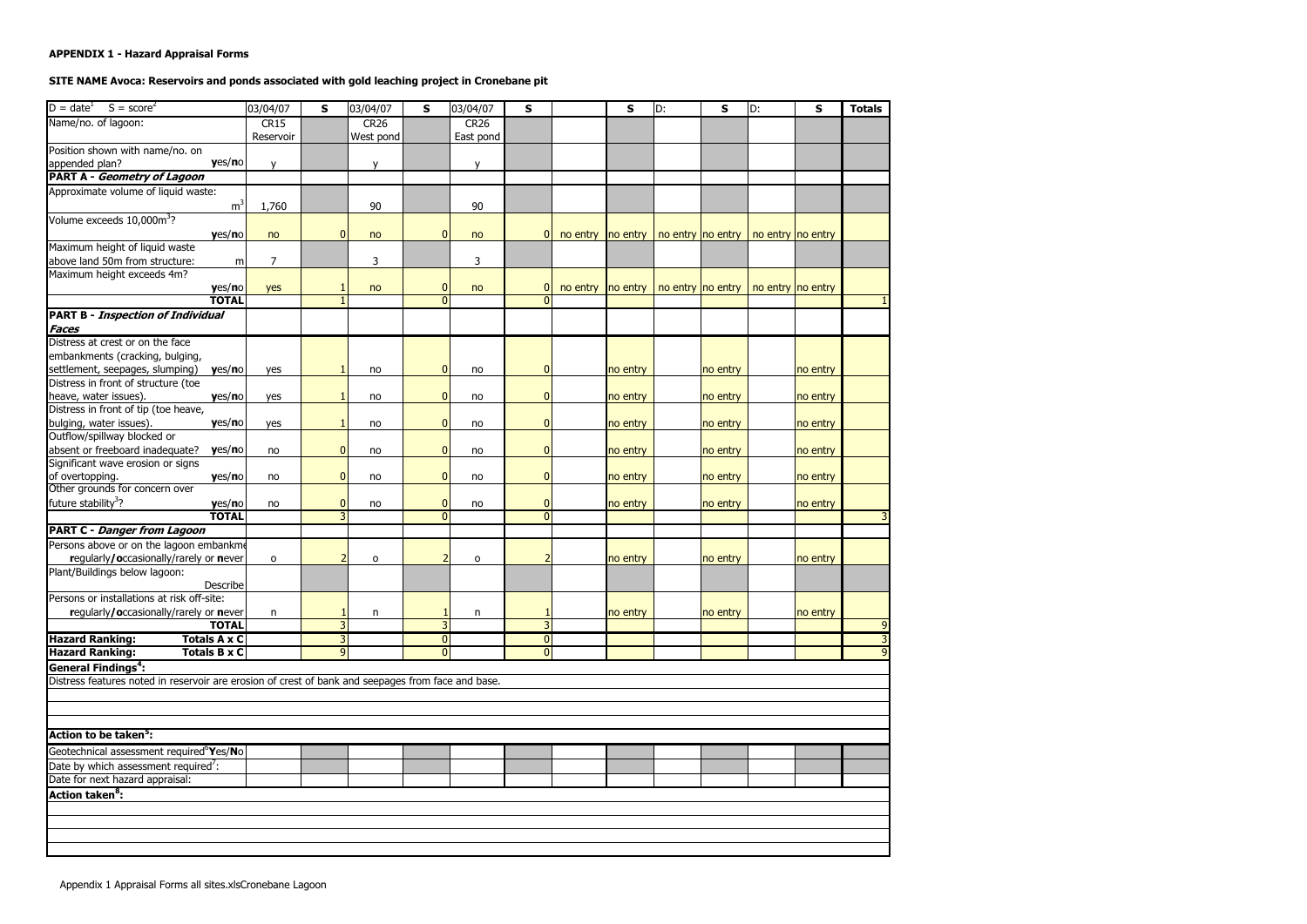**APPENDIX 1 - Hazard Appraisal Forms**

**SITE NAME Avoca: Reservoirs and ponds associated with gold leaching project in Cronebane pit**

| D = date[1] S = score[2] | 03/04/07 | S | 03/04/07 | S | 03/04/07 | S | | S | D: | S | D: | S | Totals |
|---|---|---|---|---|---|---|---|---|---|---|---|---|---|
| Name/no. of lagoon: | CR15 Reservoir | | CR26 West pond | | CR26 East pond | | | | | | | | |
| Position shown with name/no. on appended plan? yes/no | y | | y | | y | | | | | | | | |
| **PART A - *Geometry of Lagoon*** | | | | | | | | | | | | | |
| Approximate volume of liquid waste: $m^3$ | 1,760 | | 90 | | 90 | | | | | | | | |
| Volume exceeds 10,000$m^3$? yes/no | no | 0 | no | 0 | no | 0 | no entry | no entry | no entry | no entry | no entry | no entry | |
| Maximum height of liquid waste above land 50m from structure: m | 7 | | 3 | | 3 | | | | | | | | |
| Maximum height exceeds 4m? yes/no | yes | 1 | no | 0 | no | 0 | no entry | no entry | no entry | no entry | no entry | no entry | |
| **TOTAL** | | 1 | | 0 | | 0 | | | | | | | 1 |
| **PART B - *Inspection of Individual Faces*** | | | | | | | | | | | | | |
| Distress at crest or on the face embankments (cracking, bulging, settlement, seepages, slumping) yes/no | yes | 1 | no | 0 | no | 0 | | no entry | | no entry | | no entry | |
| Distress in front of structure (toe heave, water issues). yes/no | yes | 1 | no | 0 | no | 0 | | no entry | | no entry | | no entry | |
| Distress in front of tip (toe heave, bulging, water issues). yes/no | yes | 1 | no | 0 | no | 0 | | no entry | | no entry | | no entry | |
| Outflow/spillway blocked or absent or freeboard inadequate? yes/no | no | 0 | no | 0 | no | 0 | | no entry | | no entry | | no entry | |
| Significant wave erosion or signs of overtopping. yes/no | no | 0 | no | 0 | no | 0 | | no entry | | no entry | | no entry | |
| Other grounds for concern over future stability[3]? yes/no | no | 0 | no | 0 | no | 0 | | no entry | | no entry | | no entry | |
| **TOTAL** | | 3 | | 0 | | 0 | | | | | | | 3 |
| **PART C - *Danger from Lagoon*** | | | | | | | | | | | | | |
| Persons above or on the lagoon embankme regularly/occasionally/rarely or never | o | 2 | o | 2 | o | 2 | | no entry | | no entry | | no entry | |
| Plant/Buildings below lagoon: Describe | | | | | | | | | | | | | |
| Persons or installations at risk off-site: regularly/occasionally/rarely or never | n | 1 | n | 1 | n | 1 | | no entry | | no entry | | no entry | |
| **TOTAL** | | 3 | | 3 | | 3 | | | | | | | 9 |
| **Hazard Ranking: Totals A x C** | | 3 | | 0 | | 0 | | | | | | | 3 |
| **Hazard Ranking: Totals B x C** | | 9 | | 0 | | 0 | | | | | | | 9 |

**General Findings[4]:**

Distress features noted in reservoir are erosion of crest of bank and seepages from face and base.

**Action to be taken[5]:**

| | | | | | | | | | | | | | |
|---|---|---|---|---|---|---|---|---|---|---|---|---|---|
| Geotechnical assessment required[6] Yes/No | | | | | | | | | | | | | |
| Date by which assessment required[7]: | | | | | | | | | | | | | |
| Date for next hazard appraisal: | | | | | | | | | | | | | |

**Action taken[8]:**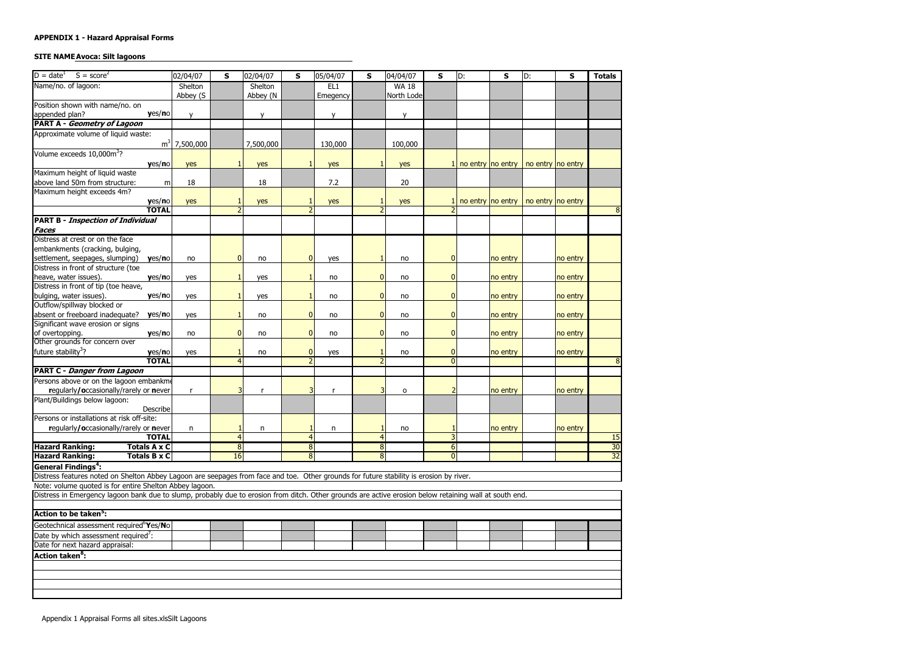**APPENDIX 1 - Hazard Appraisal Forms**

**SITE NAME Avoca: Silt lagoons**

| D = date[1] S = score[2] | 02/04/07 | S | 02/04/07 | S | 05/04/07 | S | 04/04/07 | S | D: | S | D: | S | Totals |
|---|---|---|---|---|---|---|---|---|---|---|---|---|---|
| Name/no. of lagoon: | Shelton Abbey (S | | Shelton Abbey (N | | EL1 Emegency | | WA 18 North Lode | | | | | | |
| Position shown with name/no. on appended plan? yes/no | y | | y | | y | | y | | | | | | |
| **PART A - *Geometry of Lagoon*** | | | | | | | | | | | | | |
| Approximate volume of liquid waste: $m^3$ | 7,500,000 | | 7,500,000 | | 130,000 | | 100,000 | | | | | | |
| Volume exceeds $10,000m^3$? yes/no | yes | 1 | yes | 1 | yes | 1 | yes | 1 | no entry | no entry | no entry | no entry | |
| Maximum height of liquid waste above land 50m from structure: m | 18 | | 18 | | 7.2 | | 20 | | | | | | |
| Maximum height exceeds 4m? yes/no | yes | 1 | yes | 1 | yes | 1 | yes | 1 | no entry | no entry | no entry | no entry | |
| **TOTAL** | | 2 | | 2 | | 2 | | 2 | | | | | 8 |
| **PART B - *Inspection of Individual Faces*** | | | | | | | | | | | | | |
| Distress at crest or on the face embankments (cracking, bulging, settlement, seepages, slumping) yes/no | no | 0 | no | 0 | yes | 1 | no | 0 | | no entry | | no entry | |
| Distress in front of structure (toe heave, water issues). yes/no | yes | 1 | yes | 1 | no | 0 | no | 0 | | no entry | | no entry | |
| Distress in front of tip (toe heave, bulging, water issues). yes/no | yes | 1 | yes | 1 | no | 0 | no | 0 | | no entry | | no entry | |
| Outflow/spillway blocked or absent or freeboard inadequate? yes/no | yes | 1 | no | 0 | no | 0 | no | 0 | | no entry | | no entry | |
| Significant wave erosion or signs of overtopping. yes/no | no | 0 | no | 0 | no | 0 | no | 0 | | no entry | | no entry | |
| Other grounds for concern over future stability[3]? yes/no | yes | 1 | no | 0 | yes | 1 | no | 0 | | no entry | | no entry | |
| **TOTAL** | | 4 | | 2 | | 2 | | 0 | | | | | 8 |
| **PART C - *Danger from Lagoon*** | | | | | | | | | | | | | |
| Persons above or on the lagoon embankme regularly/occasionally/rarely or never | r | 3 | r | 3 | r | 3 | o | 2 | | no entry | | no entry | |
| Plant/Buildings below lagoon: Describe | | | | | | | | | | | | | |
| Persons or installations at risk off-site: regularly/occasionally/rarely or never | n | 1 | n | 1 | n | 1 | no | 1 | | no entry | | no entry | |
| **TOTAL** | | 4 | | 4 | | 4 | | 3 | | | | | 15 |
| **Hazard Ranking: Totals A x C** | | 8 | | 8 | | 8 | | 6 | | | | | 30 |
| **Hazard Ranking: Totals B x C** | | 16 | | 8 | | 8 | | 0 | | | | | 32 |

**General Findings[4]:**

Distress features noted on Shelton Abbey Lagoon are seepages from face and toe. Other grounds for future stability is erosion by river.

Note: volume quoted is for entire Shelton Abbey lagoon.

Distress in Emergency lagoon bank due to slump, probably due to erosion from ditch. Other grounds are active erosion below retaining wall at south end.

**Action to be taken[5]:**

| | | | | | | | | | | | | | |
|---|---|---|---|---|---|---|---|---|---|---|---|---|---|
| Geotechnical assessment required[6] Yes/No | | | | | | | | | | | | | |
| Date by which assessment required[7]: | | | | | | | | | | | | | |
| Date for next hazard appraisal: | | | | | | | | | | | | | |

**Action taken[8]:**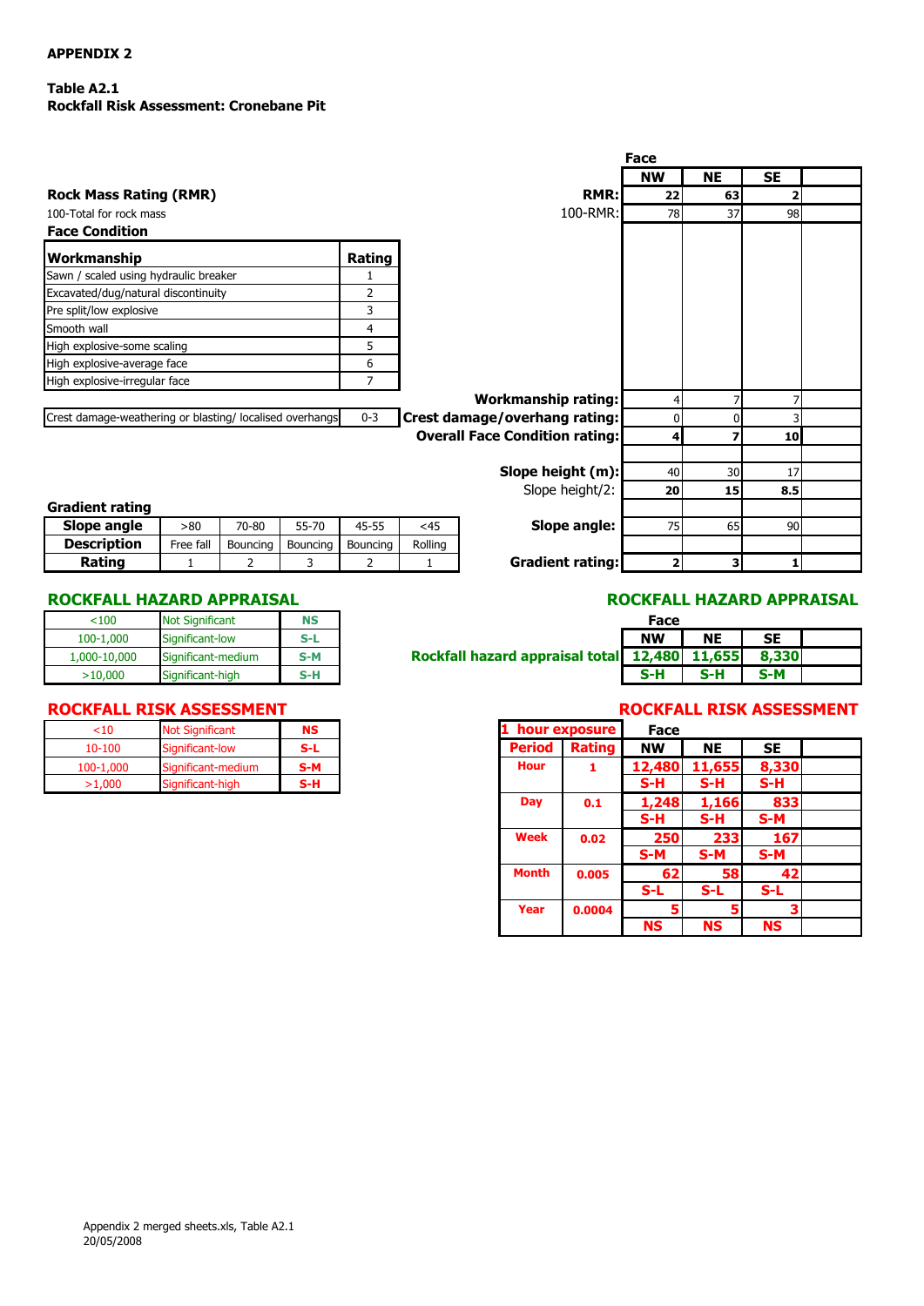**APPENDIX 2**

**Table A2.1**
**Rockfall Risk Assessment: Cronebane Pit**

| | Face | | | |
|---|---|---|---|---|
| | **NW** | **NE** | **SE** | |
| **RMR:** | 22 | 63 | 2 | |
| 100-RMR: | 78 | 37 | 98 | |

**Rock Mass Rating (RMR)**

100-Total for rock mass

**Face Condition**

| **Workmanship** | **Rating** |
|---|---|
| Sawn / scaled using hydraulic breaker | 1 |
| Excavated/dug/natural discontinuity | 2 |
| Pre split/low explosive | 3 |
| Smooth wall | 4 |
| High explosive-some scaling | 5 |
| High explosive-average face | 6 |
| High explosive-irregular face | 7 |

| Crest damage-weathering or blasting/ localised overhangs | 0-3 |
|---|---|

| | NW | NE | SE |
|---|---|---|---|
| **Workmanship rating:** | 4 | 7 | 7 |
| **Crest damage/overhang rating:** | 0 | 0 | 3 |
| **Overall Face Condition rating:** | 4 | 7 | 10 |
| **Slope height (m):** | 40 | 30 | 17 |
| Slope height/2: | 20 | 15 | 8.5 |
| **Slope angle:** | 75 | 65 | 90 |
| **Gradient rating:** | 2 | 3 | 1 |

**Gradient rating**

| **Slope angle** | >80 | 70-80 | 55-70 | 45-55 | <45 |
|---|---|---|---|---|---|
| **Description** | Free fall | Bouncing | Bouncing | Bouncing | Rolling |
| **Rating** | 1 | 2 | 3 | 2 | 1 |

## ROCKFALL HAZARD APPRAISAL

| | | |
|---|---|---|
| <100 | Not Significant | NS |
| 100-1,000 | Significant-low | S-L |
| 1,000-10,000 | Significant-medium | S-M |
| >10,000 | Significant-high | S-H |

| | NW | NE | SE |
|---|---|---|---|
| **Rockfall hazard appraisal total** | 12,480 | 11,655 | 8,330 |
| | S-H | S-H | S-M |

## ROCKFALL RISK ASSESSMENT

| | | |
|---|---|---|
| <10 | Not Significant | NS |
| 10-100 | Significant-low | S-L |
| 100-1,000 | Significant-medium | S-M |
| >1,000 | Significant-high | S-H |

| 1 hour exposure | | Face | | |
|---|---|---|---|---|
| **Period** | **Rating** | **NW** | **NE** | **SE** |
| Hour | 1 | 12,480 | 11,655 | 8,330 |
| | | S-H | S-H | S-H |
| Day | 0.1 | 1,248 | 1,166 | 833 |
| | | S-H | S-H | S-M |
| Week | 0.02 | 250 | 233 | 167 |
| | | S-M | S-M | S-M |
| Month | 0.005 | 62 | 58 | 42 |
| | | S-L | S-L | S-L |
| Year | 0.0004 | 5 | 5 | 3 |
| | | NS | NS | NS |

Appendix 2 merged sheets.xls, Table A2.1
20/05/2008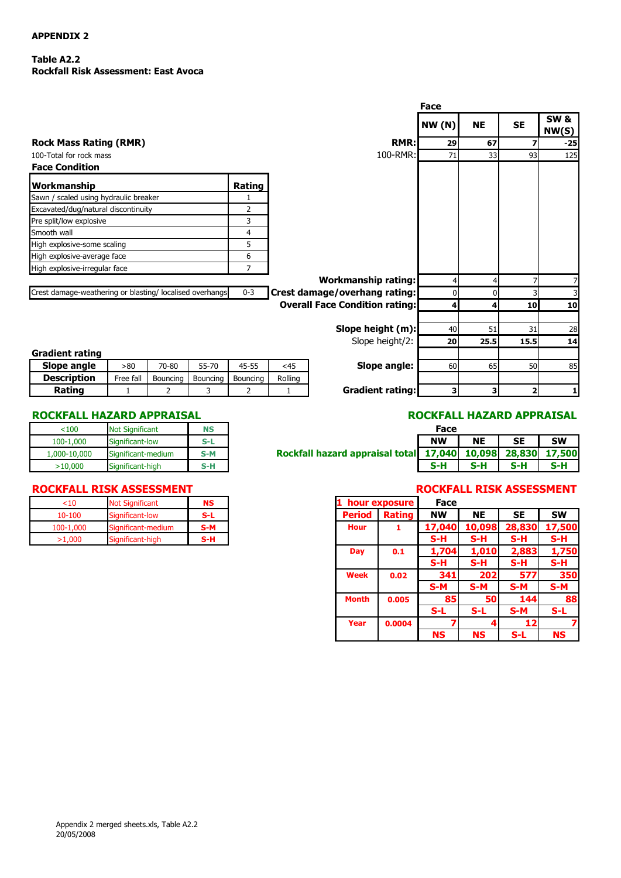**APPENDIX 2**

**Table A2.2**
**Rockfall Risk Assessment: East Avoca**

| | Face | | | |
|---|---|---|---|---|
| | **NW (N)** | **NE** | **SE** | **SW & NW(S)** |
| **Rock Mass Rating (RMR)** — **RMR:** | **29** | **67** | **7** | **-25** |
| 100-Total for rock mass — 100-RMR: | 71 | 33 | 93 | 125 |

**Face Condition**

| Workmanship | Rating |
|---|---|
| Sawn / scaled using hydraulic breaker | 1 |
| Excavated/dug/natural discontinuity | 2 |
| Pre split/low explosive | 3 |
| Smooth wall | 4 |
| High explosive-some scaling | 5 |
| High explosive-average face | 6 |
| High explosive-irregular face | 7 |
| Crest damage-weathering or blasting/ localised overhangs | 0-3 |

| | NW (N) | NE | SE | SW & NW(S) |
|---|---|---|---|---|
| **Workmanship rating:** | 4 | 4 | 7 | 7 |
| **Crest damage/overhang rating:** | 0 | 0 | 3 | 3 |
| **Overall Face Condition rating:** | **4** | **4** | **10** | **10** |
| **Slope height (m):** | 40 | 51 | 31 | 28 |
| Slope height/2: | **20** | **25.5** | **15.5** | **14** |
| **Slope angle:** | 60 | 65 | 50 | 85 |
| **Gradient rating:** | **3** | **3** | **2** | **1** |

**Gradient rating**

| Slope angle | >80 | 70-80 | 55-70 | 45-55 | <45 |
|---|---|---|---|---|---|
| **Description** | Free fall | Bouncing | Bouncing | Bouncing | Rolling |
| **Rating** | 1 | 2 | 3 | 2 | 1 |

## ROCKFALL HAZARD APPRAISAL

| | | |
|---|---|---|
| <100 | Not Significant | NS |
| 100-1,000 | Significant-low | S-L |
| 1,000-10,000 | Significant-medium | S-M |
| >10,000 | Significant-high | S-H |

| | NW | NE | SE | SW |
|---|---|---|---|---|
| **Rockfall hazard appraisal total** | 17,040 | 10,098 | 28,830 | 17,500 |
| | S-H | S-H | S-H | S-H |

## ROCKFALL RISK ASSESSMENT

| | | |
|---|---|---|
| <10 | Not Significant | NS |
| 10-100 | Significant-low | S-L |
| 100-1,000 | Significant-medium | S-M |
| >1,000 | Significant-high | S-H |

| 1 hour exposure | | Face | | | |
|---|---|---|---|---|---|
| **Period** | **Rating** | **NW** | **NE** | **SE** | **SW** |
| Hour | 1 | 17,040 | 10,098 | 28,830 | 17,500 |
| | | S-H | S-H | S-H | S-H |
| Day | 0.1 | 1,704 | 1,010 | 2,883 | 1,750 |
| | | S-H | S-H | S-H | S-H |
| Week | 0.02 | 341 | 202 | 577 | 350 |
| | | S-M | S-M | S-M | S-M |
| Month | 0.005 | 85 | 50 | 144 | 88 |
| | | S-L | S-L | S-M | S-L |
| Year | 0.0004 | 7 | 4 | 12 | 7 |
| | | NS | NS | S-L | NS |

Appendix 2 merged sheets.xls, Table A2.2
20/05/2008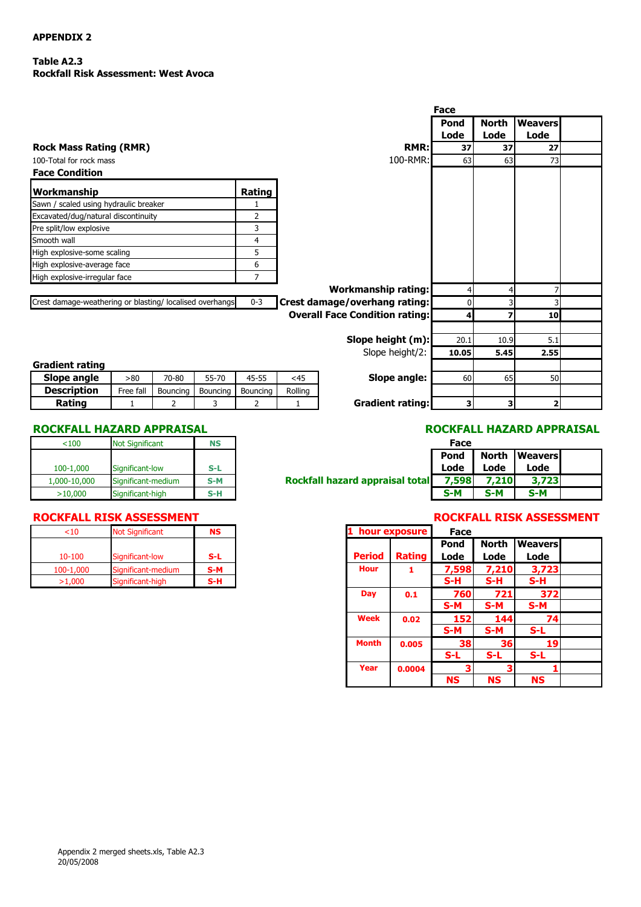**APPENDIX 2**

**Table A2.3**
**Rockfall Risk Assessment: West Avoca**

| | | Pond Lode | North Lode | Weavers Lode | |
|---|---|---|---|---|---|
| **Rock Mass Rating (RMR)** | **RMR:** | 37 | 37 | 27 | |
| 100-Total for rock mass | 100-RMR: | 63 | 63 | 73 | |

**Face Condition**

| **Workmanship** | **Rating** |
|---|---|
| Sawn / scaled using hydraulic breaker | 1 |
| Excavated/dug/natural discontinuity | 2 |
| Pre split/low explosive | 3 |
| Smooth wall | 4 |
| High explosive-some scaling | 5 |
| High explosive-average face | 6 |
| High explosive-irregular face | 7 |
| Crest damage-weathering or blasting/ localised overhangs | 0-3 |

| | Pond Lode | North Lode | Weavers Lode | |
|---|---|---|---|---|
| **Workmanship rating:** | 4 | 4 | 7 | |
| **Crest damage/overhang rating:** | 0 | 3 | 3 | |
| **Overall Face Condition rating:** | **4** | **7** | **10** | |
| **Slope height (m):** | 20.1 | 10.9 | 5.1 | |
| Slope height/2: | **10.05** | **5.45** | **2.55** | |
| **Slope angle:** | 60 | 65 | 50 | |
| **Gradient rating:** | **3** | **3** | **2** | |

**Gradient rating**

| **Slope angle** | >80 | 70-80 | 55-70 | 45-55 | <45 |
|---|---|---|---|---|---|
| **Description** | Free fall | Bouncing | Bouncing | Bouncing | Rolling |
| **Rating** | 1 | 2 | 3 | 2 | 1 |

## ROCKFALL HAZARD APPRAISAL

| | | |
|---|---|---|
| <100 | Not Significant | NS |
| 100-1,000 | Significant-low | S-L |
| 1,000-10,000 | Significant-medium | S-M |
| >10,000 | Significant-high | S-H |

| | Pond Lode | North Lode | Weavers Lode | |
|---|---|---|---|---|
| **Rockfall hazard appraisal total** | **7,598** | **7,210** | **3,723** | |
| | **S-M** | **S-M** | **S-M** | |

## ROCKFALL RISK ASSESSMENT

| | | |
|---|---|---|
| <10 | Not Significant | NS |
| 10-100 | Significant-low | S-L |
| 100-1,000 | Significant-medium | S-M |
| >1,000 | Significant-high | S-H |

**1 hour exposure**

| **Period** | **Rating** | **Pond Lode** | **North Lode** | **Weavers Lode** | |
|---|---|---|---|---|---|
| **Hour** | **1** | **7,598** | **7,210** | **3,723** | |
| | | **S-H** | **S-H** | **S-H** | |
| **Day** | **0.1** | **760** | **721** | **372** | |
| | | **S-M** | **S-M** | **S-M** | |
| **Week** | **0.02** | **152** | **144** | **74** | |
| | | **S-M** | **S-M** | **S-L** | |
| **Month** | **0.005** | **38** | **36** | **19** | |
| | | **S-L** | **S-L** | **S-L** | |
| **Year** | **0.0004** | **3** | **3** | **1** | |
| | | **NS** | **NS** | **NS** | |

Appendix 2 merged sheets.xls, Table A2.3
20/05/2008